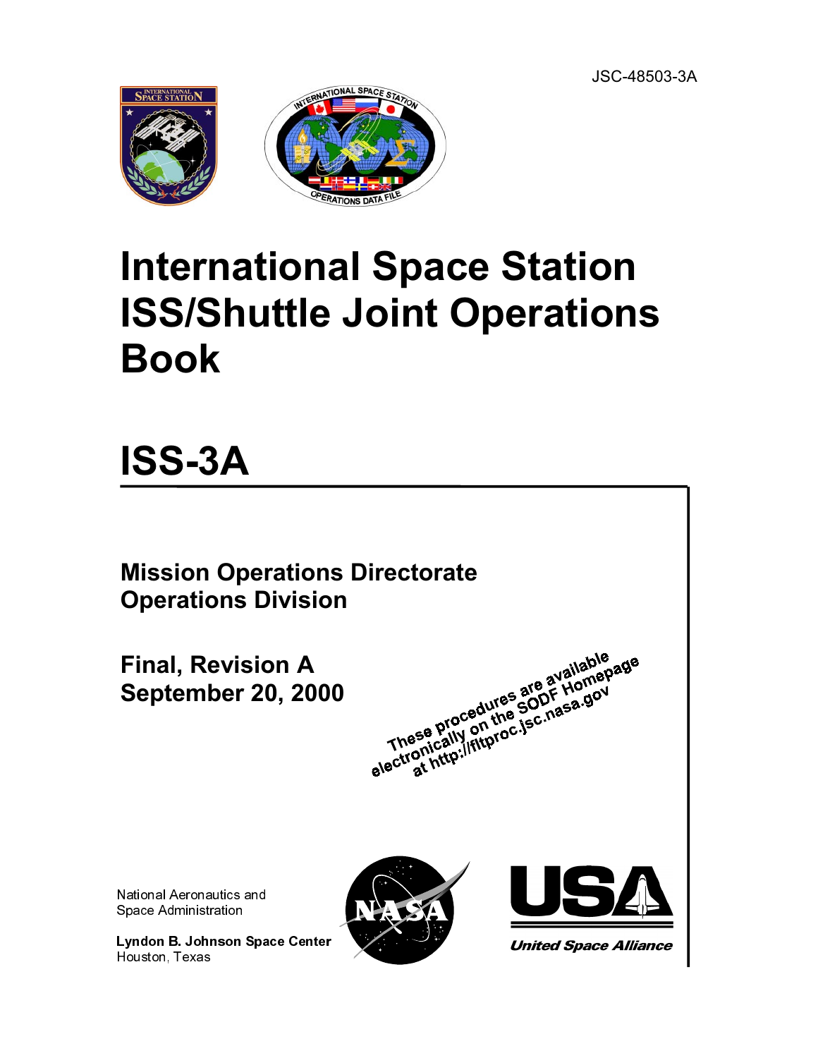JSC-48503-3A

# International Space Station ISS/Shuttle Joint Operations Book

# ISS-3A

**Mission Operations Directorate**
**Operations Division**

**Final, Revision A**
**September 20, 2000**

These procedures are available electronically on the SODF Homepage at http://fltproc.jsc.nasa.gov

National Aeronautics and Space Administration

**Lyndon B. Johnson Space Center**
Houston, Texas

*United Space Alliance*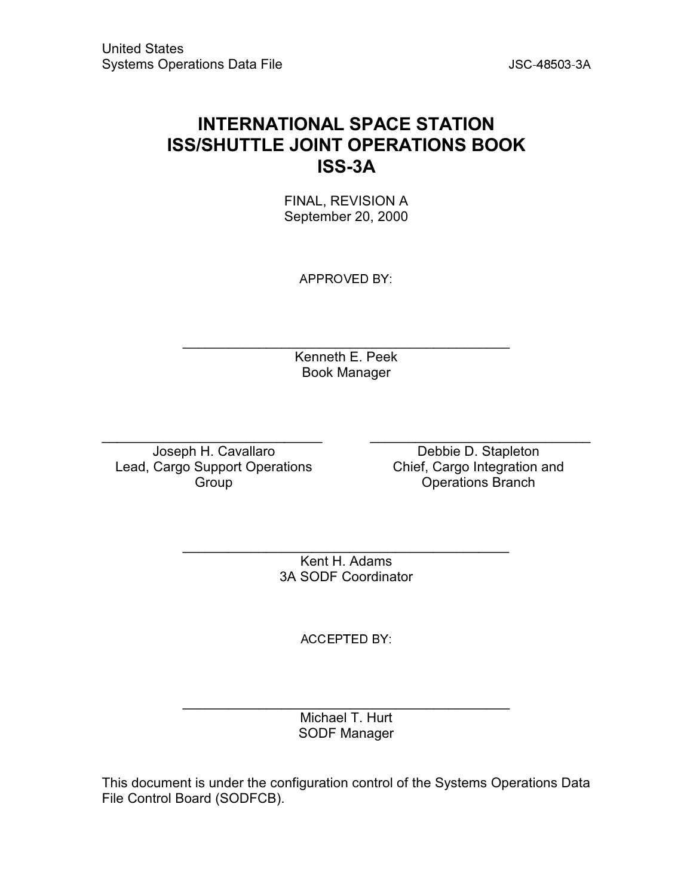United States
Systems Operations Data File JSC-48503-3A

# INTERNATIONAL SPACE STATION
# ISS/SHUTTLE JOINT OPERATIONS BOOK
# ISS-3A

FINAL, REVISION A
September 20, 2000

APPROVED BY:

\_\_\_\_\_\_\_\_\_\_\_\_\_\_\_\_\_\_\_\_\_\_\_\_\_\_\_\_\_\_\_\_\_\_\_\_\_\_\_\_\_\_\_\_
Kenneth E. Peek
Book Manager

\_\_\_\_\_\_\_\_\_\_\_\_\_\_\_\_\_\_\_\_\_\_\_\_\_\_\_\_\_\_
Joseph H. Cavallaro
Lead, Cargo Support Operations Group

\_\_\_\_\_\_\_\_\_\_\_\_\_\_\_\_\_\_\_\_\_\_\_\_\_\_\_\_\_\_
Debbie D. Stapleton
Chief, Cargo Integration and Operations Branch

\_\_\_\_\_\_\_\_\_\_\_\_\_\_\_\_\_\_\_\_\_\_\_\_\_\_\_\_\_\_\_\_\_\_\_\_\_\_\_\_\_\_\_\_
Kent H. Adams
3A SODF Coordinator

ACCEPTED BY:

\_\_\_\_\_\_\_\_\_\_\_\_\_\_\_\_\_\_\_\_\_\_\_\_\_\_\_\_\_\_\_\_\_\_\_\_\_\_\_\_\_\_\_\_
Michael T. Hurt
SODF Manager

This document is under the configuration control of the Systems Operations Data File Control Board (SODFCB).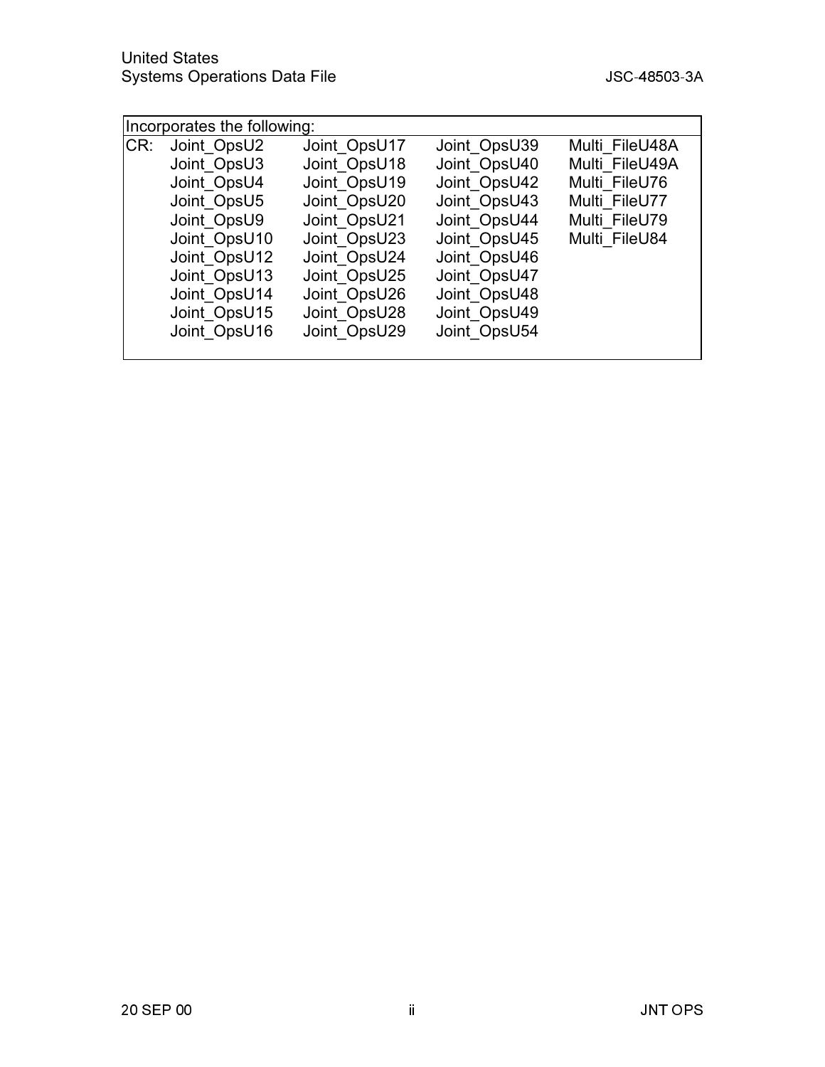| Incorporates the following: | | | | |
|---|---|---|---|---|
| CR: | Joint_OpsU2 | Joint_OpsU17 | Joint_OpsU39 | Multi_FileU48A |
| | Joint_OpsU3 | Joint_OpsU18 | Joint_OpsU40 | Multi_FileU49A |
| | Joint_OpsU4 | Joint_OpsU19 | Joint_OpsU42 | Multi_FileU76 |
| | Joint_OpsU5 | Joint_OpsU20 | Joint_OpsU43 | Multi_FileU77 |
| | Joint_OpsU9 | Joint_OpsU21 | Joint_OpsU44 | Multi_FileU79 |
| | Joint_OpsU10 | Joint_OpsU23 | Joint_OpsU45 | Multi_FileU84 |
| | Joint_OpsU12 | Joint_OpsU24 | Joint_OpsU46 | |
| | Joint_OpsU13 | Joint_OpsU25 | Joint_OpsU47 | |
| | Joint_OpsU14 | Joint_OpsU26 | Joint_OpsU48 | |
| | Joint_OpsU15 | Joint_OpsU28 | Joint_OpsU49 | |
| | Joint_OpsU16 | Joint_OpsU29 | Joint_OpsU54 | |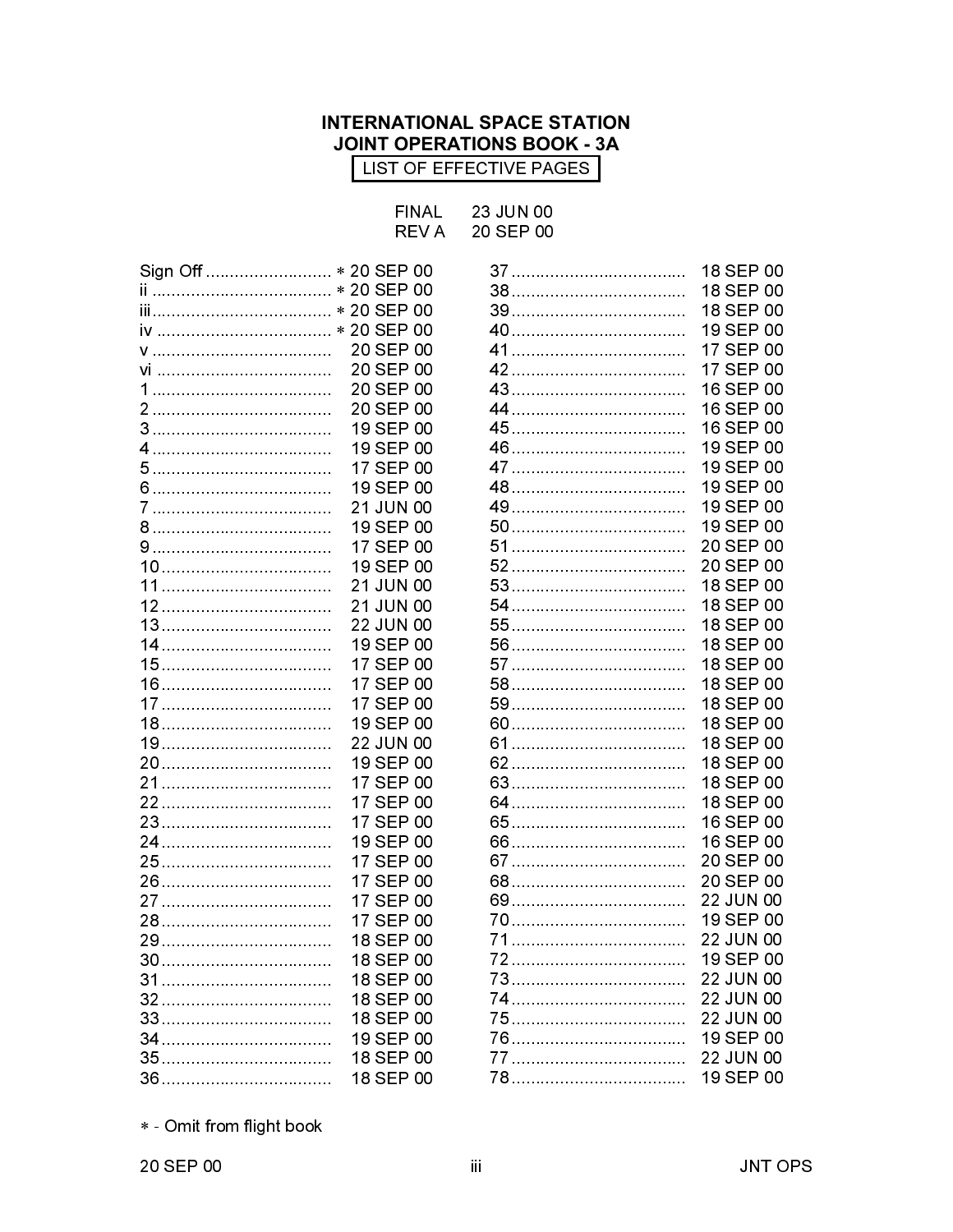# INTERNATIONAL SPACE STATION
# JOINT OPERATIONS BOOK - 3A

LIST OF EFFECTIVE PAGES

| | |
|---|---|
| FINAL | 23 JUN 00 |
| REV A | 20 SEP 00 |

| Page | Date | Page | Date |
|---|---|---|---|
| Sign Off | ∗ 20 SEP 00 | 37 | 18 SEP 00 |
| ii | ∗ 20 SEP 00 | 38 | 18 SEP 00 |
| iii | ∗ 20 SEP 00 | 39 | 18 SEP 00 |
| iv | ∗ 20 SEP 00 | 40 | 19 SEP 00 |
| v | 20 SEP 00 | 41 | 17 SEP 00 |
| vi | 20 SEP 00 | 42 | 17 SEP 00 |
| 1 | 20 SEP 00 | 43 | 16 SEP 00 |
| 2 | 20 SEP 00 | 44 | 16 SEP 00 |
| 3 | 19 SEP 00 | 45 | 16 SEP 00 |
| 4 | 19 SEP 00 | 46 | 19 SEP 00 |
| 5 | 17 SEP 00 | 47 | 19 SEP 00 |
| 6 | 19 SEP 00 | 48 | 19 SEP 00 |
| 7 | 21 JUN 00 | 49 | 19 SEP 00 |
| 8 | 19 SEP 00 | 50 | 19 SEP 00 |
| 9 | 17 SEP 00 | 51 | 20 SEP 00 |
| 10 | 19 SEP 00 | 52 | 20 SEP 00 |
| 11 | 21 JUN 00 | 53 | 18 SEP 00 |
| 12 | 21 JUN 00 | 54 | 18 SEP 00 |
| 13 | 22 JUN 00 | 55 | 18 SEP 00 |
| 14 | 19 SEP 00 | 56 | 18 SEP 00 |
| 15 | 17 SEP 00 | 57 | 18 SEP 00 |
| 16 | 17 SEP 00 | 58 | 18 SEP 00 |
| 17 | 17 SEP 00 | 59 | 18 SEP 00 |
| 18 | 19 SEP 00 | 60 | 18 SEP 00 |
| 19 | 22 JUN 00 | 61 | 18 SEP 00 |
| 20 | 19 SEP 00 | 62 | 18 SEP 00 |
| 21 | 17 SEP 00 | 63 | 18 SEP 00 |
| 22 | 17 SEP 00 | 64 | 18 SEP 00 |
| 23 | 17 SEP 00 | 65 | 16 SEP 00 |
| 24 | 19 SEP 00 | 66 | 16 SEP 00 |
| 25 | 17 SEP 00 | 67 | 20 SEP 00 |
| 26 | 17 SEP 00 | 68 | 20 SEP 00 |
| 27 | 17 SEP 00 | 69 | 22 JUN 00 |
| 28 | 17 SEP 00 | 70 | 19 SEP 00 |
| 29 | 18 SEP 00 | 71 | 22 JUN 00 |
| 30 | 18 SEP 00 | 72 | 19 SEP 00 |
| 31 | 18 SEP 00 | 73 | 22 JUN 00 |
| 32 | 18 SEP 00 | 74 | 22 JUN 00 |
| 33 | 18 SEP 00 | 75 | 22 JUN 00 |
| 34 | 19 SEP 00 | 76 | 19 SEP 00 |
| 35 | 18 SEP 00 | 77 | 22 JUN 00 |
| 36 | 18 SEP 00 | 78 | 19 SEP 00 |

∗ - Omit from flight book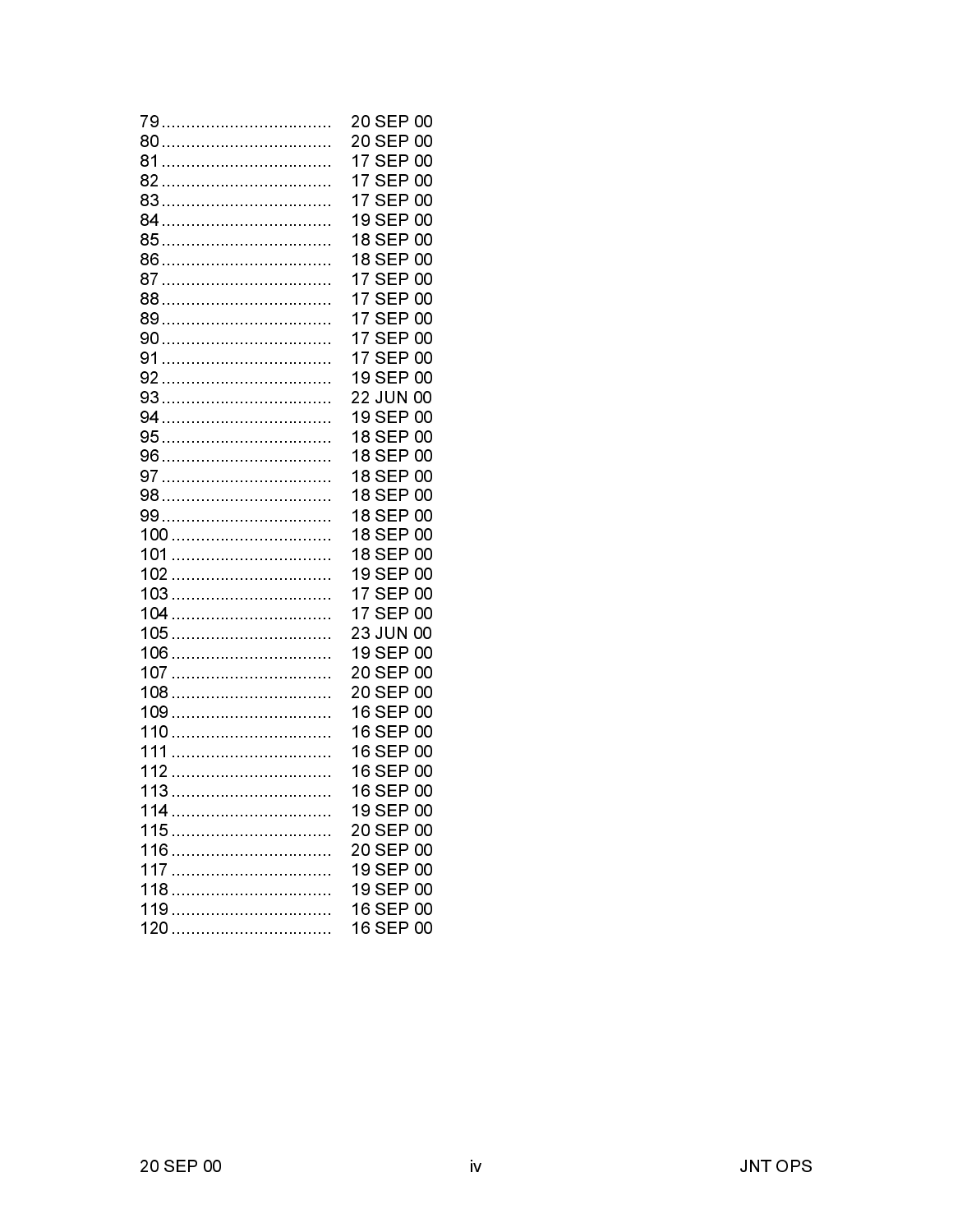79 .................................. 20 SEP 00
80 .................................. 20 SEP 00
81 .................................. 17 SEP 00
82 .................................. 17 SEP 00
83 .................................. 17 SEP 00
84 .................................. 19 SEP 00
85 .................................. 18 SEP 00
86 .................................. 18 SEP 00
87 .................................. 17 SEP 00
88 .................................. 17 SEP 00
89 .................................. 17 SEP 00
90 .................................. 17 SEP 00
91 .................................. 17 SEP 00
92 .................................. 19 SEP 00
93 .................................. 22 JUN 00
94 .................................. 19 SEP 00
95 .................................. 18 SEP 00
96 .................................. 18 SEP 00
97 .................................. 18 SEP 00
98 .................................. 18 SEP 00
99 .................................. 18 SEP 00
100 ................................ 18 SEP 00
101 ................................ 18 SEP 00
102 ................................ 19 SEP 00
103 ................................ 17 SEP 00
104 ................................ 17 SEP 00
105 ................................ 23 JUN 00
106 ................................ 19 SEP 00
107 ................................ 20 SEP 00
108 ................................ 20 SEP 00
109 ................................ 16 SEP 00
110 ................................ 16 SEP 00
111 ................................ 16 SEP 00
112 ................................ 16 SEP 00
113 ................................ 16 SEP 00
114 ................................ 19 SEP 00
115 ................................ 20 SEP 00
116 ................................ 20 SEP 00
117 ................................ 19 SEP 00
118 ................................ 19 SEP 00
119 ................................ 16 SEP 00
120 ................................ 16 SEP 00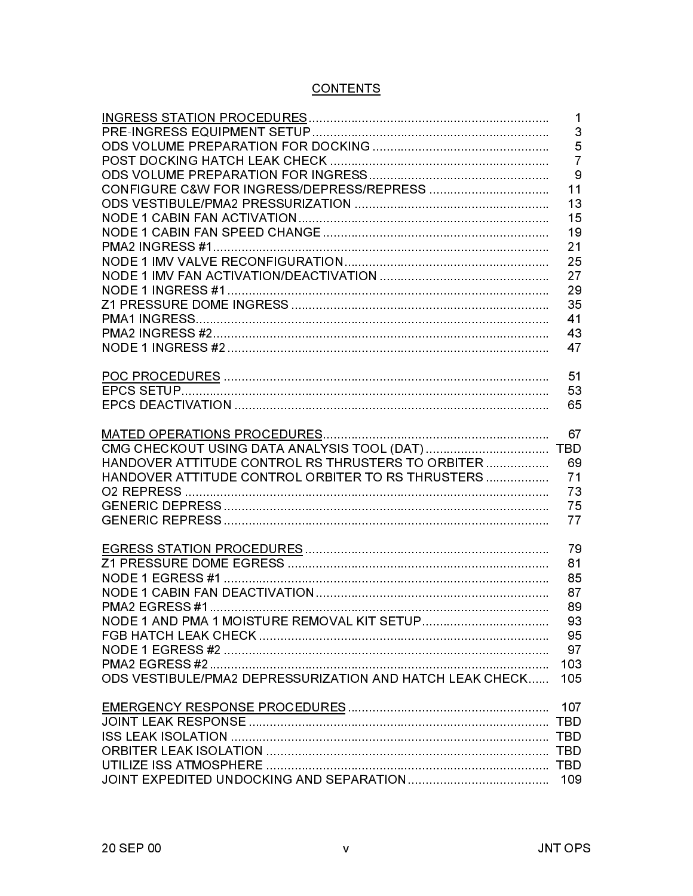# CONTENTS

| | |
|---|---|
| <u>INGRESS STATION PROCEDURES</u> | 1 |
| PRE-INGRESS EQUIPMENT SETUP | 3 |
| ODS VOLUME PREPARATION FOR DOCKING | 5 |
| POST DOCKING HATCH LEAK CHECK | 7 |
| ODS VOLUME PREPARATION FOR INGRESS | 9 |
| CONFIGURE C&W FOR INGRESS/DEPRESS/REPRESS | 11 |
| ODS VESTIBULE/PMA2 PRESSURIZATION | 13 |
| NODE 1 CABIN FAN ACTIVATION | 15 |
| NODE 1 CABIN FAN SPEED CHANGE | 19 |
| PMA2 INGRESS #1 | 21 |
| NODE 1 IMV VALVE RECONFIGURATION | 25 |
| NODE 1 IMV FAN ACTIVATION/DEACTIVATION | 27 |
| NODE 1 INGRESS #1 | 29 |
| Z1 PRESSURE DOME INGRESS | 35 |
| PMA1 INGRESS | 41 |
| PMA2 INGRESS #2 | 43 |
| NODE 1 INGRESS #2 | 47 |
| | |
| <u>POC PROCEDURES</u> | 51 |
| EPCS SETUP | 53 |
| EPCS DEACTIVATION | 65 |
| | |
| <u>MATED OPERATIONS PROCEDURES</u> | 67 |
| CMG CHECKOUT USING DATA ANALYSIS TOOL (DAT) | TBD |
| HANDOVER ATTITUDE CONTROL RS THRUSTERS TO ORBITER | 69 |
| HANDOVER ATTITUDE CONTROL ORBITER TO RS THRUSTERS | 71 |
| O2 REPRESS | 73 |
| GENERIC DEPRESS | 75 |
| GENERIC REPRESS | 77 |
| | |
| <u>EGRESS STATION PROCEDURES</u> | 79 |
| Z1 PRESSURE DOME EGRESS | 81 |
| NODE 1 EGRESS #1 | 85 |
| NODE 1 CABIN FAN DEACTIVATION | 87 |
| PMA2 EGRESS #1 | 89 |
| NODE 1 AND PMA 1 MOISTURE REMOVAL KIT SETUP | 93 |
| FGB HATCH LEAK CHECK | 95 |
| NODE 1 EGRESS #2 | 97 |
| PMA2 EGRESS #2 | 103 |
| ODS VESTIBULE/PMA2 DEPRESSURIZATION AND HATCH LEAK CHECK | 105 |
| | |
| <u>EMERGENCY RESPONSE PROCEDURES</u> | 107 |
| JOINT LEAK RESPONSE | TBD |
| ISS LEAK ISOLATION | TBD |
| ORBITER LEAK ISOLATION | TBD |
| UTILIZE ISS ATMOSPHERE | TBD |
| JOINT EXPEDITED UNDOCKING AND SEPARATION | 109 |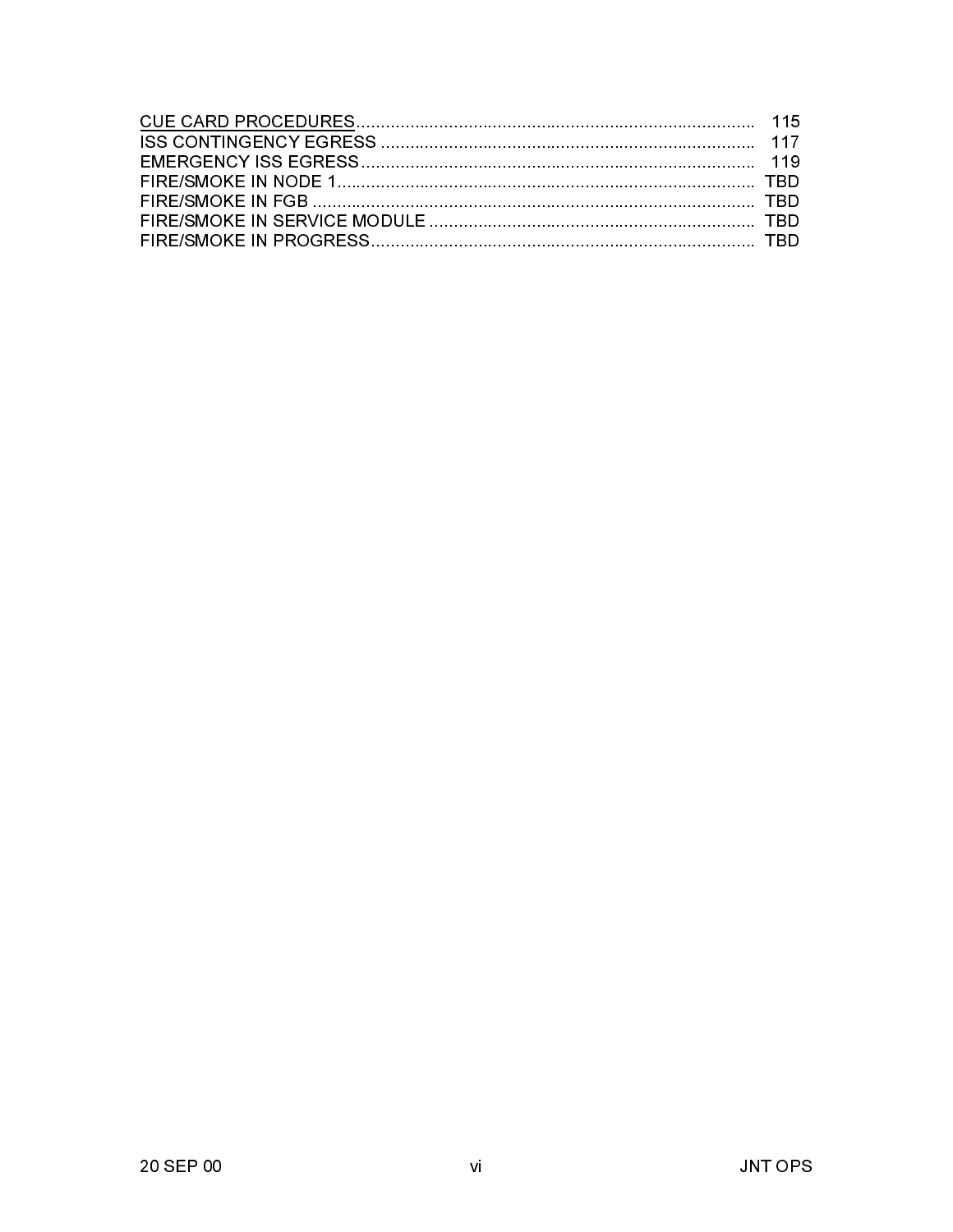CUE CARD PROCEDURES.......................................................................... 115
ISS CONTINGENCY EGRESS ..................................................................... 117
EMERGENCY ISS EGRESS ....................................................................... 119
FIRE/SMOKE IN NODE 1.......................................................................... TBD
FIRE/SMOKE IN FGB ............................................................................... TBD
FIRE/SMOKE IN SERVICE MODULE ......................................................... TBD
FIRE/SMOKE IN PROGRESS.................................................................... TBD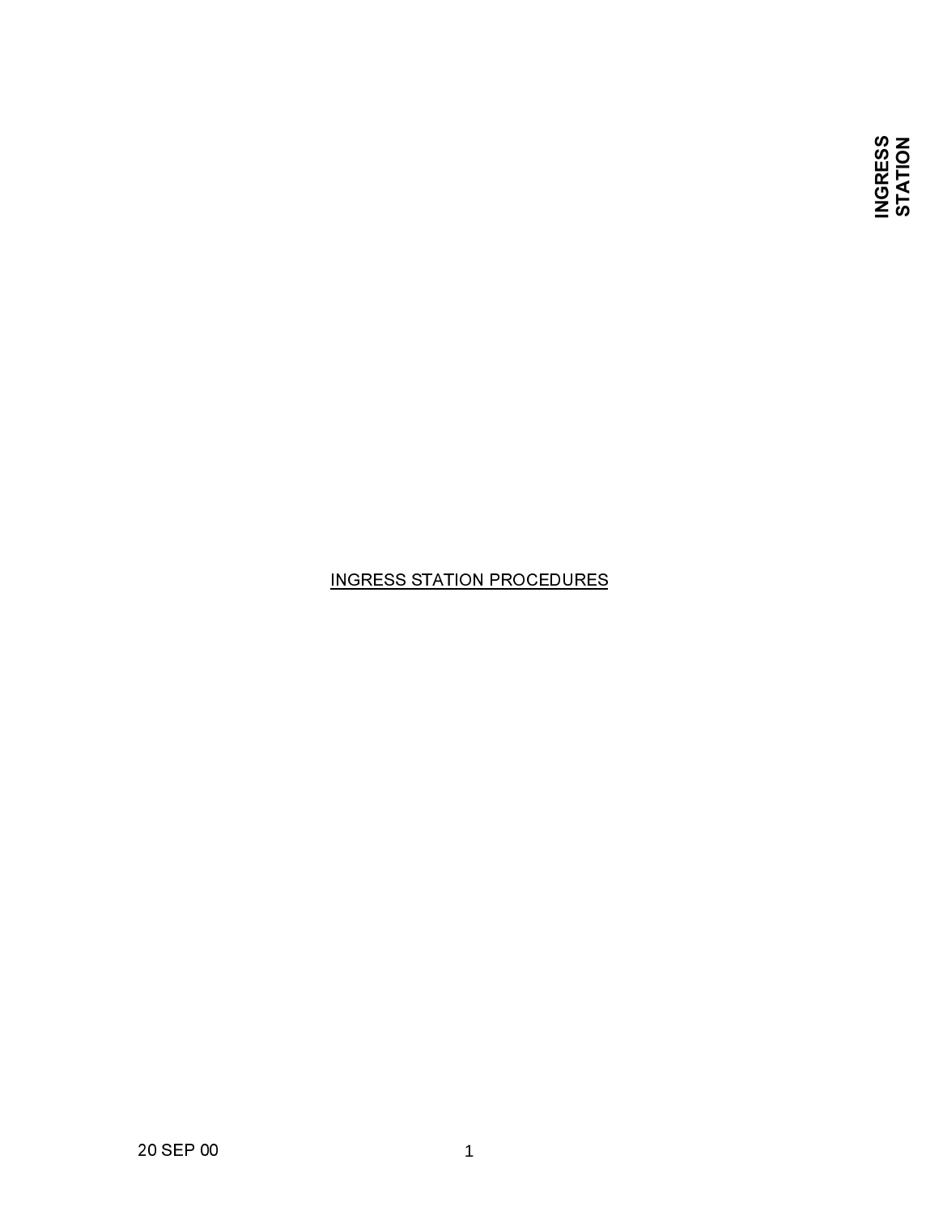# INGRESS STATION PROCEDURES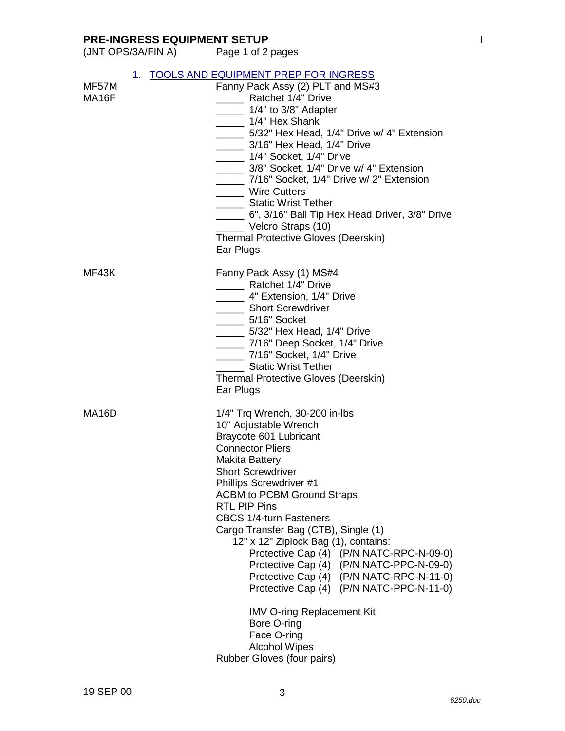# PRE-INGRESS EQUIPMENT SETUP

(JNT OPS/3A/FIN A)

## 1. TOOLS AND EQUIPMENT PREP FOR INGRESS

MF57M
MA16F

Fanny Pack Assy (2) PLT and MS#3

- _____ Ratchet 1/4" Drive
- _____ 1/4" to 3/8" Adapter
- _____ 1/4" Hex Shank
- _____ 5/32" Hex Head, 1/4" Drive w/ 4" Extension
- _____ 3/16" Hex Head, 1/4" Drive
- _____ 1/4" Socket, 1/4" Drive
- _____ 3/8" Socket, 1/4" Drive w/ 4" Extension
- _____ 7/16" Socket, 1/4" Drive w/ 2" Extension
- _____ Wire Cutters
- _____ Static Wrist Tether
- _____ 6", 3/16" Ball Tip Hex Head Driver, 3/8" Drive
- _____ Velcro Straps (10)

Thermal Protective Gloves (Deerskin)
Ear Plugs

MF43K

Fanny Pack Assy (1) MS#4

- _____ Ratchet 1/4" Drive
- _____ 4" Extension, 1/4" Drive
- _____ Short Screwdriver
- _____ 5/16" Socket
- _____ 5/32" Hex Head, 1/4" Drive
- _____ 7/16" Deep Socket, 1/4" Drive
- _____ 7/16" Socket, 1/4" Drive
- _____ Static Wrist Tether

Thermal Protective Gloves (Deerskin)
Ear Plugs

MA16D

1/4" Trq Wrench, 30-200 in-lbs
10" Adjustable Wrench
Braycote 601 Lubricant
Connector Pliers
Makita Battery
Short Screwdriver
Phillips Screwdriver #1
ACBM to PCBM Ground Straps
RTL PIP Pins
CBCS 1/4-turn Fasteners
Cargo Transfer Bag (CTB), Single (1)

- 12" x 12" Ziplock Bag (1), contains:
  - Protective Cap (4) (P/N NATC-RPC-N-09-0)
  - Protective Cap (4) (P/N NATC-PPC-N-09-0)
  - Protective Cap (4) (P/N NATC-RPC-N-11-0)
  - Protective Cap (4) (P/N NATC-PPC-N-11-0)

  - IMV O-ring Replacement Kit
  - Bore O-ring
  - Face O-ring
  - Alcohol Wipes

Rubber Gloves (four pairs)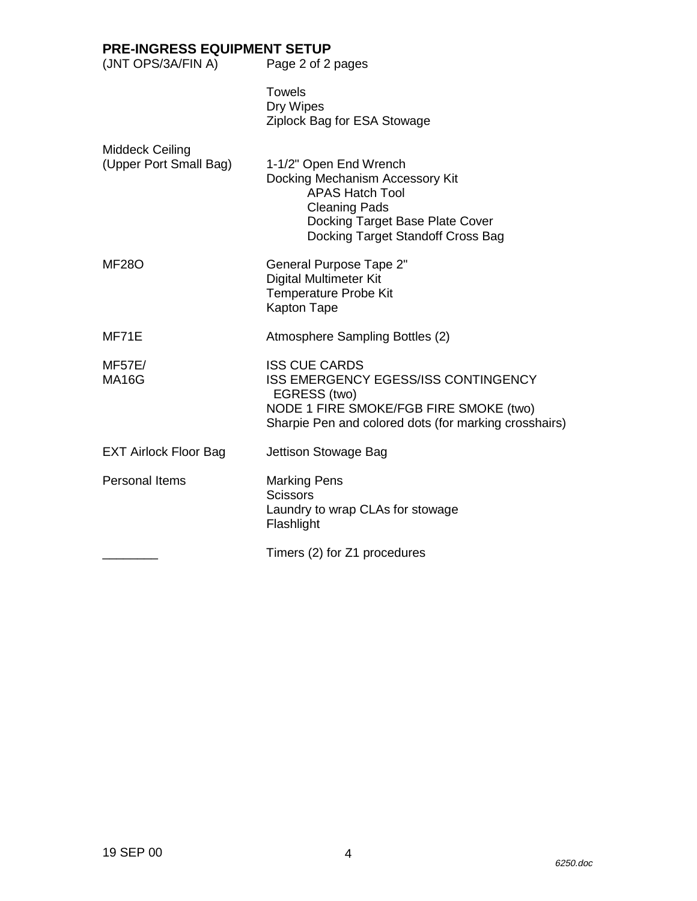## PRE-INGRESS EQUIPMENT SETUP

(JNT OPS/3A/FIN A)

| | |
|---|---|
| | Towels<br>Dry Wipes<br>Ziplock Bag for ESA Stowage |
| Middeck Ceiling<br>(Upper Port Small Bag) | 1-1/2" Open End Wrench<br>Docking Mechanism Accessory Kit<br>&nbsp;&nbsp;&nbsp;&nbsp;APAS Hatch Tool<br>&nbsp;&nbsp;&nbsp;&nbsp;Cleaning Pads<br>&nbsp;&nbsp;&nbsp;&nbsp;Docking Target Base Plate Cover<br>&nbsp;&nbsp;&nbsp;&nbsp;Docking Target Standoff Cross Bag |
| MF28O | General Purpose Tape 2"<br>Digital Multimeter Kit<br>Temperature Probe Kit<br>Kapton Tape |
| MF71E | Atmosphere Sampling Bottles (2) |
| MF57E/<br>MA16G | ISS CUE CARDS<br>ISS EMERGENCY EGESS/ISS CONTINGENCY EGRESS (two)<br>NODE 1 FIRE SMOKE/FGB FIRE SMOKE (two)<br>Sharpie Pen and colored dots (for marking crosshairs) |
| EXT Airlock Floor Bag | Jettison Stowage Bag |
| Personal Items | Marking Pens<br>Scissors<br>Laundry to wrap CLAs for stowage<br>Flashlight |
| ________ | Timers (2) for Z1 procedures |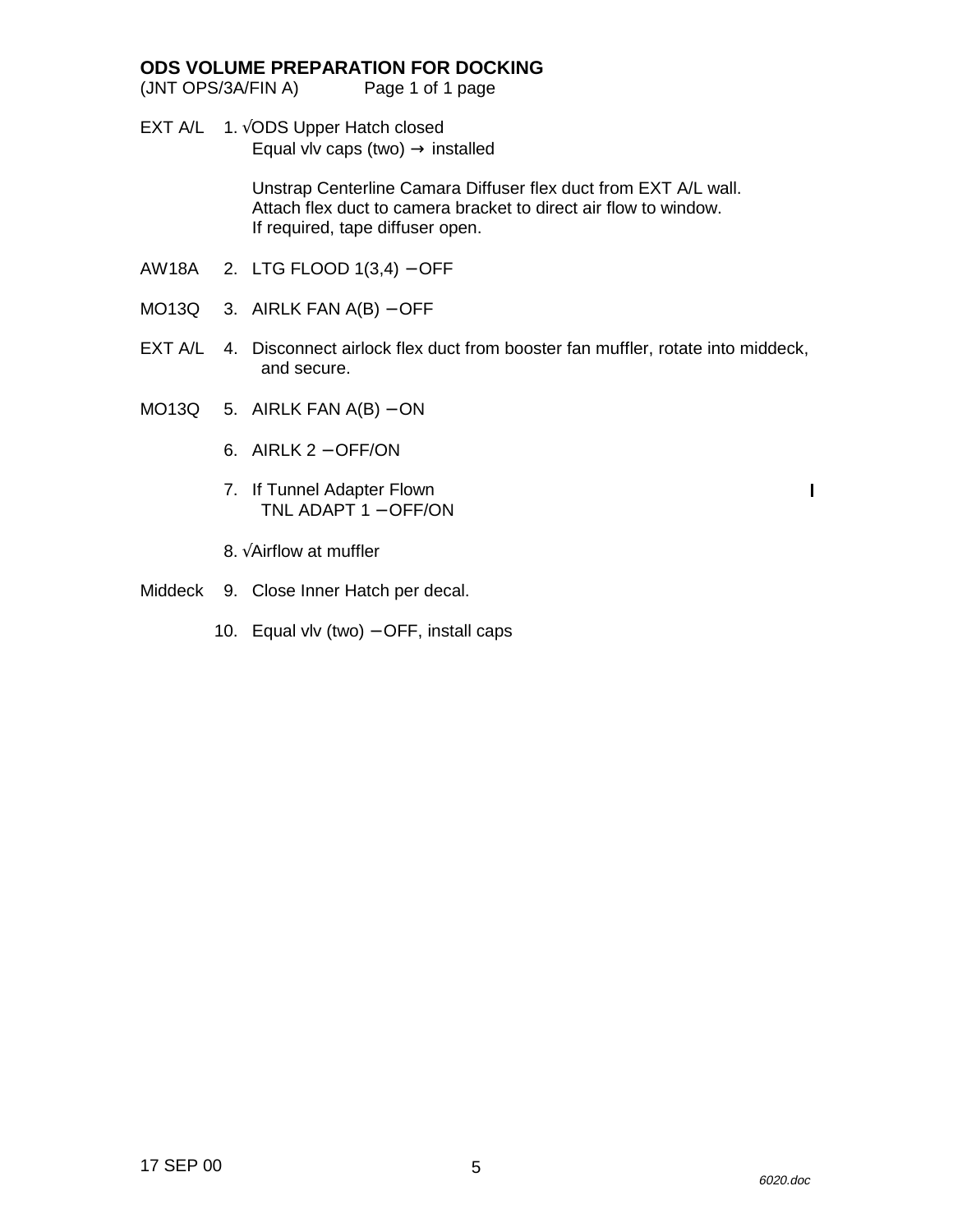## ODS VOLUME PREPARATION FOR DOCKING

(JNT OPS/3A/FIN A) Page 1 of 1 page

| | | |
|---|---|---|
| EXT A/L | 1. | √ODS Upper Hatch closed<br>Equal vlv caps (two) → installed<br><br>Unstrap Centerline Camara Diffuser flex duct from EXT A/L wall.<br>Attach flex duct to camera bracket to direct air flow to window.<br>If required, tape diffuser open. |
| AW18A | 2. | LTG FLOOD 1(3,4) – OFF |
| MO13Q | 3. | AIRLK FAN A(B) – OFF |
| EXT A/L | 4. | Disconnect airlock flex duct from booster fan muffler, rotate into middeck, and secure. |
| MO13Q | 5. | AIRLK FAN A(B) – ON |
| | 6. | AIRLK 2 – OFF/ON |
| | 7. | If Tunnel Adapter Flown<br>TNL ADAPT 1 – OFF/ON |
| | 8. | √Airflow at muffler |
| Middeck | 9. | Close Inner Hatch per decal. |
| | 10. | Equal vlv (two) – OFF, install caps |

17 SEP 00

*6020.doc*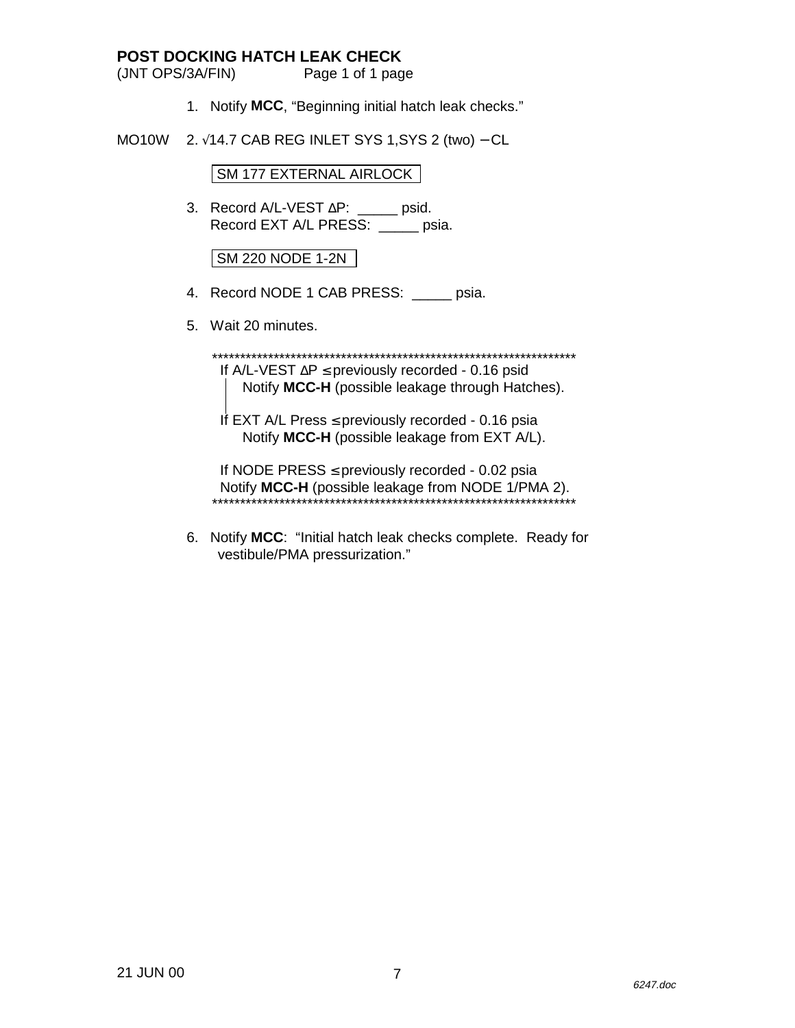**POST DOCKING HATCH LEAK CHECK**
(JNT OPS/3A/FIN) Page 1 of 1 page

1. Notify **MCC**, “Beginning initial hatch leak checks.”

MO10W 2. √14.7 CAB REG INLET SYS 1,SYS 2 (two) – CL

SM 177 EXTERNAL AIRLOCK

3. Record A/L-VEST ΔP: _____ psid.
   Record EXT A/L PRESS: _____ psia.

SM 220 NODE 1-2N

4. Record NODE 1 CAB PRESS: _____ psia.

5. Wait 20 minutes.

*******************************************************************

If A/L-VEST ΔP ≤ previously recorded - 0.16 psid
   Notify **MCC-H** (possible leakage through Hatches).

If EXT A/L Press ≤ previously recorded - 0.16 psia
   Notify **MCC-H** (possible leakage from EXT A/L).

If NODE PRESS ≤ previously recorded - 0.02 psia
Notify **MCC-H** (possible leakage from NODE 1/PMA 2).

*******************************************************************

6. Notify **MCC**: “Initial hatch leak checks complete. Ready for vestibule/PMA pressurization.”

21 JUN 00

6247.doc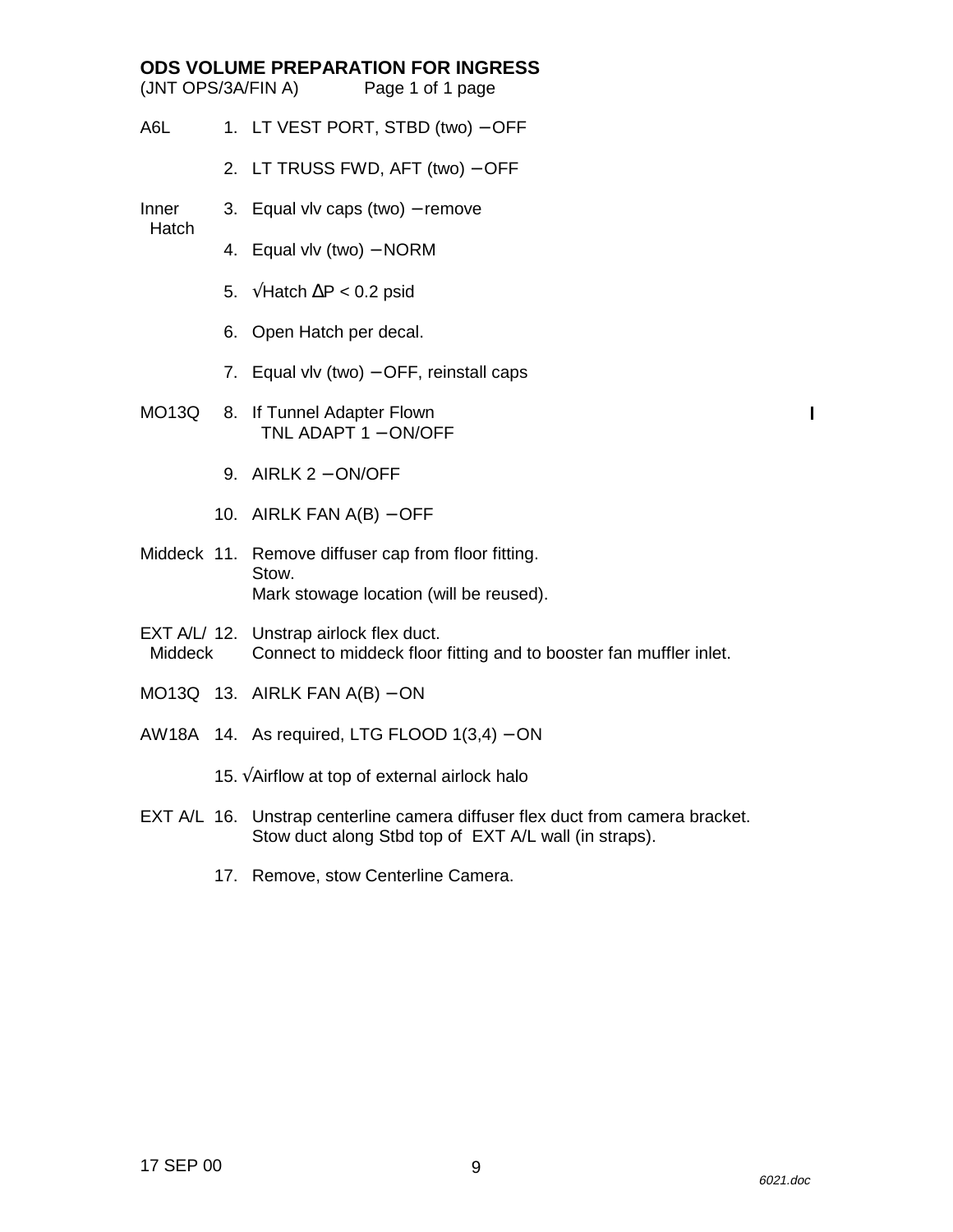## ODS VOLUME PREPARATION FOR INGRESS

(JNT OPS/3A/FIN A) Page 1 of 1 page

| | | |
|---|---|---|
| A6L | 1. | LT VEST PORT, STBD (two) – OFF |
| | 2. | LT TRUSS FWD, AFT (two) – OFF |
| Inner Hatch | 3. | Equal vlv caps (two) – remove |
| | 4. | Equal vlv (two) – NORM |
| | 5. | √Hatch ΔP < 0.2 psid |
| | 6. | Open Hatch per decal. |
| | 7. | Equal vlv (two) – OFF, reinstall caps |
| MO13Q | 8. | If Tunnel Adapter Flown<br>TNL ADAPT 1 – ON/OFF |
| | 9. | AIRLK 2 – ON/OFF |
| | 10. | AIRLK FAN A(B) – OFF |
| Middeck | 11. | Remove diffuser cap from floor fitting.<br>Stow.<br>Mark stowage location (will be reused). |
| EXT A/L/ Middeck | 12. | Unstrap airlock flex duct.<br>Connect to middeck floor fitting and to booster fan muffler inlet. |
| MO13Q | 13. | AIRLK FAN A(B) – ON |
| AW18A | 14. | As required, LTG FLOOD 1(3,4) – ON |
| | 15. | √Airflow at top of external airlock halo |
| EXT A/L | 16. | Unstrap centerline camera diffuser flex duct from camera bracket.<br>Stow duct along Stbd top of EXT A/L wall (in straps). |
| | 17. | Remove, stow Centerline Camera. |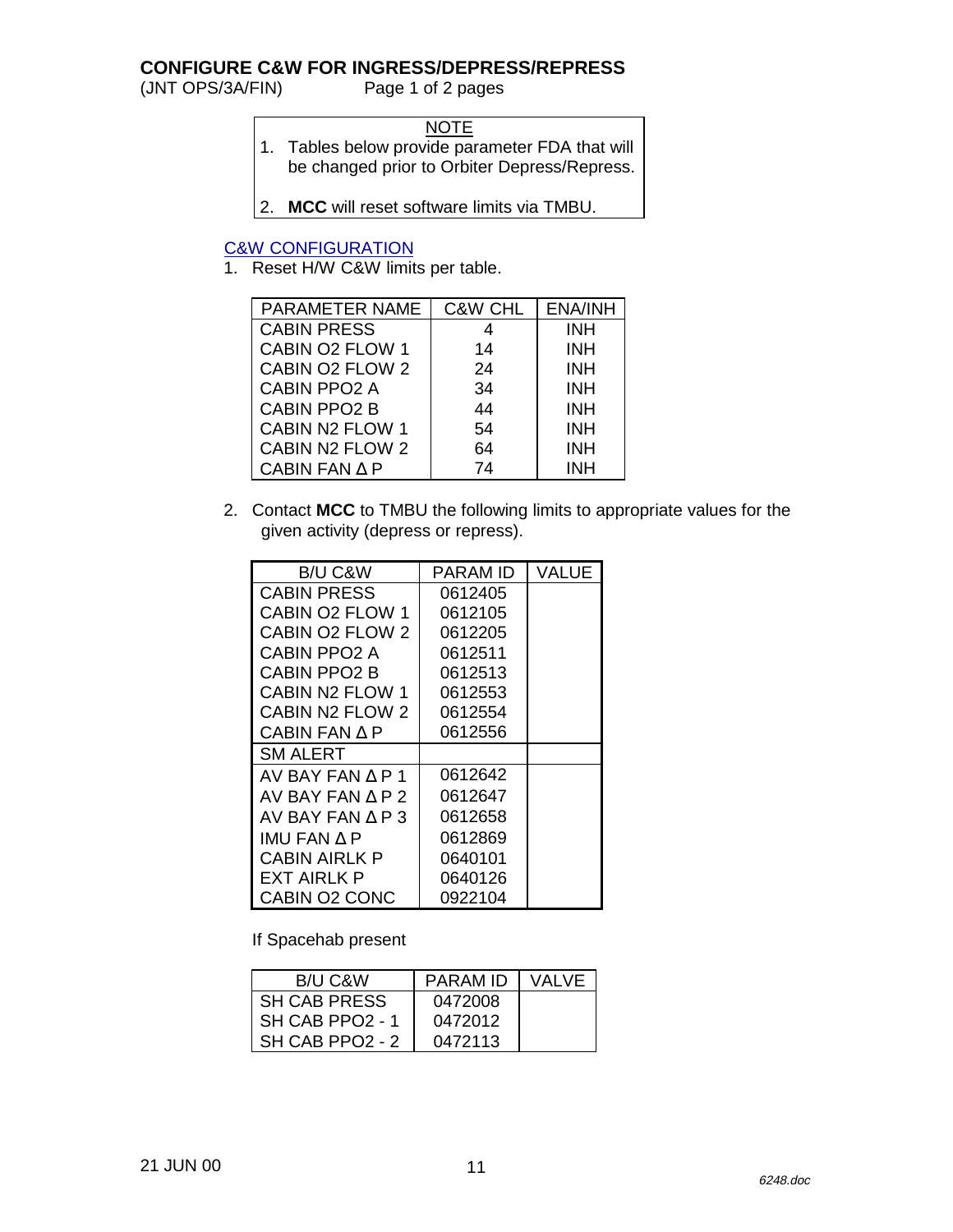## CONFIGURE C&W FOR INGRESS/DEPRESS/REPRESS

(JNT OPS/3A/FIN)

> NOTE
> 1. Tables below provide parameter FDA that will be changed prior to Orbiter Depress/Repress.
> 2. **MCC** will reset software limits via TMBU.

### C&W CONFIGURATION

1. Reset H/W C&W limits per table.

| PARAMETER NAME | C&W CHL | ENA/INH |
|---|---|---|
| CABIN PRESS | 4 | INH |
| CABIN O2 FLOW 1 | 14 | INH |
| CABIN O2 FLOW 2 | 24 | INH |
| CABIN PPO2 A | 34 | INH |
| CABIN PPO2 B | 44 | INH |
| CABIN N2 FLOW 1 | 54 | INH |
| CABIN N2 FLOW 2 | 64 | INH |
| CABIN FAN Δ P | 74 | INH |

2. Contact **MCC** to TMBU the following limits to appropriate values for the given activity (depress or repress).

| B/U C&W | PARAM ID | VALUE |
|---|---|---|
| CABIN PRESS | 0612405 | |
| CABIN O2 FLOW 1 | 0612105 | |
| CABIN O2 FLOW 2 | 0612205 | |
| CABIN PPO2 A | 0612511 | |
| CABIN PPO2 B | 0612513 | |
| CABIN N2 FLOW 1 | 0612553 | |
| CABIN N2 FLOW 2 | 0612554 | |
| CABIN FAN Δ P | 0612556 | |
| SM ALERT | | |
| AV BAY FAN Δ P 1 | 0612642 | |
| AV BAY FAN Δ P 2 | 0612647 | |
| AV BAY FAN Δ P 3 | 0612658 | |
| IMU FAN Δ P | 0612869 | |
| CABIN AIRLK P | 0640101 | |
| EXT AIRLK P | 0640126 | |
| CABIN O2 CONC | 0922104 | |

If Spacehab present

| B/U C&W | PARAM ID | VALVE |
|---|---|---|
| SH CAB PRESS | 0472008 | |
| SH CAB PPO2 - 1 | 0472012 | |
| SH CAB PPO2 - 2 | 0472113 | |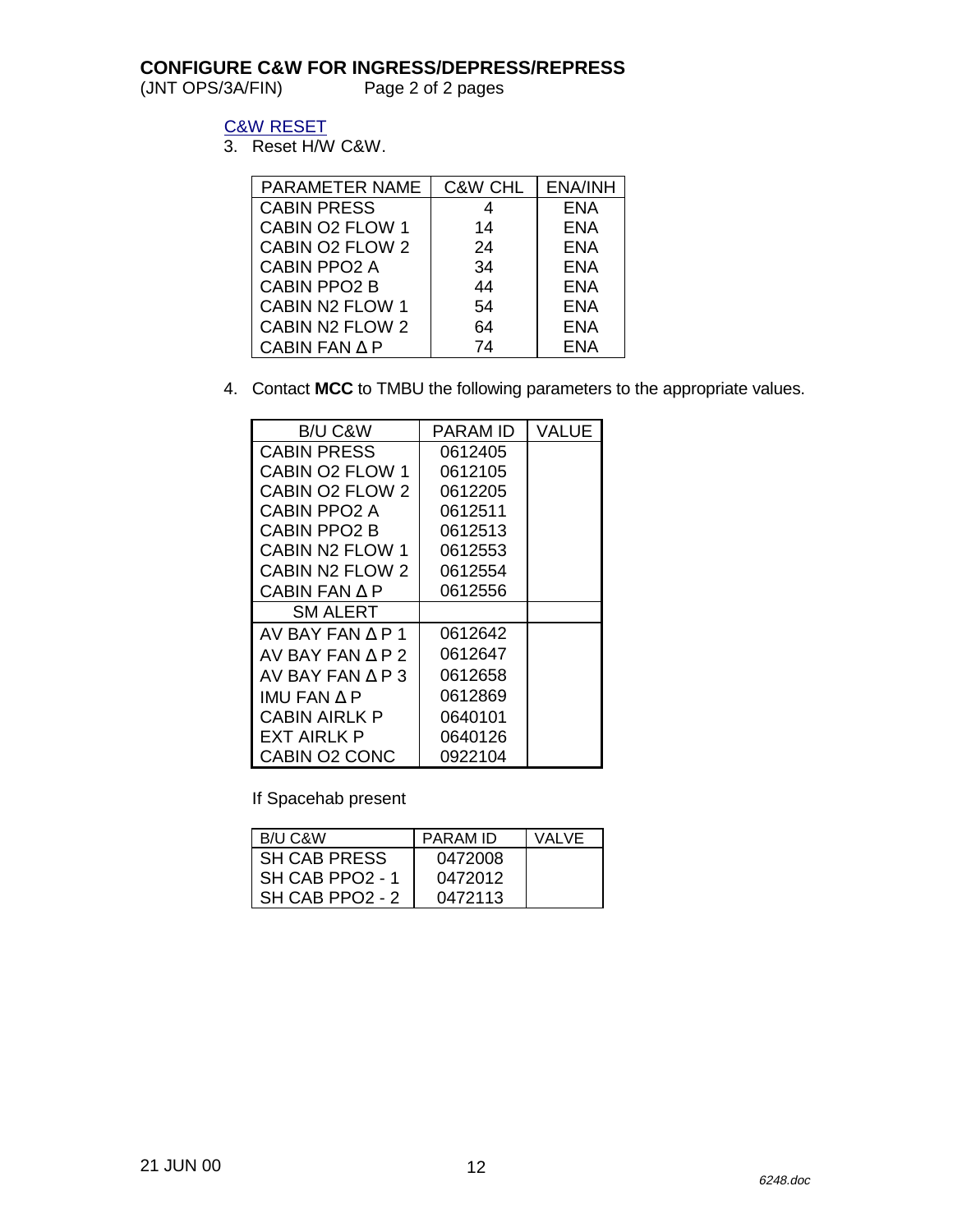# CONFIGURE C&W FOR INGRESS/DEPRESS/REPRESS

(JNT OPS/3A/FIN) Page 2 of 2 pages

C&W RESET

3. Reset H/W C&W.

| PARAMETER NAME | C&W CHL | ENA/INH |
|---|---|---|
| CABIN PRESS | 4 | ENA |
| CABIN O2 FLOW 1 | 14 | ENA |
| CABIN O2 FLOW 2 | 24 | ENA |
| CABIN PPO2 A | 34 | ENA |
| CABIN PPO2 B | 44 | ENA |
| CABIN N2 FLOW 1 | 54 | ENA |
| CABIN N2 FLOW 2 | 64 | ENA |
| CABIN FAN Δ P | 74 | ENA |

4. Contact **MCC** to TMBU the following parameters to the appropriate values.

| B/U C&W | PARAM ID | VALUE |
|---|---|---|
| CABIN PRESS | 0612405 | |
| CABIN O2 FLOW 1 | 0612105 | |
| CABIN O2 FLOW 2 | 0612205 | |
| CABIN PPO2 A | 0612511 | |
| CABIN PPO2 B | 0612513 | |
| CABIN N2 FLOW 1 | 0612553 | |
| CABIN N2 FLOW 2 | 0612554 | |
| CABIN FAN Δ P | 0612556 | |
| SM ALERT | | |
| AV BAY FAN Δ P 1 | 0612642 | |
| AV BAY FAN Δ P 2 | 0612647 | |
| AV BAY FAN Δ P 3 | 0612658 | |
| IMU FAN Δ P | 0612869 | |
| CABIN AIRLK P | 0640101 | |
| EXT AIRLK P | 0640126 | |
| CABIN O2 CONC | 0922104 | |

If Spacehab present

| B/U C&W | PARAM ID | VALVE |
|---|---|---|
| SH CAB PRESS | 0472008 | |
| SH CAB PPO2 - 1 | 0472012 | |
| SH CAB PPO2 - 2 | 0472113 | |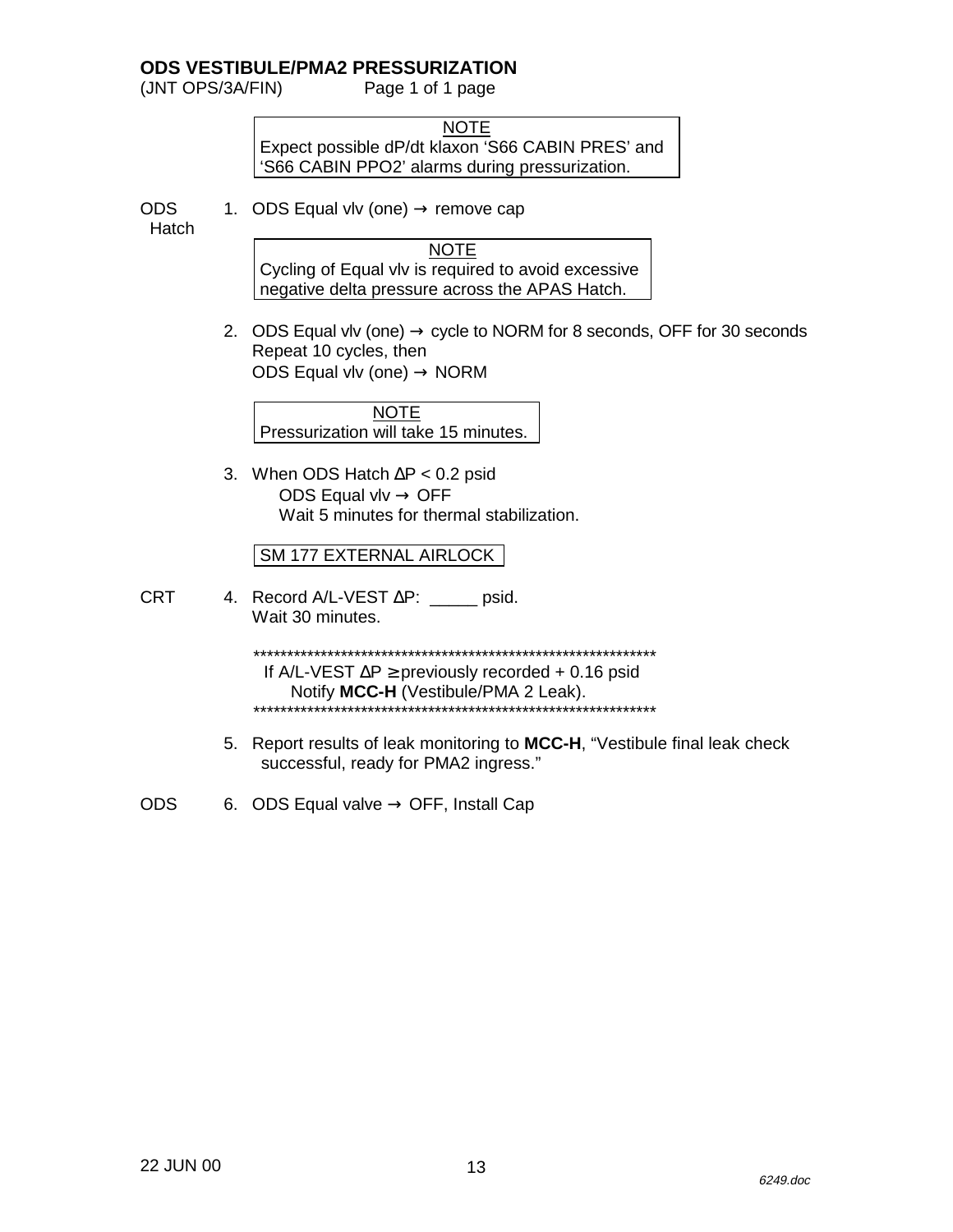## ODS VESTIBULE/PMA2 PRESSURIZATION

(JNT OPS/3A/FIN) Page 1 of 1 page

> NOTE
> Expect possible dP/dt klaxon 'S66 CABIN PRES' and 'S66 CABIN PPO2' alarms during pressurization.

ODS Hatch

1. ODS Equal vlv (one) → remove cap

> NOTE
> Cycling of Equal vlv is required to avoid excessive negative delta pressure across the APAS Hatch.

2. ODS Equal vlv (one) → cycle to NORM for 8 seconds, OFF for 30 seconds
   Repeat 10 cycles, then
   ODS Equal vlv (one) → NORM

> NOTE
> Pressurization will take 15 minutes.

3. When ODS Hatch ΔP < 0.2 psid
   ODS Equal vlv → OFF
   Wait 5 minutes for thermal stabilization.

SM 177 EXTERNAL AIRLOCK

CRT

4. Record A/L-VEST ΔP: _____ psid.
   Wait 30 minutes.

   ***************************************************************
   If A/L-VEST ΔP ≥ previously recorded + 0.16 psid
   Notify **MCC-H** (Vestibule/PMA 2 Leak).
   ***************************************************************

5. Report results of leak monitoring to **MCC-H**, "Vestibule final leak check successful, ready for PMA2 ingress."

ODS

6. ODS Equal valve → OFF, Install Cap

22 JUN 00

*6249.doc*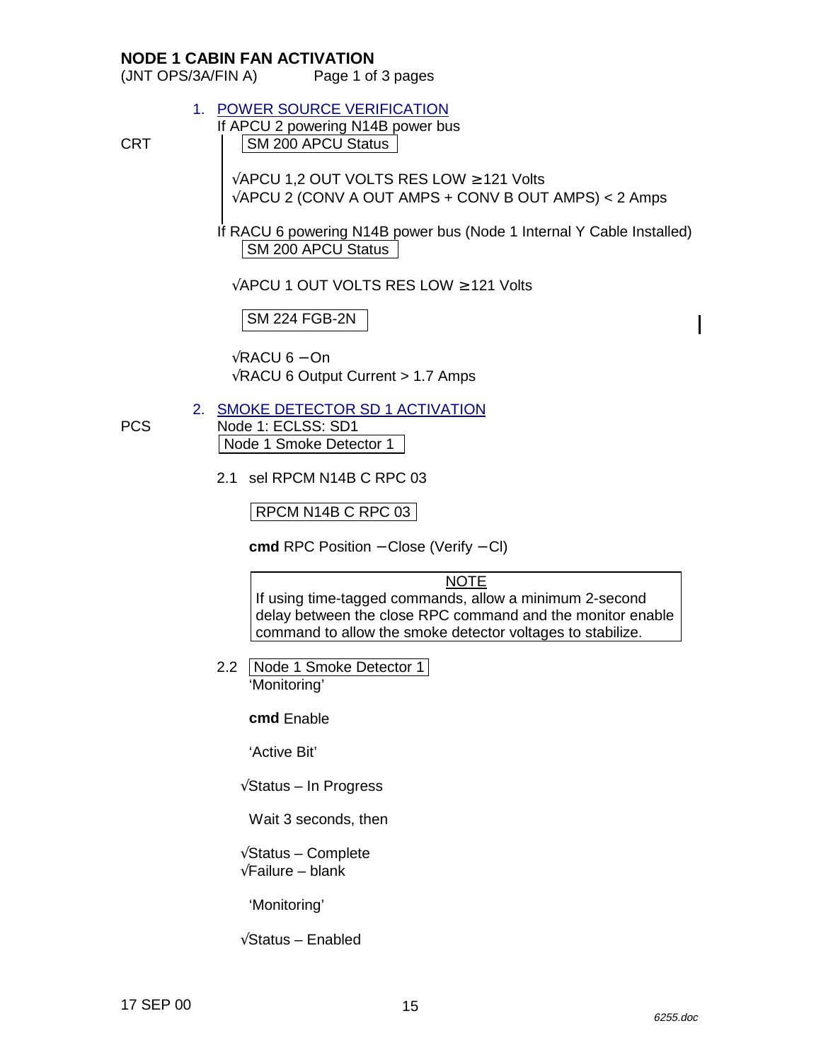# NODE 1 CABIN FAN ACTIVATION

(JNT OPS/3A/FIN A) Page 1 of 3 pages

1. POWER SOURCE VERIFICATION

If APCU 2 powering N14B power bus

CRT

SM 200 APCU Status

√APCU 1,2 OUT VOLTS RES LOW ≥ 121 Volts
√APCU 2 (CONV A OUT AMPS + CONV B OUT AMPS) < 2 Amps

If RACU 6 powering N14B power bus (Node 1 Internal Y Cable Installed)

SM 200 APCU Status

√APCU 1 OUT VOLTS RES LOW ≥ 121 Volts

SM 224 FGB-2N

√RACU 6 – On
√RACU 6 Output Current > 1.7 Amps

2. SMOKE DETECTOR SD 1 ACTIVATION

PCS

Node 1: ECLSS: SD1
Node 1 Smoke Detector 1

2.1 sel RPCM N14B C RPC 03

RPCM N14B C RPC 03

**cmd** RPC Position – Close (Verify – Cl)

| NOTE |
|---|
| If using time-tagged commands, allow a minimum 2-second delay between the close RPC command and the monitor enable command to allow the smoke detector voltages to stabilize. |

2.2 Node 1 Smoke Detector 1
'Monitoring'

**cmd** Enable

'Active Bit'

√Status – In Progress

Wait 3 seconds, then

√Status – Complete
√Failure – blank

'Monitoring'

√Status – Enabled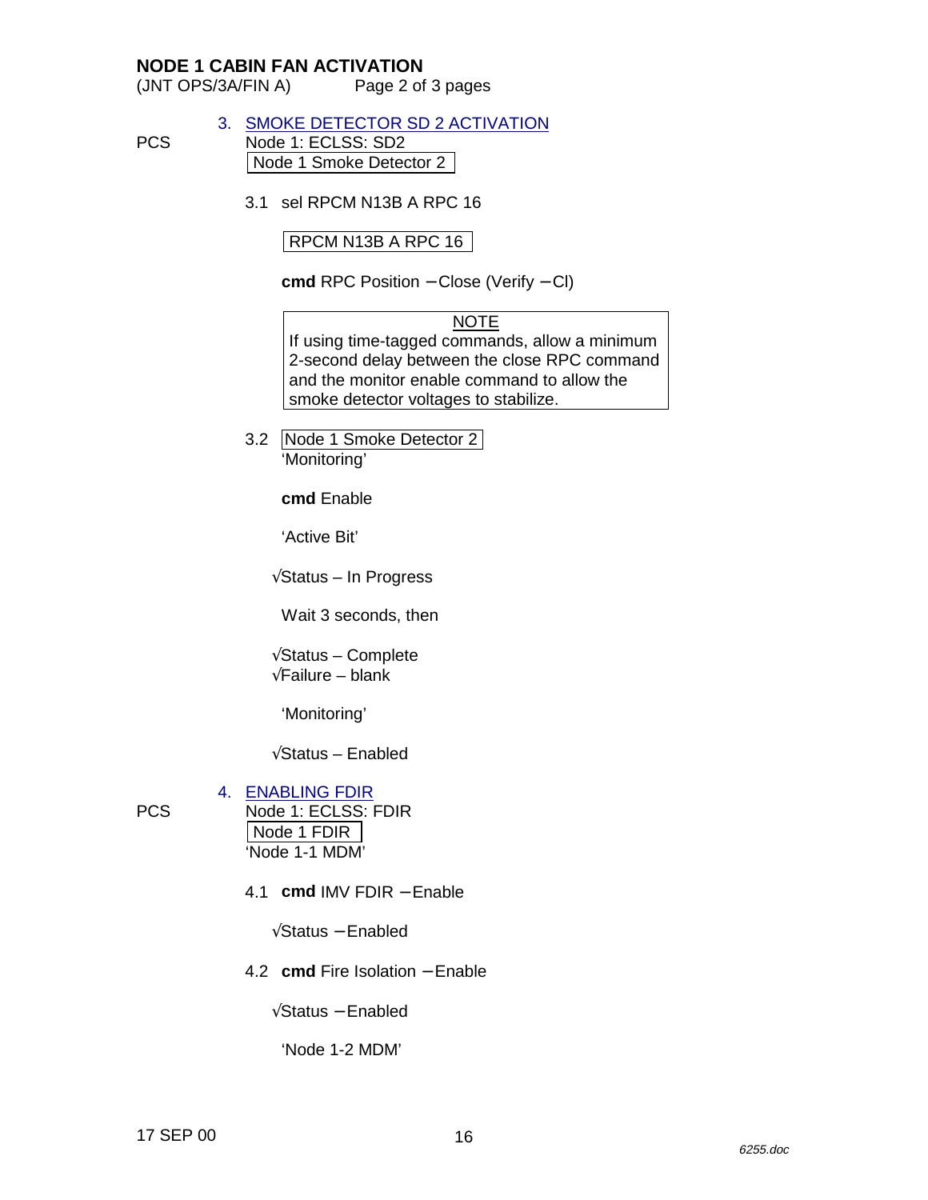## NODE 1 CABIN FAN ACTIVATION

(JNT OPS/3A/FIN A) Page 2 of 3 pages

### 3. SMOKE DETECTOR SD 2 ACTIVATION

PCS Node 1: ECLSS: SD2

Node 1 Smoke Detector 2

3.1 sel RPCM N13B A RPC 16

RPCM N13B A RPC 16

**cmd** RPC Position – Close (Verify – Cl)

> NOTE
>
> If using time-tagged commands, allow a minimum 2-second delay between the close RPC command and the monitor enable command to allow the smoke detector voltages to stabilize.

3.2 Node 1 Smoke Detector 2

'Monitoring'

**cmd** Enable

'Active Bit'

√Status – In Progress

Wait 3 seconds, then

√Status – Complete

√Failure – blank

'Monitoring'

√Status – Enabled

### 4. ENABLING FDIR

PCS Node 1: ECLSS: FDIR

Node 1 FDIR

'Node 1-1 MDM'

4.1 **cmd** IMV FDIR – Enable

√Status – Enabled

4.2 **cmd** Fire Isolation – Enable

√Status – Enabled

'Node 1-2 MDM'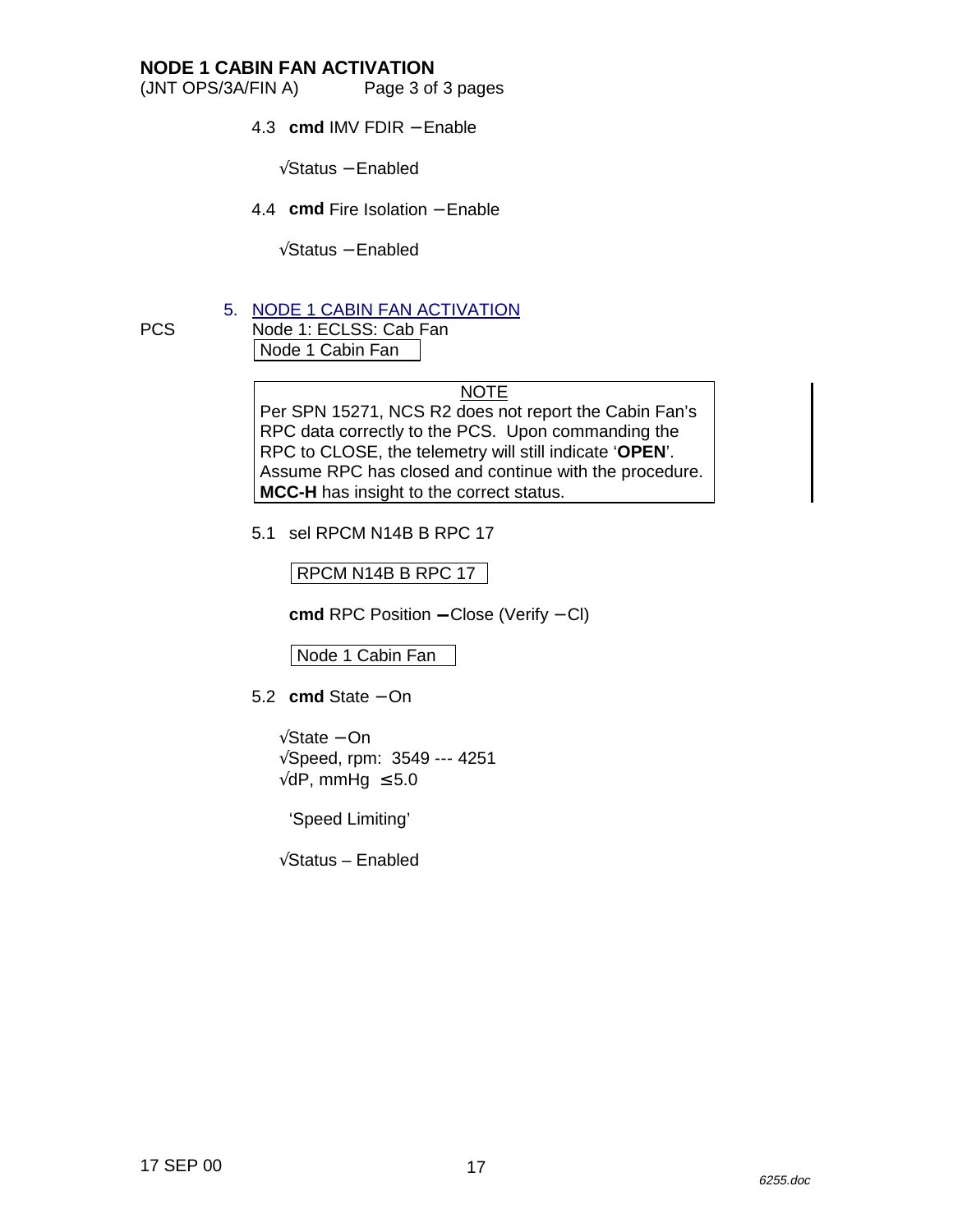# NODE 1 CABIN FAN ACTIVATION

(JNT OPS/3A/FIN A)

4.3 **cmd** IMV FDIR – Enable

√Status – Enabled

4.4 **cmd** Fire Isolation – Enable

√Status – Enabled

## 5. NODE 1 CABIN FAN ACTIVATION

PCS Node 1: ECLSS: Cab Fan

| Node 1 Cabin Fan |

> NOTE
>
> Per SPN 15271, NCS R2 does not report the Cabin Fan's RPC data correctly to the PCS. Upon commanding the RPC to CLOSE, the telemetry will still indicate '**OPEN**'. Assume RPC has closed and continue with the procedure. **MCC-H** has insight to the correct status.

5.1 sel RPCM N14B B RPC 17

| RPCM N14B B RPC 17 |

**cmd** RPC Position – Close (Verify – Cl)

| Node 1 Cabin Fan |

5.2 **cmd** State – On

√State – On
√Speed, rpm: 3549 --- 4251
√dP, mmHg ≤ 5.0

'Speed Limiting'

√Status – Enabled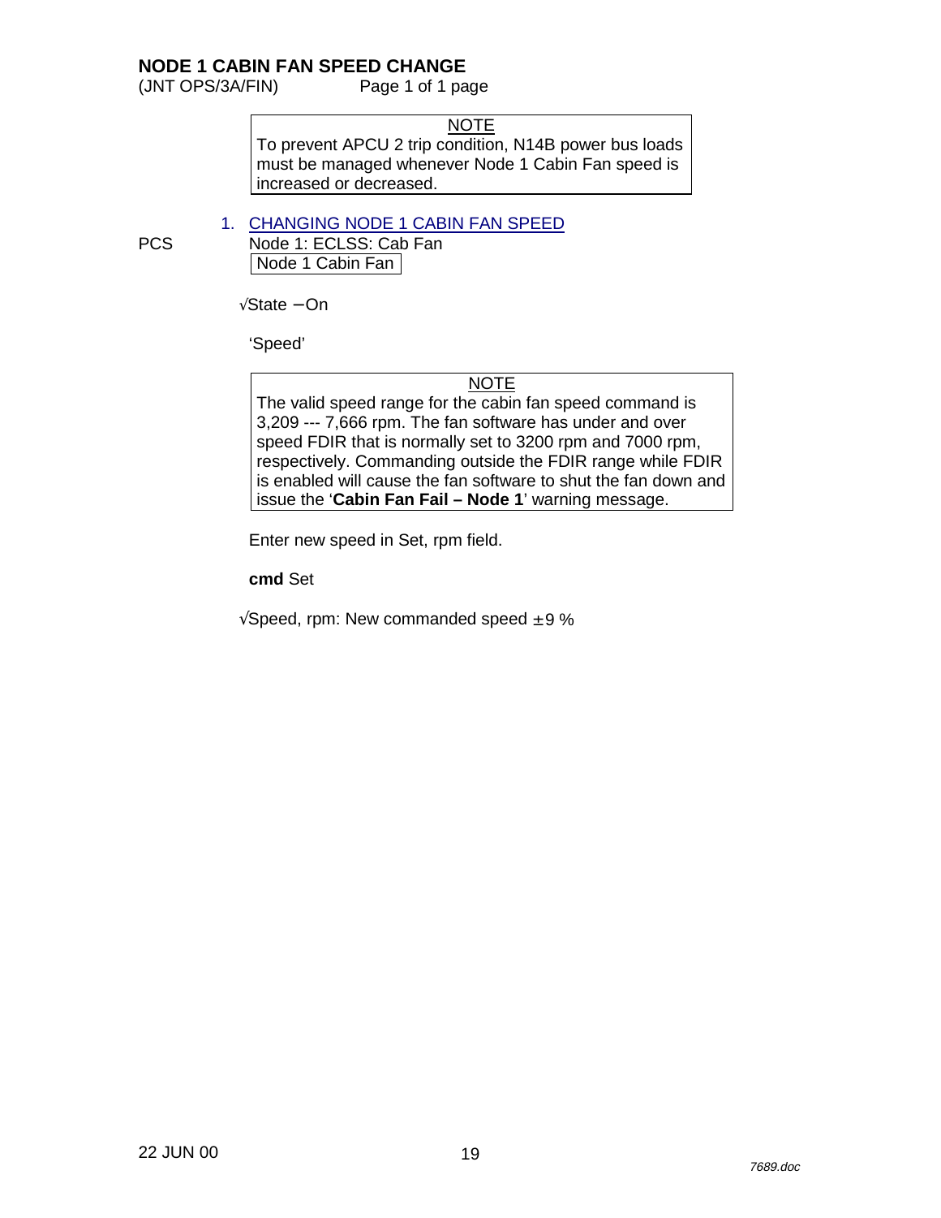# NODE 1 CABIN FAN SPEED CHANGE

(JNT OPS/3A/FIN) Page 1 of 1 page

> **NOTE**
>
> To prevent APCU 2 trip condition, N14B power bus loads must be managed whenever Node 1 Cabin Fan speed is increased or decreased.

1. CHANGING NODE 1 CABIN FAN SPEED

PCS Node 1: ECLSS: Cab Fan

| Node 1 Cabin Fan |
|---|

√State – On

'Speed'

> **NOTE**
>
> The valid speed range for the cabin fan speed command is 3,209 --- 7,666 rpm. The fan software has under and over speed FDIR that is normally set to 3200 rpm and 7000 rpm, respectively. Commanding outside the FDIR range while FDIR is enabled will cause the fan software to shut the fan down and issue the '**Cabin Fan Fail – Node 1**' warning message.

Enter new speed in Set, rpm field.

**cmd** Set

√Speed, rpm: New commanded speed ±9 %

22 JUN 00

7689.doc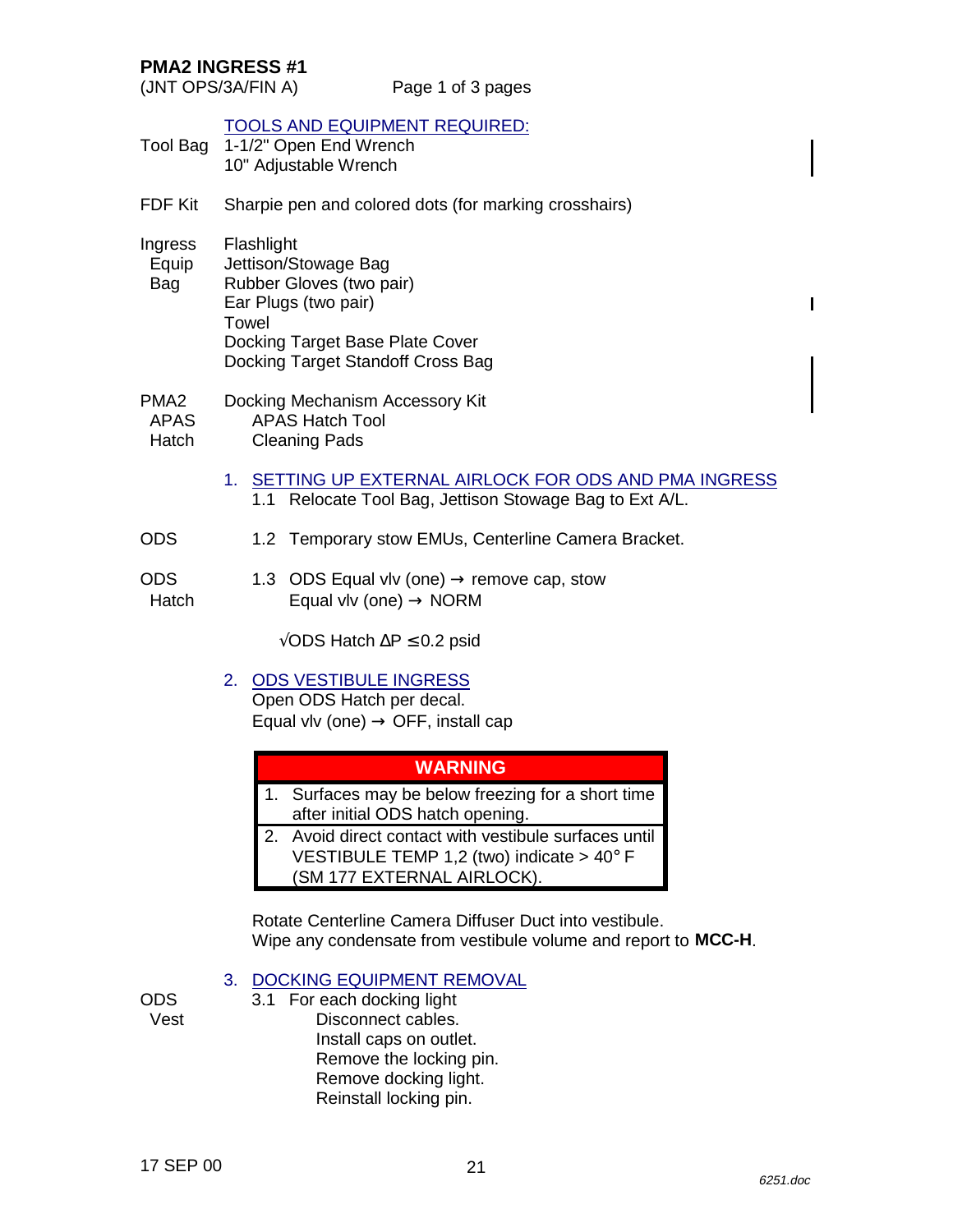## PMA2 INGRESS #1

(JNT OPS/3A/FIN A)

TOOLS AND EQUIPMENT REQUIRED:

| | |
|---|---|
| Tool Bag | 1-1/2" Open End Wrench<br>10" Adjustable Wrench |
| FDF Kit | Sharpie pen and colored dots (for marking crosshairs) |
| Ingress Equip Bag | Flashlight<br>Jettison/Stowage Bag<br>Rubber Gloves (two pair)<br>Ear Plugs (two pair)<br>Towel<br>Docking Target Base Plate Cover<br>Docking Target Standoff Cross Bag |
| PMA2 APAS Hatch | Docking Mechanism Accessory Kit<br>APAS Hatch Tool<br>Cleaning Pads |

1. SETTING UP EXTERNAL AIRLOCK FOR ODS AND PMA INGRESS

   1.1 Relocate Tool Bag, Jettison Stowage Bag to Ext A/L.

ODS

   1.2 Temporary stow EMUs, Centerline Camera Bracket.

ODS Hatch

   1.3 ODS Equal vlv (one) → remove cap, stow
   Equal vlv (one) → NORM

   √ODS Hatch $\Delta P \leq 0.2$ psid

2. ODS VESTIBULE INGRESS

   Open ODS Hatch per decal.
   Equal vlv (one) → OFF, install cap

| WARNING |
|---|
| 1. Surfaces may be below freezing for a short time after initial ODS hatch opening. |
| 2. Avoid direct contact with vestibule surfaces until VESTIBULE TEMP 1,2 (two) indicate > 40° F (SM 177 EXTERNAL AIRLOCK). |

   Rotate Centerline Camera Diffuser Duct into vestibule.
   Wipe any condensate from vestibule volume and report to **MCC-H**.

3. DOCKING EQUIPMENT REMOVAL

ODS Vest

   3.1 For each docking light
   - Disconnect cables.
   - Install caps on outlet.
   - Remove the locking pin.
   - Remove docking light.
   - Reinstall locking pin.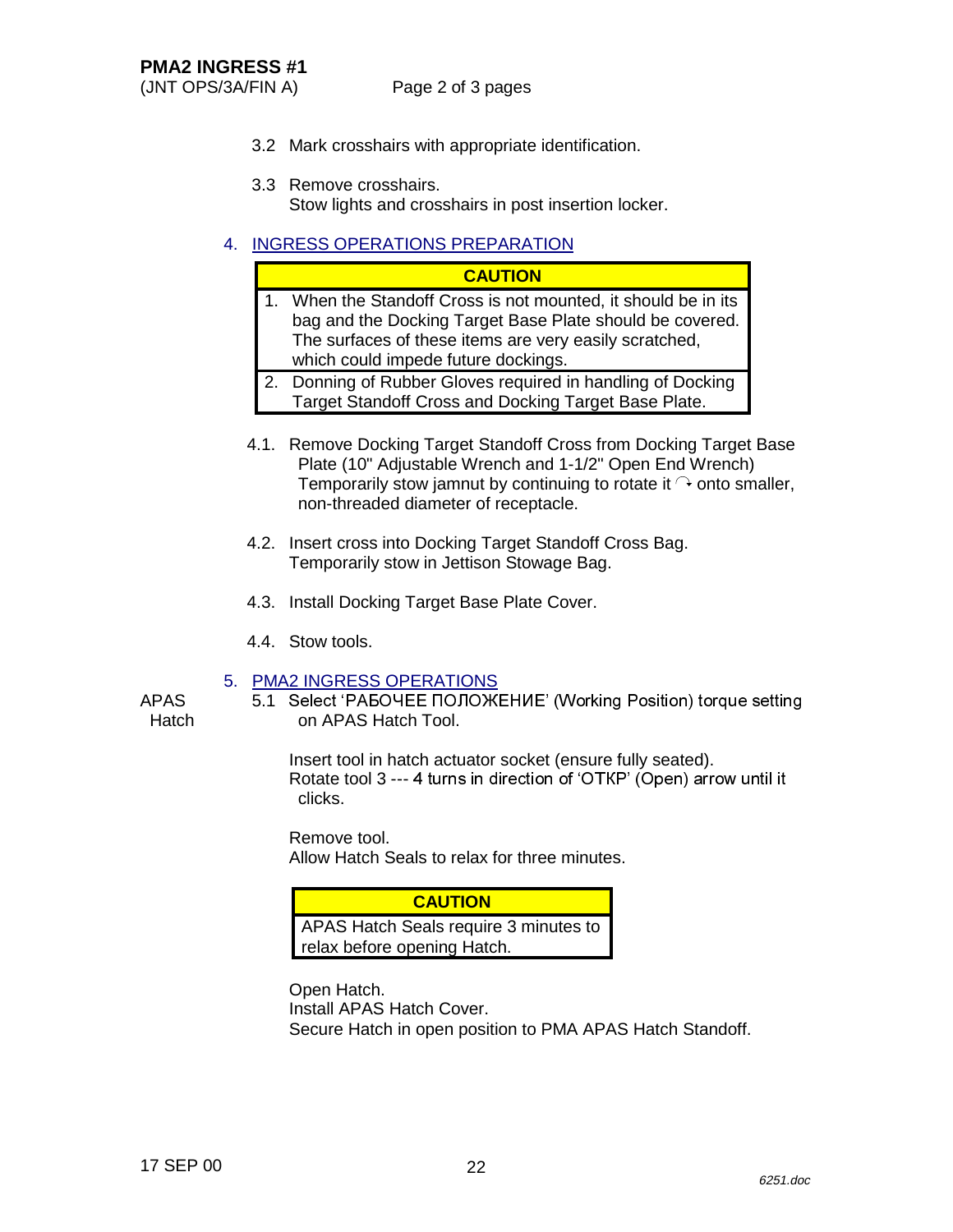3.2 Mark crosshairs with appropriate identification.

3.3 Remove crosshairs.
Stow lights and crosshairs in post insertion locker.

## 4. INGRESS OPERATIONS PREPARATION

| CAUTION |
| --- |
| 1. When the Standoff Cross is not mounted, it should be in its bag and the Docking Target Base Plate should be covered. The surfaces of these items are very easily scratched, which could impede future dockings. |
| 2. Donning of Rubber Gloves required in handling of Docking Target Standoff Cross and Docking Target Base Plate. |

4.1. Remove Docking Target Standoff Cross from Docking Target Base Plate (10" Adjustable Wrench and 1-1/2" Open End Wrench)
Temporarily stow jamnut by continuing to rotate it ↷ onto smaller, non-threaded diameter of receptacle.

4.2. Insert cross into Docking Target Standoff Cross Bag.
Temporarily stow in Jettison Stowage Bag.

4.3. Install Docking Target Base Plate Cover.

4.4. Stow tools.

## 5. PMA2 INGRESS OPERATIONS

APAS Hatch

5.1 Select 'РАБОЧЕЕ ПОЛОЖЕНИЕ' (Working Position) torque setting on APAS Hatch Tool.

Insert tool in hatch actuator socket (ensure fully seated).
Rotate tool 3 --- 4 turns in direction of 'ОТКР' (Open) arrow until it clicks.

Remove tool.
Allow Hatch Seals to relax for three minutes.

| CAUTION |
| --- |
| APAS Hatch Seals require 3 minutes to relax before opening Hatch. |

Open Hatch.
Install APAS Hatch Cover.
Secure Hatch in open position to PMA APAS Hatch Standoff.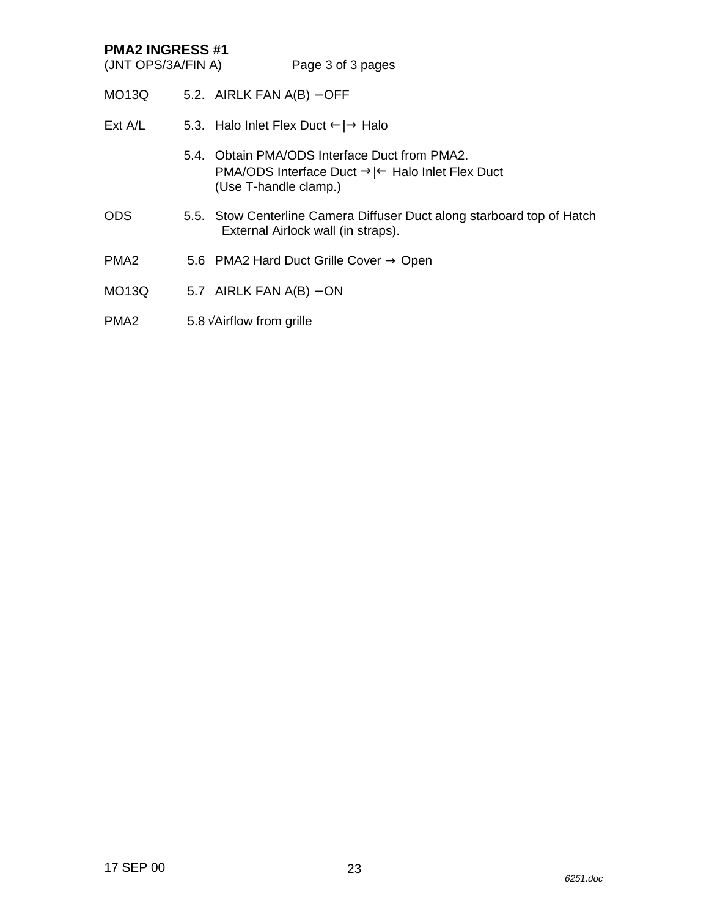**PMA2 INGRESS #1**
(JNT OPS/3A/FIN A)

| | | |
|---|---|---|
| MO13Q | 5.2. | AIRLK FAN A(B) – OFF |
| Ext A/L | 5.3. | Halo Inlet Flex Duct ←\|→ Halo |
| | 5.4. | Obtain PMA/ODS Interface Duct from PMA2.<br>PMA/ODS Interface Duct →\|← Halo Inlet Flex Duct<br>(Use T-handle clamp.) |
| ODS | 5.5. | Stow Centerline Camera Diffuser Duct along starboard top of Hatch External Airlock wall (in straps). |
| PMA2 | 5.6 | PMA2 Hard Duct Grille Cover → Open |
| MO13Q | 5.7 | AIRLK FAN A(B) – ON |
| PMA2 | 5.8 | √Airflow from grille |

17 SEP 00

6251.doc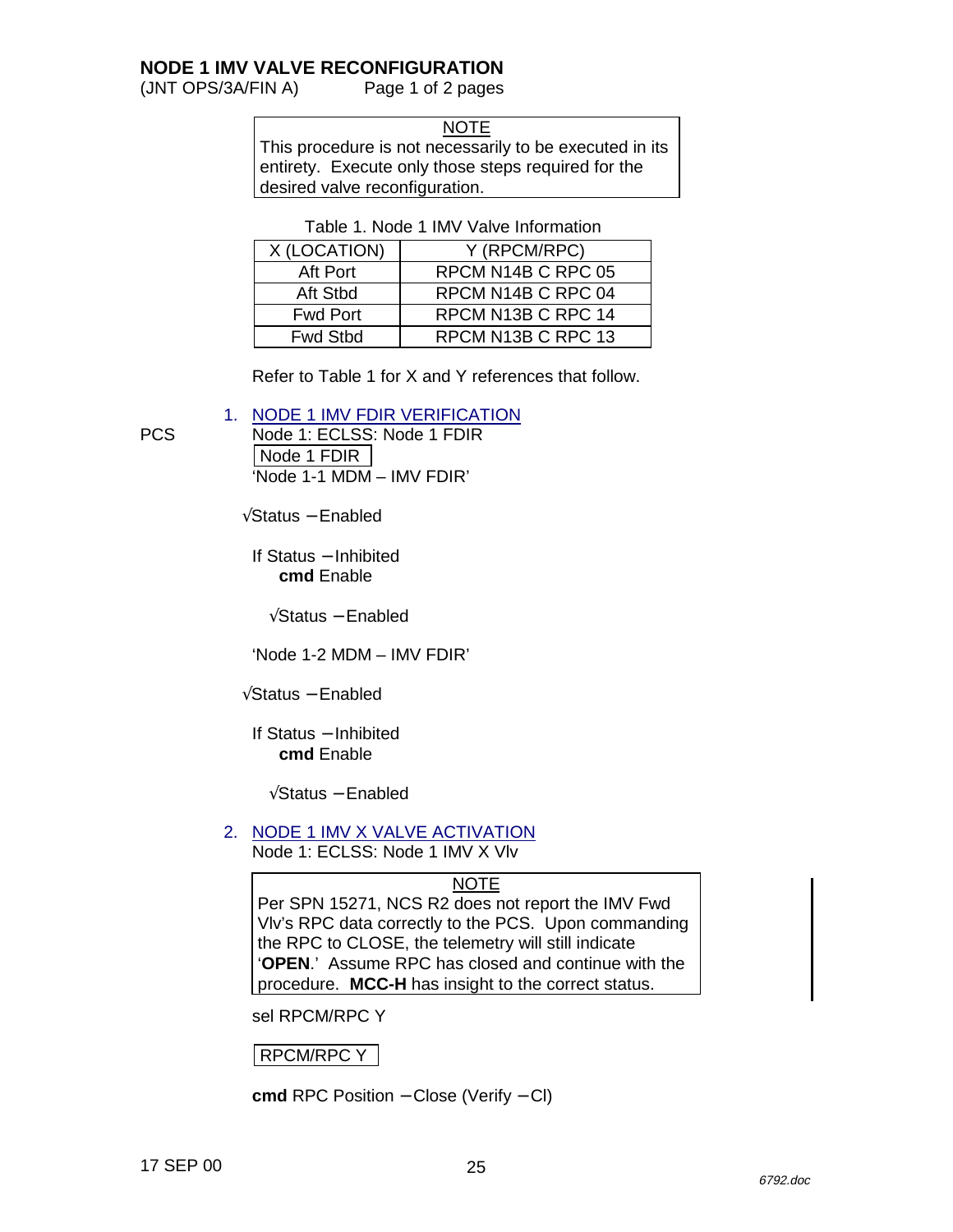# NODE 1 IMV VALVE RECONFIGURATION

(JNT OPS/3A/FIN A)

> NOTE
> This procedure is not necessarily to be executed in its entirety. Execute only those steps required for the desired valve reconfiguration.

Table 1. Node 1 IMV Valve Information

| X (LOCATION) | Y (RPCM/RPC) |
|---|---|
| Aft Port | RPCM N14B C RPC 05 |
| Aft Stbd | RPCM N14B C RPC 04 |
| Fwd Port | RPCM N13B C RPC 14 |
| Fwd Stbd | RPCM N13B C RPC 13 |

Refer to Table 1 for X and Y references that follow.

## 1. NODE 1 IMV FDIR VERIFICATION

PCS

Node 1: ECLSS: Node 1 FDIR

**Node 1 FDIR**

'Node 1-1 MDM – IMV FDIR'

√Status – Enabled

If Status – Inhibited
**cmd** Enable

√Status – Enabled

'Node 1-2 MDM – IMV FDIR'

√Status – Enabled

If Status – Inhibited
**cmd** Enable

√Status – Enabled

## 2. NODE 1 IMV X VALVE ACTIVATION

Node 1: ECLSS: Node 1 IMV X Vlv

> NOTE
> Per SPN 15271, NCS R2 does not report the IMV Fwd Vlv's RPC data correctly to the PCS. Upon commanding the RPC to CLOSE, the telemetry will still indicate '**OPEN**.' Assume RPC has closed and continue with the procedure. **MCC-H** has insight to the correct status.

sel RPCM/RPC Y

**RPCM/RPC Y**

**cmd** RPC Position – Close (Verify – Cl)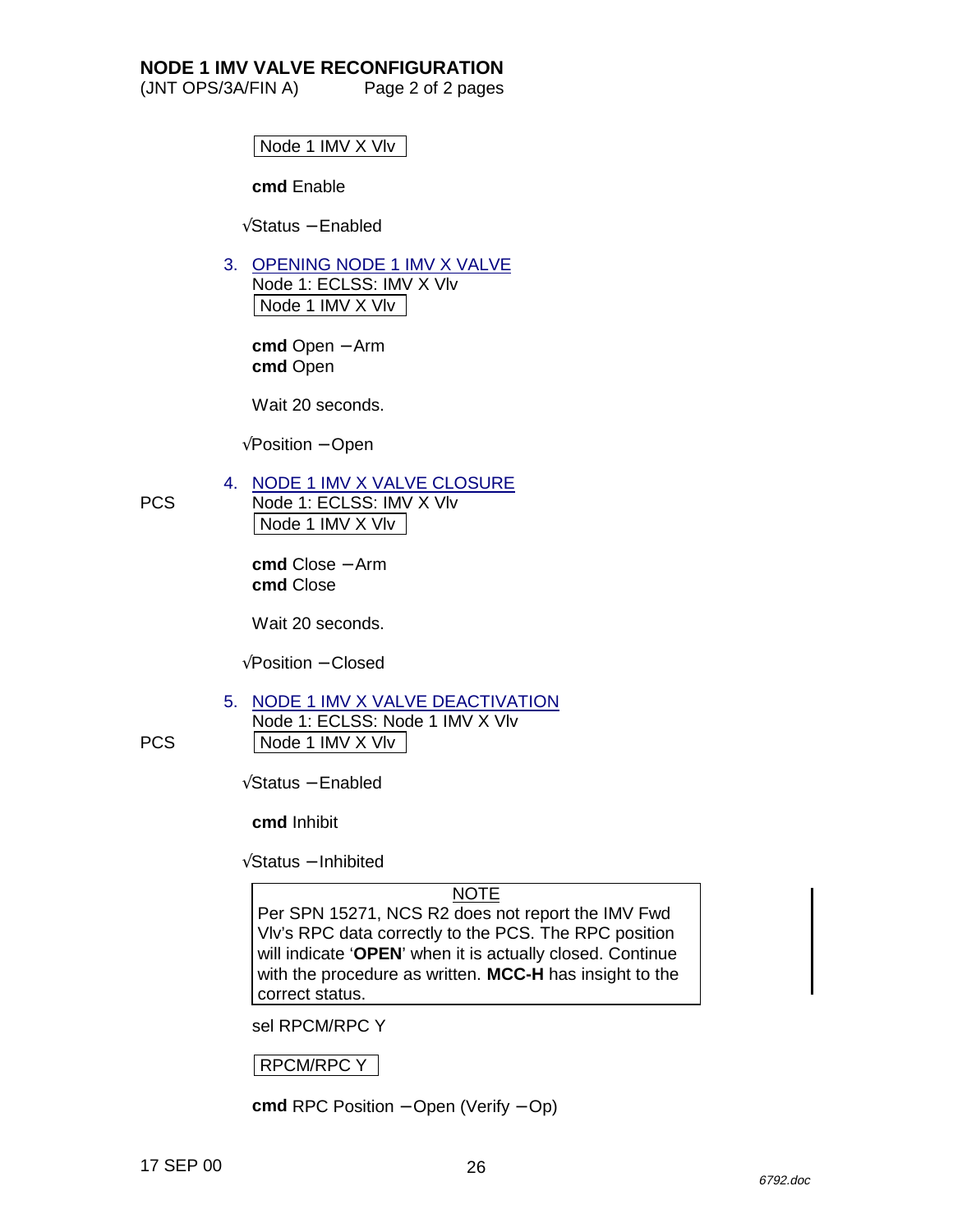## NODE 1 IMV VALVE RECONFIGURATION

(JNT OPS/3A/FIN A)

Node 1 IMV X Vlv

**cmd** Enable

√Status – Enabled

3. OPENING NODE 1 IMV X VALVE

   Node 1: ECLSS: IMV X Vlv

   Node 1 IMV X Vlv

   **cmd** Open – Arm
   **cmd** Open

   Wait 20 seconds.

   √Position – Open

4. NODE 1 IMV X VALVE CLOSURE

   PCS Node 1: ECLSS: IMV X Vlv

   Node 1 IMV X Vlv

   **cmd** Close – Arm
   **cmd** Close

   Wait 20 seconds.

   √Position – Closed

5. NODE 1 IMV X VALVE DEACTIVATION

   Node 1: ECLSS: Node 1 IMV X Vlv

   PCS Node 1 IMV X Vlv

   √Status – Enabled

   **cmd** Inhibit

   √Status – Inhibited

   > NOTE
   > Per SPN 15271, NCS R2 does not report the IMV Fwd Vlv's RPC data correctly to the PCS. The RPC position will indicate '**OPEN**' when it is actually closed. Continue with the procedure as written. **MCC-H** has insight to the correct status.

   sel RPCM/RPC Y

   RPCM/RPC Y

   **cmd** RPC Position – Open (Verify – Op)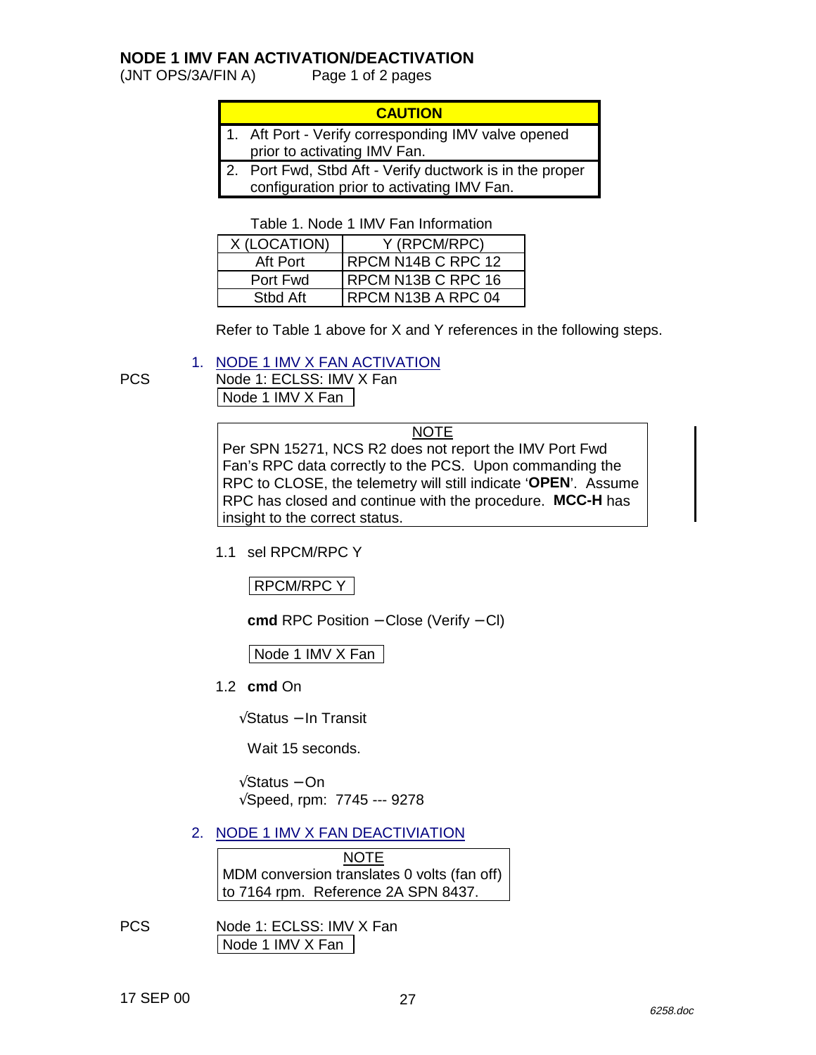# NODE 1 IMV FAN ACTIVATION/DEACTIVATION

(JNT OPS/3A/FIN A)

| CAUTION |
| --- |
| 1. Aft Port - Verify corresponding IMV valve opened prior to activating IMV Fan. |
| 2. Port Fwd, Stbd Aft - Verify ductwork is in the proper configuration prior to activating IMV Fan. |

Table 1. Node 1 IMV Fan Information

| X (LOCATION) | Y (RPCM/RPC) |
| --- | --- |
| Aft Port | RPCM N14B C RPC 12 |
| Port Fwd | RPCM N13B C RPC 16 |
| Stbd Aft | RPCM N13B A RPC 04 |

Refer to Table 1 above for X and Y references in the following steps.

## 1. NODE 1 IMV X FAN ACTIVATION

PCS Node 1: ECLSS: IMV X Fan

Node 1 IMV X Fan

> **NOTE**
>
> Per SPN 15271, NCS R2 does not report the IMV Port Fwd Fan's RPC data correctly to the PCS. Upon commanding the RPC to CLOSE, the telemetry will still indicate '**OPEN**'. Assume RPC has closed and continue with the procedure. **MCC-H** has insight to the correct status.

1.1 sel RPCM/RPC Y

RPCM/RPC Y

**cmd** RPC Position – Close (Verify – Cl)

Node 1 IMV X Fan

1.2 **cmd** On

√Status – In Transit

Wait 15 seconds.

√Status – On

√Speed, rpm: 7745 --- 9278

## 2. NODE 1 IMV X FAN DEACTIVIATION

> **NOTE**
>
> MDM conversion translates 0 volts (fan off) to 7164 rpm. Reference 2A SPN 8437.

PCS Node 1: ECLSS: IMV X Fan

Node 1 IMV X Fan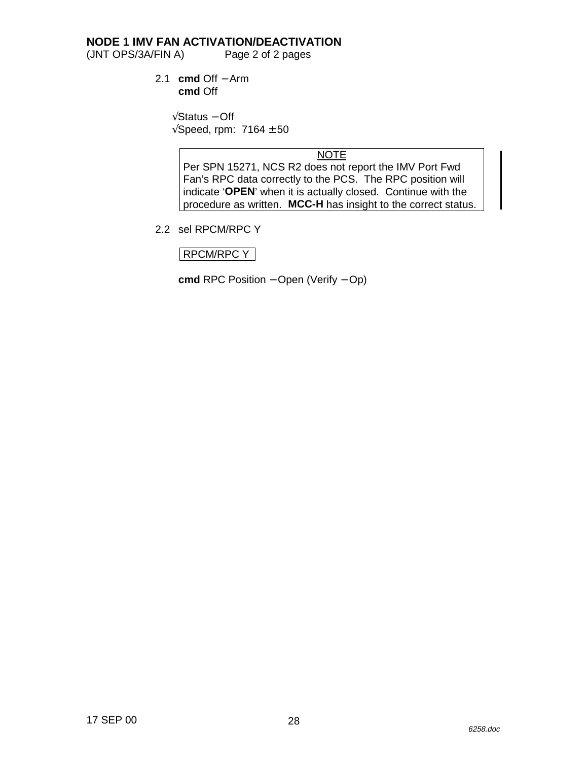# NODE 1 IMV FAN ACTIVATION/DEACTIVATION

(JNT OPS/3A/FIN A) Page 2 of 2 pages

2.1 **cmd** Off − Arm
**cmd** Off

√Status − Off
√Speed, rpm: 7164 ± 50

| NOTE |
|---|
| Per SPN 15271, NCS R2 does not report the IMV Port Fwd Fan's RPC data correctly to the PCS. The RPC position will indicate '**OPEN**' when it is actually closed. Continue with the procedure as written. **MCC-H** has insight to the correct status. |

2.2 sel RPCM/RPC Y

RPCM/RPC Y

**cmd** RPC Position − Open (Verify − Op)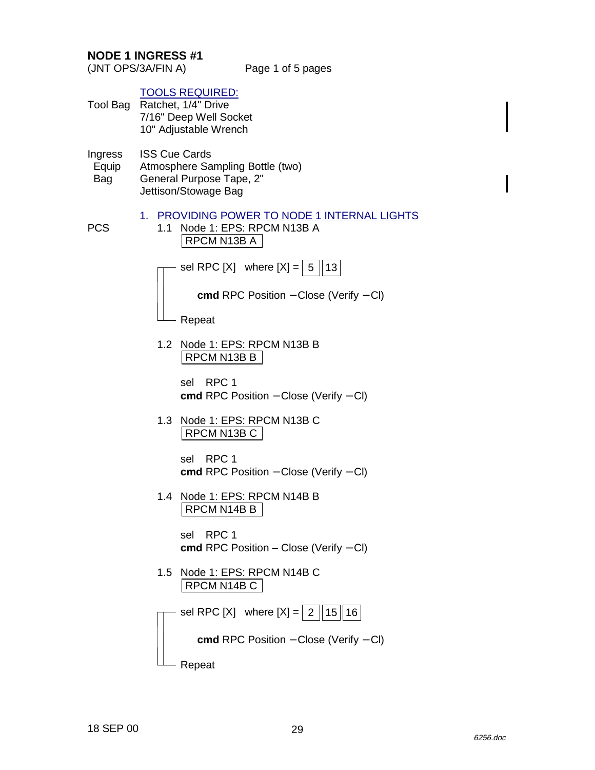## NODE 1 INGRESS #1

(JNT OPS/3A/FIN A)

TOOLS REQUIRED:

Tool Bag
- Ratchet, 1/4" Drive
- 7/16" Deep Well Socket
- 10" Adjustable Wrench

Ingress Equip Bag
- ISS Cue Cards
- Atmosphere Sampling Bottle (two)
- General Purpose Tape, 2"
- Jettison/Stowage Bag

### 1. PROVIDING POWER TO NODE 1 INTERNAL LIGHTS

PCS

1.1 Node 1: EPS: RPCM N13B A

RPCM N13B A

sel RPC [X] where [X] = 5 | 13

> **cmd** RPC Position – Close (Verify – Cl)

Repeat

1.2 Node 1: EPS: RPCM N13B B

RPCM N13B B

sel RPC 1
**cmd** RPC Position – Close (Verify – Cl)

1.3 Node 1: EPS: RPCM N13B C

RPCM N13B C

sel RPC 1
**cmd** RPC Position – Close (Verify – Cl)

1.4 Node 1: EPS: RPCM N14B B

RPCM N14B B

sel RPC 1
**cmd** RPC Position – Close (Verify – Cl)

1.5 Node 1: EPS: RPCM N14B C

RPCM N14B C

sel RPC [X] where [X] = 2 | 15 | 16

> **cmd** RPC Position – Close (Verify – Cl)

Repeat

18 SEP 00

6256.doc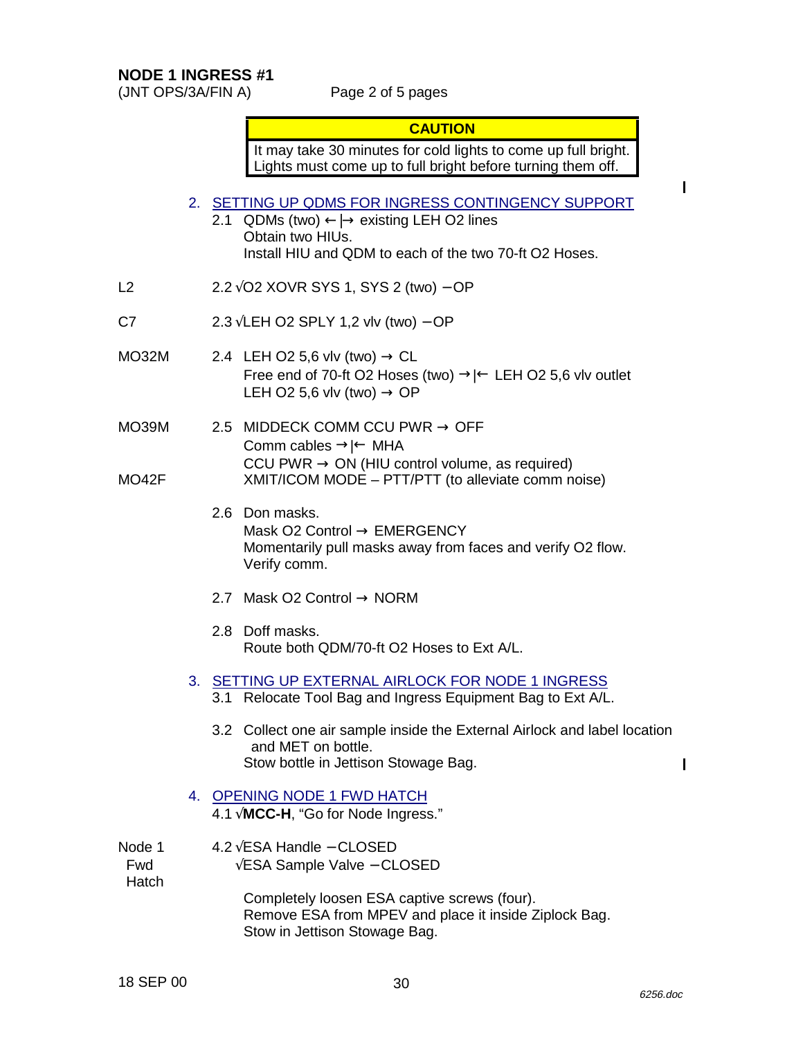# NODE 1 INGRESS #1

(JNT OPS/3A/FIN A)

| CAUTION |
|---|
| It may take 30 minutes for cold lights to come up full bright. Lights must come up to full bright before turning them off. |

2. SETTING UP QDMS FOR INGRESS CONTINGENCY SUPPORT

   2.1 QDMs (two) ←|→ existing LEH O2 lines
   Obtain two HIUs.
   Install HIU and QDM to each of the two 70-ft O2 Hoses.

L2 — 2.2 √O2 XOVR SYS 1, SYS 2 (two) – OP

C7 — 2.3 √LEH O2 SPLY 1,2 vlv (two) – OP

MO32M — 2.4 LEH O2 5,6 vlv (two) → CL
   Free end of 70-ft O2 Hoses (two) →|← LEH O2 5,6 vlv outlet
   LEH O2 5,6 vlv (two) → OP

MO39M — 2.5 MIDDECK COMM CCU PWR → OFF
   Comm cables →|← MHA
   CCU PWR → ON (HIU control volume, as required)

MO42F — XMIT/ICOM MODE – PTT/PTT (to alleviate comm noise)

   2.6 Don masks.
   Mask O2 Control → EMERGENCY
   Momentarily pull masks away from faces and verify O2 flow.
   Verify comm.

   2.7 Mask O2 Control → NORM

   2.8 Doff masks.
   Route both QDM/70-ft O2 Hoses to Ext A/L.

3. SETTING UP EXTERNAL AIRLOCK FOR NODE 1 INGRESS

   3.1 Relocate Tool Bag and Ingress Equipment Bag to Ext A/L.

   3.2 Collect one air sample inside the External Airlock and label location and MET on bottle.
   Stow bottle in Jettison Stowage Bag.

4. OPENING NODE 1 FWD HATCH

   4.1 √**MCC-H**, "Go for Node Ingress."

Node 1 Fwd Hatch — 4.2 √ESA Handle – CLOSED
   √ESA Sample Valve – CLOSED

   Completely loosen ESA captive screws (four).
   Remove ESA from MPEV and place it inside Ziplock Bag.
   Stow in Jettison Stowage Bag.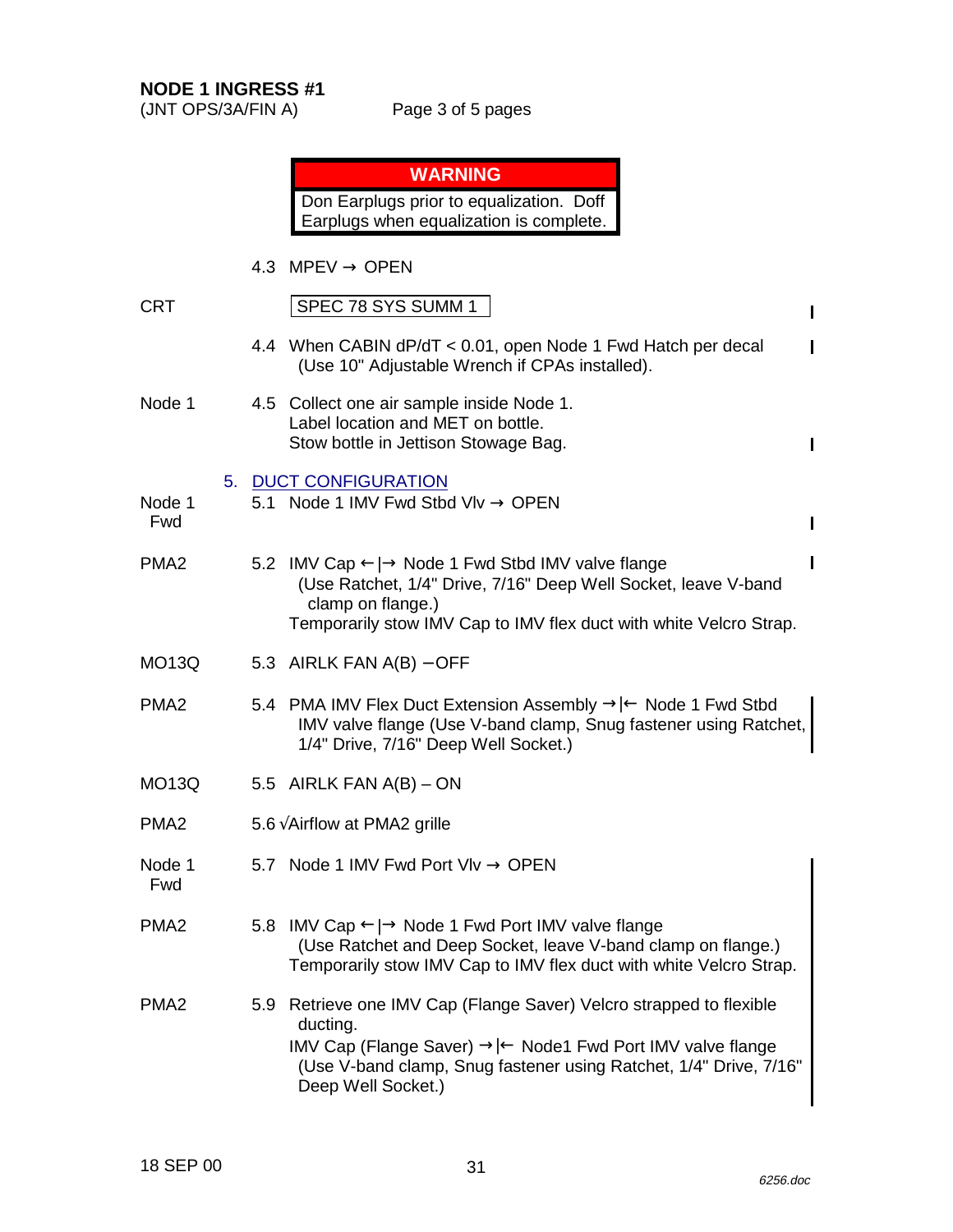## NODE 1 INGRESS #1

(JNT OPS/3A/FIN A)

> **WARNING**
>
> Don Earplugs prior to equalization. Doff Earplugs when equalization is complete.

4.3 MPEV → OPEN

CRT — SPEC 78 SYS SUMM 1

4.4 When CABIN dP/dT < 0.01, open Node 1 Fwd Hatch per decal (Use 10" Adjustable Wrench if CPAs installed).

Node 1 — 4.5 Collect one air sample inside Node 1.
Label location and MET on bottle.
Stow bottle in Jettison Stowage Bag.

5. DUCT CONFIGURATION

Node 1 Fwd — 5.1 Node 1 IMV Fwd Stbd Vlv → OPEN

PMA2 — 5.2 IMV Cap ←|→ Node 1 Fwd Stbd IMV valve flange (Use Ratchet, 1/4" Drive, 7/16" Deep Well Socket, leave V-band clamp on flange.)
Temporarily stow IMV Cap to IMV flex duct with white Velcro Strap.

MO13Q — 5.3 AIRLK FAN A(B) – OFF

PMA2 — 5.4 PMA IMV Flex Duct Extension Assembly →|← Node 1 Fwd Stbd IMV valve flange (Use V-band clamp, Snug fastener using Ratchet, 1/4" Drive, 7/16" Deep Well Socket.)

MO13Q — 5.5 AIRLK FAN A(B) – ON

PMA2 — 5.6 √Airflow at PMA2 grille

Node 1 Fwd — 5.7 Node 1 IMV Fwd Port Vlv → OPEN

PMA2 — 5.8 IMV Cap ←|→ Node 1 Fwd Port IMV valve flange (Use Ratchet and Deep Socket, leave V-band clamp on flange.)
Temporarily stow IMV Cap to IMV flex duct with white Velcro Strap.

PMA2 — 5.9 Retrieve one IMV Cap (Flange Saver) Velcro strapped to flexible ducting.
IMV Cap (Flange Saver) →|← Node1 Fwd Port IMV valve flange (Use V-band clamp, Snug fastener using Ratchet, 1/4" Drive, 7/16" Deep Well Socket.)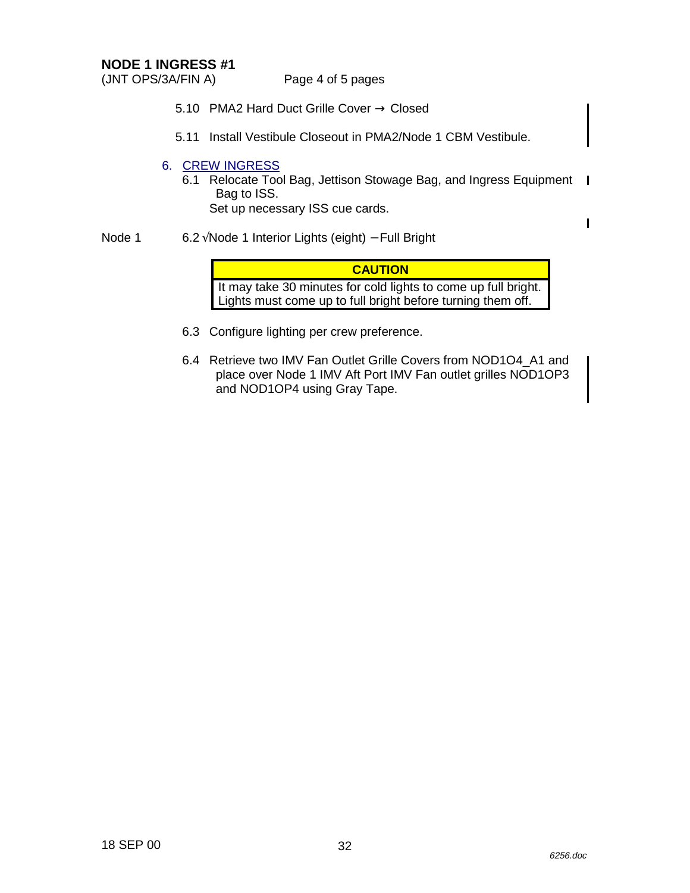**NODE 1 INGRESS #1**
(JNT OPS/3A/FIN A)

5.10 PMA2 Hard Duct Grille Cover → Closed

5.11 Install Vestibule Closeout in PMA2/Node 1 CBM Vestibule.

6. CREW INGRESS

6.1 Relocate Tool Bag, Jettison Stowage Bag, and Ingress Equipment Bag to ISS.
Set up necessary ISS cue cards.

Node 1 — 6.2 √Node 1 Interior Lights (eight) – Full Bright

| CAUTION |
| --- |
| It may take 30 minutes for cold lights to come up full bright. Lights must come up to full bright before turning them off. |

6.3 Configure lighting per crew preference.

6.4 Retrieve two IMV Fan Outlet Grille Covers from NOD1O4_A1 and place over Node 1 IMV Aft Port IMV Fan outlet grilles NOD1OP3 and NOD1OP4 using Gray Tape.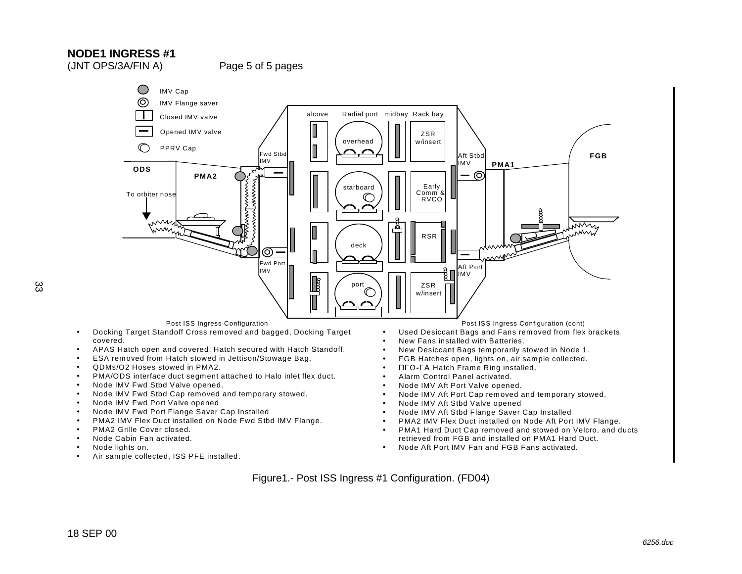**NODE1 INGRESS #1**
(JNT OPS/3A/FIN A) Page 5 of 5 pages

IMV Cap
IMV Flange saver
Closed IMV valve
Opened IMV valve
PPRV Cap

alcove Radial port midbay Rack bay

overhead ZSR w/insert

Fwd Stbd IMV

Aft Stbd IMV

PMA1

FGB

ODS

PMA2

starboard

Early Comm & RVCO

To orbiter nose

RSR

deck

Fwd Port IMV

Aft Port IMV

port

ZSR w/insert

Post ISS Ingress Configuration

- Docking Target Standoff Cross removed and bagged, Docking Target covered.
- APAS Hatch open and covered, Hatch secured with Hatch Standoff.
- ESA removed from Hatch stowed in Jettison/Stowage Bag.
- QDMs/O2 Hoses stowed in PMA2.
- PMA/ODS interface duct segment attached to Halo inlet flex duct.
- Node IMV Fwd Stbd Valve opened.
- Node IMV Fwd Stbd Cap removed and temporary stowed.
- Node IMV Fwd Port Valve opened
- Node IMV Fwd Port Flange Saver Cap Installed
- PMA2 IMV Flex Duct installed on Node Fwd Stbd IMV Flange.
- PMA2 Grille Cover closed.
- Node Cabin Fan activated.
- Node lights on.
- Air sample collected, ISS PFE installed.

Post ISS Ingress Configuration (cont)

- Used Desiccant Bags and Fans removed from flex brackets.
- New Fans installed with Batteries.
- New Desiccant Bags temporarily stowed in Node 1.
- FGB Hatches open, lights on, air sample collected.
- ПГО-ГА Hatch Frame Ring installed.
- Alarm Control Panel activated.
- Node IMV Aft Port Valve opened.
- Node IMV Aft Port Cap removed and temporary stowed.
- Node IMV Aft Stbd Valve opened
- Node IMV Aft Stbd Flange Saver Cap Installed
- PMA2 IMV Flex Duct installed on Node Aft Port IMV Flange.
- PMA1 Hard Duct Cap removed and stowed on Velcro, and ducts retrieved from FGB and installed on PMA1 Hard Duct.
- Node Aft Port IMV Fan and FGB Fans activated.

Figure1.- Post ISS Ingress #1 Configuration. (FD04)

18 SEP 00

*6256.doc*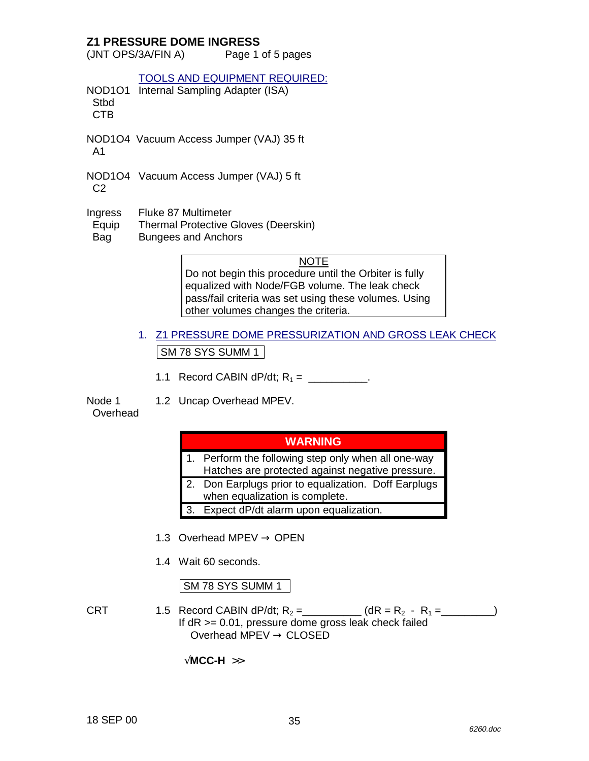# Z1 PRESSURE DOME INGRESS

(JNT OPS/3A/FIN A) Page 1 of 5 pages

TOOLS AND EQUIPMENT REQUIRED:

NOD1O1 Stbd CTB — Internal Sampling Adapter (ISA)

NOD1O4 A1 — Vacuum Access Jumper (VAJ) 35 ft

NOD1O4 C2 — Vacuum Access Jumper (VAJ) 5 ft

Ingress Equip Bag — Fluke 87 Multimeter
Thermal Protective Gloves (Deerskin)
Bungees and Anchors

> **NOTE**
> Do not begin this procedure until the Orbiter is fully equalized with Node/FGB volume. The leak check pass/fail criteria was set using these volumes. Using other volumes changes the criteria.

## 1. Z1 PRESSURE DOME PRESSURIZATION AND GROSS LEAK CHECK

SM 78 SYS SUMM 1

1.1 Record CABIN dP/dt; $R_1$ = __________.

Node 1 Overhead

1.2 Uncap Overhead MPEV.

> **WARNING**
> 1. Perform the following step only when all one-way Hatches are protected against negative pressure.
> 2. Don Earplugs prior to equalization. Doff Earplugs when equalization is complete.
> 3. Expect dP/dt alarm upon equalization.

1.3 Overhead MPEV → OPEN

1.4 Wait 60 seconds.

SM 78 SYS SUMM 1

CRT

1.5 Record CABIN dP/dt; $R_2$ =__________ ($dR = R_2 - R_1$ =_________)
If dR >= 0.01, pressure dome gross leak check failed
  Overhead MPEV → CLOSED

√**MCC-H** >>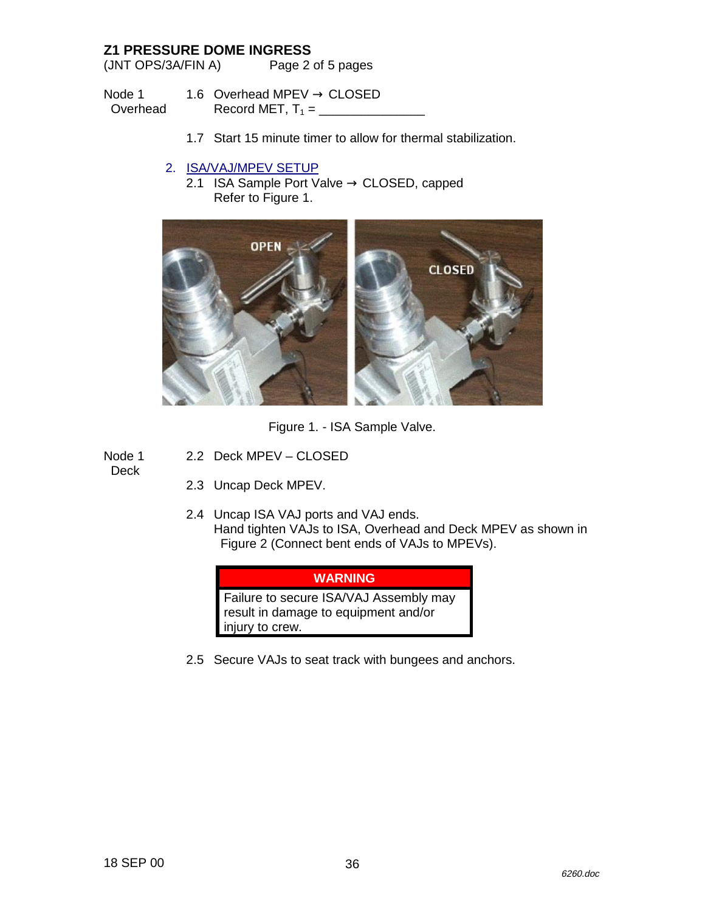## Z1 PRESSURE DOME INGRESS

(JNT OPS/3A/FIN A)

Node 1 Overhead

1.6 Overhead MPEV → CLOSED
Record MET, $T_1$ = _______________

1.7 Start 15 minute timer to allow for thermal stabilization.

2. ISA/VAJ/MPEV SETUP

2.1 ISA Sample Port Valve → CLOSED, capped
Refer to Figure 1.

Figure 1. - ISA Sample Valve.

Node 1 Deck

2.2 Deck MPEV – CLOSED

2.3 Uncap Deck MPEV.

2.4 Uncap ISA VAJ ports and VAJ ends.
Hand tighten VAJs to ISA, Overhead and Deck MPEV as shown in Figure 2 (Connect bent ends of VAJs to MPEVs).

| WARNING |
| --- |
| Failure to secure ISA/VAJ Assembly may result in damage to equipment and/or injury to crew. |

2.5 Secure VAJs to seat track with bungees and anchors.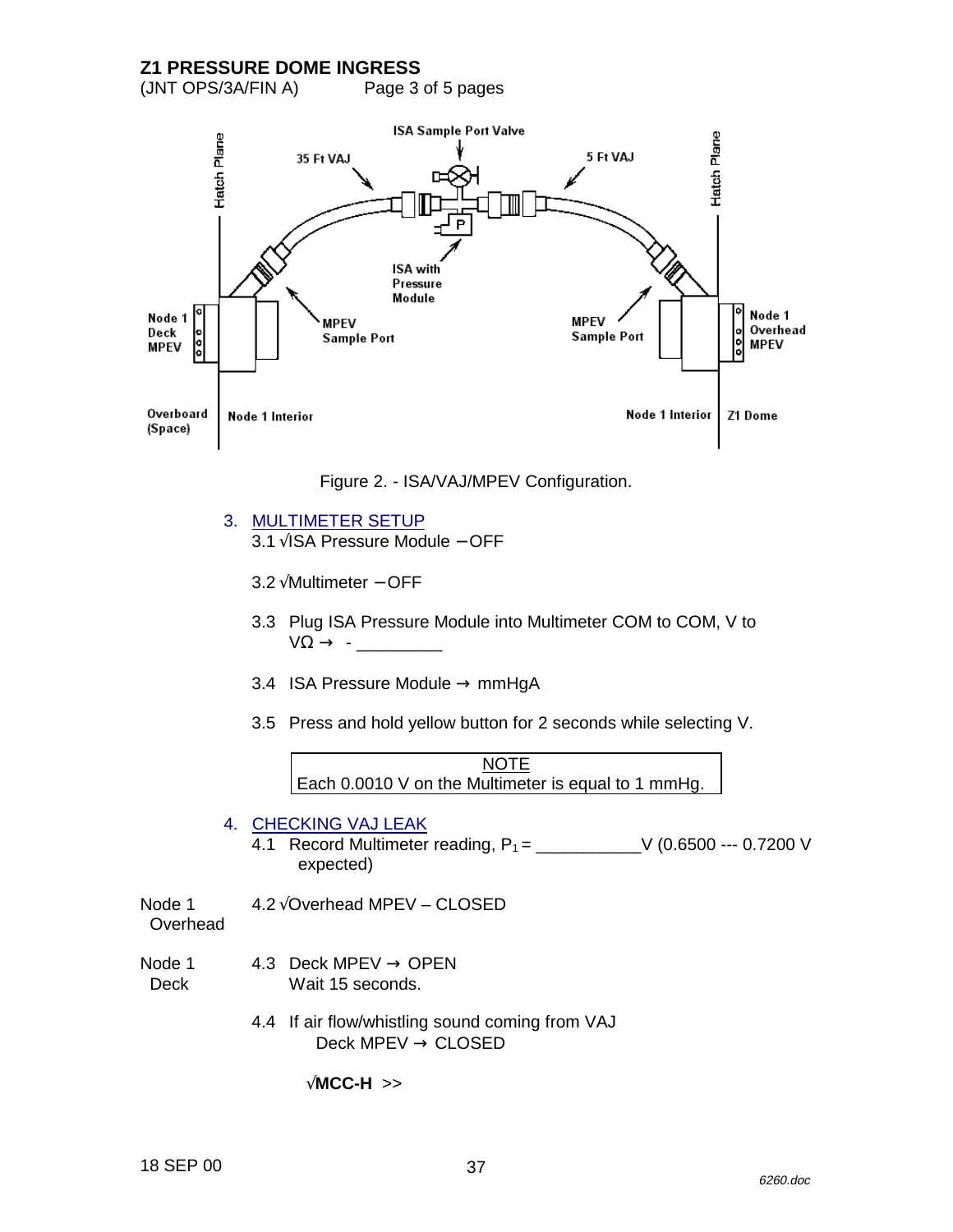Figure 2. - ISA/VAJ/MPEV Configuration.

3. MULTIMETER SETUP

3.1 √ISA Pressure Module – OFF

3.2 √Multimeter – OFF

3.3 Plug ISA Pressure Module into Multimeter COM to COM, V to VΩ → - _________

3.4 ISA Pressure Module → mmHgA

3.5 Press and hold yellow button for 2 seconds while selecting V.

| NOTE |
| --- |
| Each 0.0010 V on the Multimeter is equal to 1 mmHg. |

4. CHECKING VAJ LEAK

4.1 Record Multimeter reading, $P_1$ = ___________V (0.6500 --- 0.7200 V expected)

Node 1 Overhead — 4.2 √Overhead MPEV – CLOSED

Node 1 Deck — 4.3 Deck MPEV → OPEN
Wait 15 seconds.

4.4 If air flow/whistling sound coming from VAJ
Deck MPEV → CLOSED

√**MCC-H** >>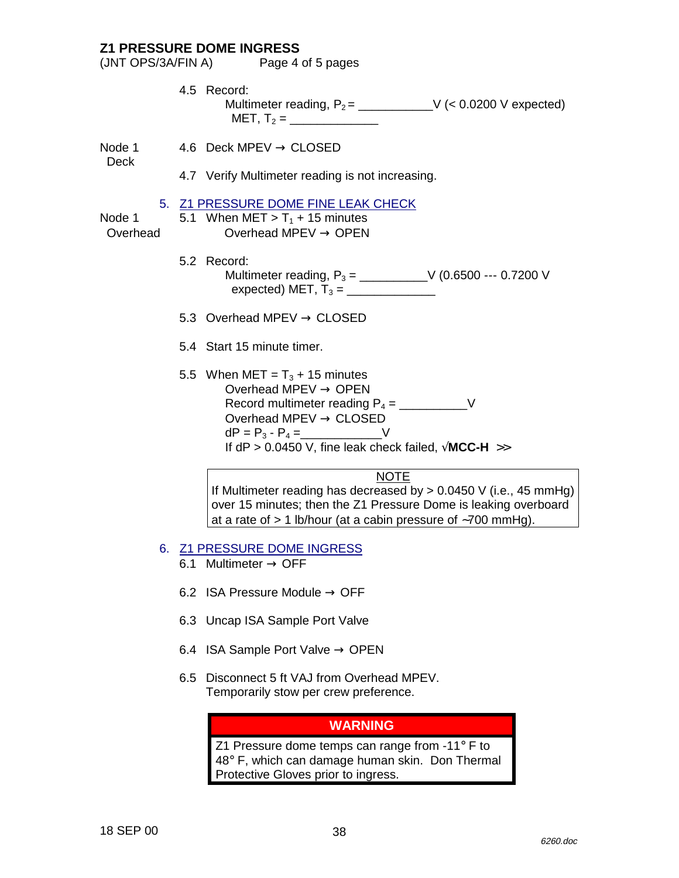## Z1 PRESSURE DOME INGRESS

(JNT OPS/3A/FIN A)

4.5 Record:

Multimeter reading, $P_2$ = ___________V (< 0.0200 V expected)

MET, $T_2$ = _____________

Node 1 Deck

4.6 Deck MPEV → CLOSED

4.7 Verify Multimeter reading is not increasing.

### 5. Z1 PRESSURE DOME FINE LEAK CHECK

Node 1 Overhead

5.1 When MET > $T_1$ + 15 minutes

Overhead MPEV → OPEN

5.2 Record:

Multimeter reading, $P_3$ = __________V (0.6500 --- 0.7200 V expected) MET, $T_3$ = _____________

5.3 Overhead MPEV → CLOSED

5.4 Start 15 minute timer.

5.5 When MET = $T_3$ + 15 minutes

Overhead MPEV → OPEN

Record multimeter reading $P_4$ = __________V

Overhead MPEV → CLOSED

$dP = P_3 - P_4$ =____________V

If dP > 0.0450 V, fine leak check failed, √**MCC-H** >>

> **NOTE**
>
> If Multimeter reading has decreased by > 0.0450 V (i.e., 45 mmHg) over 15 minutes; then the Z1 Pressure Dome is leaking overboard at a rate of > 1 lb/hour (at a cabin pressure of ~700 mmHg).

### 6. Z1 PRESSURE DOME INGRESS

6.1 Multimeter → OFF

6.2 ISA Pressure Module → OFF

6.3 Uncap ISA Sample Port Valve

6.4 ISA Sample Port Valve → OPEN

6.5 Disconnect 5 ft VAJ from Overhead MPEV.

Temporarily stow per crew preference.

> **WARNING**
>
> Z1 Pressure dome temps can range from -11° F to 48° F, which can damage human skin. Don Thermal Protective Gloves prior to ingress.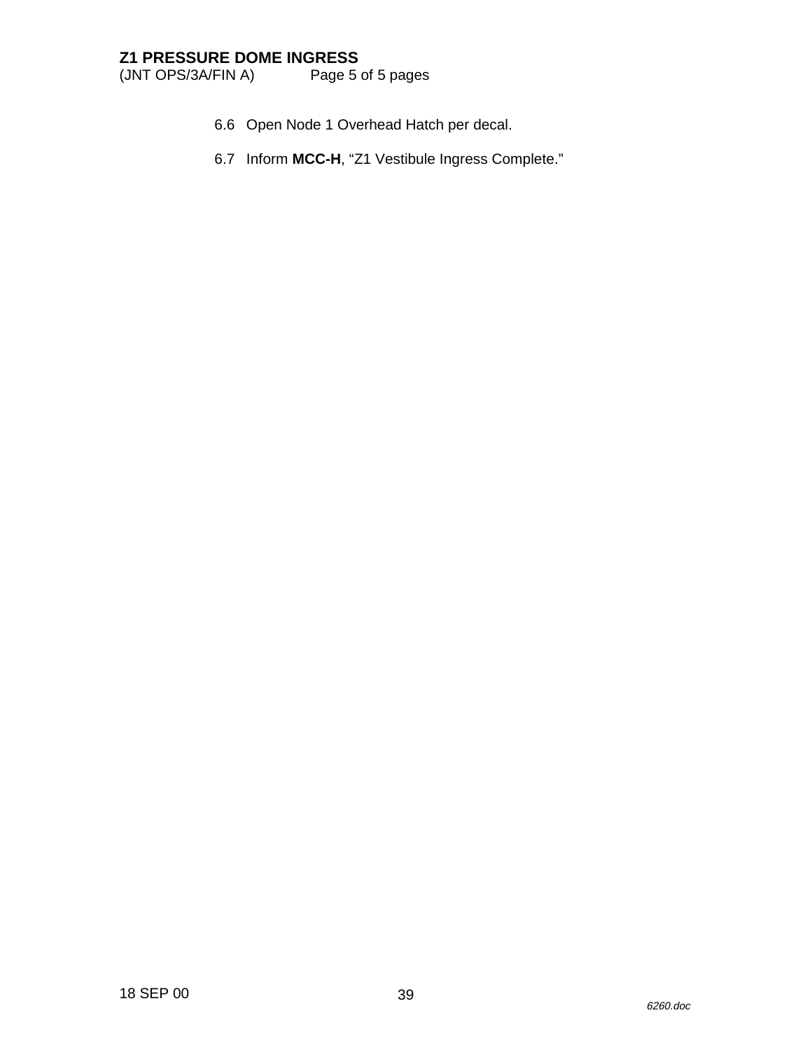6.6 Open Node 1 Overhead Hatch per decal.

6.7 Inform **MCC-H**, “Z1 Vestibule Ingress Complete.”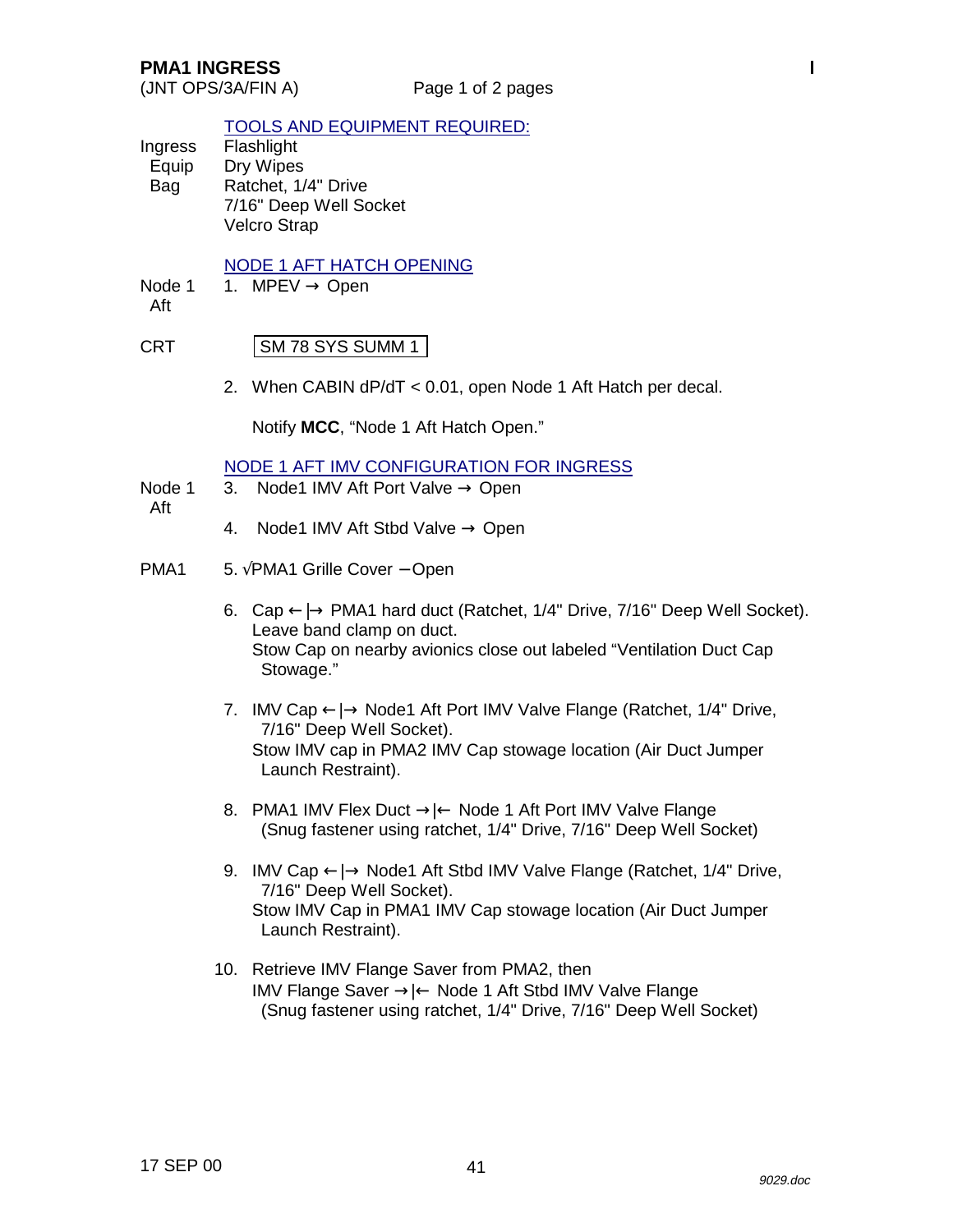# PMA1 INGRESS

(JNT OPS/3A/FIN A)

## TOOLS AND EQUIPMENT REQUIRED:

Ingress Equip Bag
- Flashlight
- Dry Wipes
- Ratchet, 1/4" Drive
- 7/16" Deep Well Socket
- Velcro Strap

## NODE 1 AFT HATCH OPENING

Node 1 Aft

1. MPEV → Open

CRT

SM 78 SYS SUMM 1

2. When CABIN dP/dT < 0.01, open Node 1 Aft Hatch per decal.

   Notify **MCC**, “Node 1 Aft Hatch Open.”

## NODE 1 AFT IMV CONFIGURATION FOR INGRESS

Node 1 Aft

3. Node1 IMV Aft Port Valve → Open

4. Node1 IMV Aft Stbd Valve → Open

PMA1

5. √PMA1 Grille Cover – Open

6. Cap ←|→ PMA1 hard duct (Ratchet, 1/4" Drive, 7/16" Deep Well Socket).
   Leave band clamp on duct.
   Stow Cap on nearby avionics close out labeled “Ventilation Duct Cap Stowage.”

7. IMV Cap ←|→ Node1 Aft Port IMV Valve Flange (Ratchet, 1/4" Drive, 7/16" Deep Well Socket).
   Stow IMV cap in PMA2 IMV Cap stowage location (Air Duct Jumper Launch Restraint).

8. PMA1 IMV Flex Duct →|← Node 1 Aft Port IMV Valve Flange (Snug fastener using ratchet, 1/4" Drive, 7/16" Deep Well Socket)

9. IMV Cap ←|→ Node1 Aft Stbd IMV Valve Flange (Ratchet, 1/4" Drive, 7/16" Deep Well Socket).
   Stow IMV Cap in PMA1 IMV Cap stowage location (Air Duct Jumper Launch Restraint).

10. Retrieve IMV Flange Saver from PMA2, then
    IMV Flange Saver →|← Node 1 Aft Stbd IMV Valve Flange (Snug fastener using ratchet, 1/4" Drive, 7/16" Deep Well Socket)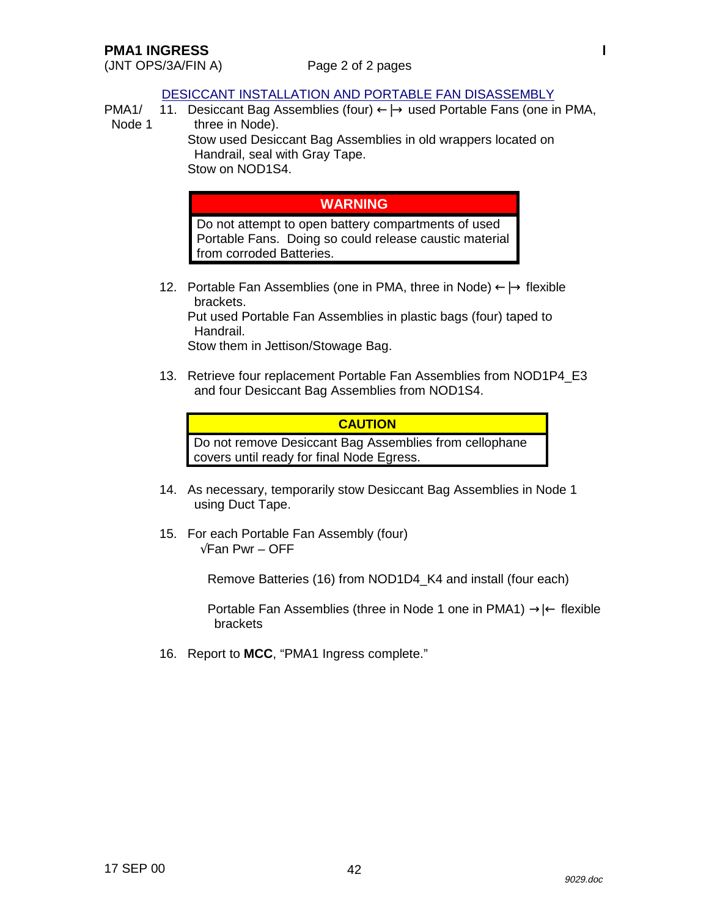## DESICCANT INSTALLATION AND PORTABLE FAN DISASSEMBLY

PMA1/ Node 1

11. Desiccant Bag Assemblies (four) ←|→ used Portable Fans (one in PMA, three in Node).
    Stow used Desiccant Bag Assemblies in old wrappers located on Handrail, seal with Gray Tape.
    Stow on NOD1S4.

> **WARNING**
>
> Do not attempt to open battery compartments of used Portable Fans. Doing so could release caustic material from corroded Batteries.

12. Portable Fan Assemblies (one in PMA, three in Node) ←|→ flexible brackets.
    Put used Portable Fan Assemblies in plastic bags (four) taped to Handrail.
    Stow them in Jettison/Stowage Bag.

13. Retrieve four replacement Portable Fan Assemblies from NOD1P4_E3 and four Desiccant Bag Assemblies from NOD1S4.

> **CAUTION**
>
> Do not remove Desiccant Bag Assemblies from cellophane covers until ready for final Node Egress.

14. As necessary, temporarily stow Desiccant Bag Assemblies in Node 1 using Duct Tape.

15. For each Portable Fan Assembly (four)
    √Fan Pwr – OFF

    Remove Batteries (16) from NOD1D4_K4 and install (four each)

    Portable Fan Assemblies (three in Node 1 one in PMA1) →|← flexible brackets

16. Report to **MCC**, "PMA1 Ingress complete."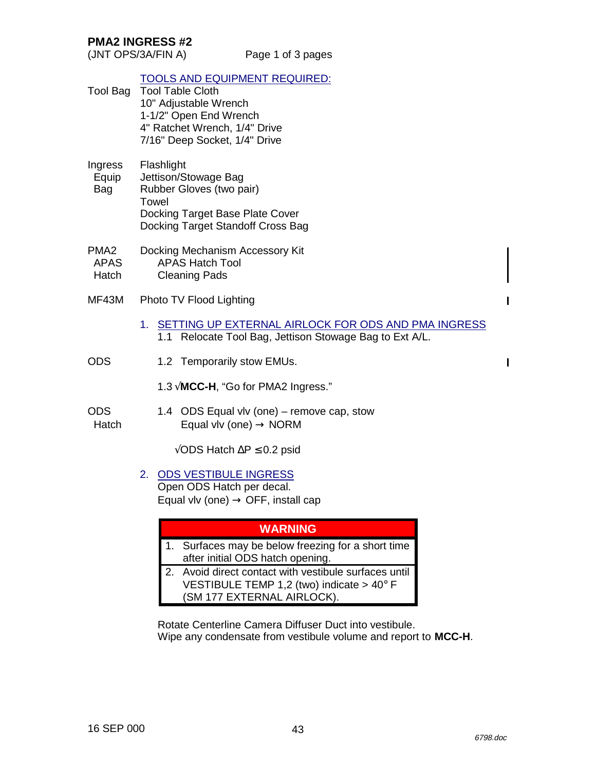## PMA2 INGRESS #2

(JNT OPS/3A/FIN A)

TOOLS AND EQUIPMENT REQUIRED:

| | |
|---|---|
| Tool Bag | Tool Table Cloth<br>10" Adjustable Wrench<br>1-1/2" Open End Wrench<br>4" Ratchet Wrench, 1/4" Drive<br>7/16" Deep Socket, 1/4" Drive |
| Ingress Equip Bag | Flashlight<br>Jettison/Stowage Bag<br>Rubber Gloves (two pair)<br>Towel<br>Docking Target Base Plate Cover<br>Docking Target Standoff Cross Bag |
| PMA2 APAS Hatch | Docking Mechanism Accessory Kit<br>APAS Hatch Tool<br>Cleaning Pads |
| MF43M | Photo TV Flood Lighting |

### 1. SETTING UP EXTERNAL AIRLOCK FOR ODS AND PMA INGRESS

1.1 Relocate Tool Bag, Jettison Stowage Bag to Ext A/L.

ODS

1.2 Temporarily stow EMUs.

1.3 √**MCC-H**, "Go for PMA2 Ingress."

ODS Hatch

1.4 ODS Equal vlv (one) – remove cap, stow
Equal vlv (one) → NORM

√ODS Hatch ΔP ≤ 0.2 psid

### 2. ODS VESTIBULE INGRESS

Open ODS Hatch per decal.
Equal vlv (one) → OFF, install cap

| WARNING |
|---|
| 1. Surfaces may be below freezing for a short time after initial ODS hatch opening. |
| 2. Avoid direct contact with vestibule surfaces until VESTIBULE TEMP 1,2 (two) indicate > 40° F (SM 177 EXTERNAL AIRLOCK). |

Rotate Centerline Camera Diffuser Duct into vestibule.
Wipe any condensate from vestibule volume and report to **MCC-H**.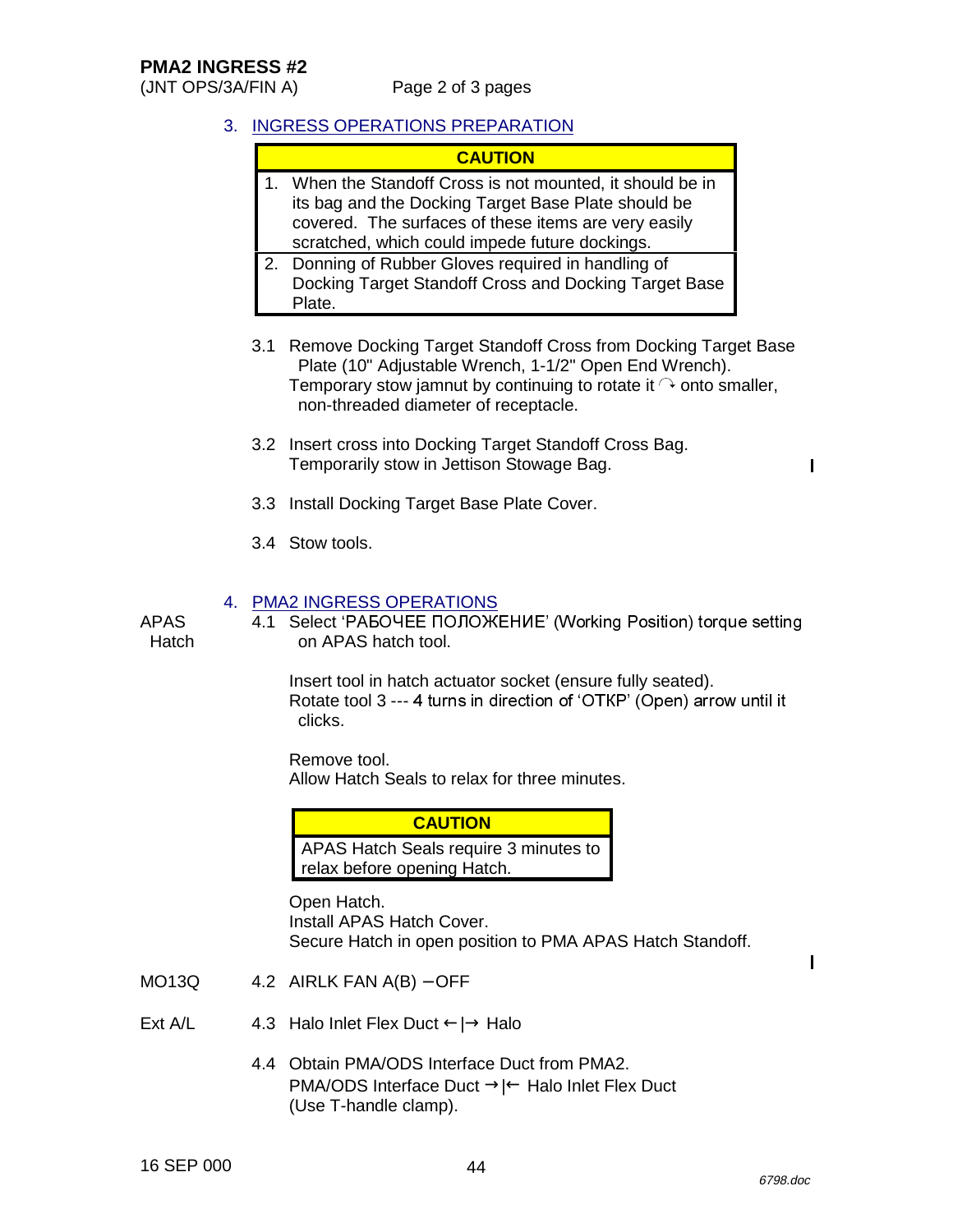## 3. INGRESS OPERATIONS PREPARATION

| CAUTION |
|---|
| 1. When the Standoff Cross is not mounted, it should be in its bag and the Docking Target Base Plate should be covered. The surfaces of these items are very easily scratched, which could impede future dockings. |
| 2. Donning of Rubber Gloves required in handling of Docking Target Standoff Cross and Docking Target Base Plate. |

3.1 Remove Docking Target Standoff Cross from Docking Target Base Plate (10" Adjustable Wrench, 1-1/2" Open End Wrench).
Temporary stow jamnut by continuing to rotate it ↷ onto smaller, non-threaded diameter of receptacle.

3.2 Insert cross into Docking Target Standoff Cross Bag.
Temporarily stow in Jettison Stowage Bag.

3.3 Install Docking Target Base Plate Cover.

3.4 Stow tools.

## 4. PMA2 INGRESS OPERATIONS

APAS Hatch

4.1 Select 'РАБОЧЕЕ ПОЛОЖЕНИЕ' (Working Position) torque setting on APAS hatch tool.

Insert tool in hatch actuator socket (ensure fully seated).
Rotate tool 3 --- 4 turns in direction of 'ОТКР' (Open) arrow until it clicks.

Remove tool.
Allow Hatch Seals to relax for three minutes.

| CAUTION |
|---|
| APAS Hatch Seals require 3 minutes to relax before opening Hatch. |

Open Hatch.
Install APAS Hatch Cover.
Secure Hatch in open position to PMA APAS Hatch Standoff.

MO13Q

4.2 AIRLK FAN A(B) – OFF

Ext A/L

4.3 Halo Inlet Flex Duct ←|→ Halo

4.4 Obtain PMA/ODS Interface Duct from PMA2.
PMA/ODS Interface Duct →|← Halo Inlet Flex Duct
(Use T-handle clamp).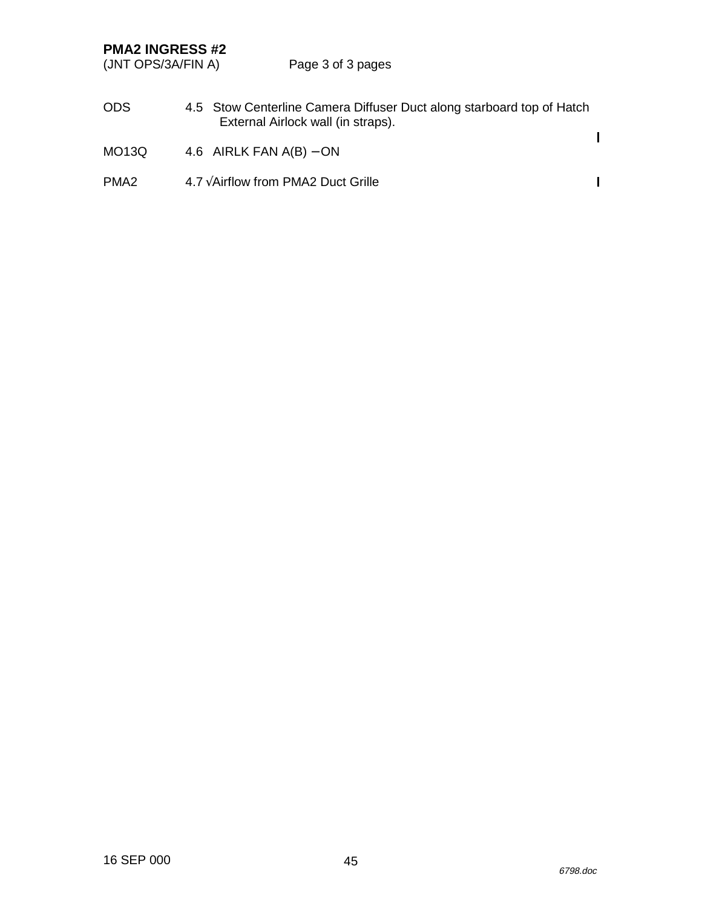**PMA2 INGRESS #2**
(JNT OPS/3A/FIN A)

| | |
|---|---|
| ODS | 4.5 Stow Centerline Camera Diffuser Duct along starboard top of Hatch External Airlock wall (in straps). |
| MO13Q | 4.6 AIRLK FAN A(B) – ON |
| PMA2 | 4.7 √Airflow from PMA2 Duct Grille |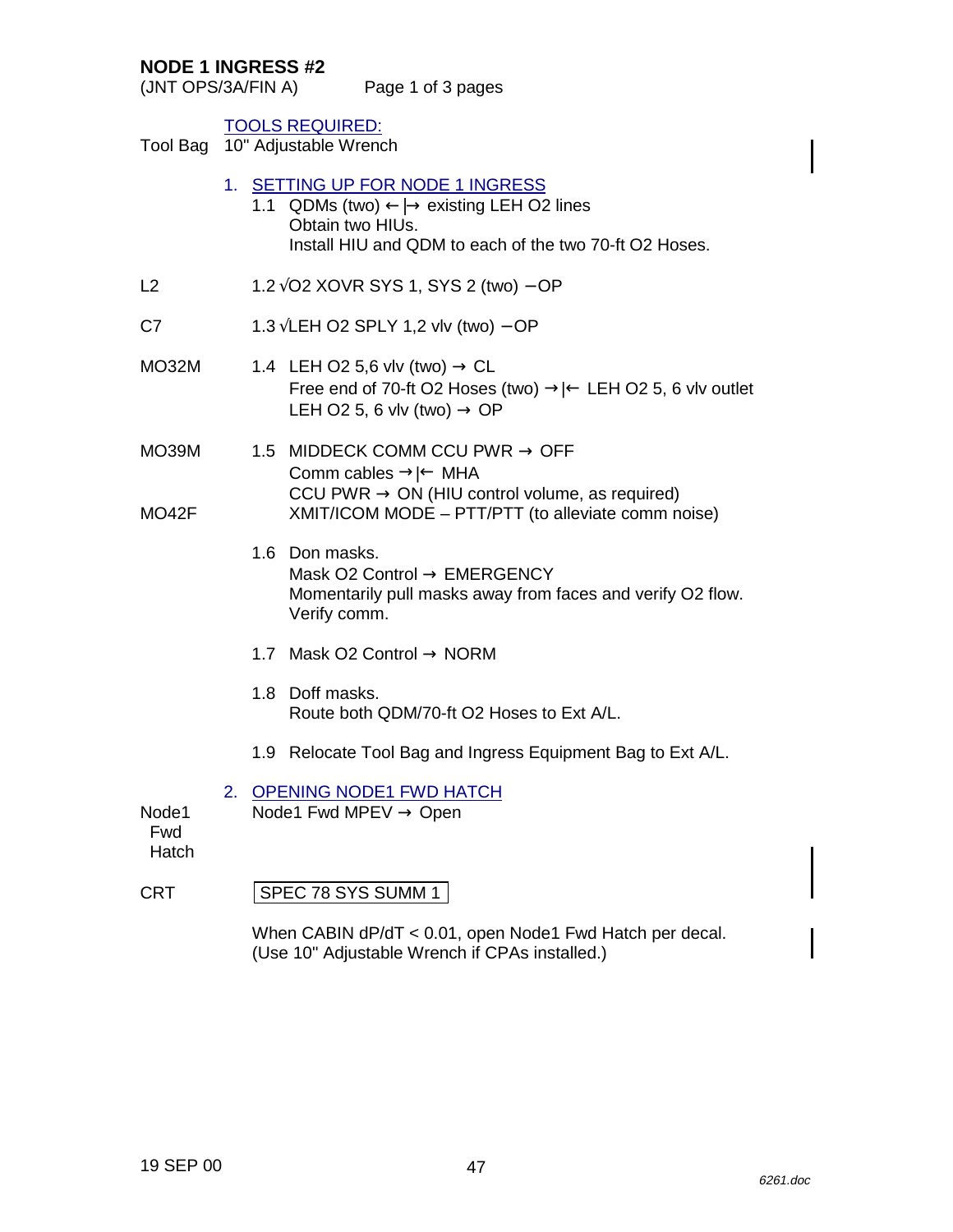## NODE 1 INGRESS #2

(JNT OPS/3A/FIN A)

TOOLS REQUIRED:

Tool Bag 10" Adjustable Wrench

1. SETTING UP FOR NODE 1 INGRESS

   1.1 QDMs (two) ←|→ existing LEH O2 lines
   Obtain two HIUs.
   Install HIU and QDM to each of the two 70-ft O2 Hoses.

L2 1.2 √O2 XOVR SYS 1, SYS 2 (two) – OP

C7 1.3 √LEH O2 SPLY 1,2 vlv (two) – OP

MO32M 1.4 LEH O2 5,6 vlv (two) → CL
Free end of 70-ft O2 Hoses (two) →|← LEH O2 5, 6 vlv outlet
LEH O2 5, 6 vlv (two) → OP

MO39M 1.5 MIDDECK COMM CCU PWR → OFF
Comm cables →|← MHA
CCU PWR → ON (HIU control volume, as required)

MO42F XMIT/ICOM MODE – PTT/PTT (to alleviate comm noise)

1.6 Don masks.
Mask O2 Control → EMERGENCY
Momentarily pull masks away from faces and verify O2 flow.
Verify comm.

1.7 Mask O2 Control → NORM

1.8 Doff masks.
Route both QDM/70-ft O2 Hoses to Ext A/L.

1.9 Relocate Tool Bag and Ingress Equipment Bag to Ext A/L.

2. OPENING NODE1 FWD HATCH

Node1 Fwd Hatch: Node1 Fwd MPEV → Open

CRT: SPEC 78 SYS SUMM 1

When CABIN dP/dT < 0.01, open Node1 Fwd Hatch per decal.
(Use 10" Adjustable Wrench if CPAs installed.)

19 SEP 00

6261.doc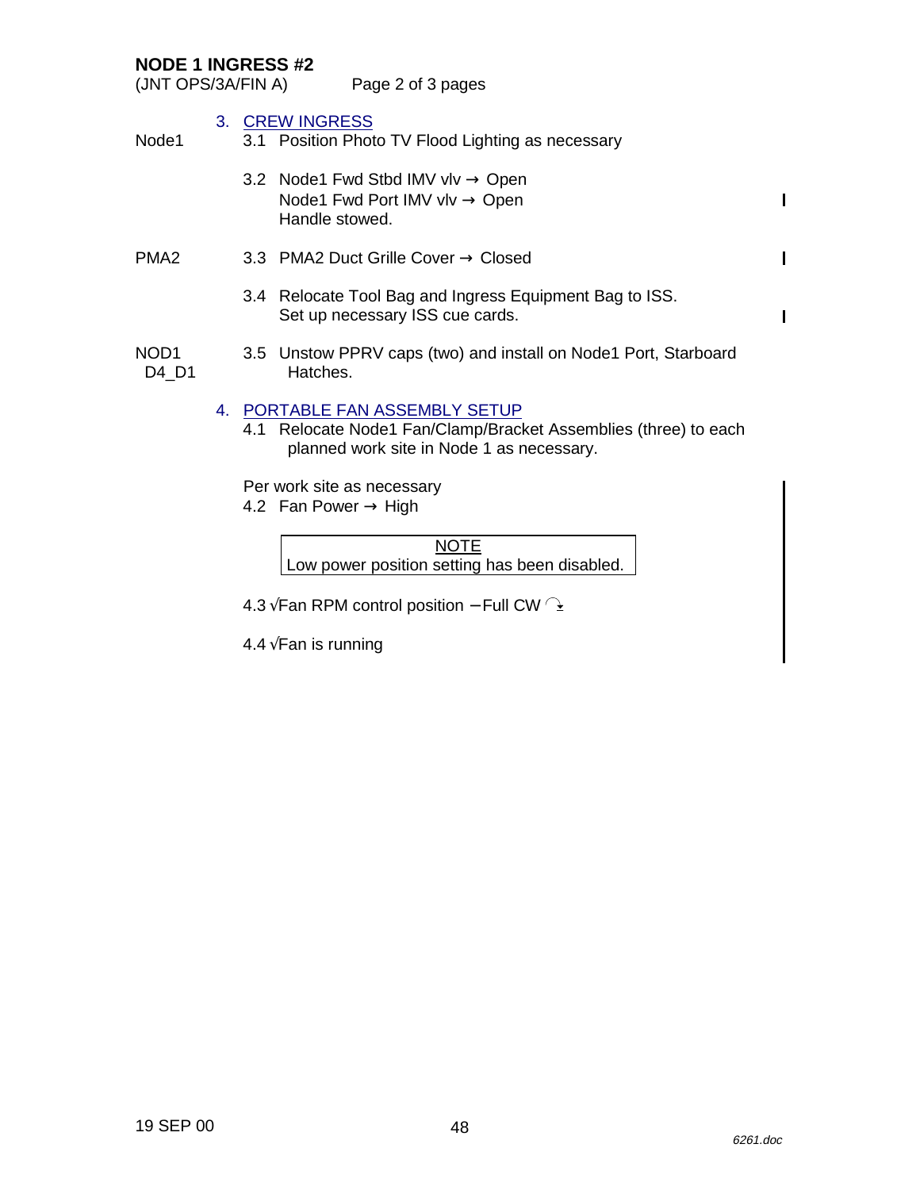**NODE 1 INGRESS #2**
(JNT OPS/3A/FIN A)

3. CREW INGRESS

Node1

3.1 Position Photo TV Flood Lighting as necessary

3.2 Node1 Fwd Stbd IMV vlv → Open
Node1 Fwd Port IMV vlv → Open
Handle stowed.

PMA2

3.3 PMA2 Duct Grille Cover → Closed

3.4 Relocate Tool Bag and Ingress Equipment Bag to ISS.
Set up necessary ISS cue cards.

NOD1
D4_D1

3.5 Unstow PPRV caps (two) and install on Node1 Port, Starboard Hatches.

4. PORTABLE FAN ASSEMBLY SETUP

4.1 Relocate Node1 Fan/Clamp/Bracket Assemblies (three) to each planned work site in Node 1 as necessary.

Per work site as necessary

4.2 Fan Power → High

| NOTE |
| --- |
| Low power position setting has been disabled. |

4.3 √Fan RPM control position – Full CW

4.4 √Fan is running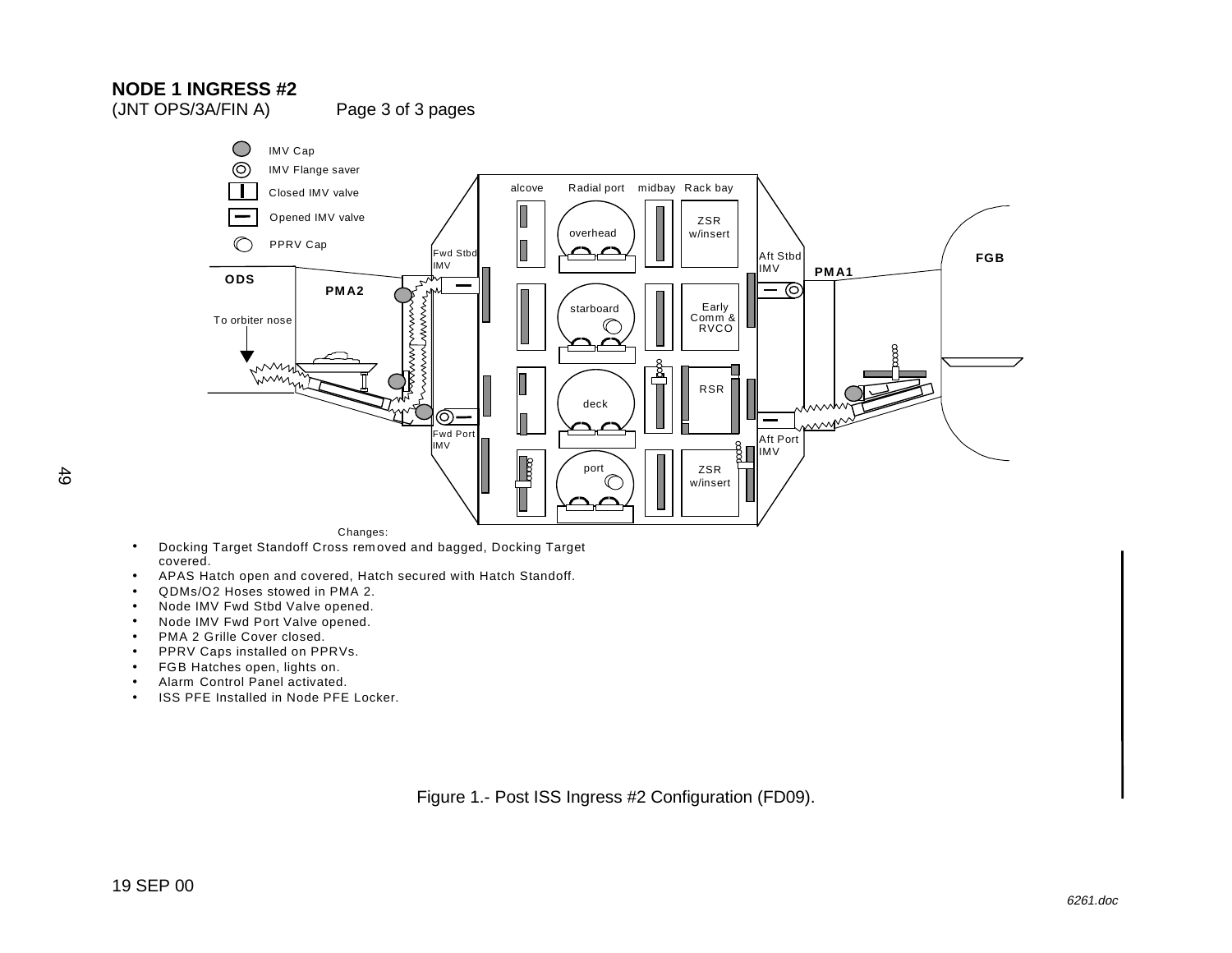**NODE 1 INGRESS #2**
(JNT OPS/3A/FIN A) Page 3 of 3 pages

IMV Cap
IMV Flange saver
Closed IMV valve
Opened IMV valve
PPRV Cap

alcove Radial port midbay Rack bay

overhead ZSR w/insert
starboard Early Comm & RVCO
deck RSR
port ZSR w/insert

ODS
To orbiter nose
PMA2
Fwd Stbd IMV
Fwd Port IMV
Aft Stbd IMV
Aft Port IMV
PMA1
FGB

Changes:

- Docking Target Standoff Cross removed and bagged, Docking Target covered.
- APAS Hatch open and covered, Hatch secured with Hatch Standoff.
- QDMs/O2 Hoses stowed in PMA 2.
- Node IMV Fwd Stbd Valve opened.
- Node IMV Fwd Port Valve opened.
- PMA 2 Grille Cover closed.
- PPRV Caps installed on PPRVs.
- FGB Hatches open, lights on.
- Alarm Control Panel activated.
- ISS PFE Installed in Node PFE Locker.

Figure 1.- Post ISS Ingress #2 Configuration (FD09).

19 SEP 00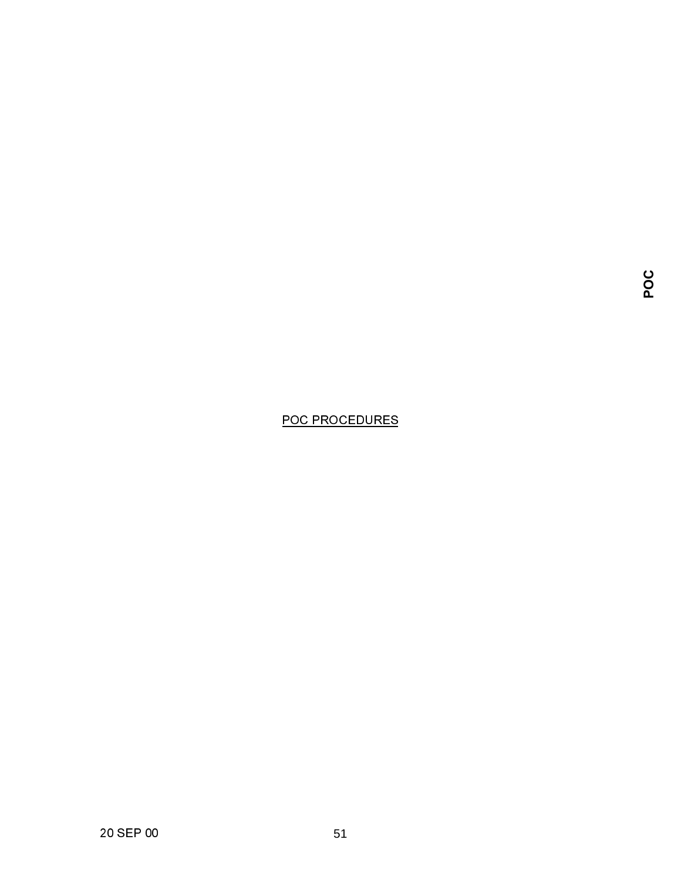POC

POC PROCEDURES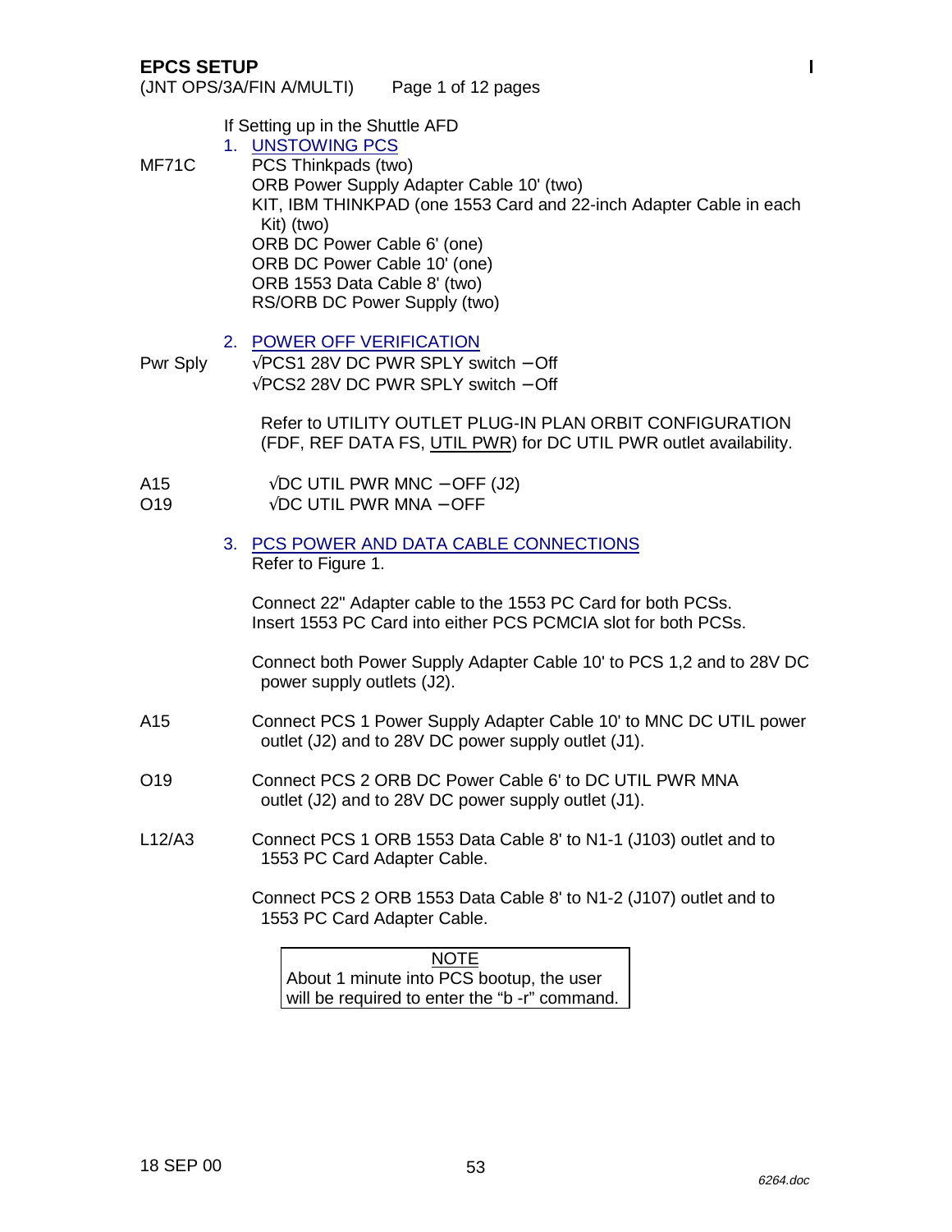**EPCS SETUP**
(JNT OPS/3A/FIN A/MULTI) Page 1 of 12 pages

If Setting up in the Shuttle AFD

1. UNSTOWING PCS

MF71C
PCS Thinkpads (two)
ORB Power Supply Adapter Cable 10' (two)
KIT, IBM THINKPAD (one 1553 Card and 22-inch Adapter Cable in each Kit) (two)
ORB DC Power Cable 6' (one)
ORB DC Power Cable 10' (one)
ORB 1553 Data Cable 8' (two)
RS/ORB DC Power Supply (two)

2. POWER OFF VERIFICATION

Pwr Sply
√PCS1 28V DC PWR SPLY switch – Off
√PCS2 28V DC PWR SPLY switch – Off

Refer to UTILITY OUTLET PLUG-IN PLAN ORBIT CONFIGURATION (FDF, REF DATA FS, UTIL PWR) for DC UTIL PWR outlet availability.

A15 √DC UTIL PWR MNC – OFF (J2)
O19 √DC UTIL PWR MNA – OFF

3. PCS POWER AND DATA CABLE CONNECTIONS

Refer to Figure 1.

Connect 22" Adapter cable to the 1553 PC Card for both PCSs.
Insert 1553 PC Card into either PCS PCMCIA slot for both PCSs.

Connect both Power Supply Adapter Cable 10' to PCS 1,2 and to 28V DC power supply outlets (J2).

A15 Connect PCS 1 Power Supply Adapter Cable 10' to MNC DC UTIL power outlet (J2) and to 28V DC power supply outlet (J1).

O19 Connect PCS 2 ORB DC Power Cable 6' to DC UTIL PWR MNA outlet (J2) and to 28V DC power supply outlet (J1).

L12/A3 Connect PCS 1 ORB 1553 Data Cable 8' to N1-1 (J103) outlet and to 1553 PC Card Adapter Cable.

Connect PCS 2 ORB 1553 Data Cable 8' to N1-2 (J107) outlet and to 1553 PC Card Adapter Cable.

> **NOTE**
> About 1 minute into PCS bootup, the user will be required to enter the "b -r" command.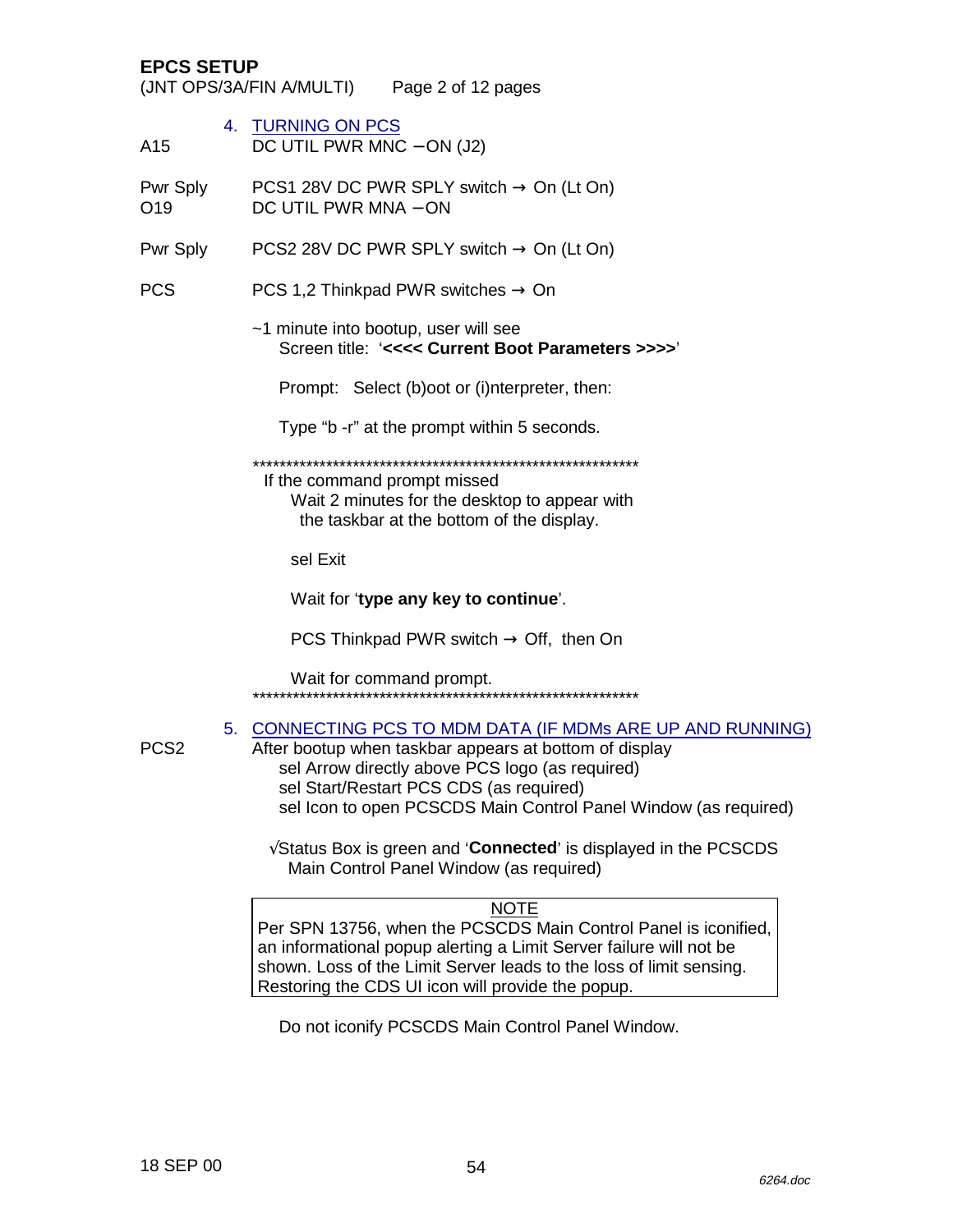**EPCS SETUP**
(JNT OPS/3A/FIN A/MULTI) Page 2 of 12 pages

4. TURNING ON PCS

A15 DC UTIL PWR MNC – ON (J2)

Pwr Sply PCS1 28V DC PWR SPLY switch → On (Lt On)
O19 DC UTIL PWR MNA – ON

Pwr Sply PCS2 28V DC PWR SPLY switch → On (Lt On)

PCS PCS 1,2 Thinkpad PWR switches → On

~1 minute into bootup, user will see
Screen title: '**<<<< Current Boot Parameters >>>>**'

Prompt: Select (b)oot or (i)nterpreter, then:

Type "b -r" at the prompt within 5 seconds.

**************************************************************
If the command prompt missed
Wait 2 minutes for the desktop to appear with the taskbar at the bottom of the display.

sel Exit

Wait for '**type any key to continue**'.

PCS Thinkpad PWR switch → Off, then On

Wait for command prompt.
**************************************************************

5. CONNECTING PCS TO MDM DATA (IF MDMs ARE UP AND RUNNING)

PCS2 After bootup when taskbar appears at bottom of display
sel Arrow directly above PCS logo (as required)
sel Start/Restart PCS CDS (as required)
sel Icon to open PCSCDS Main Control Panel Window (as required)

√Status Box is green and '**Connected**' is displayed in the PCSCDS Main Control Panel Window (as required)

> NOTE
> Per SPN 13756, when the PCSCDS Main Control Panel is iconified, an informational popup alerting a Limit Server failure will not be shown. Loss of the Limit Server leads to the loss of limit sensing. Restoring the CDS UI icon will provide the popup.

Do not iconify PCSCDS Main Control Panel Window.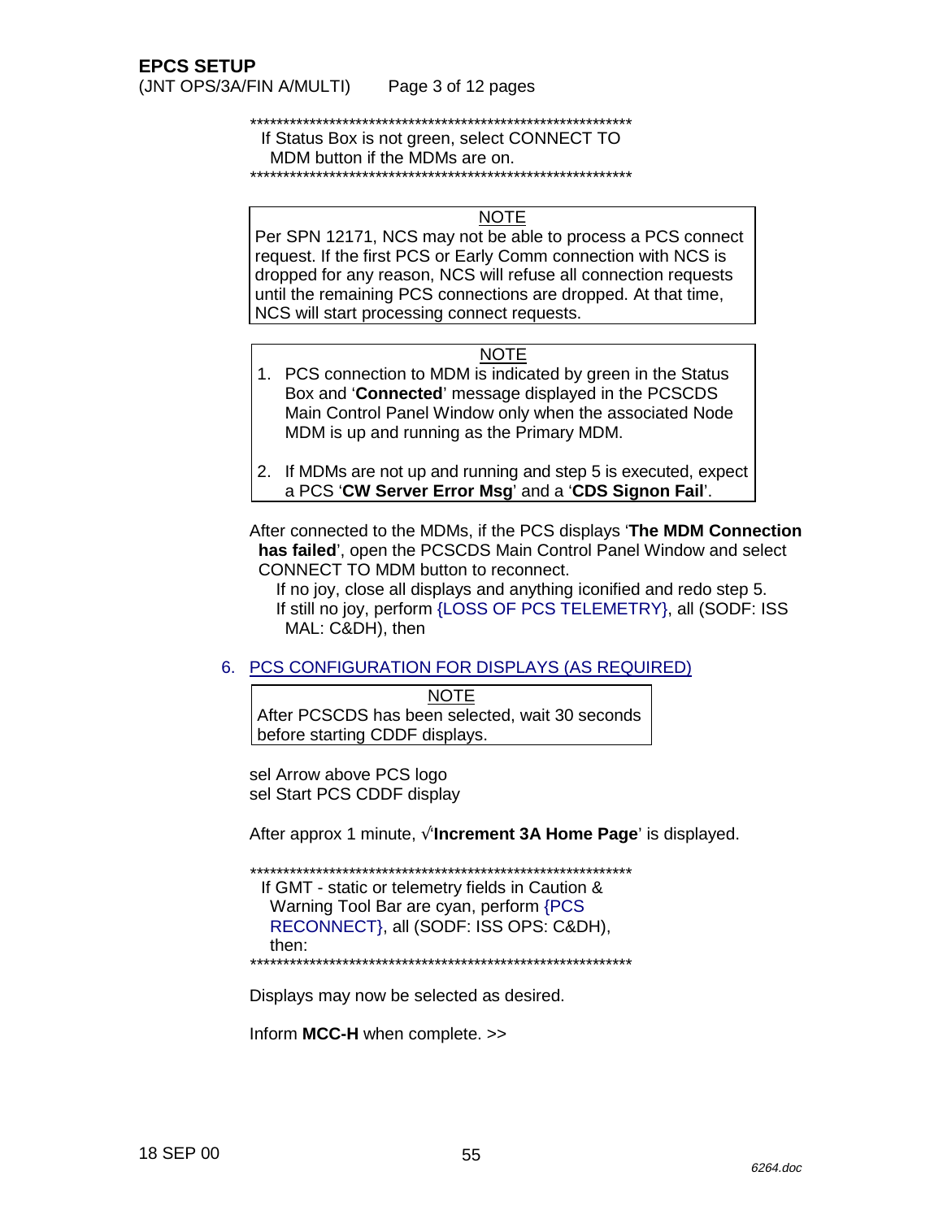************************************************************
If Status Box is not green, select CONNECT TO MDM button if the MDMs are on.
************************************************************

> **NOTE**
>
> Per SPN 12171, NCS may not be able to process a PCS connect request. If the first PCS or Early Comm connection with NCS is dropped for any reason, NCS will refuse all connection requests until the remaining PCS connections are dropped. At that time, NCS will start processing connect requests.

> **NOTE**
>
> 1. PCS connection to MDM is indicated by green in the Status Box and '**Connected**' message displayed in the PCSCDS Main Control Panel Window only when the associated Node MDM is up and running as the Primary MDM.
> 2. If MDMs are not up and running and step 5 is executed, expect a PCS '**CW Server Error Msg**' and a '**CDS Signon Fail**'.

After connected to the MDMs, if the PCS displays '**The MDM Connection has failed**', open the PCSCDS Main Control Panel Window and select CONNECT TO MDM button to reconnect.

If no joy, close all displays and anything iconified and redo step 5.

If still no joy, perform {LOSS OF PCS TELEMETRY}, all (SODF: ISS MAL: C&DH), then

6. PCS CONFIGURATION FOR DISPLAYS (AS REQUIRED)

> **NOTE**
>
> After PCSCDS has been selected, wait 30 seconds before starting CDDF displays.

sel Arrow above PCS logo

sel Start PCS CDDF display

After approx 1 minute, √'**Increment 3A Home Page**' is displayed.

************************************************************
If GMT - static or telemetry fields in Caution & Warning Tool Bar are cyan, perform {PCS RECONNECT}, all (SODF: ISS OPS: C&DH), then:
************************************************************

Displays may now be selected as desired.

Inform **MCC-H** when complete. >>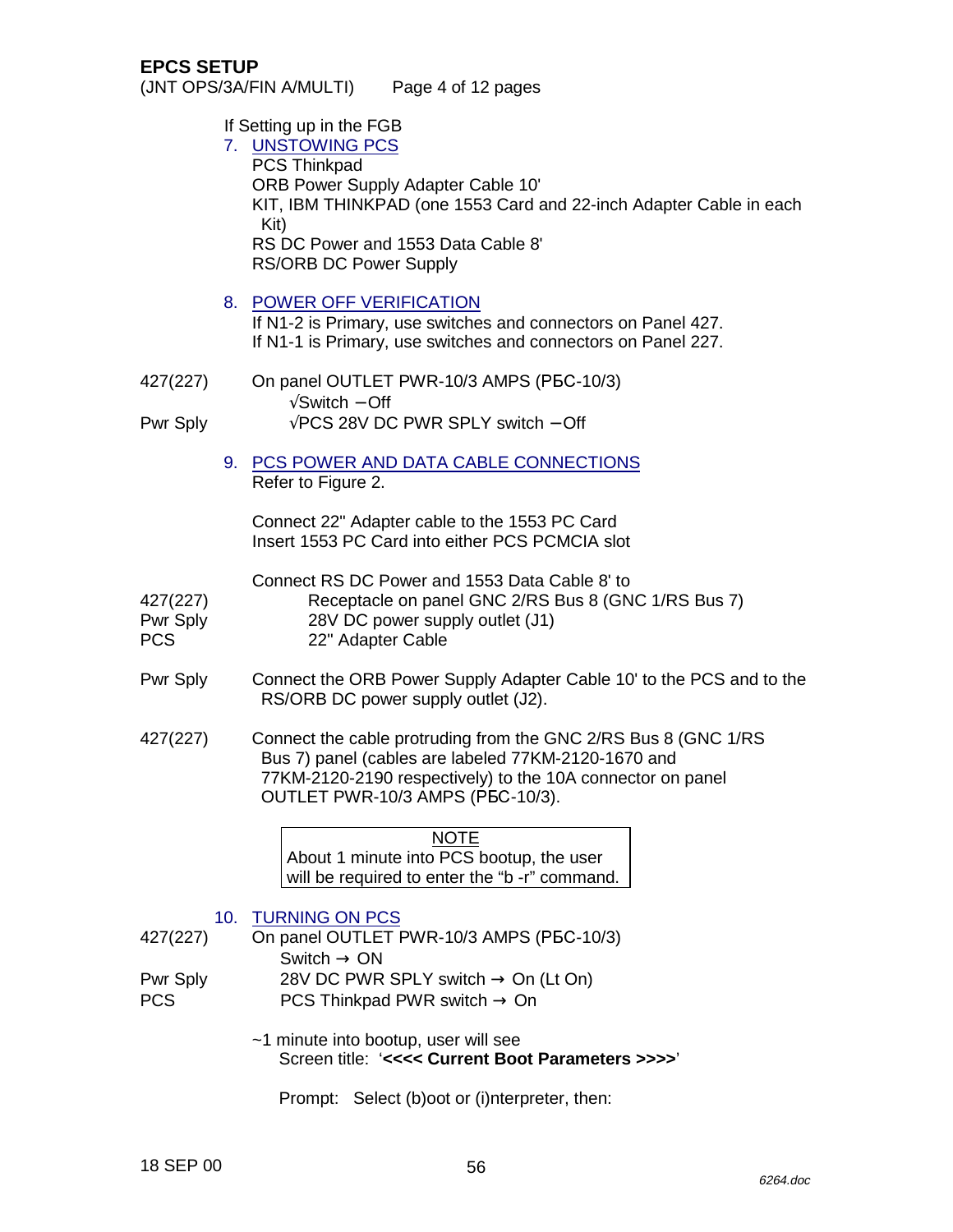## EPCS SETUP

If Setting up in the FGB

7. UNSTOWING PCS
   PCS Thinkpad
   ORB Power Supply Adapter Cable 10'
   KIT, IBM THINKPAD (one 1553 Card and 22-inch Adapter Cable in each Kit)
   RS DC Power and 1553 Data Cable 8'
   RS/ORB DC Power Supply

8. POWER OFF VERIFICATION
   If N1-2 is Primary, use switches and connectors on Panel 427.
   If N1-1 is Primary, use switches and connectors on Panel 227.

427(227) On panel OUTLET PWR-10/3 AMPS (РБС-10/3)
  √Switch – Off

Pwr Sply  √PCS 28V DC PWR SPLY switch – Off

9. PCS POWER AND DATA CABLE CONNECTIONS
   Refer to Figure 2.

   Connect 22" Adapter cable to the 1553 PC Card
   Insert 1553 PC Card into either PCS PCMCIA slot

   Connect RS DC Power and 1553 Data Cable 8' to

427(227)  Receptacle on panel GNC 2/RS Bus 8 (GNC 1/RS Bus 7)
Pwr Sply  28V DC power supply outlet (J1)
PCS  22" Adapter Cable

Pwr Sply  Connect the ORB Power Supply Adapter Cable 10' to the PCS and to the RS/ORB DC power supply outlet (J2).

427(227)  Connect the cable protruding from the GNC 2/RS Bus 8 (GNC 1/RS Bus 7) panel (cables are labeled 77KM-2120-1670 and 77KM-2120-2190 respectively) to the 10A connector on panel OUTLET PWR-10/3 AMPS (РБС-10/3).

> NOTE
> About 1 minute into PCS bootup, the user will be required to enter the “b -r” command.

10. TURNING ON PCS

427(227) On panel OUTLET PWR-10/3 AMPS (РБС-10/3)
  Switch → ON
Pwr Sply  28V DC PWR SPLY switch → On (Lt On)
PCS  PCS Thinkpad PWR switch → On

~1 minute into bootup, user will see
  Screen title: ‘**<<<< Current Boot Parameters >>>>**’

  Prompt: Select (b)oot or (i)nterpreter, then: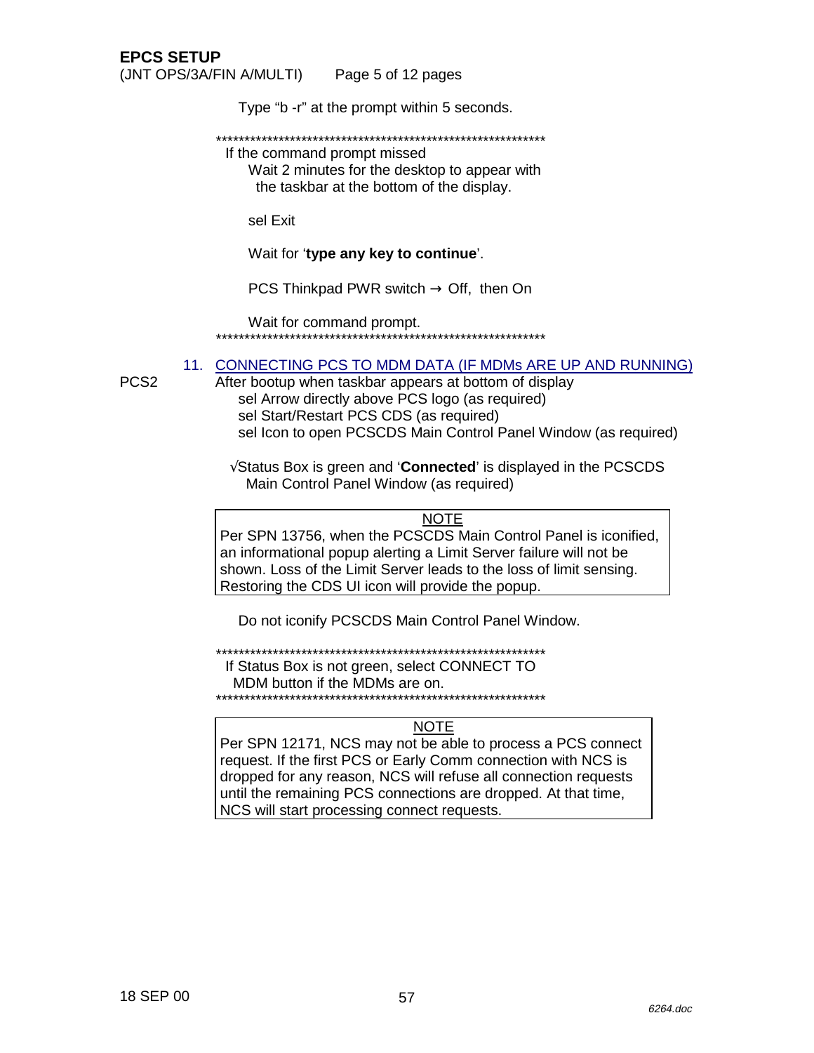Type “b -r” at the prompt within 5 seconds.

************************************************************

If the command prompt missed

Wait 2 minutes for the desktop to appear with the taskbar at the bottom of the display.

sel Exit

Wait for ‘**type any key to continue**’.

PCS Thinkpad PWR switch → Off, then On

Wait for command prompt.

************************************************************

11. CONNECTING PCS TO MDM DATA (IF MDMs ARE UP AND RUNNING)

PCS2

After bootup when taskbar appears at bottom of display

sel Arrow directly above PCS logo (as required)

sel Start/Restart PCS CDS (as required)

sel Icon to open PCSCDS Main Control Panel Window (as required)

√Status Box is green and ‘**Connected**’ is displayed in the PCSCDS Main Control Panel Window (as required)

> NOTE
>
> Per SPN 13756, when the PCSCDS Main Control Panel is iconified, an informational popup alerting a Limit Server failure will not be shown. Loss of the Limit Server leads to the loss of limit sensing. Restoring the CDS UI icon will provide the popup.

Do not iconify PCSCDS Main Control Panel Window.

************************************************************

If Status Box is not green, select CONNECT TO MDM button if the MDMs are on.

************************************************************

> NOTE
>
> Per SPN 12171, NCS may not be able to process a PCS connect request. If the first PCS or Early Comm connection with NCS is dropped for any reason, NCS will refuse all connection requests until the remaining PCS connections are dropped. At that time, NCS will start processing connect requests.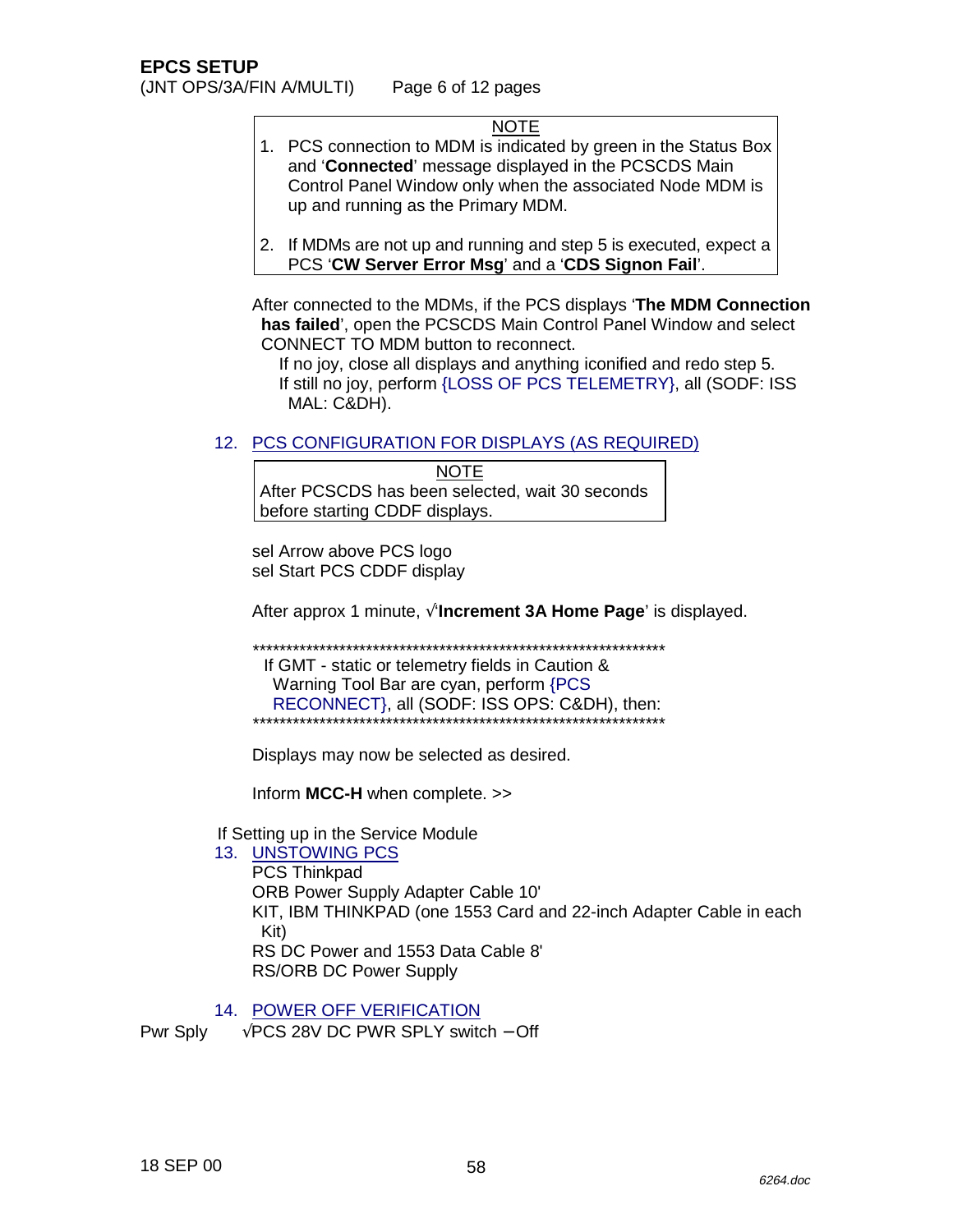NOTE

1. PCS connection to MDM is indicated by green in the Status Box and '**Connected**' message displayed in the PCSCDS Main Control Panel Window only when the associated Node MDM is up and running as the Primary MDM.

2. If MDMs are not up and running and step 5 is executed, expect a PCS '**CW Server Error Msg**' and a '**CDS Signon Fail**'.

After connected to the MDMs, if the PCS displays '**The MDM Connection has failed**', open the PCSCDS Main Control Panel Window and select CONNECT TO MDM button to reconnect.

If no joy, close all displays and anything iconified and redo step 5.

If still no joy, perform {LOSS OF PCS TELEMETRY}, all (SODF: ISS MAL: C&DH).

## 12. PCS CONFIGURATION FOR DISPLAYS (AS REQUIRED)

NOTE

After PCSCDS has been selected, wait 30 seconds before starting CDDF displays.

sel Arrow above PCS logo
sel Start PCS CDDF display

After approx 1 minute, √'**Increment 3A Home Page**' is displayed.

*****************************************************************

If GMT - static or telemetry fields in Caution & Warning Tool Bar are cyan, perform {PCS RECONNECT}, all (SODF: ISS OPS: C&DH), then:

*****************************************************************

Displays may now be selected as desired.

Inform **MCC-H** when complete. >>

If Setting up in the Service Module

## 13. UNSTOWING PCS

PCS Thinkpad
ORB Power Supply Adapter Cable 10'
KIT, IBM THINKPAD (one 1553 Card and 22-inch Adapter Cable in each Kit)
RS DC Power and 1553 Data Cable 8'
RS/ORB DC Power Supply

## 14. POWER OFF VERIFICATION

Pwr Sply √PCS 28V DC PWR SPLY switch – Off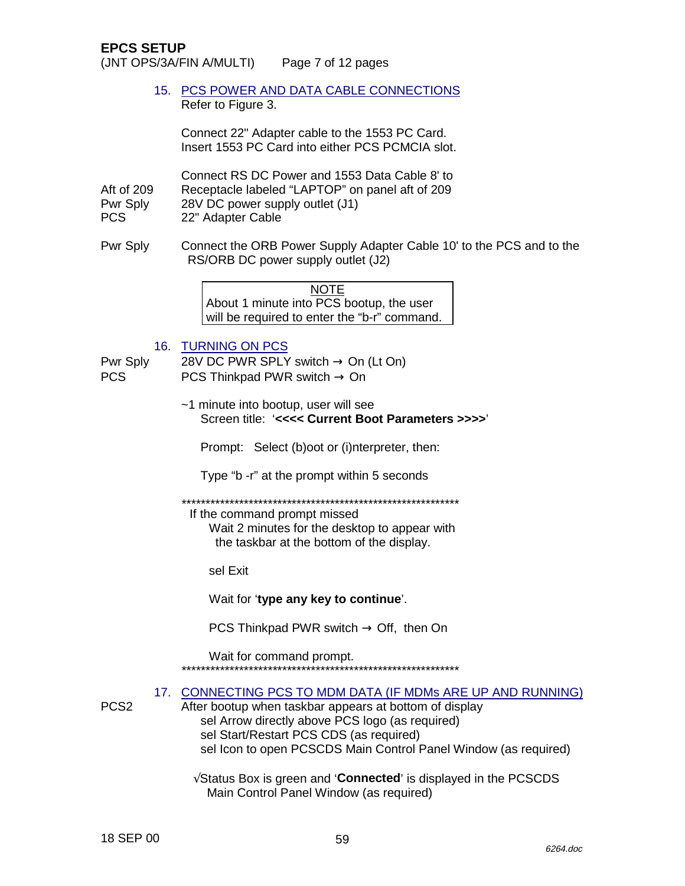**EPCS SETUP**
(JNT OPS/3A/FIN A/MULTI)

### 15. PCS POWER AND DATA CABLE CONNECTIONS

Refer to Figure 3.

Connect 22" Adapter cable to the 1553 PC Card.
Insert 1553 PC Card into either PCS PCMCIA slot.

Connect RS DC Power and 1553 Data Cable 8' to

| | |
|---|---|
| Aft of 209 | Receptacle labeled "LAPTOP" on panel aft of 209 |
| Pwr Sply | 28V DC power supply outlet (J1) |
| PCS | 22" Adapter Cable |

Pwr Sply — Connect the ORB Power Supply Adapter Cable 10' to the PCS and to the RS/ORB DC power supply outlet (J2)

> NOTE
> About 1 minute into PCS bootup, the user will be required to enter the "b-r" command.

### 16. TURNING ON PCS

Pwr Sply — 28V DC PWR SPLY switch → On (Lt On)
PCS — PCS Thinkpad PWR switch → On

~1 minute into bootup, user will see
Screen title: '**<<<< Current Boot Parameters >>>>**'

Prompt: Select (b)oot or (i)nterpreter, then:

Type "b -r" at the prompt within 5 seconds

************************************************************

If the command prompt missed
Wait 2 minutes for the desktop to appear with the taskbar at the bottom of the display.

sel Exit

Wait for '**type any key to continue**'.

PCS Thinkpad PWR switch → Off, then On

Wait for command prompt.

************************************************************

### 17. CONNECTING PCS TO MDM DATA (IF MDMs ARE UP AND RUNNING)

PCS2 — After bootup when taskbar appears at bottom of display
sel Arrow directly above PCS logo (as required)
sel Start/Restart PCS CDS (as required)
sel Icon to open PCSCDS Main Control Panel Window (as required)

√Status Box is green and '**Connected**' is displayed in the PCSCDS Main Control Panel Window (as required)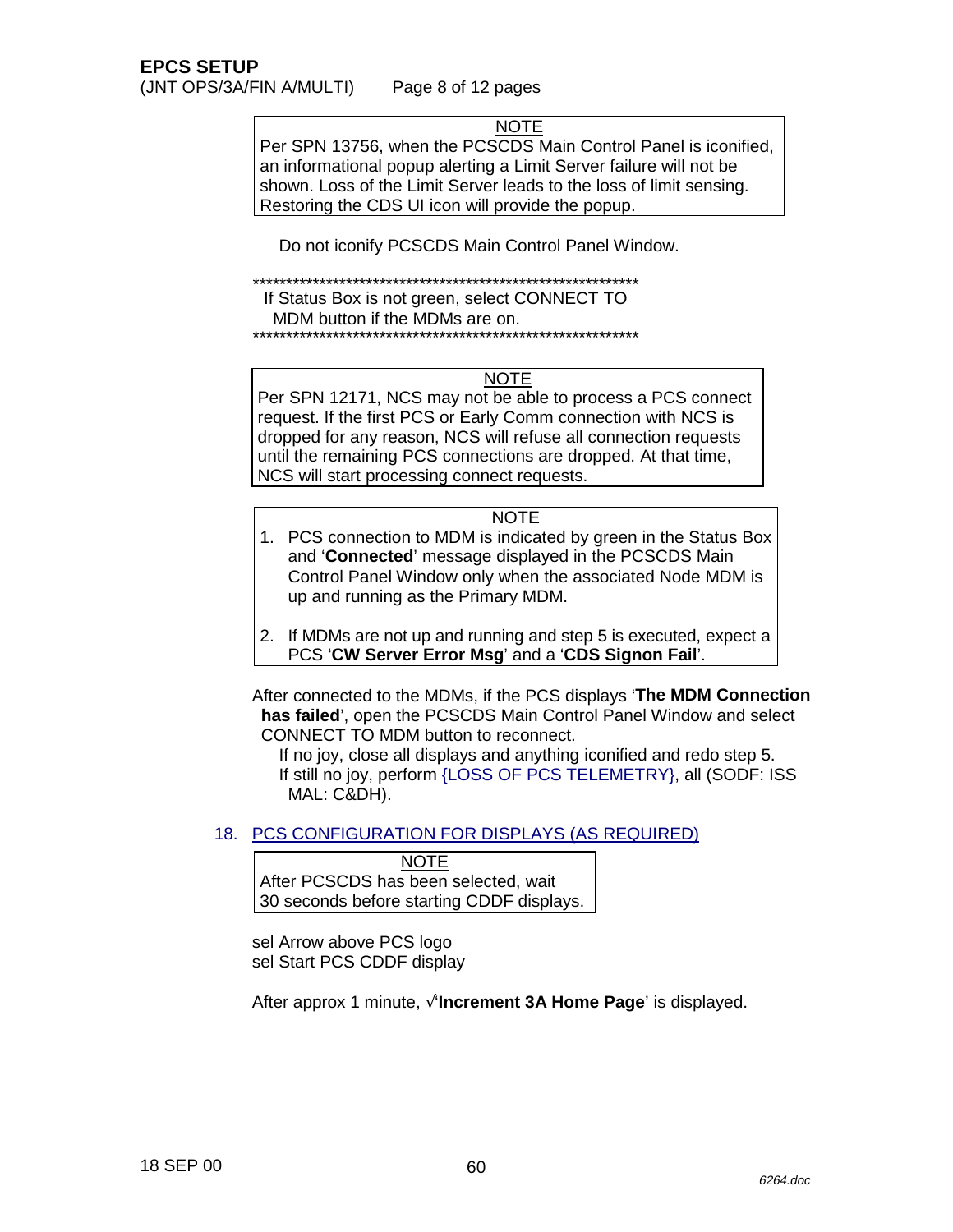NOTE

Per SPN 13756, when the PCSCDS Main Control Panel is iconified, an informational popup alerting a Limit Server failure will not be shown. Loss of the Limit Server leads to the loss of limit sensing. Restoring the CDS UI icon will provide the popup.

Do not iconify PCSCDS Main Control Panel Window.

************************************************************

If Status Box is not green, select CONNECT TO MDM button if the MDMs are on.

************************************************************

NOTE

Per SPN 12171, NCS may not be able to process a PCS connect request. If the first PCS or Early Comm connection with NCS is dropped for any reason, NCS will refuse all connection requests until the remaining PCS connections are dropped. At that time, NCS will start processing connect requests.

NOTE

1. PCS connection to MDM is indicated by green in the Status Box and '**Connected**' message displayed in the PCSCDS Main Control Panel Window only when the associated Node MDM is up and running as the Primary MDM.
2. If MDMs are not up and running and step 5 is executed, expect a PCS '**CW Server Error Msg**' and a '**CDS Signon Fail**'.

After connected to the MDMs, if the PCS displays '**The MDM Connection has failed**', open the PCSCDS Main Control Panel Window and select CONNECT TO MDM button to reconnect.

If no joy, close all displays and anything iconified and redo step 5.

If still no joy, perform {LOSS OF PCS TELEMETRY}, all (SODF: ISS MAL: C&DH).

## 18. PCS CONFIGURATION FOR DISPLAYS (AS REQUIRED)

NOTE

After PCSCDS has been selected, wait 30 seconds before starting CDDF displays.

sel Arrow above PCS logo
sel Start PCS CDDF display

After approx 1 minute, √'**Increment 3A Home Page**' is displayed.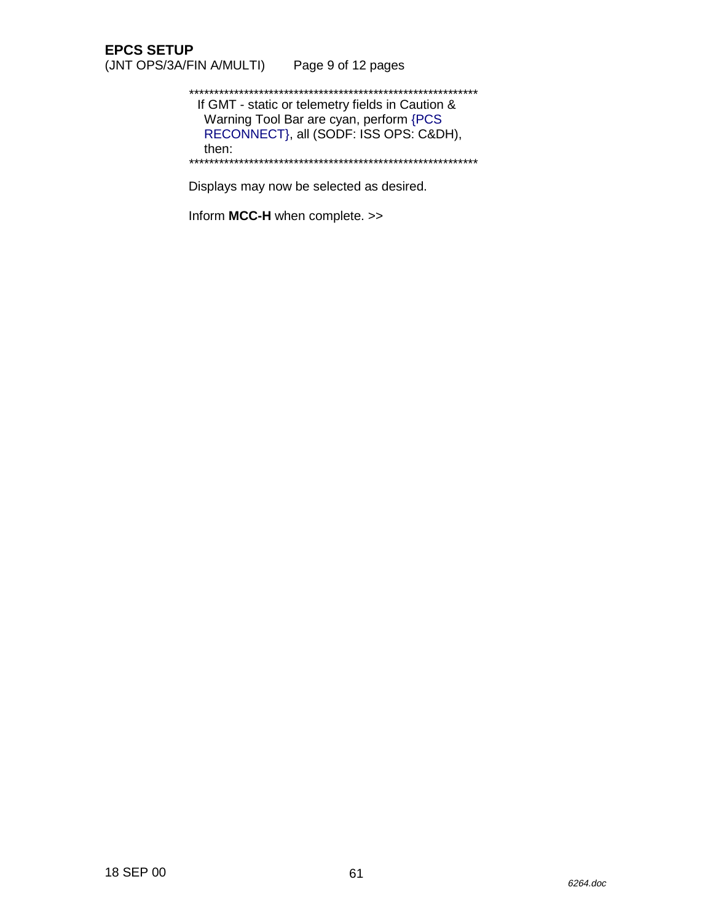***********************************************************

If GMT - static or telemetry fields in Caution & Warning Tool Bar are cyan, perform {PCS RECONNECT}, all (SODF: ISS OPS: C&DH), then:

***********************************************************

Displays may now be selected as desired.

Inform **MCC-H** when complete. >>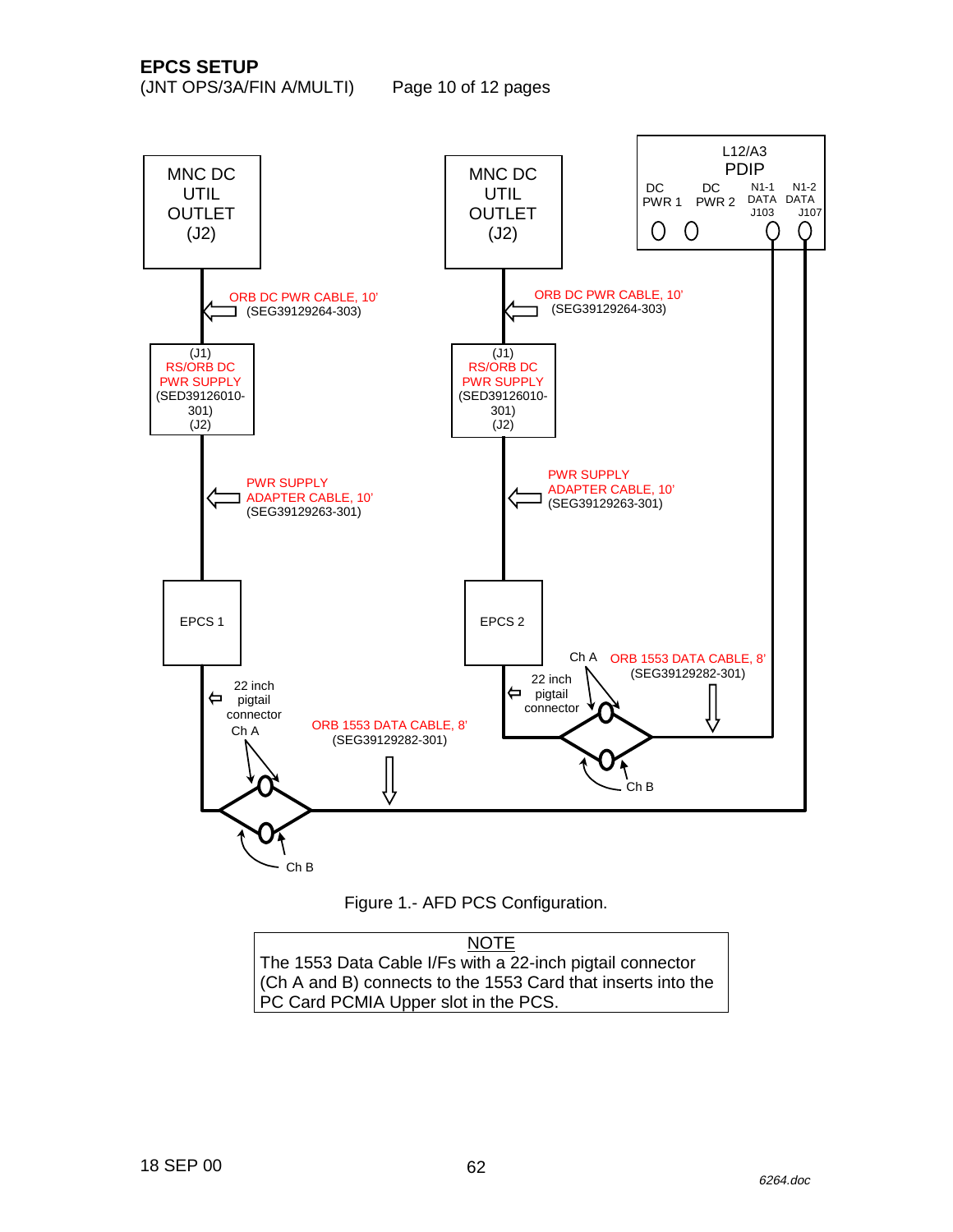## EPCS SETUP

(JNT OPS/3A/FIN A/MULTI)

MNC DC UTIL OUTLET (J2)

ORB DC PWR CABLE, 10'
(SEG39129264-303)

(J1)
RS/ORB DC PWR SUPPLY
(SED39126010-301)
(J2)

PWR SUPPLY ADAPTER CABLE, 10'
(SEG39129263-301)

EPCS 1

22 inch pigtail connector

Ch A

Ch B

ORB 1553 DATA CABLE, 8'
(SEG39129282-301)

MNC DC UTIL OUTLET (J2)

ORB DC PWR CABLE, 10'
(SEG39129264-303)

(J1)
RS/ORB DC PWR SUPPLY
(SED39126010-301)
(J2)

PWR SUPPLY ADAPTER CABLE, 10'
(SEG39129263-301)

EPCS 2

22 inch pigtail connector

Ch A

Ch B

ORB 1553 DATA CABLE, 8'
(SEG39129282-301)

L12/A3
PDIP

DC PWR 1 | DC PWR 2 | N1-1 DATA J103 | N1-2 DATA J107

Figure 1.- AFD PCS Configuration.

NOTE

The 1553 Data Cable I/Fs with a 22-inch pigtail connector (Ch A and B) connects to the 1553 Card that inserts into the PC Card PCMIA Upper slot in the PCS.

18 SEP 00

*6264.doc*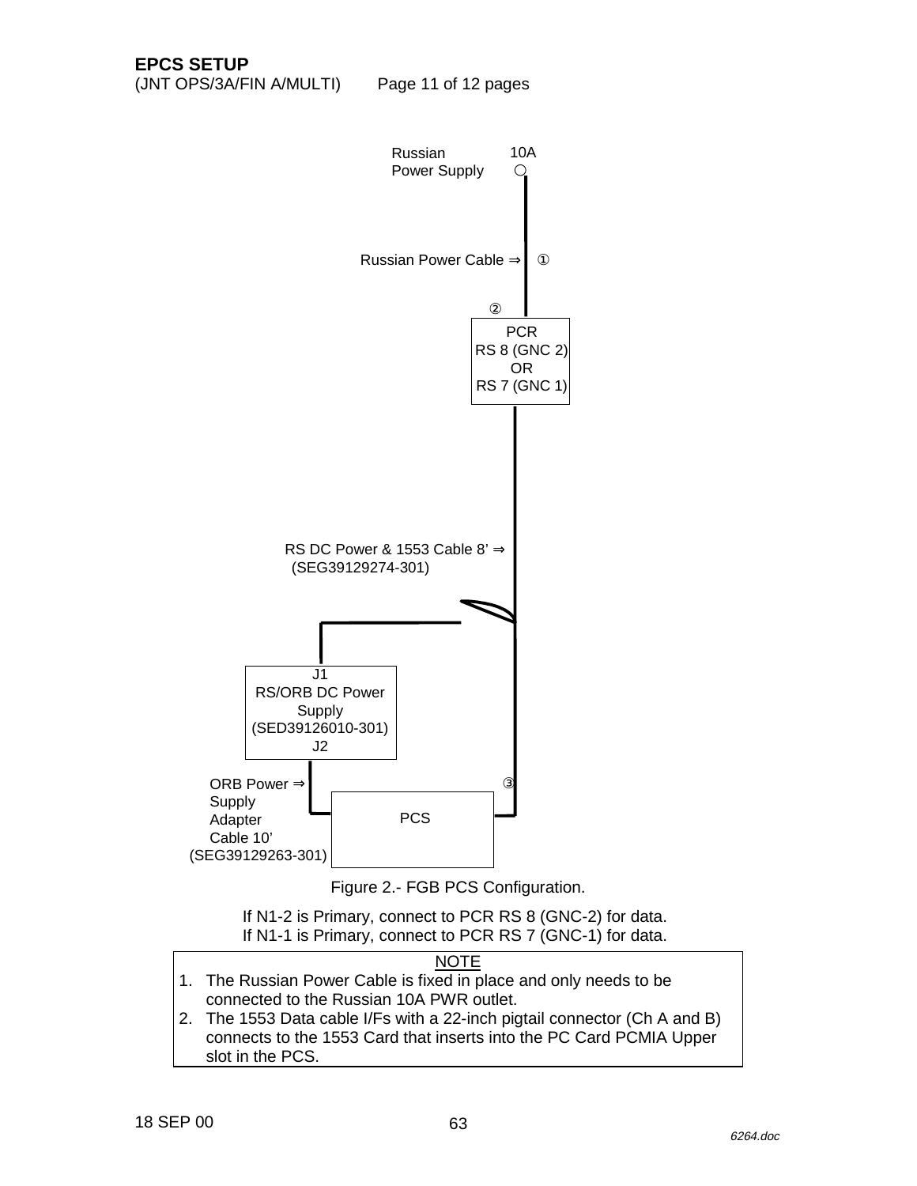**EPCS SETUP**
(JNT OPS/3A/FIN A/MULTI)

Russian Power Supply 10A

Russian Power Cable ⇒ ①

②

PCR
RS 8 (GNC 2)
OR
RS 7 (GNC 1)

RS DC Power & 1553 Cable 8' ⇒
(SEG39129274-301)

J1
RS/ORB DC Power Supply
(SED39126010-301)
J2

ORB Power ⇒
Supply
Adapter
Cable 10'
(SEG39129263-301)

③

PCS

Figure 2.- FGB PCS Configuration.

If N1-2 is Primary, connect to PCR RS 8 (GNC-2) for data.
If N1-1 is Primary, connect to PCR RS 7 (GNC-1) for data.

NOTE

1. The Russian Power Cable is fixed in place and only needs to be connected to the Russian 10A PWR outlet.
2. The 1553 Data cable I/Fs with a 22-inch pigtail connector (Ch A and B) connects to the 1553 Card that inserts into the PC Card PCMIA Upper slot in the PCS.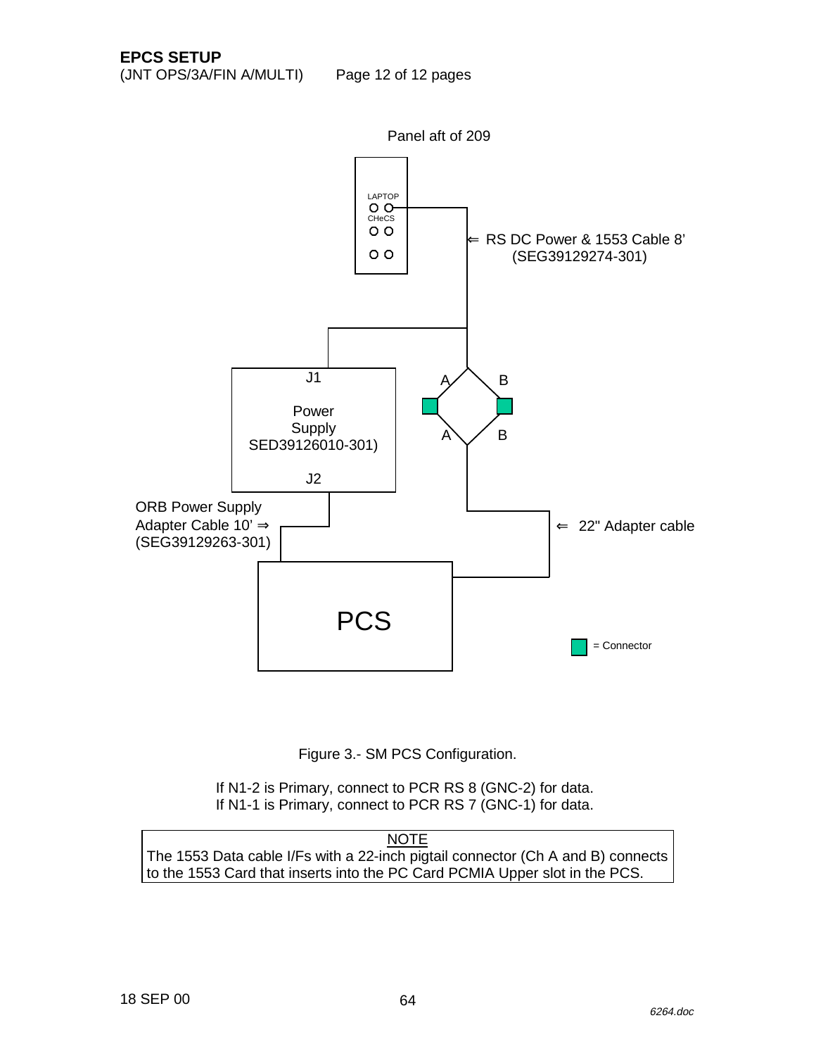Panel aft of 209

LAPTOP

CHeCS

⇐ RS DC Power & 1553 Cable 8’ (SEG39129274-301)

J1

Power Supply SED39126010-301)

J2

A B

A B

ORB Power Supply Adapter Cable 10’ ⇒ (SEG39129263-301)

⇐ 22" Adapter cable

PCS

= Connector

Figure 3.- SM PCS Configuration.

If N1-2 is Primary, connect to PCR RS 8 (GNC-2) for data.
If N1-1 is Primary, connect to PCR RS 7 (GNC-1) for data.

| NOTE |
| --- |
| The 1553 Data cable I/Fs with a 22-inch pigtail connector (Ch A and B) connects to the 1553 Card that inserts into the PC Card PCMIA Upper slot in the PCS. |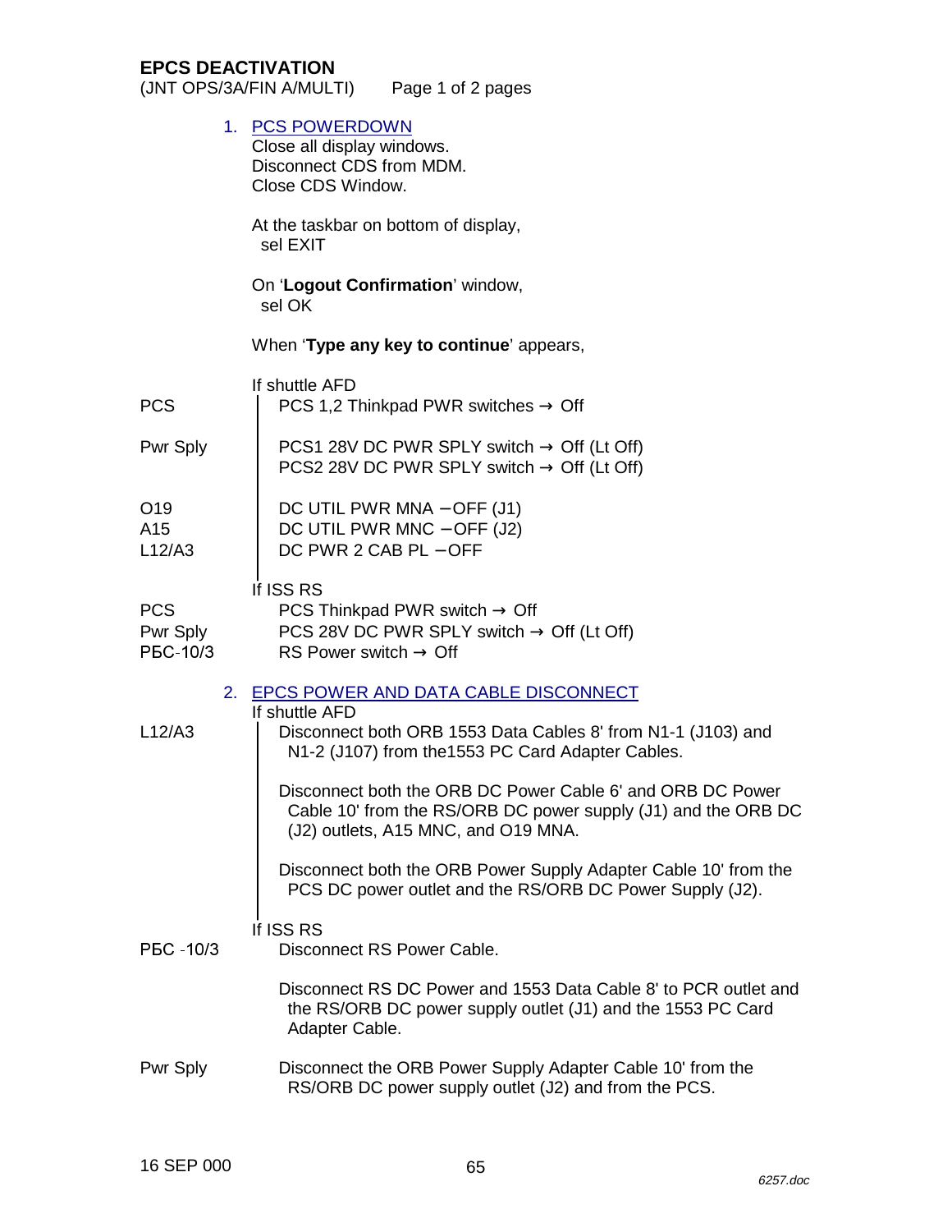# EPCS DEACTIVATION

(JNT OPS/3A/FIN A/MULTI) Page 1 of 2 pages

1. PCS POWERDOWN

Close all display windows.
Disconnect CDS from MDM.
Close CDS Window.

At the taskbar on bottom of display,
sel EXIT

On '**Logout Confirmation**' window,
sel OK

When '**Type any key to continue**' appears,

If shuttle AFD

| | |
|---|---|
| PCS | PCS 1,2 Thinkpad PWR switches → Off |
| Pwr Sply | PCS1 28V DC PWR SPLY switch → Off (Lt Off)<br>PCS2 28V DC PWR SPLY switch → Off (Lt Off) |
| O19 | DC UTIL PWR MNA – OFF (J1) |
| A15 | DC UTIL PWR MNC – OFF (J2) |
| L12/A3 | DC PWR 2 CAB PL – OFF |

If ISS RS

| | |
|---|---|
| PCS | PCS Thinkpad PWR switch → Off |
| Pwr Sply | PCS 28V DC PWR SPLY switch → Off (Lt Off) |
| РБС-10/3 | RS Power switch → Off |

2. EPCS POWER AND DATA CABLE DISCONNECT

If shuttle AFD

L12/A3

Disconnect both ORB 1553 Data Cables 8' from N1-1 (J103) and N1-2 (J107) from the1553 PC Card Adapter Cables.

Disconnect both the ORB DC Power Cable 6' and ORB DC Power Cable 10' from the RS/ORB DC power supply (J1) and the ORB DC (J2) outlets, A15 MNC, and O19 MNA.

Disconnect both the ORB Power Supply Adapter Cable 10' from the PCS DC power outlet and the RS/ORB DC Power Supply (J2).

If ISS RS

РБС -10/3

Disconnect RS Power Cable.

Disconnect RS DC Power and 1553 Data Cable 8' to PCR outlet and the RS/ORB DC power supply outlet (J1) and the 1553 PC Card Adapter Cable.

Pwr Sply

Disconnect the ORB Power Supply Adapter Cable 10' from the RS/ORB DC power supply outlet (J2) and from the PCS.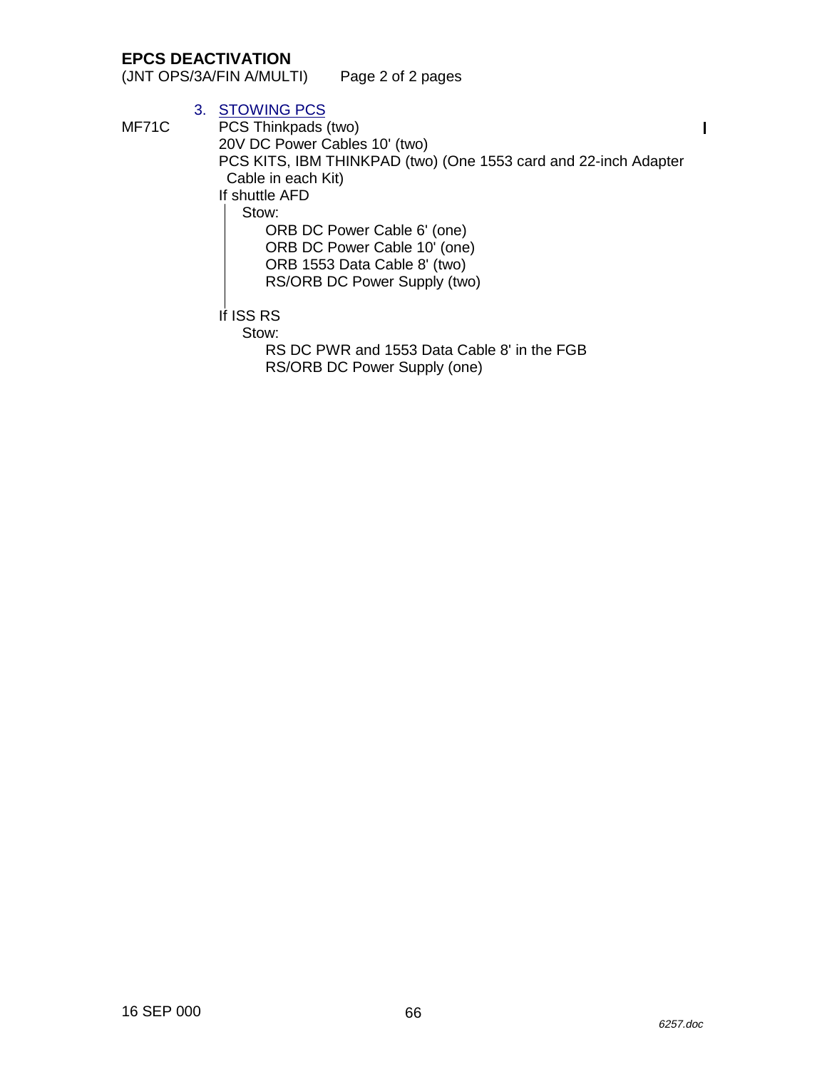## EPCS DEACTIVATION

(JNT OPS/3A/FIN A/MULTI)

3. STOWING PCS

MF71C

PCS Thinkpads (two)
20V DC Power Cables 10' (two)
PCS KITS, IBM THINKPAD (two) (One 1553 card and 22-inch Adapter Cable in each Kit)

If shuttle AFD

- Stow:
  - ORB DC Power Cable 6' (one)
  - ORB DC Power Cable 10' (one)
  - ORB 1553 Data Cable 8' (two)
  - RS/ORB DC Power Supply (two)

If ISS RS

- Stow:
  - RS DC PWR and 1553 Data Cable 8' in the FGB
  - RS/ORB DC Power Supply (one)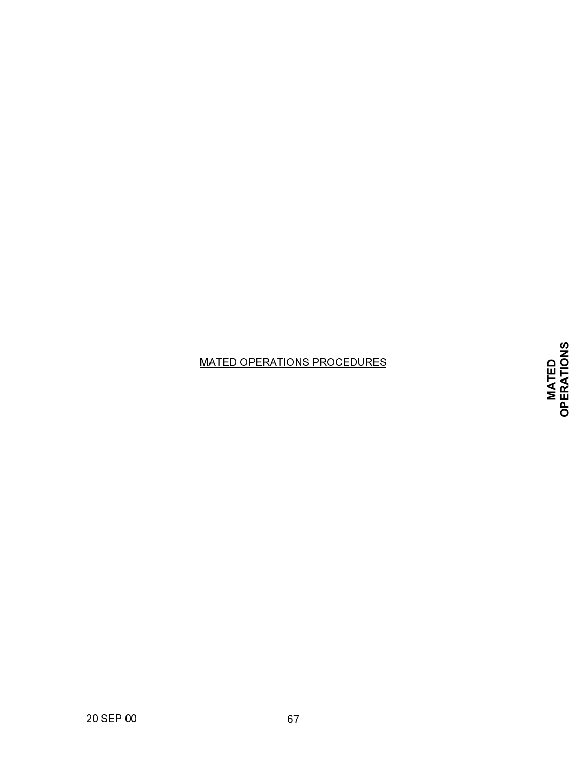MATED OPERATIONS PROCEDURES

**MATED OPERATIONS**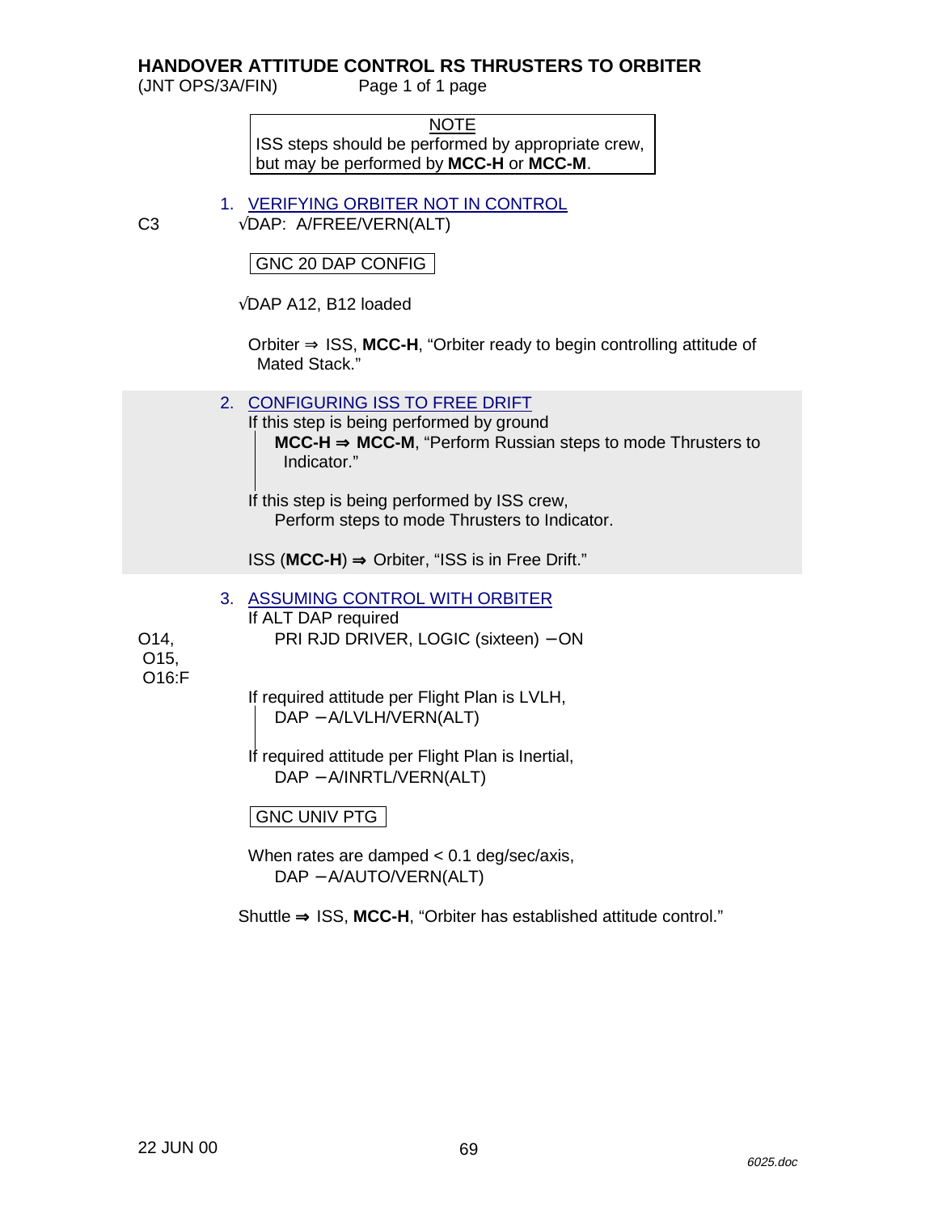# HANDOVER ATTITUDE CONTROL RS THRUSTERS TO ORBITER

(JNT OPS/3A/FIN) Page 1 of 1 page

> NOTE
> ISS steps should be performed by appropriate crew, but may be performed by **MCC-H** or **MCC-M**.

## 1. VERIFYING ORBITER NOT IN CONTROL

C3 √DAP: A/FREE/VERN(ALT)

GNC 20 DAP CONFIG

√DAP A12, B12 loaded

Orbiter ⇒ ISS, **MCC-H**, "Orbiter ready to begin controlling attitude of Mated Stack."

## 2. CONFIGURING ISS TO FREE DRIFT

If this step is being performed by ground
- **MCC-H ⇒ MCC-M**, "Perform Russian steps to mode Thrusters to Indicator."

If this step is being performed by ISS crew,
- Perform steps to mode Thrusters to Indicator.

ISS (**MCC-H**) ⇒ Orbiter, "ISS is in Free Drift."

## 3. ASSUMING CONTROL WITH ORBITER

If ALT DAP required

O14, O15, O16:F PRI RJD DRIVER, LOGIC (sixteen) – ON

If required attitude per Flight Plan is LVLH,
- DAP – A/LVLH/VERN(ALT)

If required attitude per Flight Plan is Inertial,
- DAP – A/INRTL/VERN(ALT)

GNC UNIV PTG

When rates are damped < 0.1 deg/sec/axis,
- DAP – A/AUTO/VERN(ALT)

Shuttle ⇒ ISS, **MCC-H**, "Orbiter has established attitude control."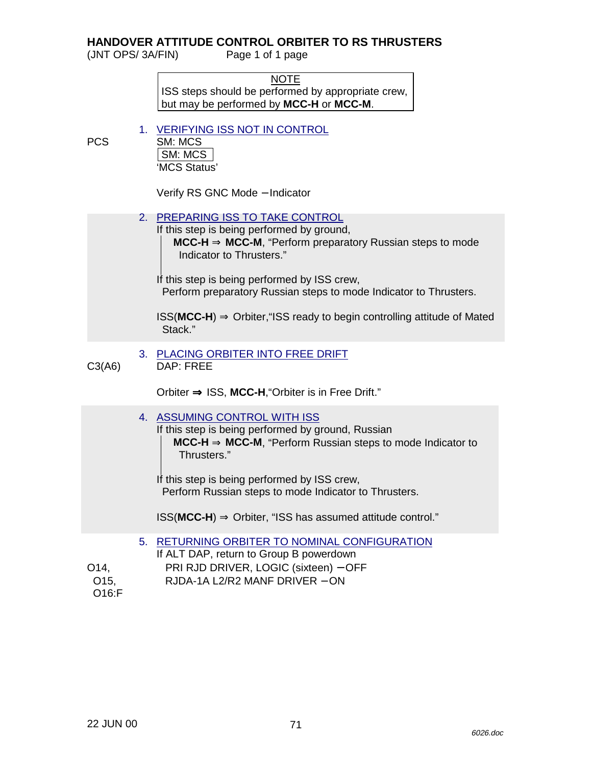# HANDOVER ATTITUDE CONTROL ORBITER TO RS THRUSTERS

(JNT OPS/ 3A/FIN) Page 1 of 1 page

> NOTE
> ISS steps should be performed by appropriate crew, but may be performed by **MCC-H** or **MCC-M**.

1. VERIFYING ISS NOT IN CONTROL

PCS SM: MCS

| SM: MCS |
|---|

'MCS Status'

Verify RS GNC Mode – Indicator

2. PREPARING ISS TO TAKE CONTROL

If this step is being performed by ground,

**MCC-H** ⇒ **MCC-M**, "Perform preparatory Russian steps to mode Indicator to Thrusters."

If this step is being performed by ISS crew,

Perform preparatory Russian steps to mode Indicator to Thrusters.

ISS(**MCC-H**) ⇒ Orbiter,"ISS ready to begin controlling attitude of Mated Stack."

3. PLACING ORBITER INTO FREE DRIFT

C3(A6) DAP: FREE

Orbiter ⇒ ISS, **MCC-H**,"Orbiter is in Free Drift."

4. ASSUMING CONTROL WITH ISS

If this step is being performed by ground, Russian

**MCC-H** ⇒ **MCC-M**, "Perform Russian steps to mode Indicator to Thrusters."

If this step is being performed by ISS crew,

Perform Russian steps to mode Indicator to Thrusters.

ISS(**MCC-H**) ⇒ Orbiter, "ISS has assumed attitude control."

5. RETURNING ORBITER TO NOMINAL CONFIGURATION

If ALT DAP, return to Group B powerdown

O14, O15, O16:F PRI RJD DRIVER, LOGIC (sixteen) – OFF

RJDA-1A L2/R2 MANF DRIVER – ON

22 JUN 00

6026.doc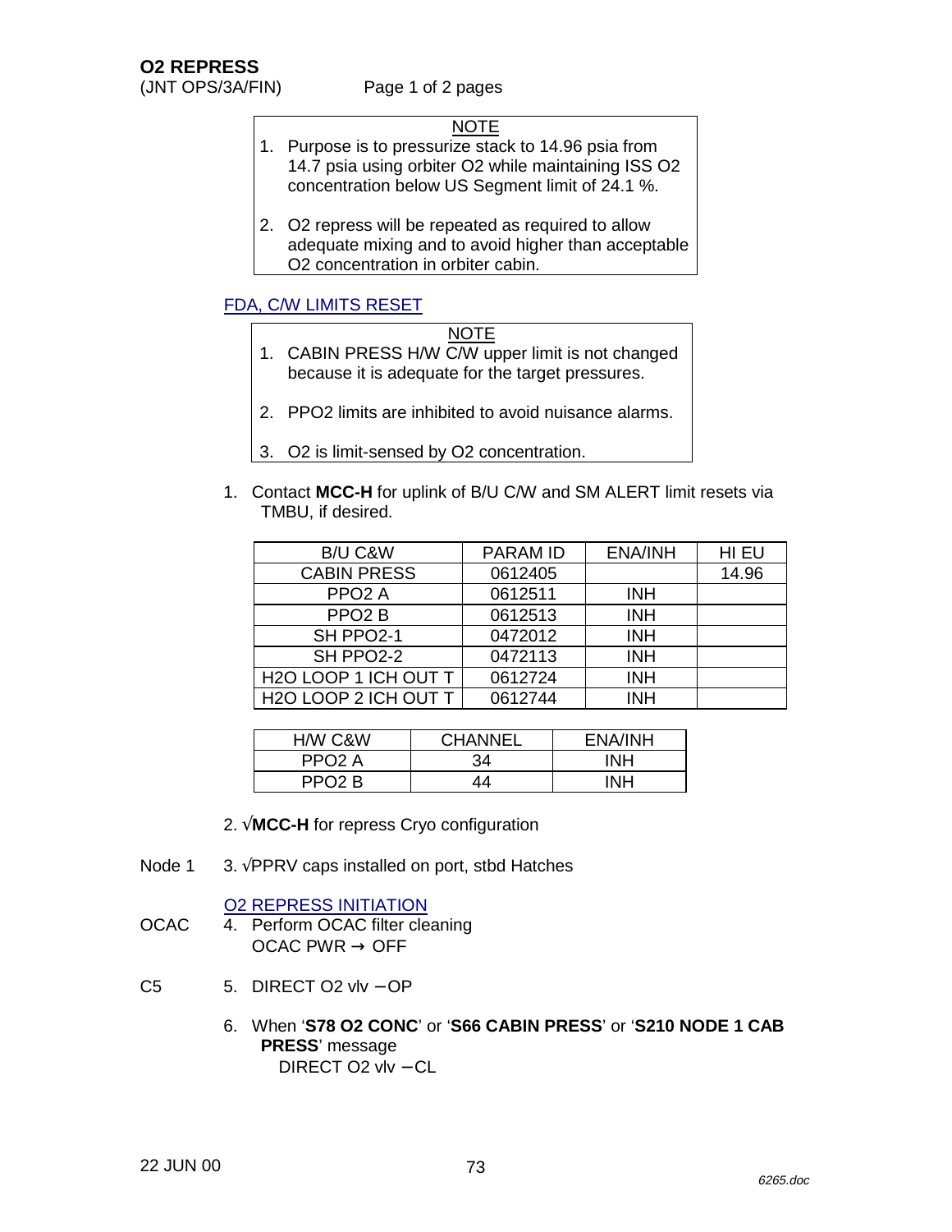# O2 REPRESS

(JNT OPS/3A/FIN) Page 1 of 2 pages

> NOTE
>
> 1. Purpose is to pressurize stack to 14.96 psia from 14.7 psia using orbiter O2 while maintaining ISS O2 concentration below US Segment limit of 24.1 %.
>
> 2. O2 repress will be repeated as required to allow adequate mixing and to avoid higher than acceptable O2 concentration in orbiter cabin.

## FDA, C/W LIMITS RESET

> NOTE
>
> 1. CABIN PRESS H/W C/W upper limit is not changed because it is adequate for the target pressures.
>
> 2. PPO2 limits are inhibited to avoid nuisance alarms.
>
> 3. O2 is limit-sensed by O2 concentration.

1. Contact **MCC-H** for uplink of B/U C/W and SM ALERT limit resets via TMBU, if desired.

| B/U C&W | PARAM ID | ENA/INH | HI EU |
|---|---|---|---|
| CABIN PRESS | 0612405 | | 14.96 |
| PPO2 A | 0612511 | INH | |
| PPO2 B | 0612513 | INH | |
| SH PPO2-1 | 0472012 | INH | |
| SH PPO2-2 | 0472113 | INH | |
| H2O LOOP 1 ICH OUT T | 0612724 | INH | |
| H2O LOOP 2 ICH OUT T | 0612744 | INH | |

| H/W C&W | CHANNEL | ENA/INH |
|---|---|---|
| PPO2 A | 34 | INH |
| PPO2 B | 44 | INH |

2. √**MCC-H** for repress Cryo configuration

Node 1 — 3. √PPRV caps installed on port, stbd Hatches

## O2 REPRESS INITIATION

OCAC — 4. Perform OCAC filter cleaning
   OCAC PWR → OFF

C5 — 5. DIRECT O2 vlv – OP

6. When '**S78 O2 CONC**' or '**S66 CABIN PRESS**' or '**S210 NODE 1 CAB PRESS**' message
   DIRECT O2 vlv – CL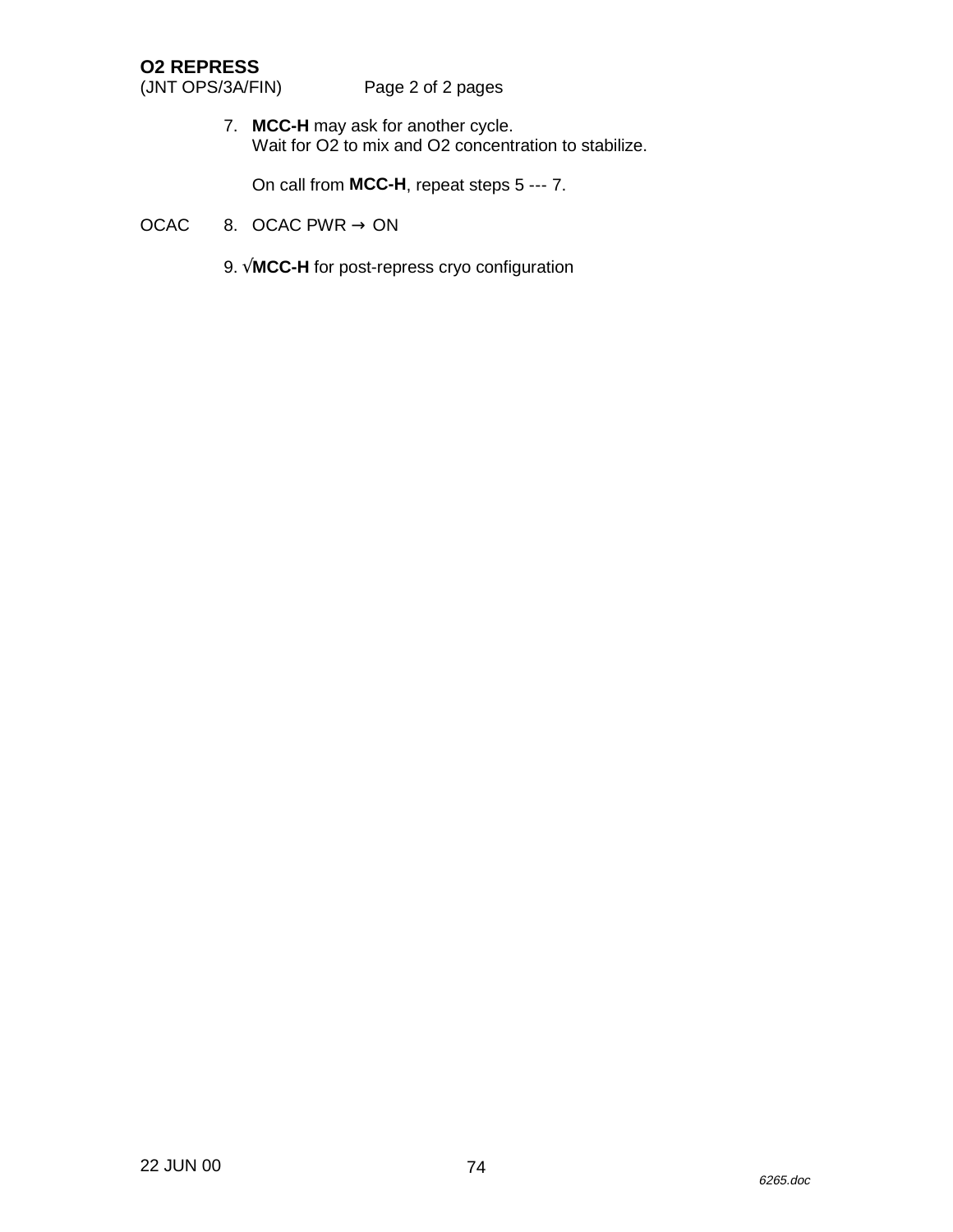**O2 REPRESS**
(JNT OPS/3A/FIN)

7. **MCC-H** may ask for another cycle.
   Wait for O2 to mix and O2 concentration to stabilize.

   On call from **MCC-H**, repeat steps 5 --- 7.

OCAC 8. OCAC PWR → ON

9. √**MCC-H** for post-repress cryo configuration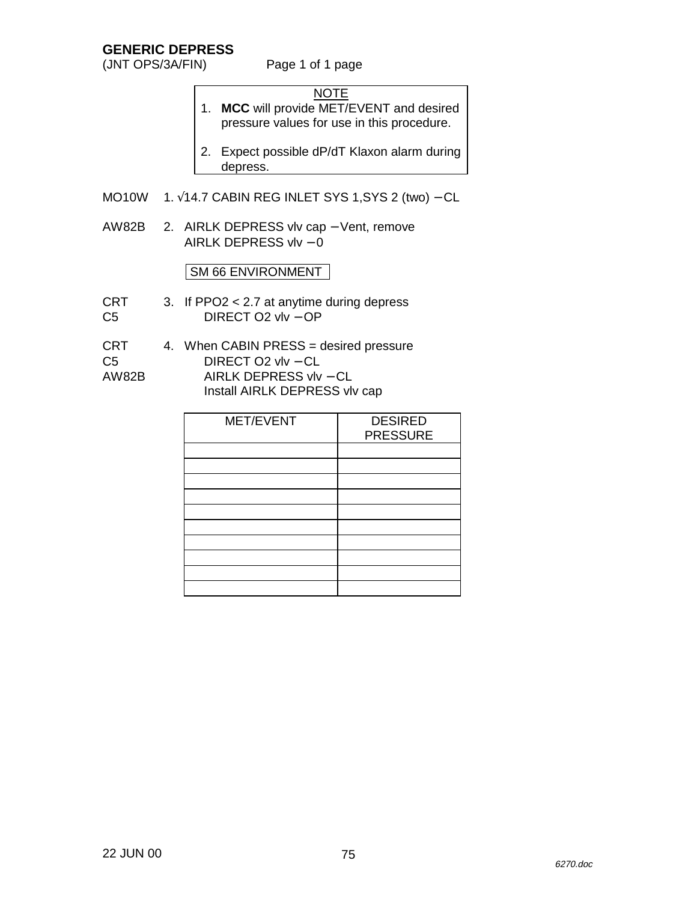## GENERIC DEPRESS

(JNT OPS/3A/FIN)    Page 1 of 1 page

> NOTE
> 1. **MCC** will provide MET/EVENT and desired pressure values for use in this procedure.
> 2. Expect possible dP/dT Klaxon alarm during depress.

MO10W  1. √14.7 CABIN REG INLET SYS 1,SYS 2 (two) – CL

AW82B  2. AIRLK DEPRESS vlv cap – Vent, remove
     AIRLK DEPRESS vlv – 0

SM 66 ENVIRONMENT

CRT   3. If PPO2 < 2.7 at anytime during depress
C5       DIRECT O2 vlv – OP

CRT   4. When CABIN PRESS = desired pressure
C5       DIRECT O2 vlv – CL
AW82B     AIRLK DEPRESS vlv – CL
        Install AIRLK DEPRESS vlv cap

| MET/EVENT | DESIRED PRESSURE |
|---|---|
| | |
| | |
| | |
| | |
| | |
| | |
| | |
| | |
| | |
| | |

22 JUN 00

6270.doc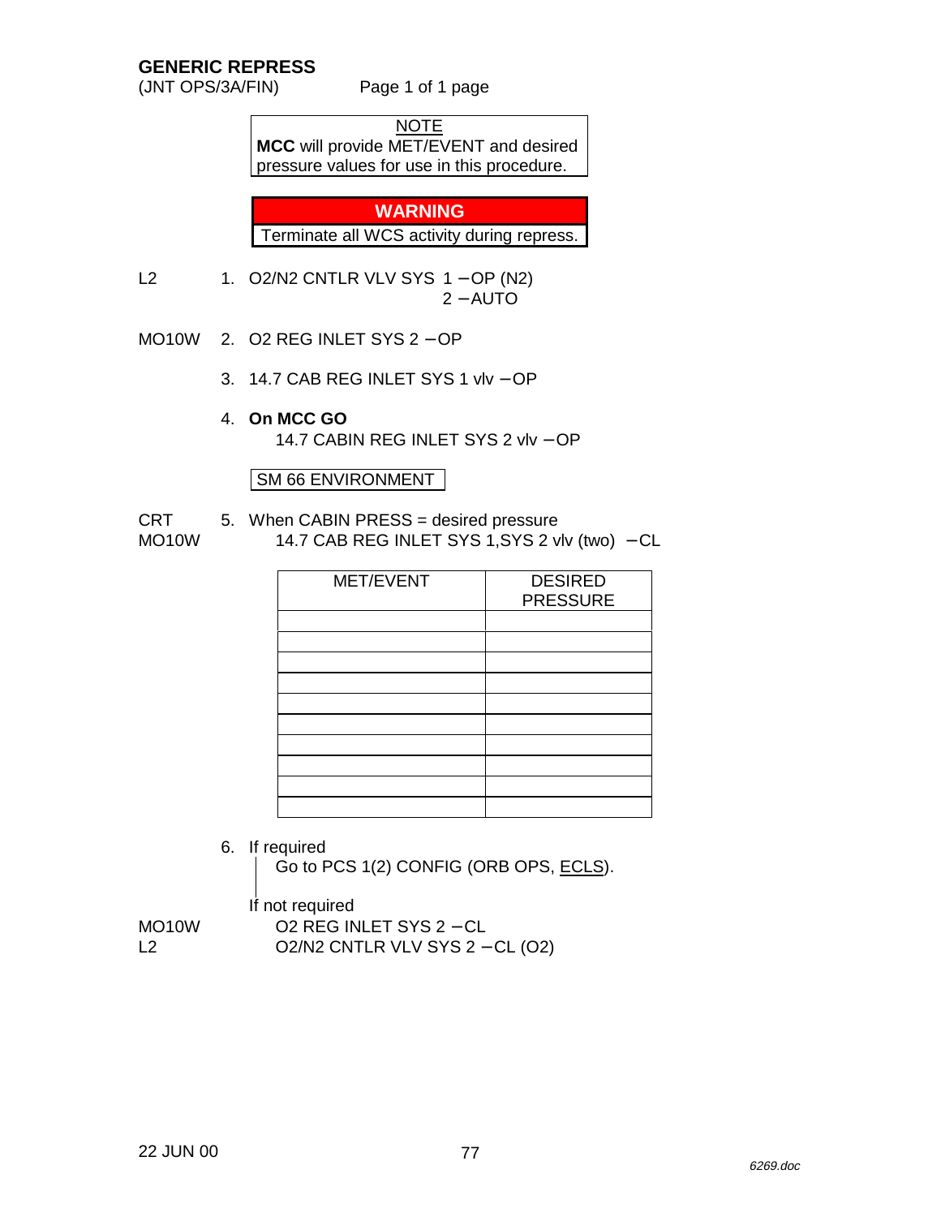# GENERIC REPRESS

(JNT OPS/3A/FIN)

> NOTE
>
> **MCC** will provide MET/EVENT and desired pressure values for use in this procedure.

> **WARNING**
>
> Terminate all WCS activity during repress.

L2 &nbsp;&nbsp;&nbsp; 1. O2/N2 CNTLR VLV SYS 1 – OP (N2)
&nbsp;&nbsp;&nbsp;&nbsp;&nbsp;&nbsp;&nbsp;&nbsp;&nbsp;&nbsp;&nbsp;&nbsp;&nbsp;&nbsp;&nbsp;&nbsp;&nbsp;&nbsp;&nbsp;&nbsp;&nbsp;&nbsp;&nbsp;&nbsp;&nbsp;&nbsp;&nbsp;&nbsp;&nbsp;&nbsp;&nbsp;&nbsp;&nbsp;&nbsp;&nbsp;&nbsp;&nbsp;&nbsp;&nbsp;&nbsp; 2 – AUTO

MO10W &nbsp;&nbsp;&nbsp; 2. O2 REG INLET SYS 2 – OP

3. 14.7 CAB REG INLET SYS 1 vlv – OP

4. **On MCC GO**
   14.7 CABIN REG INLET SYS 2 vlv – OP

SM 66 ENVIRONMENT

CRT
MO10W &nbsp;&nbsp;&nbsp; 5. When CABIN PRESS = desired pressure
   14.7 CAB REG INLET SYS 1,SYS 2 vlv (two) – CL

| MET/EVENT | DESIRED PRESSURE |
|---|---|
| | |
| | |
| | |
| | |
| | |
| | |
| | |
| | |
| | |
| | |

6. If required
   Go to PCS 1(2) CONFIG (ORB OPS, ECLS).

   If not required
MO10W &nbsp;&nbsp;&nbsp; O2 REG INLET SYS 2 – CL
L2 &nbsp;&nbsp;&nbsp; O2/N2 CNTLR VLV SYS 2 – CL (O2)

22 JUN 00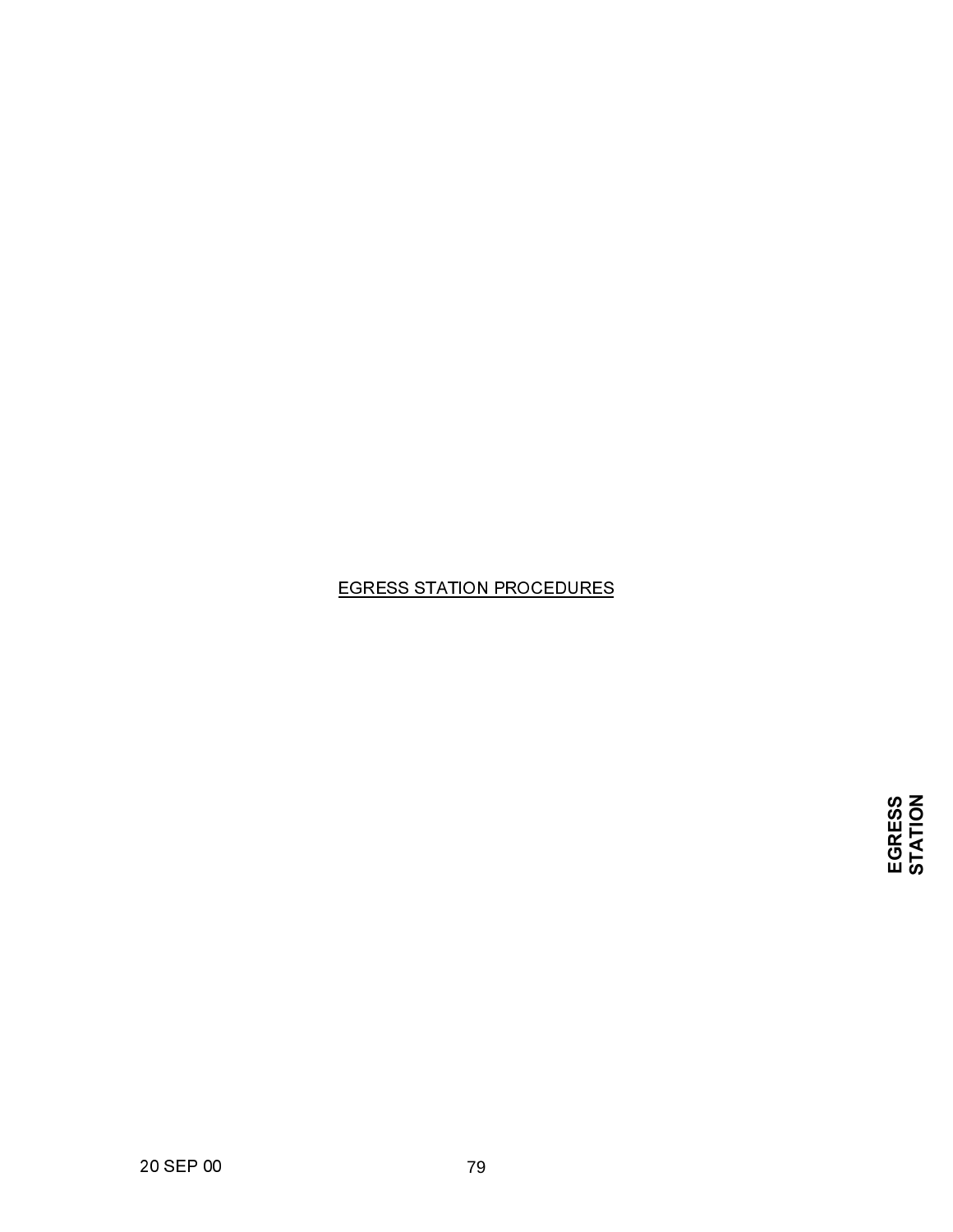# EGRESS STATION PROCEDURES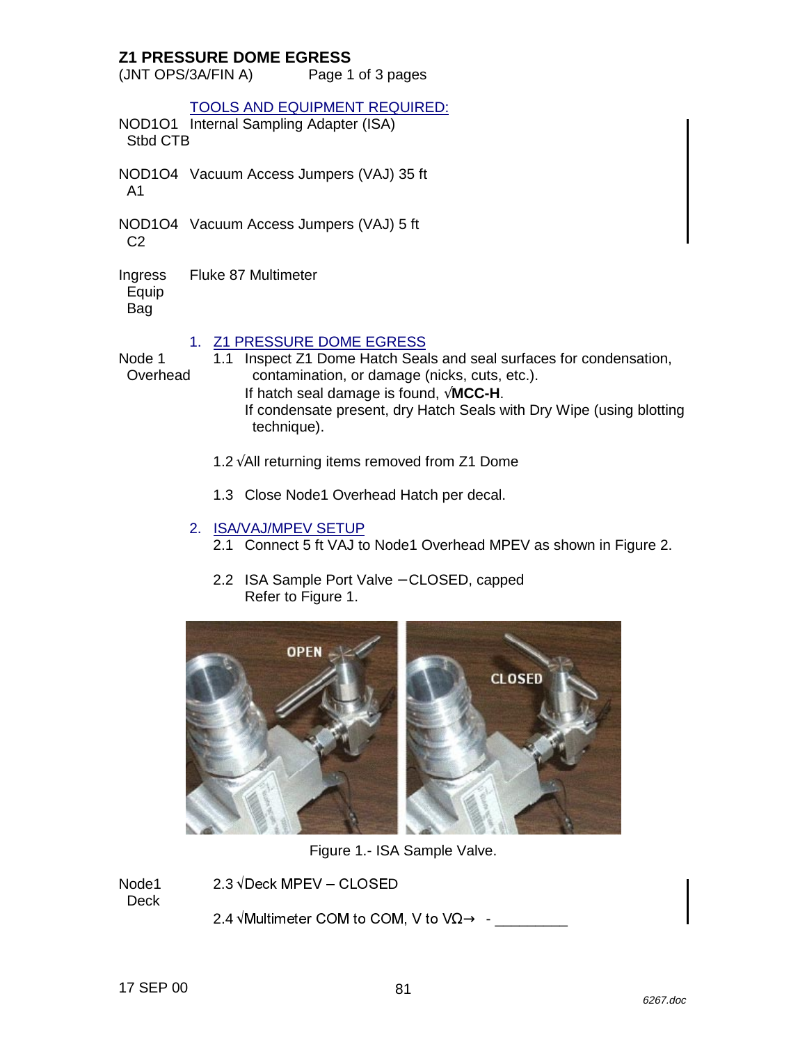# Z1 PRESSURE DOME EGRESS

(JNT OPS/3A/FIN A) Page 1 of 3 pages

TOOLS AND EQUIPMENT REQUIRED:

| Location | Item |
|---|---|
| NOD1O1 Stbd CTB | Internal Sampling Adapter (ISA) |
| NOD1O4 A1 | Vacuum Access Jumpers (VAJ) 35 ft |
| NOD1O4 C2 | Vacuum Access Jumpers (VAJ) 5 ft |
| Ingress Equip Bag | Fluke 87 Multimeter |

## 1. Z1 PRESSURE DOME EGRESS

Node 1 Overhead

1.1 Inspect Z1 Dome Hatch Seals and seal surfaces for condensation, contamination, or damage (nicks, cuts, etc.).
If hatch seal damage is found, √**MCC-H**.
If condensate present, dry Hatch Seals with Dry Wipe (using blotting technique).

1.2 √All returning items removed from Z1 Dome

1.3 Close Node1 Overhead Hatch per decal.

## 2. ISA/VAJ/MPEV SETUP

2.1 Connect 5 ft VAJ to Node1 Overhead MPEV as shown in Figure 2.

2.2 ISA Sample Port Valve – CLOSED, capped
Refer to Figure 1.

Figure 1.- ISA Sample Valve.

Node1 Deck

2.3 √Deck MPEV – CLOSED

2.4 √Multimeter COM to COM, V to VΩ→ - _________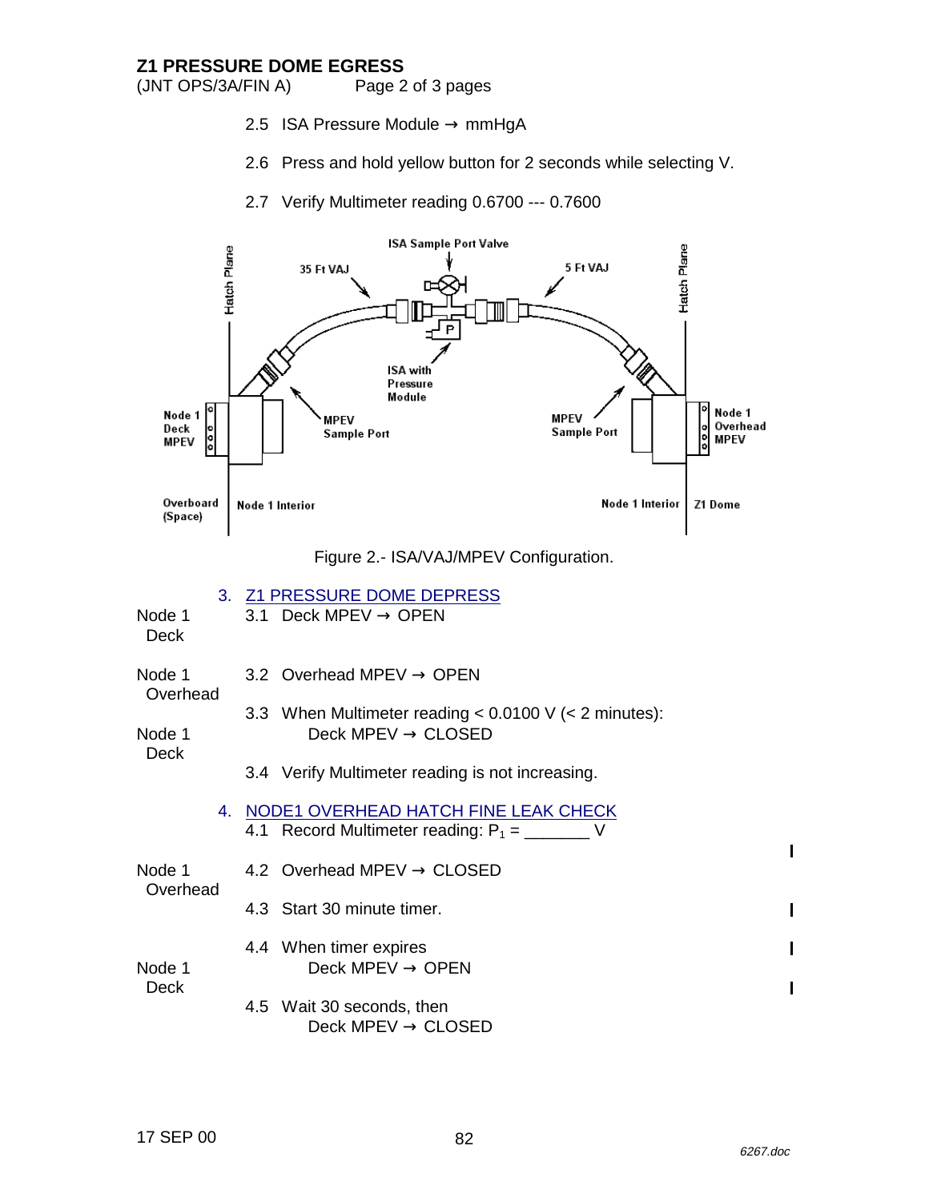2.5 ISA Pressure Module → mmHgA

2.6 Press and hold yellow button for 2 seconds while selecting V.

2.7 Verify Multimeter reading 0.6700 --- 0.7600

Figure 2.- ISA/VAJ/MPEV Configuration.

## 3. Z1 PRESSURE DOME DEPRESS

Node 1 Deck — 3.1 Deck MPEV → OPEN

Node 1 Overhead — 3.2 Overhead MPEV → OPEN

3.3 When Multimeter reading < 0.0100 V (< 2 minutes):

Node 1 Deck — Deck MPEV → CLOSED

3.4 Verify Multimeter reading is not increasing.

## 4. NODE1 OVERHEAD HATCH FINE LEAK CHECK

4.1 Record Multimeter reading: $P_1$ = _______ V

Node 1 Overhead — 4.2 Overhead MPEV → CLOSED

4.3 Start 30 minute timer.

4.4 When timer expires

Node 1 Deck — Deck MPEV → OPEN

4.5 Wait 30 seconds, then

Deck MPEV → CLOSED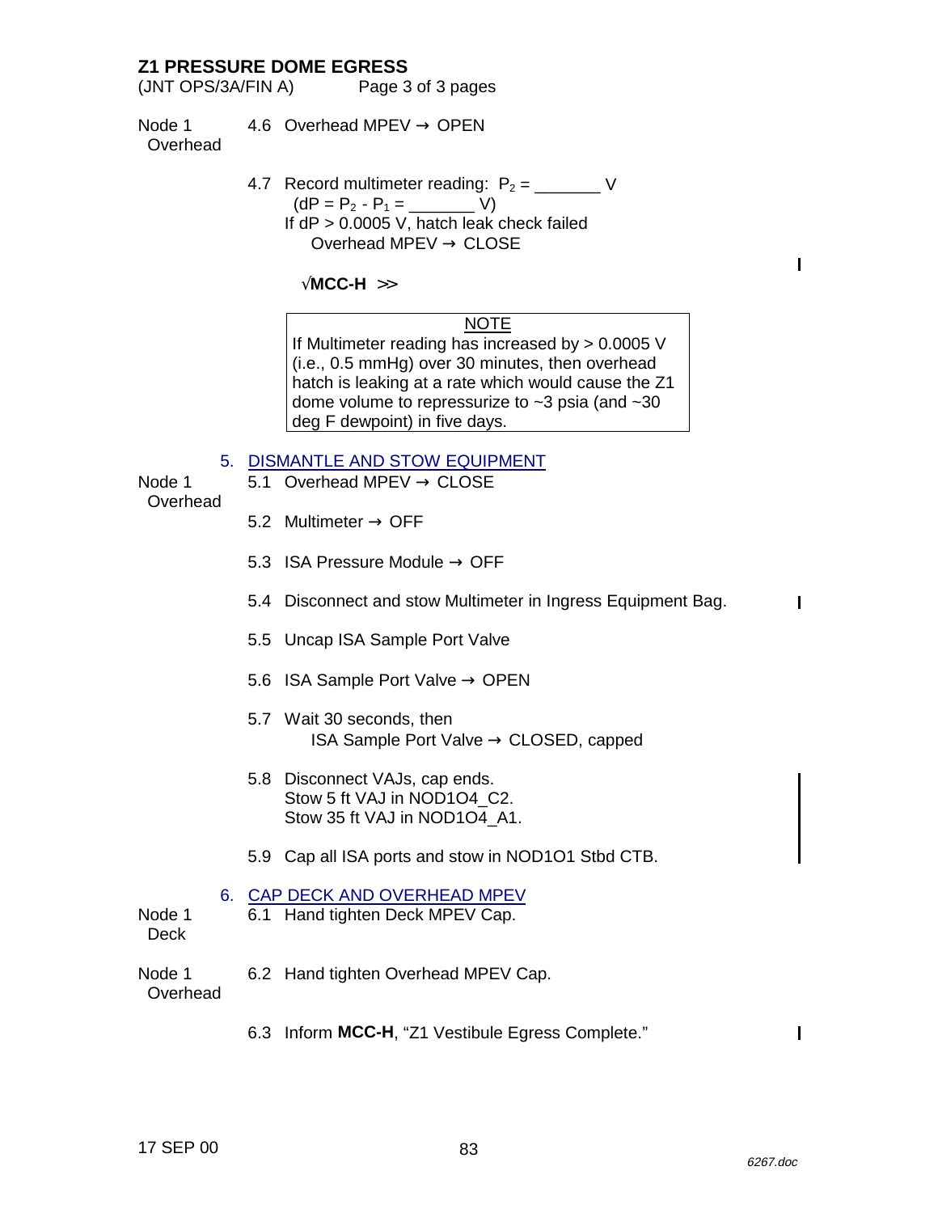## Z1 PRESSURE DOME EGRESS

(JNT OPS/3A/FIN A)

Node 1 Overhead

4.6 Overhead MPEV → OPEN

4.7 Record multimeter reading: $P_2$ = _______ V
 (dP = $P_2$ - $P_1$ = _______ V)
 If dP > 0.0005 V, hatch leak check failed
  Overhead MPEV → CLOSE

 √**MCC-H** >>

> NOTE
>
> If Multimeter reading has increased by > 0.0005 V (i.e., 0.5 mmHg) over 30 minutes, then overhead hatch is leaking at a rate which would cause the Z1 dome volume to repressurize to ~3 psia (and ~30 deg F dewpoint) in five days.

5. DISMANTLE AND STOW EQUIPMENT

Node 1 Overhead

5.1 Overhead MPEV → CLOSE

5.2 Multimeter → OFF

5.3 ISA Pressure Module → OFF

5.4 Disconnect and stow Multimeter in Ingress Equipment Bag.

5.5 Uncap ISA Sample Port Valve

5.6 ISA Sample Port Valve → OPEN

5.7 Wait 30 seconds, then
 ISA Sample Port Valve → CLOSED, capped

5.8 Disconnect VAJs, cap ends.
 Stow 5 ft VAJ in NOD1O4_C2.
 Stow 35 ft VAJ in NOD1O4_A1.

5.9 Cap all ISA ports and stow in NOD1O1 Stbd CTB.

6. CAP DECK AND OVERHEAD MPEV

Node 1 Deck

6.1 Hand tighten Deck MPEV Cap.

Node 1 Overhead

6.2 Hand tighten Overhead MPEV Cap.

6.3 Inform **MCC-H**, “Z1 Vestibule Egress Complete.”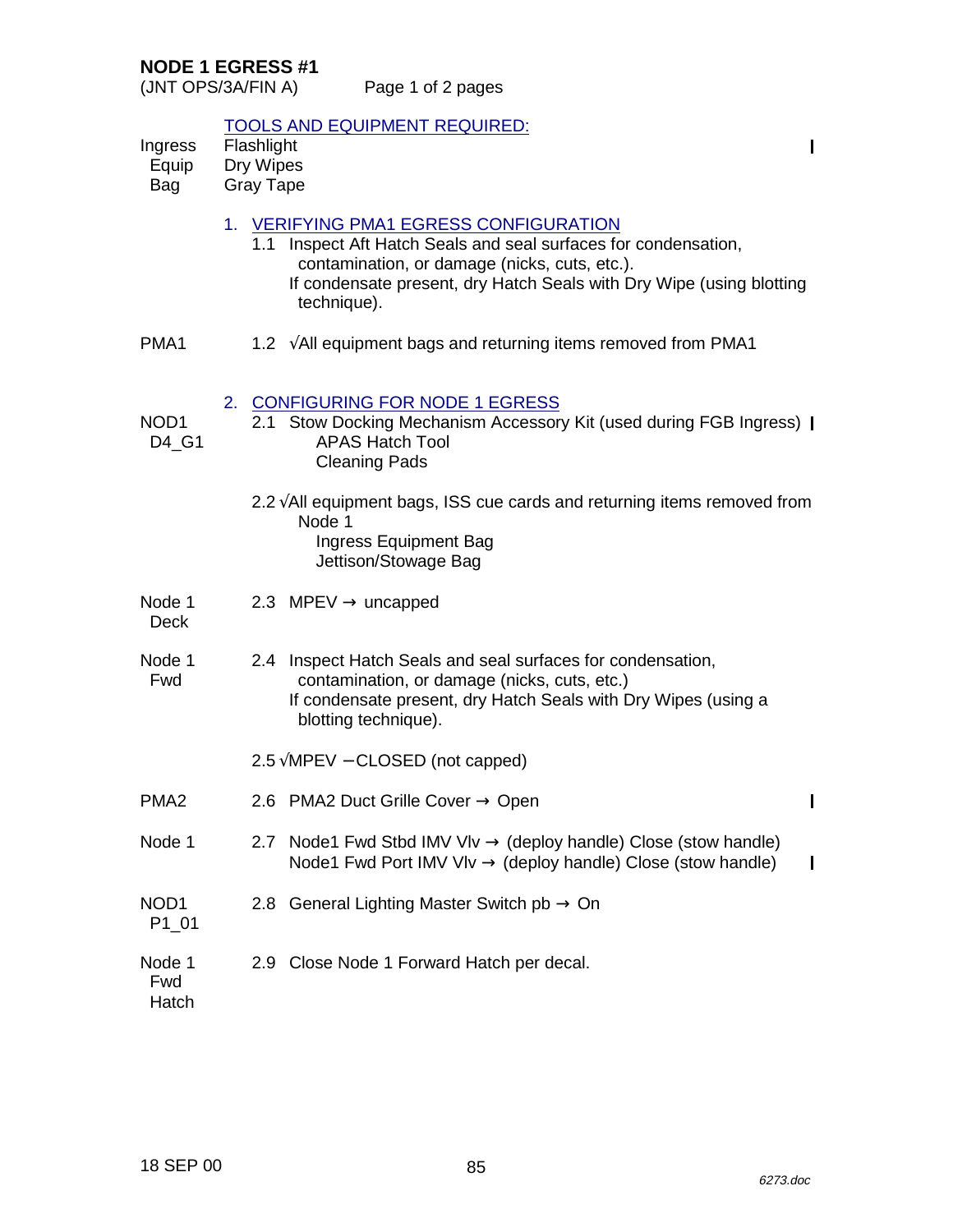## NODE 1 EGRESS #1

(JNT OPS/3A/FIN A)

**TOOLS AND EQUIPMENT REQUIRED:**

Ingress Equip Bag
- Flashlight
- Dry Wipes
- Gray Tape

### 1. VERIFYING PMA1 EGRESS CONFIGURATION

1.1 Inspect Aft Hatch Seals and seal surfaces for condensation, contamination, or damage (nicks, cuts, etc.).
If condensate present, dry Hatch Seals with Dry Wipe (using blotting technique).

PMA1

1.2 √All equipment bags and returning items removed from PMA1

### 2. CONFIGURING FOR NODE 1 EGRESS

NOD1 D4_G1

2.1 Stow Docking Mechanism Accessory Kit (used during FGB Ingress)
- APAS Hatch Tool
- Cleaning Pads

2.2 √All equipment bags, ISS cue cards and returning items removed from Node 1
- Ingress Equipment Bag
- Jettison/Stowage Bag

Node 1 Deck

2.3 MPEV → uncapped

Node 1 Fwd

2.4 Inspect Hatch Seals and seal surfaces for condensation, contamination, or damage (nicks, cuts, etc.)
If condensate present, dry Hatch Seals with Dry Wipes (using a blotting technique).

2.5 √MPEV – CLOSED (not capped)

PMA2

2.6 PMA2 Duct Grille Cover → Open

Node 1

2.7 Node1 Fwd Stbd IMV Vlv → (deploy handle) Close (stow handle)
Node1 Fwd Port IMV Vlv → (deploy handle) Close (stow handle)

NOD1 P1_01

2.8 General Lighting Master Switch pb → On

Node 1 Fwd Hatch

2.9 Close Node 1 Forward Hatch per decal.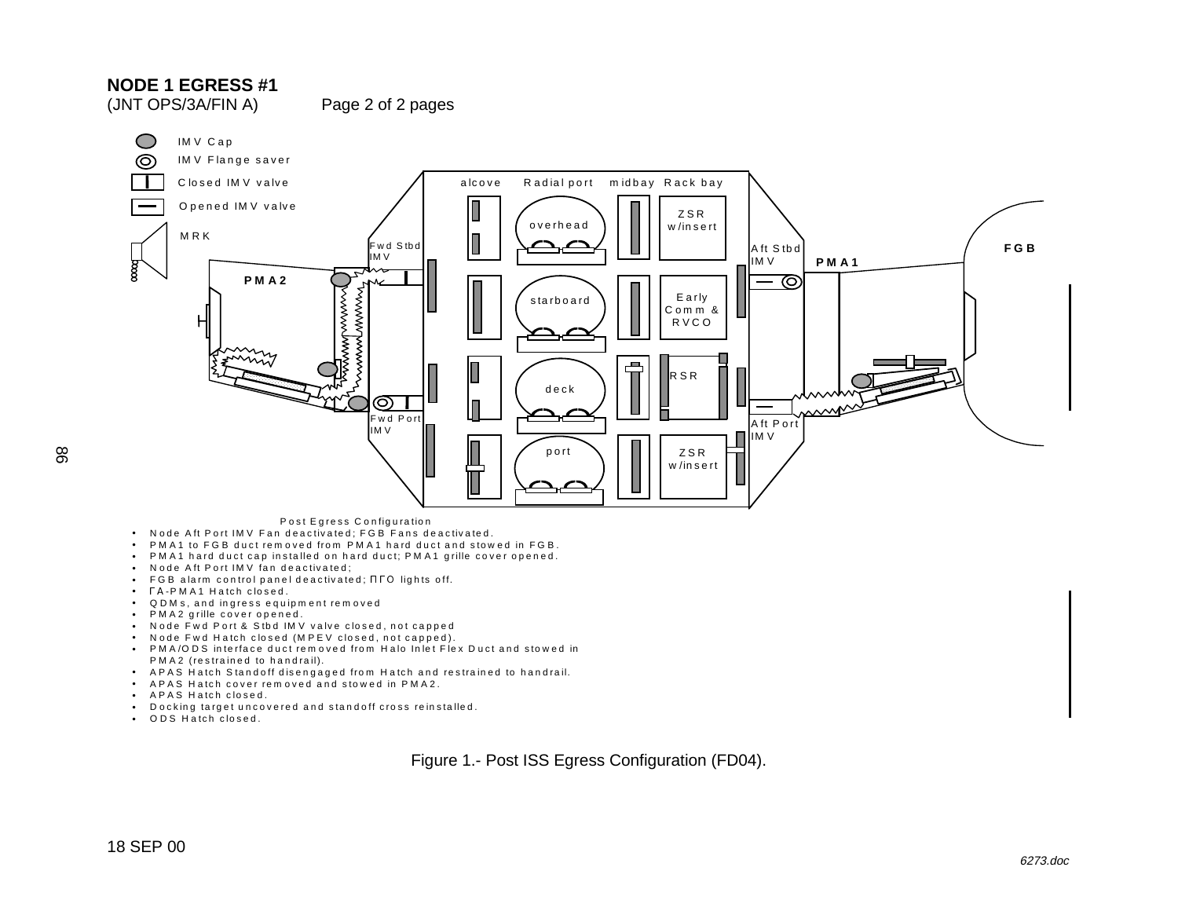**NODE 1 EGRESS #1**
(JNT OPS/3A/FIN A) Page 2 of 2 pages

IMV Cap
IMV Flange saver
Closed IMV valve
Opened IMV valve
MRK

alcove Radial port midbay Rack bay

overhead

ZSR w/insert

Fwd Stbd IMV

Aft Stbd IMV

PMA1

FGB

PMA2

starboard

Early Comm & RVCO

deck

RSR

Fwd Port IMV

Aft Port IMV

port

ZSR w/insert

Post Egress Configuration

- Node Aft Port IMV Fan deactivated; FGB Fans deactivated.
- PMA1 to FGB duct removed from PMA1 hard duct and stowed in FGB.
- PMA1 hard duct cap installed on hard duct; PMA1 grille cover opened.
- Node Aft Port IMV fan deactivated;
- FGB alarm control panel deactivated; ПГО lights off.
- ГА-PMA1 Hatch closed.
- QDMs, and ingress equipment removed
- PMA2 grille cover opened.
- Node Fwd Port & Stbd IMV valve closed, not capped
- Node Fwd Hatch closed (MPEV closed, not capped).
- PMA/ODS interface duct removed from Halo Inlet Flex Duct and stowed in PMA2 (restrained to handrail).
- APAS Hatch Standoff disengaged from Hatch and restrained to handrail.
- APAS Hatch cover removed and stowed in PMA2.
- APAS Hatch closed.
- Docking target uncovered and standoff cross reinstalled.
- ODS Hatch closed.

Figure 1.- Post ISS Egress Configuration (FD04).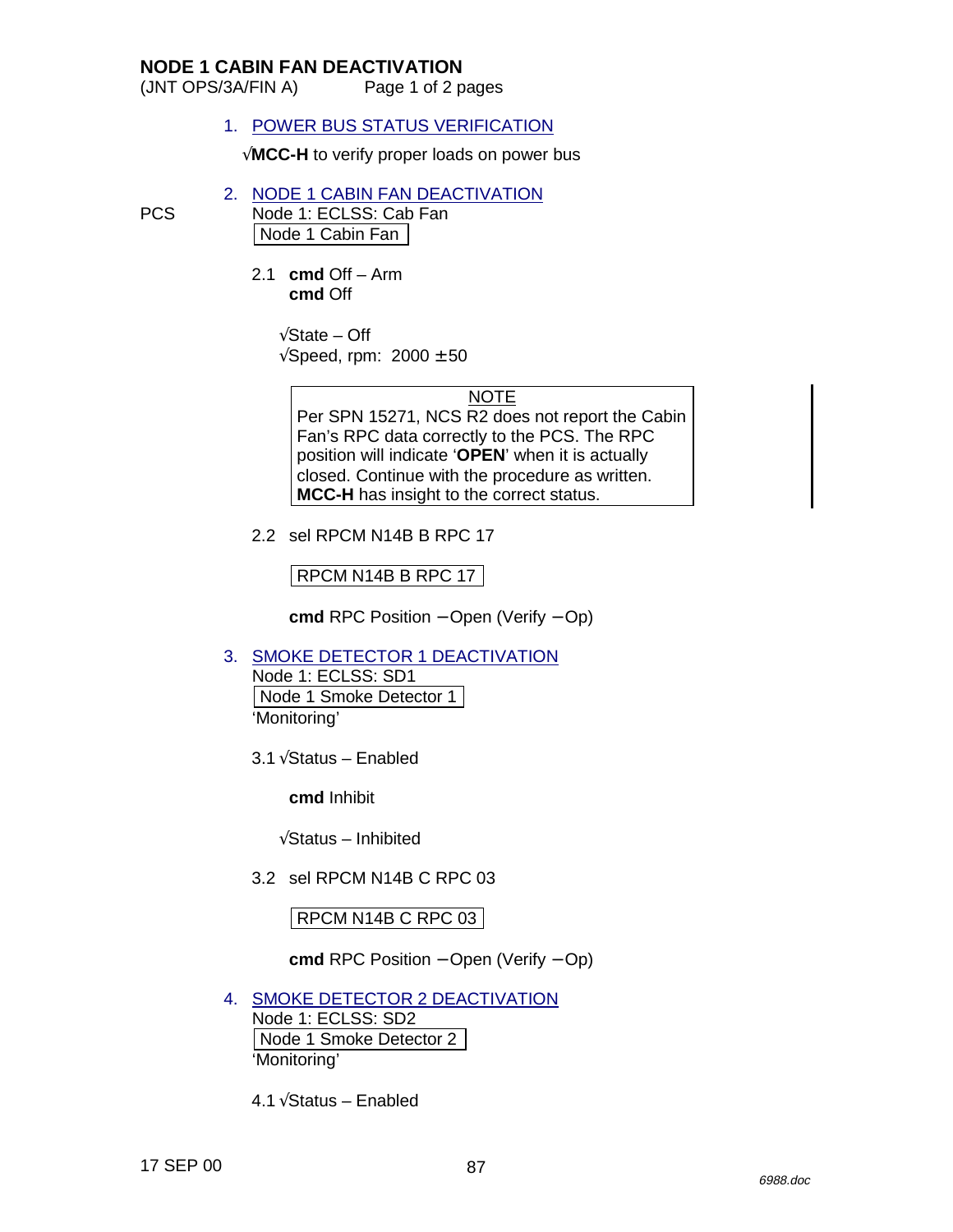# NODE 1 CABIN FAN DEACTIVATION

(JNT OPS/3A/FIN A)    Page 1 of 2 pages

1. POWER BUS STATUS VERIFICATION

√**MCC-H** to verify proper loads on power bus

2. NODE 1 CABIN FAN DEACTIVATION

PCS    Node 1: ECLSS: Cab Fan

| Node 1 Cabin Fan |

2.1 **cmd** Off – Arm
**cmd** Off

√State – Off
√Speed, rpm: 2000 ± 50

> NOTE
> Per SPN 15271, NCS R2 does not report the Cabin Fan's RPC data correctly to the PCS. The RPC position will indicate '**OPEN**' when it is actually closed. Continue with the procedure as written. **MCC-H** has insight to the correct status.

2.2 sel RPCM N14B B RPC 17

| RPCM N14B B RPC 17 |

**cmd** RPC Position – Open (Verify – Op)

3. SMOKE DETECTOR 1 DEACTIVATION

Node 1: ECLSS: SD1

| Node 1 Smoke Detector 1 |

'Monitoring'

3.1 √Status – Enabled

**cmd** Inhibit

√Status – Inhibited

3.2 sel RPCM N14B C RPC 03

| RPCM N14B C RPC 03 |

**cmd** RPC Position – Open (Verify – Op)

4. SMOKE DETECTOR 2 DEACTIVATION

Node 1: ECLSS: SD2

| Node 1 Smoke Detector 2 |

'Monitoring'

4.1 √Status – Enabled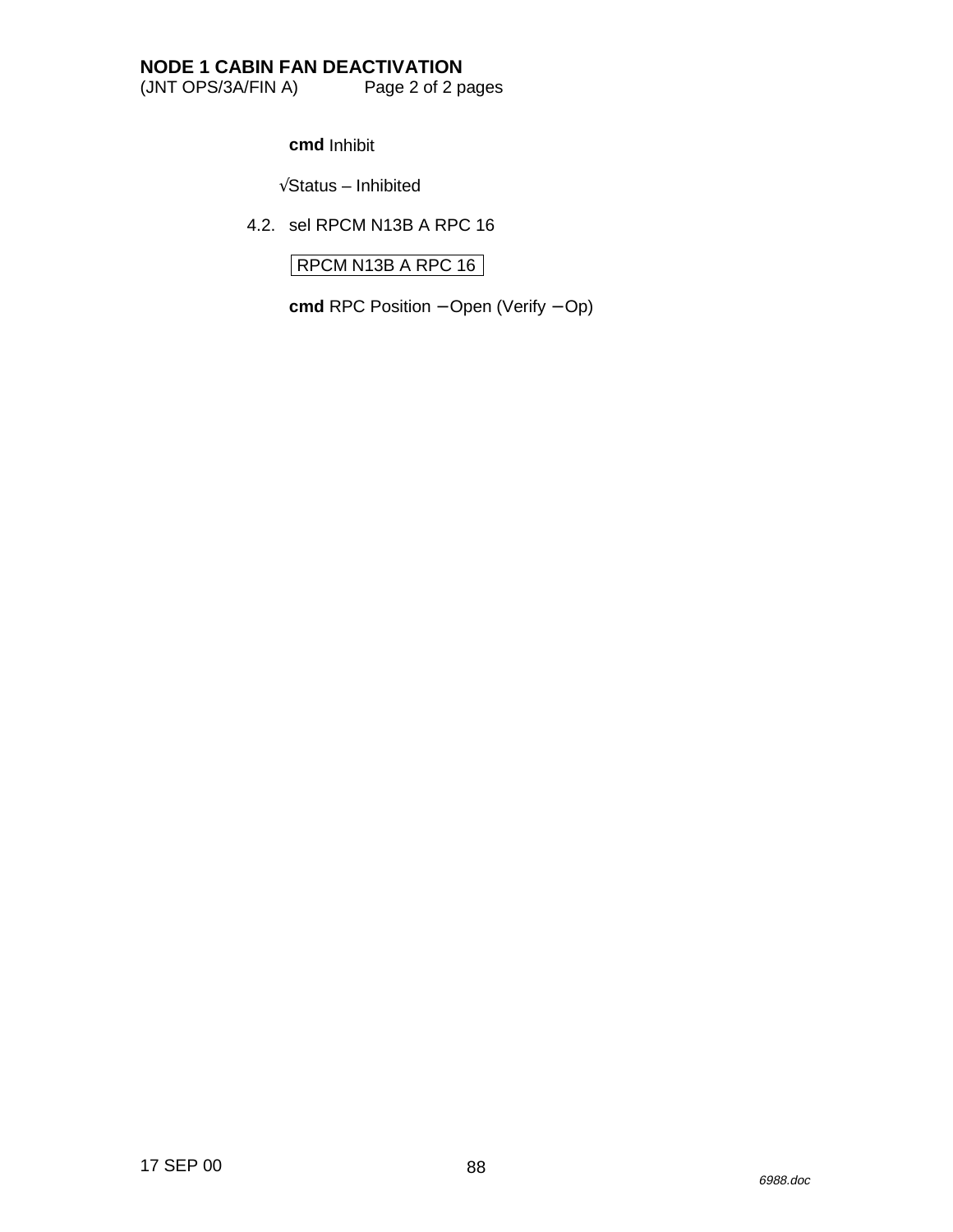# NODE 1 CABIN FAN DEACTIVATION

(JNT OPS/3A/FIN A)

**cmd** Inhibit

√Status – Inhibited

4.2. sel RPCM N13B A RPC 16

| RPCM N13B A RPC 16 |
|---|

**cmd** RPC Position – Open (Verify – Op)

6988.doc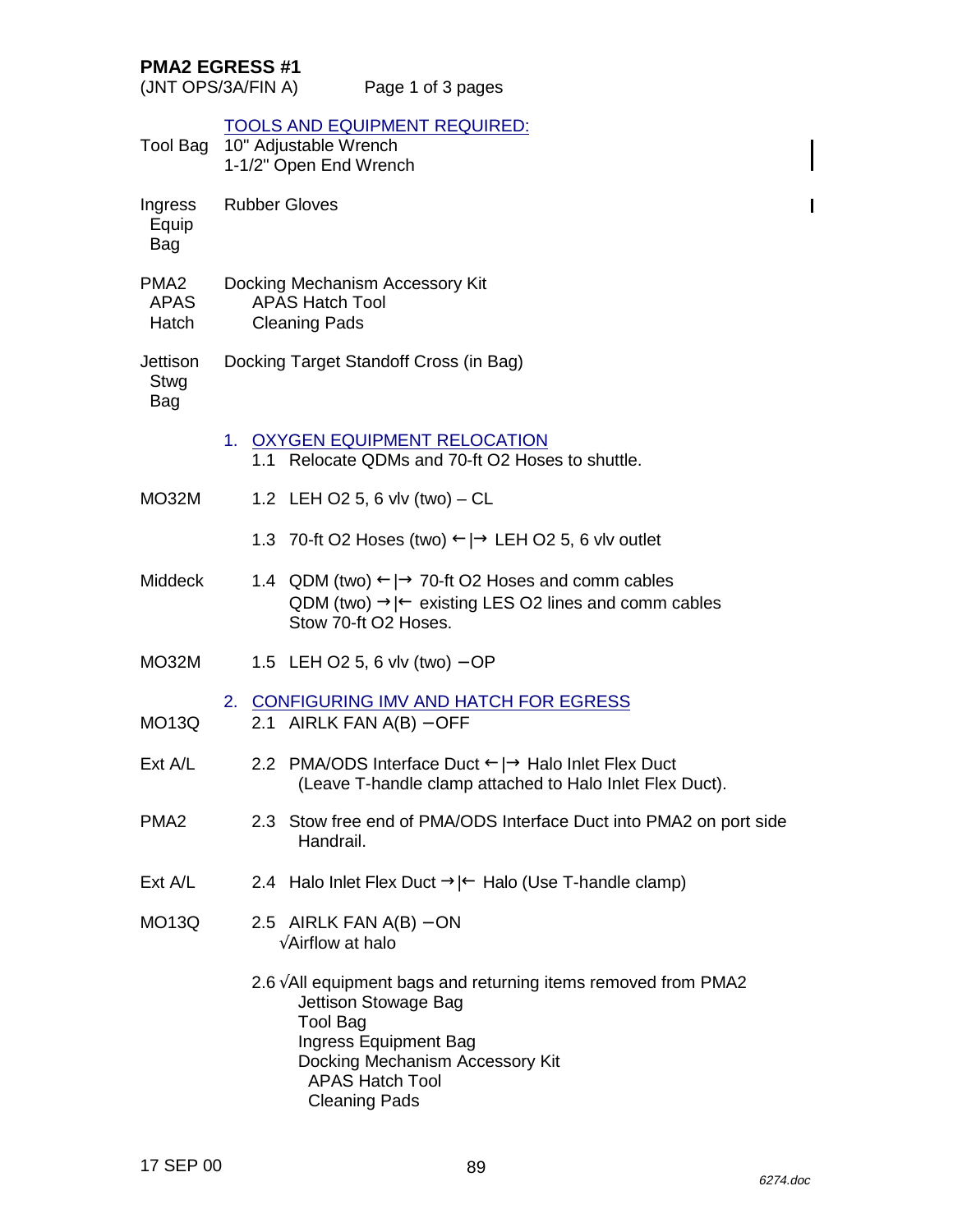# PMA2 EGRESS #1

(JNT OPS/3A/FIN A)

TOOLS AND EQUIPMENT REQUIRED:

| Location | Item |
|---|---|
| Tool Bag | 10" Adjustable Wrench<br>1-1/2" Open End Wrench |
| Ingress Equip Bag | Rubber Gloves |
| PMA2 APAS Hatch | Docking Mechanism Accessory Kit<br>APAS Hatch Tool<br>Cleaning Pads |
| Jettison Stwg Bag | Docking Target Standoff Cross (in Bag) |

## 1. OXYGEN EQUIPMENT RELOCATION

1.1 Relocate QDMs and 70-ft O2 Hoses to shuttle.

MO32M — 1.2 LEH O2 5, 6 vlv (two) – CL

1.3 70-ft O2 Hoses (two) ←|→ LEH O2 5, 6 vlv outlet

Middeck — 1.4 QDM (two) ←|→ 70-ft O2 Hoses and comm cables
QDM (two) →|← existing LES O2 lines and comm cables
Stow 70-ft O2 Hoses.

MO32M — 1.5 LEH O2 5, 6 vlv (two) – OP

## 2. CONFIGURING IMV AND HATCH FOR EGRESS

MO13Q — 2.1 AIRLK FAN A(B) – OFF

Ext A/L — 2.2 PMA/ODS Interface Duct ←|→ Halo Inlet Flex Duct
(Leave T-handle clamp attached to Halo Inlet Flex Duct).

PMA2 — 2.3 Stow free end of PMA/ODS Interface Duct into PMA2 on port side Handrail.

Ext A/L — 2.4 Halo Inlet Flex Duct →|← Halo (Use T-handle clamp)

MO13Q — 2.5 AIRLK FAN A(B) – ON
√Airflow at halo

2.6 √All equipment bags and returning items removed from PMA2
- Jettison Stowage Bag
- Tool Bag
- Ingress Equipment Bag
- Docking Mechanism Accessory Kit
  - APAS Hatch Tool
  - Cleaning Pads

17 SEP 00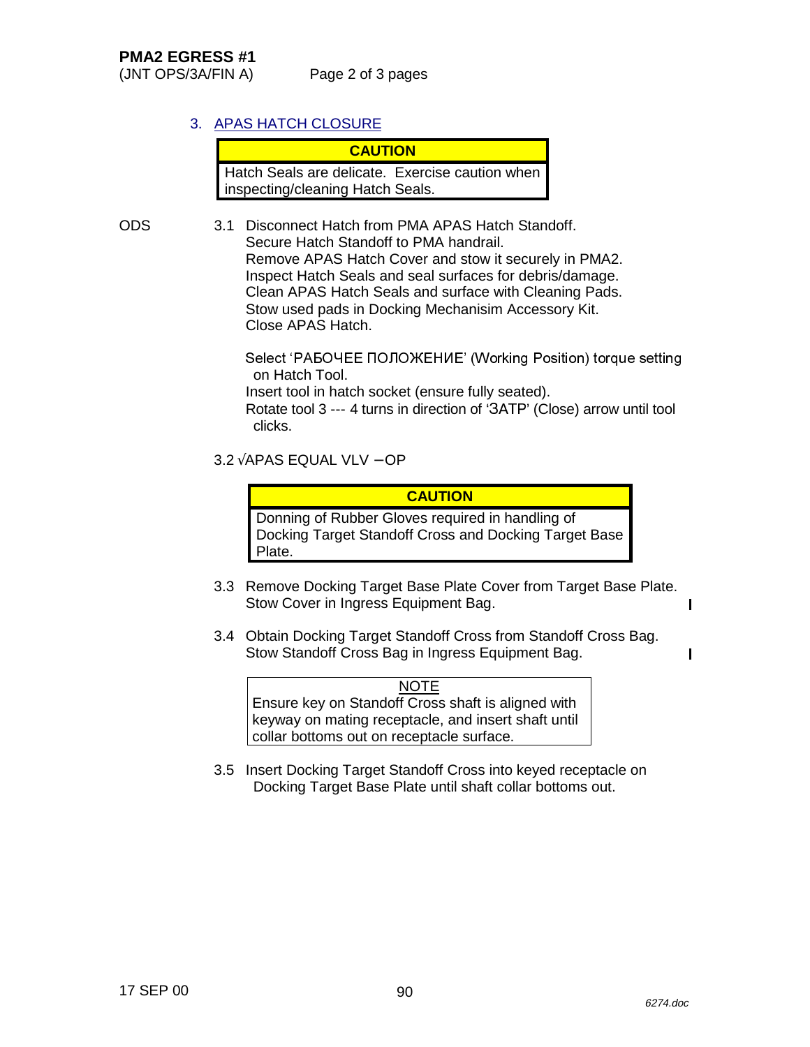**PMA2 EGRESS #1**
(JNT OPS/3A/FIN A)

## 3. APAS HATCH CLOSURE

| CAUTION |
|---|
| Hatch Seals are delicate. Exercise caution when inspecting/cleaning Hatch Seals. |

ODS

3.1 Disconnect Hatch from PMA APAS Hatch Standoff.
Secure Hatch Standoff to PMA handrail.
Remove APAS Hatch Cover and stow it securely in PMA2.
Inspect Hatch Seals and seal surfaces for debris/damage.
Clean APAS Hatch Seals and surface with Cleaning Pads.
Stow used pads in Docking Mechanisim Accessory Kit.
Close APAS Hatch.

Select 'РАБОЧЕЕ ПОЛОЖЕНИЕ' (Working Position) torque setting on Hatch Tool.
Insert tool in hatch socket (ensure fully seated).
Rotate tool 3 --- 4 turns in direction of 'ЗАТР' (Close) arrow until tool clicks.

3.2 √APAS EQUAL VLV – OP

| CAUTION |
|---|
| Donning of Rubber Gloves required in handling of Docking Target Standoff Cross and Docking Target Base Plate. |

3.3 Remove Docking Target Base Plate Cover from Target Base Plate.
Stow Cover in Ingress Equipment Bag.

3.4 Obtain Docking Target Standoff Cross from Standoff Cross Bag.
Stow Standoff Cross Bag in Ingress Equipment Bag.

| NOTE |
|---|
| Ensure key on Standoff Cross shaft is aligned with keyway on mating receptacle, and insert shaft until collar bottoms out on receptacle surface. |

3.5 Insert Docking Target Standoff Cross into keyed receptacle on Docking Target Base Plate until shaft collar bottoms out.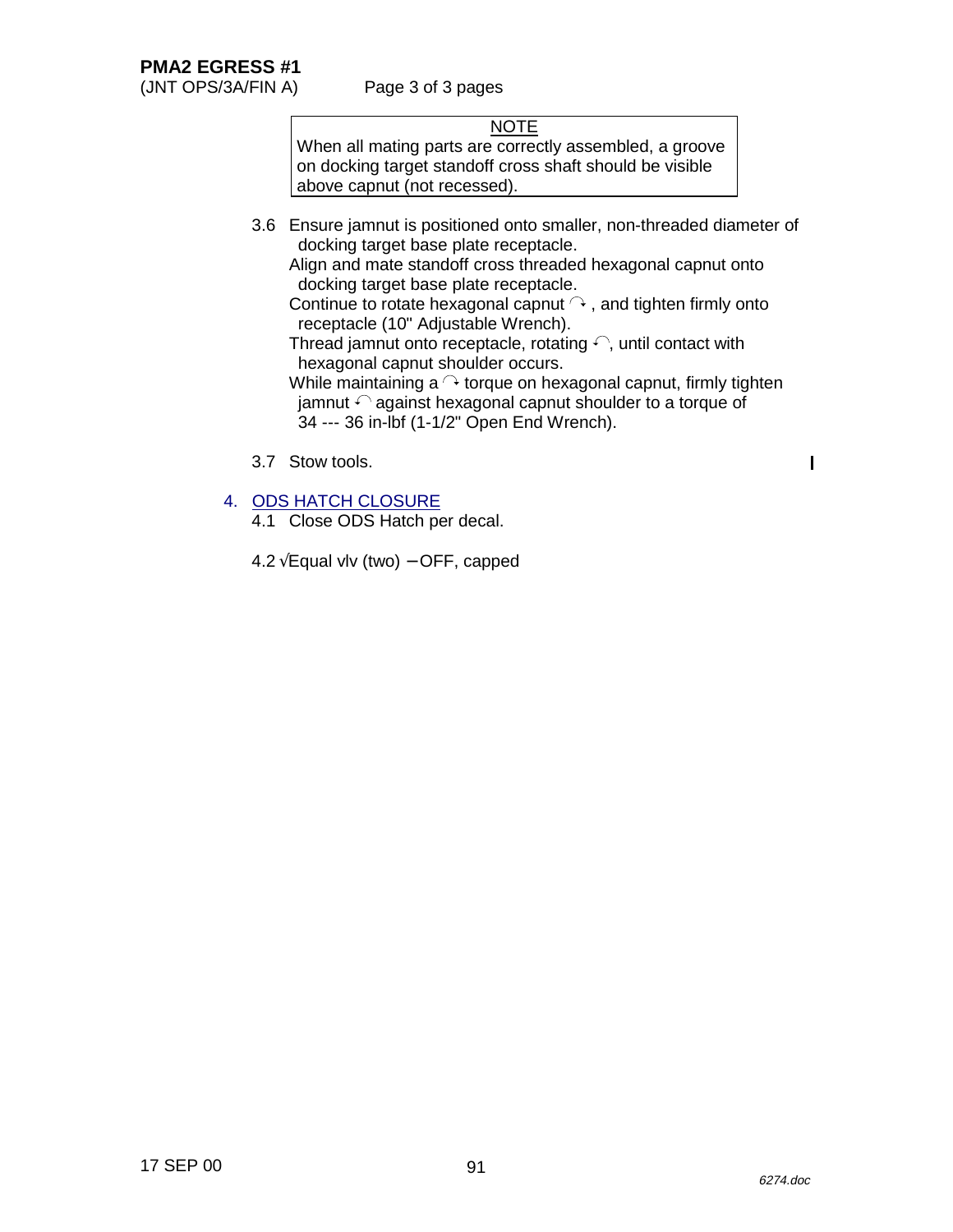**PMA2 EGRESS #1**
(JNT OPS/3A/FIN A)

| NOTE |
| --- |
| When all mating parts are correctly assembled, a groove on docking target standoff cross shaft should be visible above capnut (not recessed). |

3.6 Ensure jamnut is positioned onto smaller, non-threaded diameter of docking target base plate receptacle.
Align and mate standoff cross threaded hexagonal capnut onto docking target base plate receptacle.
Continue to rotate hexagonal capnut ↻, and tighten firmly onto receptacle (10" Adjustable Wrench).
Thread jamnut onto receptacle, rotating ↺, until contact with hexagonal capnut shoulder occurs.
While maintaining a ↻ torque on hexagonal capnut, firmly tighten jamnut ↺ against hexagonal capnut shoulder to a torque of 34 --- 36 in-lbf (1-1/2" Open End Wrench).

3.7 Stow tools.

4. ODS HATCH CLOSURE

4.1 Close ODS Hatch per decal.

4.2 √Equal vlv (two) – OFF, capped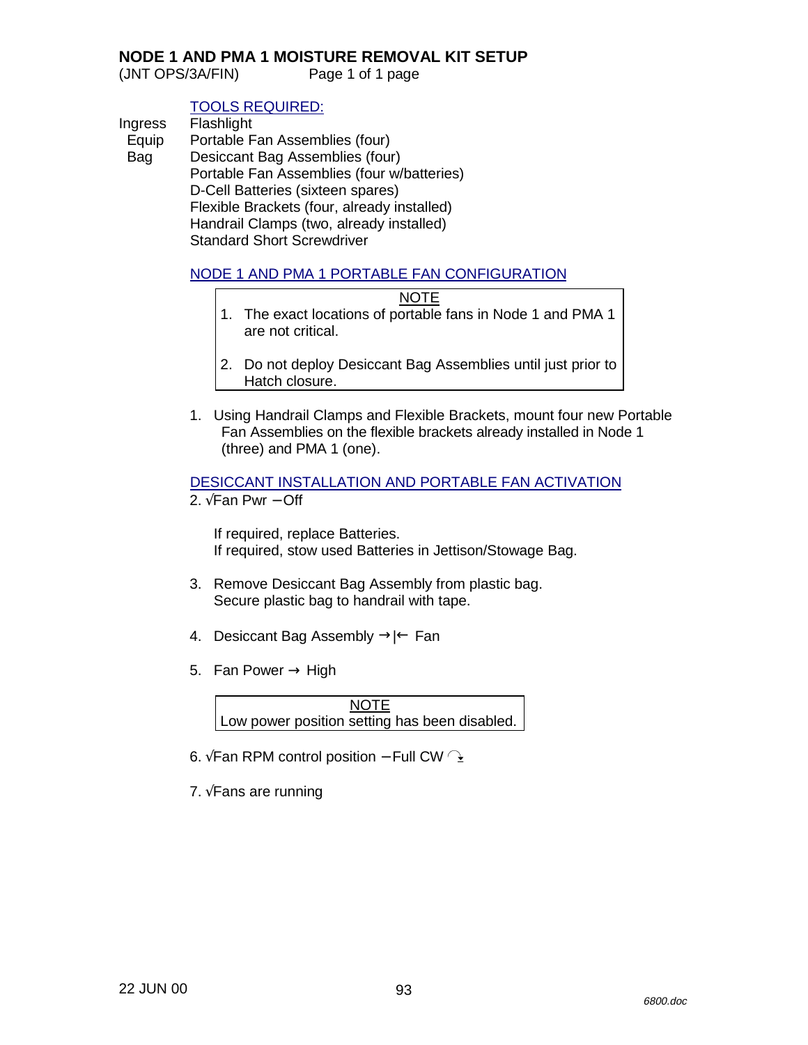# NODE 1 AND PMA 1 MOISTURE REMOVAL KIT SETUP

(JNT OPS/3A/FIN) Page 1 of 1 page

## TOOLS REQUIRED:

Ingress Equip Bag

- Flashlight
- Portable Fan Assemblies (four)
- Desiccant Bag Assemblies (four)
- Portable Fan Assemblies (four w/batteries)
- D-Cell Batteries (sixteen spares)
- Flexible Brackets (four, already installed)
- Handrail Clamps (two, already installed)
- Standard Short Screwdriver

## NODE 1 AND PMA 1 PORTABLE FAN CONFIGURATION

> NOTE
>
> 1. The exact locations of portable fans in Node 1 and PMA 1 are not critical.
> 2. Do not deploy Desiccant Bag Assemblies until just prior to Hatch closure.

1. Using Handrail Clamps and Flexible Brackets, mount four new Portable Fan Assemblies on the flexible brackets already installed in Node 1 (three) and PMA 1 (one).

## DESICCANT INSTALLATION AND PORTABLE FAN ACTIVATION

2. √Fan Pwr – Off

   If required, replace Batteries.
   If required, stow used Batteries in Jettison/Stowage Bag.

3. Remove Desiccant Bag Assembly from plastic bag.
   Secure plastic bag to handrail with tape.

4. Desiccant Bag Assembly →|← Fan

5. Fan Power → High

> NOTE
>
> Low power position setting has been disabled.

6. √Fan RPM control position – Full CW ↻

7. √Fans are running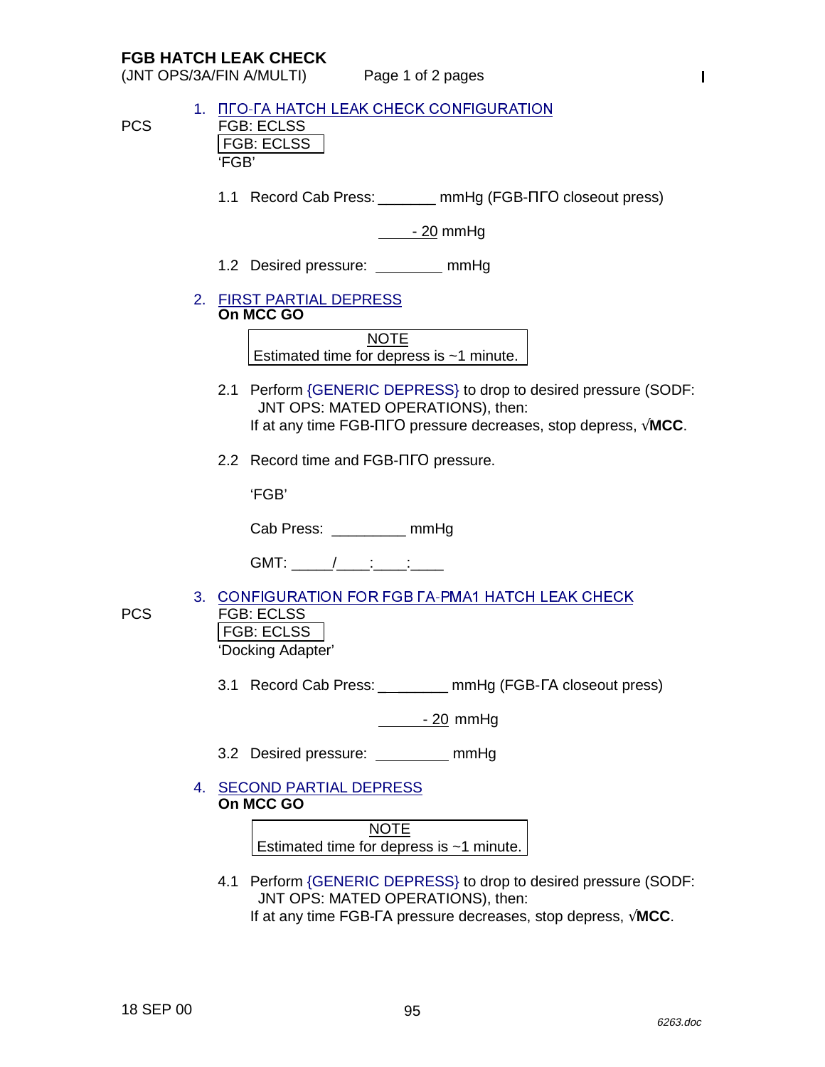## FGB HATCH LEAK CHECK

(JNT OPS/3A/FIN A/MULTI)

1. ПГО-ГА HATCH LEAK CHECK CONFIGURATION

PCS FGB: ECLSS

| FGB: ECLSS |
|---|

'FGB'

1.1 Record Cab Press: _______ mmHg (FGB-ПГО closeout press)

- 20 mmHg

1.2 Desired pressure: ________ mmHg

2. FIRST PARTIAL DEPRESS

**On MCC GO**

| NOTE |
|---|
| Estimated time for depress is ~1 minute. |

2.1 Perform {GENERIC DEPRESS} to drop to desired pressure (SODF: JNT OPS: MATED OPERATIONS), then:
If at any time FGB-ПГО pressure decreases, stop depress, √**MCC**.

2.2 Record time and FGB-ПГО pressure.

'FGB'

Cab Press: _________ mmHg

GMT: _____/____:____:____

3. CONFIGURATION FOR FGB ГА-PMA1 HATCH LEAK CHECK

PCS FGB: ECLSS

| FGB: ECLSS |
|---|

'Docking Adapter'

3.1 Record Cab Press: _________ mmHg (FGB-ГА closeout press)

- 20 mmHg

3.2 Desired pressure: _________ mmHg

4. SECOND PARTIAL DEPRESS

**On MCC GO**

| NOTE |
|---|
| Estimated time for depress is ~1 minute. |

4.1 Perform {GENERIC DEPRESS} to drop to desired pressure (SODF: JNT OPS: MATED OPERATIONS), then:
If at any time FGB-ГА pressure decreases, stop depress, √**MCC**.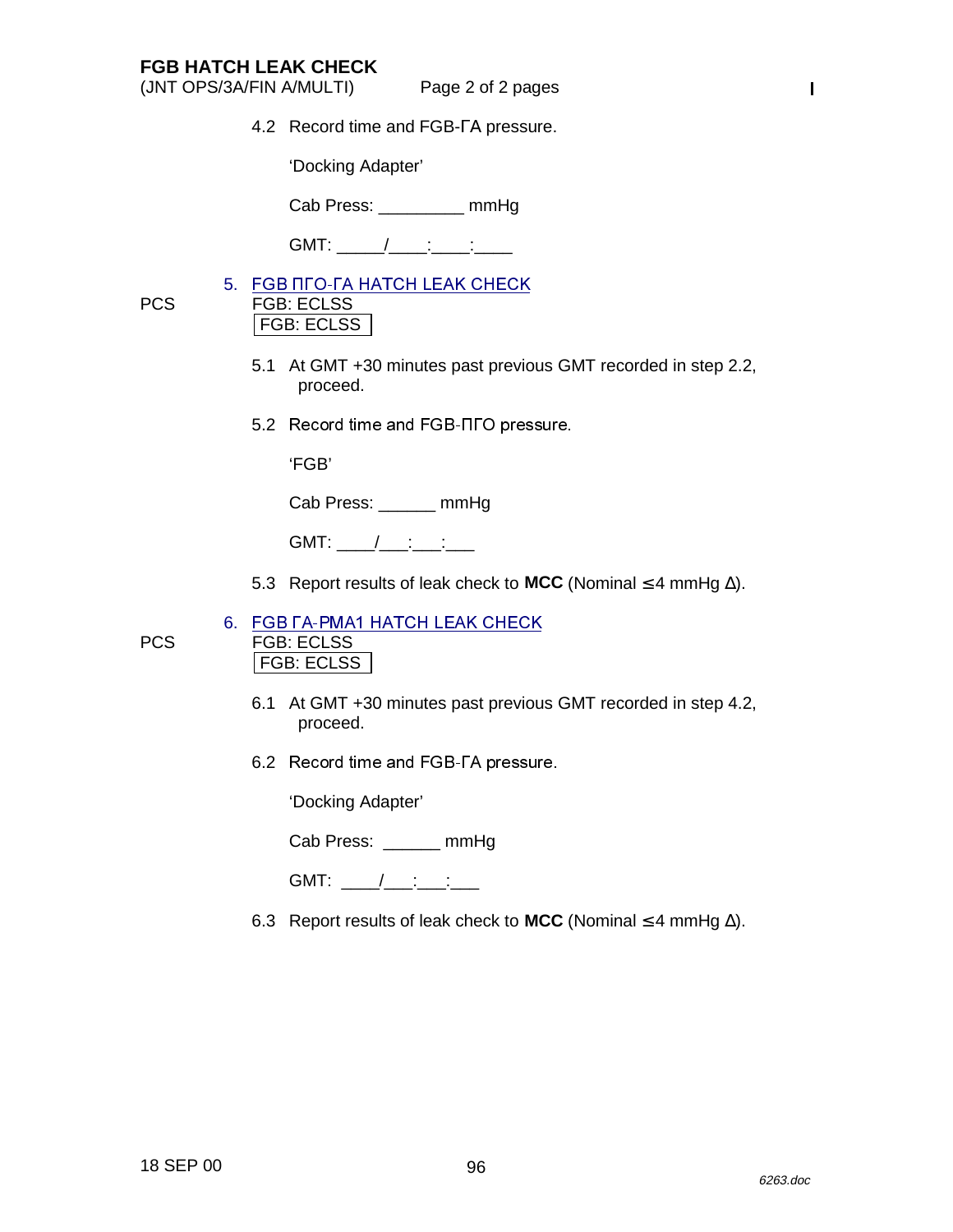4.2 Record time and FGB-ΓA pressure.

'Docking Adapter'

Cab Press: _________ mmHg

GMT: _____/____:____:____

## 5. FGB ΠΓO-ΓA HATCH LEAK CHECK

PCS FGB: ECLSS
FGB: ECLSS

5.1 At GMT +30 minutes past previous GMT recorded in step 2.2, proceed.

5.2 Record time and FGB-ΠΓO pressure.

'FGB'

Cab Press: ______ mmHg

GMT: ____/___:___:___

5.3 Report results of leak check to **MCC** (Nominal ≤4 mmHg Δ).

## 6. FGB ΓA-PMA1 HATCH LEAK CHECK

PCS FGB: ECLSS
FGB: ECLSS

6.1 At GMT +30 minutes past previous GMT recorded in step 4.2, proceed.

6.2 Record time and FGB-ΓA pressure.

'Docking Adapter'

Cab Press: ______ mmHg

GMT: ____/___:___:___

6.3 Report results of leak check to **MCC** (Nominal ≤4 mmHg Δ).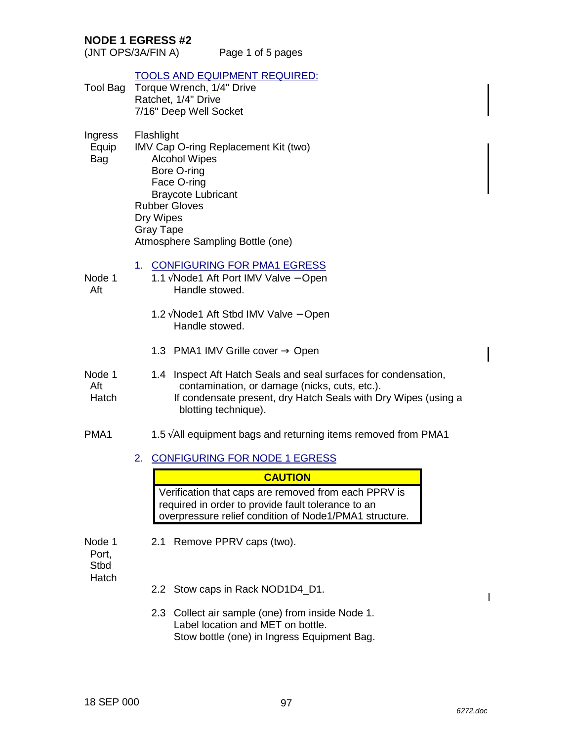# NODE 1 EGRESS #2

(JNT OPS/3A/FIN A)

## TOOLS AND EQUIPMENT REQUIRED:

**Tool Bag**
- Torque Wrench, 1/4" Drive
- Ratchet, 1/4" Drive
- 7/16" Deep Well Socket

**Ingress Equip Bag**
- Flashlight
- IMV Cap O-ring Replacement Kit (two)
  - Alcohol Wipes
  - Bore O-ring
  - Face O-ring
  - Braycote Lubricant
- Rubber Gloves
- Dry Wipes
- Gray Tape
- Atmosphere Sampling Bottle (one)

## 1. CONFIGURING FOR PMA1 EGRESS

**Node 1 Aft**

1.1 √Node1 Aft Port IMV Valve – Open
  Handle stowed.

1.2 √Node1 Aft Stbd IMV Valve – Open
  Handle stowed.

1.3 PMA1 IMV Grille cover → Open

**Node 1 Aft Hatch**

1.4 Inspect Aft Hatch Seals and seal surfaces for condensation, contamination, or damage (nicks, cuts, etc.).
  If condensate present, dry Hatch Seals with Dry Wipes (using a blotting technique).

**PMA1**

1.5 √All equipment bags and returning items removed from PMA1

## 2. CONFIGURING FOR NODE 1 EGRESS

> **CAUTION**
> Verification that caps are removed from each PPRV is required in order to provide fault tolerance to an overpressure relief condition of Node1/PMA1 structure.

**Node 1 Port, Stbd Hatch**

2.1 Remove PPRV caps (two).

2.2 Stow caps in Rack NOD1D4_D1.

2.3 Collect air sample (one) from inside Node 1.
  Label location and MET on bottle.
  Stow bottle (one) in Ingress Equipment Bag.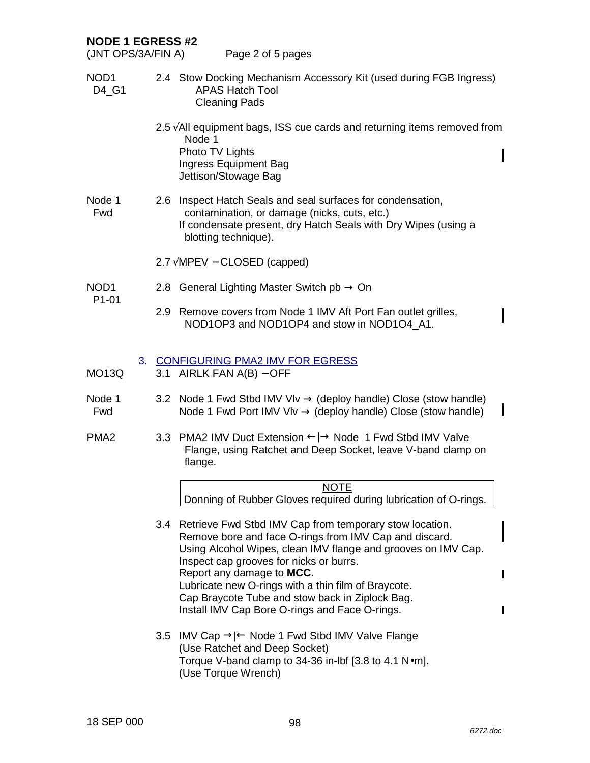## NODE 1 EGRESS #2

(JNT OPS/3A/FIN A)

NOD1 D4_G1

2.4 Stow Docking Mechanism Accessory Kit (used during FGB Ingress)
 APAS Hatch Tool
 Cleaning Pads

2.5 √All equipment bags, ISS cue cards and returning items removed from Node 1
 Photo TV Lights
 Ingress Equipment Bag
 Jettison/Stowage Bag

Node 1 Fwd

2.6 Inspect Hatch Seals and seal surfaces for condensation, contamination, or damage (nicks, cuts, etc.)
 If condensate present, dry Hatch Seals with Dry Wipes (using a blotting technique).

2.7 √MPEV – CLOSED (capped)

NOD1 P1-01

2.8 General Lighting Master Switch pb → On

2.9 Remove covers from Node 1 IMV Aft Port Fan outlet grilles, NOD1OP3 and NOD1OP4 and stow in NOD1O4_A1.

### 3. CONFIGURING PMA2 IMV FOR EGRESS

MO13Q

3.1 AIRLK FAN A(B) – OFF

Node 1 Fwd

3.2 Node 1 Fwd Stbd IMV Vlv → (deploy handle) Close (stow handle)
 Node 1 Fwd Port IMV Vlv → (deploy handle) Close (stow handle)

PMA2

3.3 PMA2 IMV Duct Extension ←|→ Node 1 Fwd Stbd IMV Valve Flange, using Ratchet and Deep Socket, leave V-band clamp on flange.

> NOTE
> Donning of Rubber Gloves required during lubrication of O-rings.

3.4 Retrieve Fwd Stbd IMV Cap from temporary stow location.
 Remove bore and face O-rings from IMV Cap and discard.
 Using Alcohol Wipes, clean IMV flange and grooves on IMV Cap.
 Inspect cap grooves for nicks or burrs.
 Report any damage to **MCC**.
 Lubricate new O-rings with a thin film of Braycote.
 Cap Braycote Tube and stow back in Ziplock Bag.
 Install IMV Cap Bore O-rings and Face O-rings.

3.5 IMV Cap →|← Node 1 Fwd Stbd IMV Valve Flange
 (Use Ratchet and Deep Socket)
 Torque V-band clamp to 34-36 in-lbf [3.8 to 4.1 N•m].
 (Use Torque Wrench)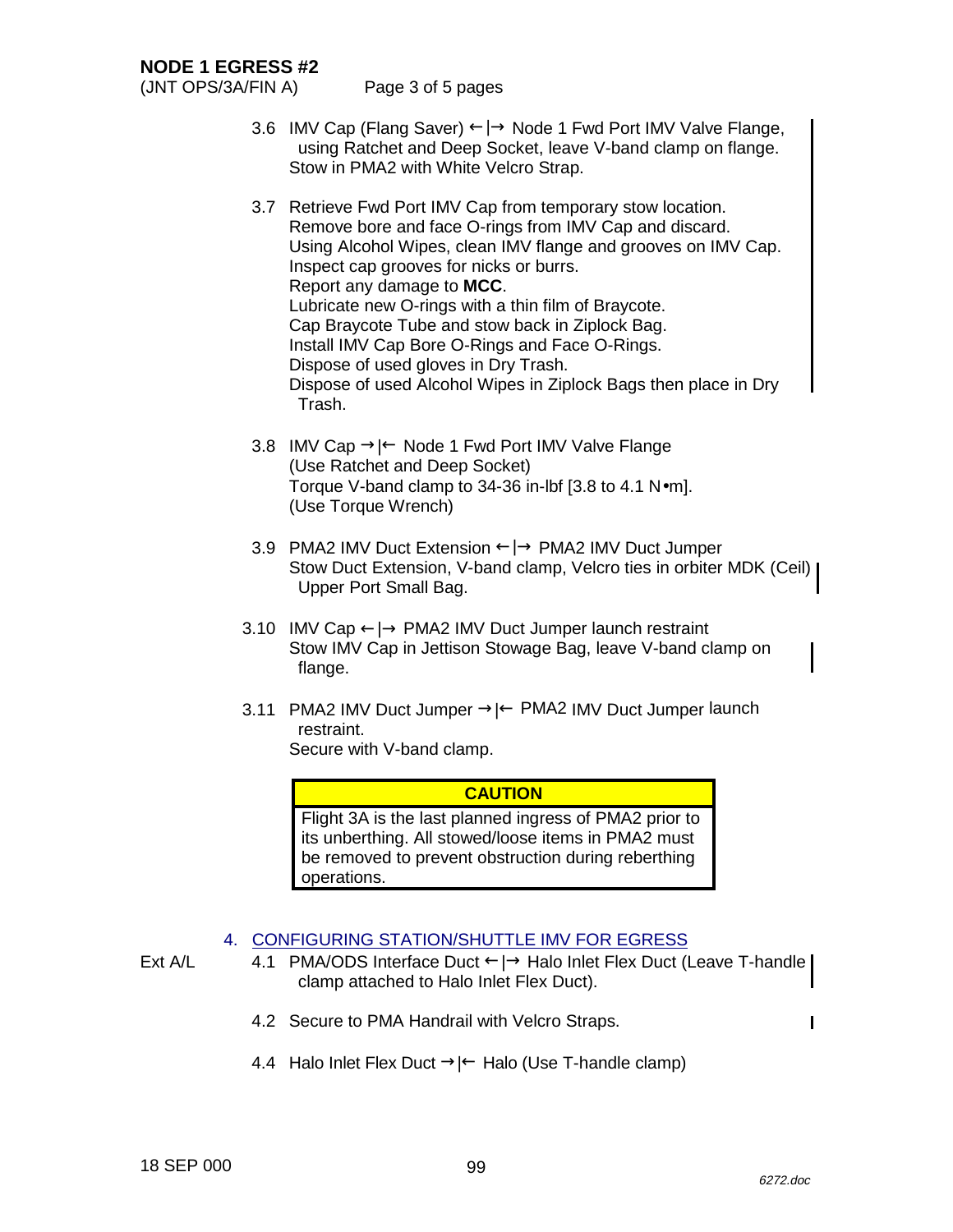## NODE 1 EGRESS #2

(JNT OPS/3A/FIN A)

3.6 IMV Cap (Flang Saver) ←|→ Node 1 Fwd Port IMV Valve Flange, using Ratchet and Deep Socket, leave V-band clamp on flange.
Stow in PMA2 with White Velcro Strap.

3.7 Retrieve Fwd Port IMV Cap from temporary stow location.
Remove bore and face O-rings from IMV Cap and discard.
Using Alcohol Wipes, clean IMV flange and grooves on IMV Cap.
Inspect cap grooves for nicks or burrs.
Report any damage to **MCC**.
Lubricate new O-rings with a thin film of Braycote.
Cap Braycote Tube and stow back in Ziplock Bag.
Install IMV Cap Bore O-Rings and Face O-Rings.
Dispose of used gloves in Dry Trash.
Dispose of used Alcohol Wipes in Ziplock Bags then place in Dry Trash.

3.8 IMV Cap →|← Node 1 Fwd Port IMV Valve Flange
(Use Ratchet and Deep Socket)
Torque V-band clamp to 34-36 in-lbf [3.8 to 4.1 N•m].
(Use Torque Wrench)

3.9 PMA2 IMV Duct Extension ←|→ PMA2 IMV Duct Jumper
Stow Duct Extension, V-band clamp, Velcro ties in orbiter MDK (Ceil) Upper Port Small Bag.

3.10 IMV Cap ←|→ PMA2 IMV Duct Jumper launch restraint
Stow IMV Cap in Jettison Stowage Bag, leave V-band clamp on flange.

3.11 PMA2 IMV Duct Jumper →|← PMA2 IMV Duct Jumper launch restraint.
Secure with V-band clamp.

| CAUTION |
|---|
| Flight 3A is the last planned ingress of PMA2 prior to its unberthing. All stowed/loose items in PMA2 must be removed to prevent obstruction during reberthing operations. |

### 4. CONFIGURING STATION/SHUTTLE IMV FOR EGRESS

Ext A/L

4.1 PMA/ODS Interface Duct ←|→ Halo Inlet Flex Duct (Leave T-handle clamp attached to Halo Inlet Flex Duct).

4.2 Secure to PMA Handrail with Velcro Straps.

4.4 Halo Inlet Flex Duct →|← Halo (Use T-handle clamp)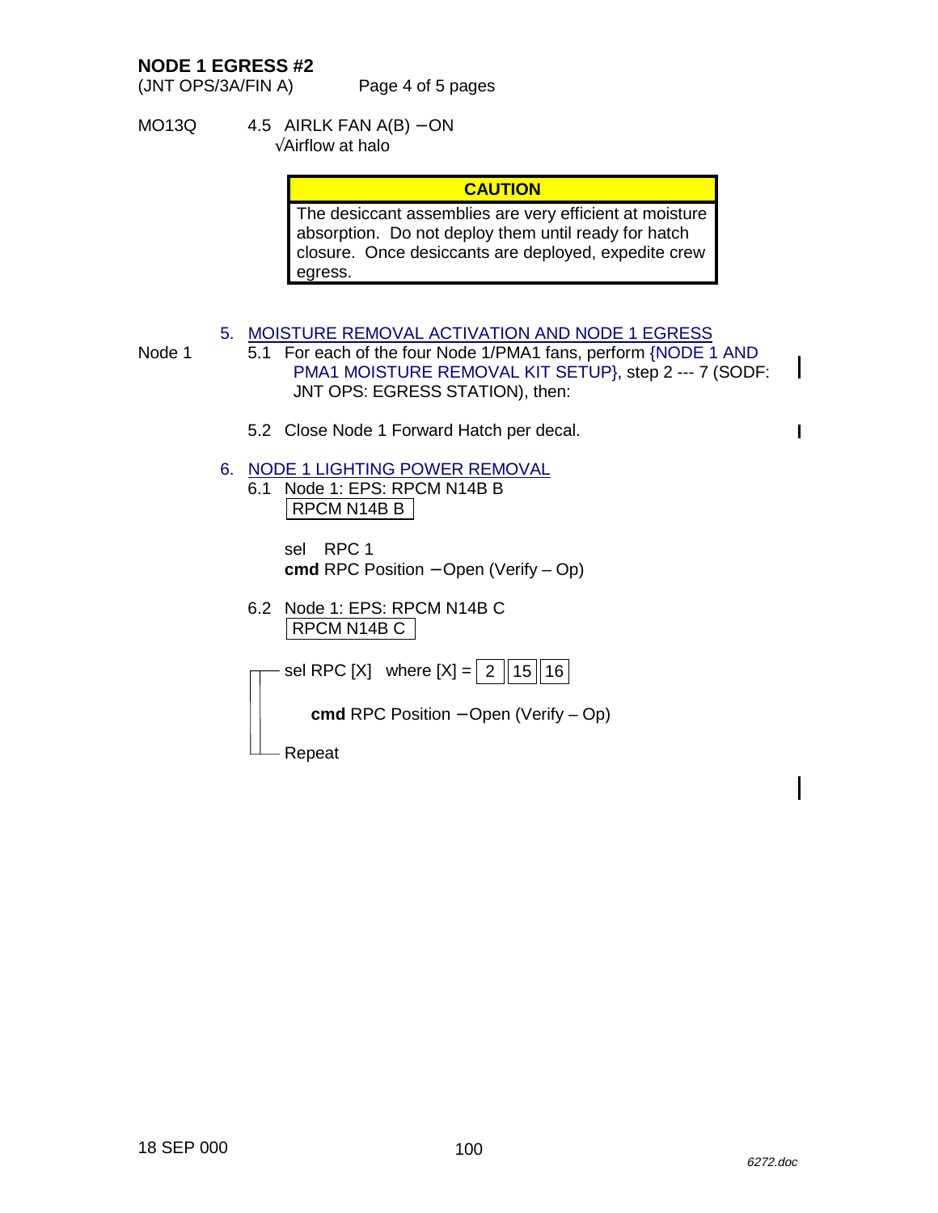MO13Q 4.5 AIRLK FAN A(B) – ON
√Airflow at halo

| CAUTION |
| --- |
| The desiccant assemblies are very efficient at moisture absorption. Do not deploy them until ready for hatch closure. Once desiccants are deployed, expedite crew egress. |

## 5. MOISTURE REMOVAL ACTIVATION AND NODE 1 EGRESS

Node 1 5.1 For each of the four Node 1/PMA1 fans, perform {NODE 1 AND PMA1 MOISTURE REMOVAL KIT SETUP}, step 2 --- 7 (SODF: JNT OPS: EGRESS STATION), then:

5.2 Close Node 1 Forward Hatch per decal.

## 6. NODE 1 LIGHTING POWER REMOVAL

6.1 Node 1: EPS: RPCM N14B B

RPCM N14B B

sel RPC 1
**cmd** RPC Position – Open (Verify – Op)

6.2 Node 1: EPS: RPCM N14B C

RPCM N14B C

sel RPC [X] where [X] = 2 | 15 | 16

**cmd** RPC Position – Open (Verify – Op)

Repeat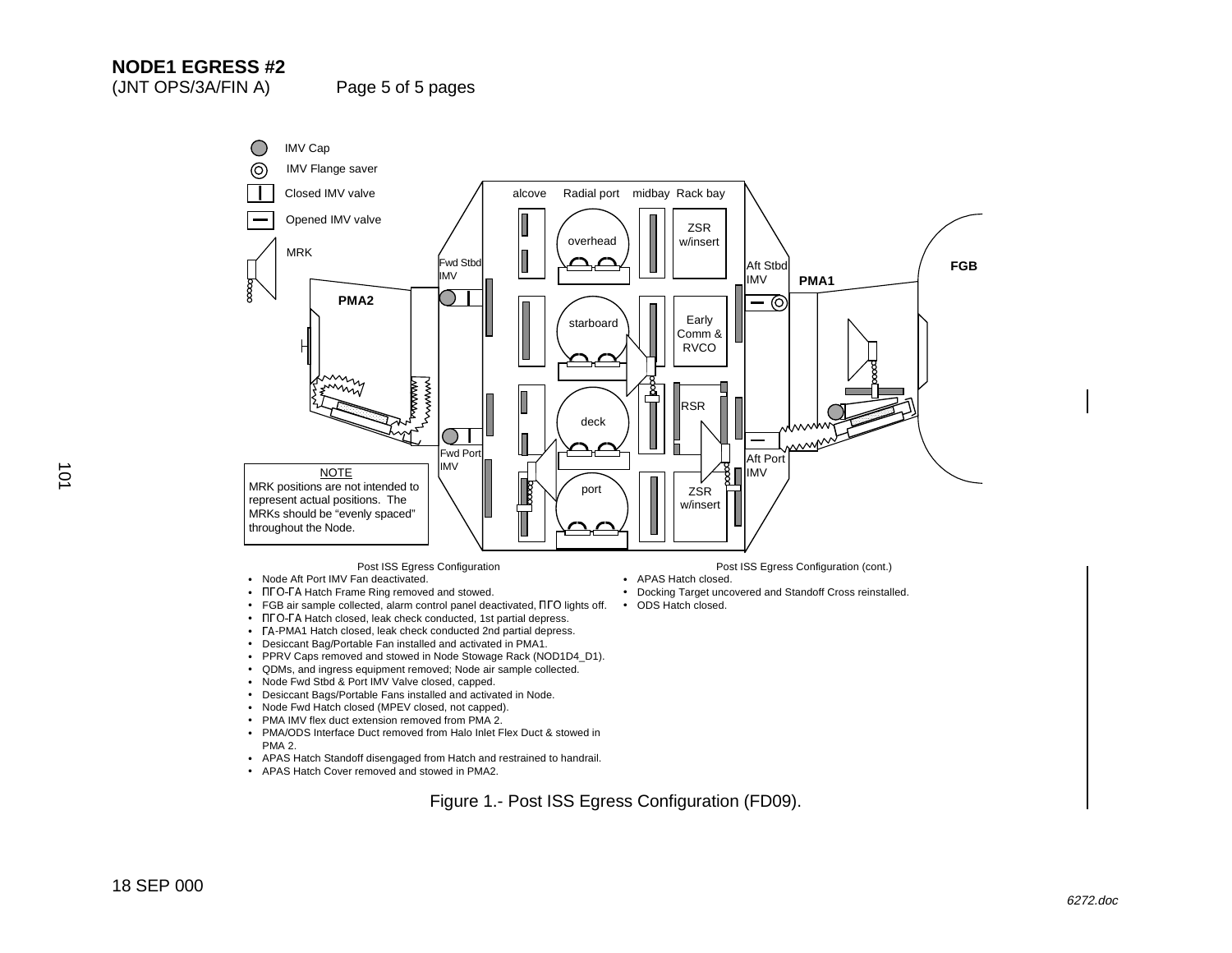# NODE1 EGRESS #2

(JNT OPS/3A/FIN A)

IMV Cap

IMV Flange saver

Closed IMV valve

Opened IMV valve

MRK

alcove | Radial port | midbay | Rack bay

overhead

ZSR w/insert

Fwd Stbd IMV

Aft Stbd IMV

PMA1

FGB

PMA2

starboard

Early Comm & RVCO

RSR

deck

Fwd Port IMV

Aft Port IMV

port

ZSR w/insert

NOTE

MRK positions are not intended to represent actual positions. The MRKs should be "evenly spaced" throughout the Node.

Post ISS Egress Configuration

- Node Aft Port IMV Fan deactivated.
- ПГО-ГА Hatch Frame Ring removed and stowed.
- FGB air sample collected, alarm control panel deactivated, ПГО lights off.
- ПГО-ГА Hatch closed, leak check conducted, 1st partial depress.
- ГА-PMA1 Hatch closed, leak check conducted 2nd partial depress.
- Desiccant Bag/Portable Fan installed and activated in PMA1.
- PPRV Caps removed and stowed in Node Stowage Rack (NOD1D4_D1).
- QDMs, and ingress equipment removed; Node air sample collected.
- Node Fwd Stbd & Port IMV Valve closed, capped.
- Desiccant Bags/Portable Fans installed and activated in Node.
- Node Fwd Hatch closed (MPEV closed, not capped).
- PMA IMV flex duct extension removed from PMA 2.
- PMA/ODS Interface Duct removed from Halo Inlet Flex Duct & stowed in PMA 2.
- APAS Hatch Standoff disengaged from Hatch and restrained to handrail.
- APAS Hatch Cover removed and stowed in PMA2.

Post ISS Egress Configuration (cont.)

- APAS Hatch closed.
- Docking Target uncovered and Standoff Cross reinstalled.
- ODS Hatch closed.

Figure 1.- Post ISS Egress Configuration (FD09).

18 SEP 000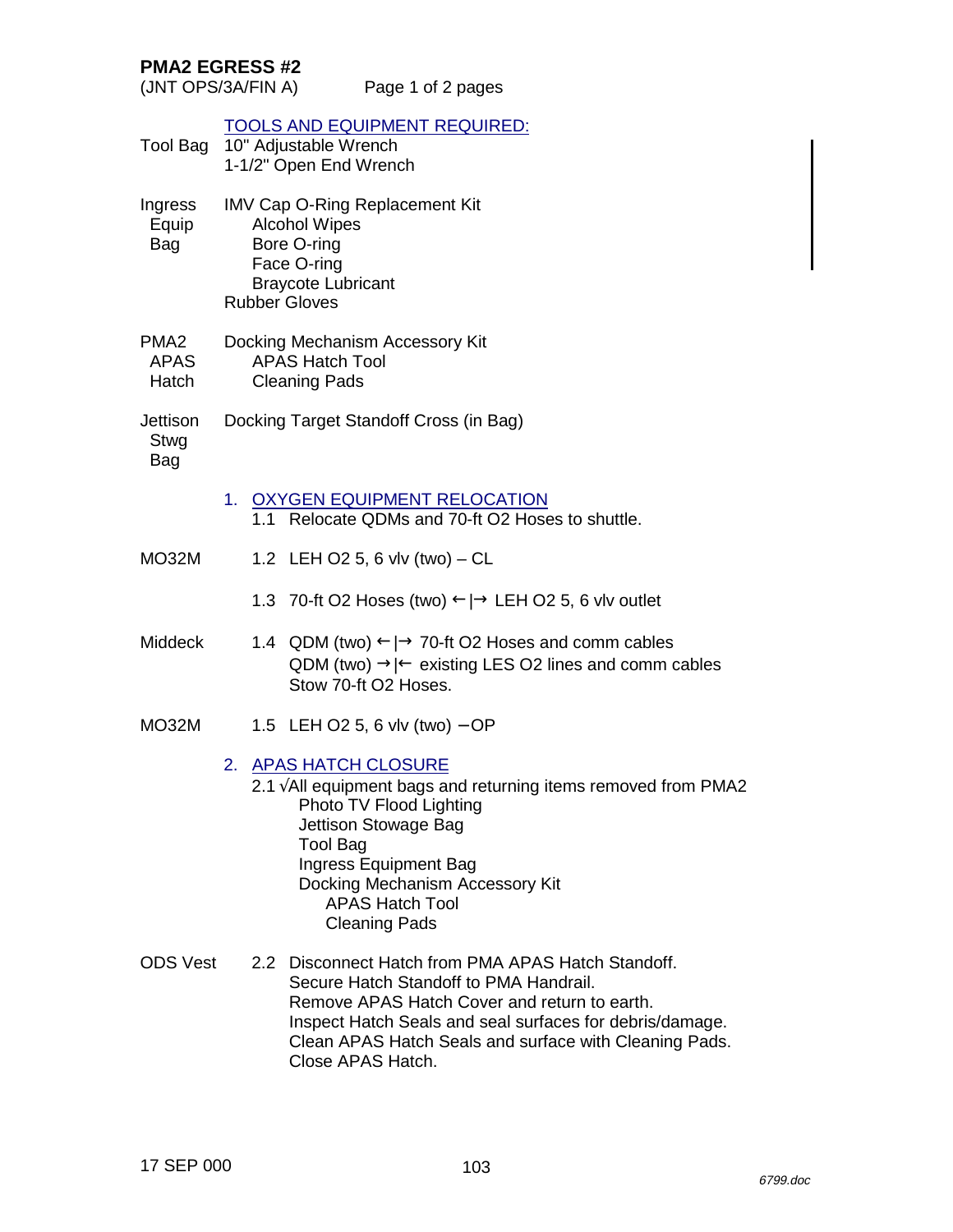## PMA2 EGRESS #2

(JNT OPS/3A/FIN A) Page 1 of 2 pages

TOOLS AND EQUIPMENT REQUIRED:

Tool Bag
- 10" Adjustable Wrench
- 1-1/2" Open End Wrench

Ingress Equip Bag
- IMV Cap O-Ring Replacement Kit
  - Alcohol Wipes
  - Bore O-ring
  - Face O-ring
  - Braycote Lubricant
- Rubber Gloves

PMA2 APAS Hatch
- Docking Mechanism Accessory Kit
  - APAS Hatch Tool
  - Cleaning Pads

Jettison Stwg Bag
- Docking Target Standoff Cross (in Bag)

1. OXYGEN EQUIPMENT RELOCATION

1.1 Relocate QDMs and 70-ft O2 Hoses to shuttle.

MO32M

1.2 LEH O2 5, 6 vlv (two) – CL

1.3 70-ft O2 Hoses (two) ←|→ LEH O2 5, 6 vlv outlet

Middeck

1.4 QDM (two) ←|→ 70-ft O2 Hoses and comm cables
QDM (two) →|← existing LES O2 lines and comm cables
Stow 70-ft O2 Hoses.

MO32M

1.5 LEH O2 5, 6 vlv (two) – OP

2. APAS HATCH CLOSURE

2.1 √All equipment bags and returning items removed from PMA2
- Photo TV Flood Lighting
- Jettison Stowage Bag
- Tool Bag
- Ingress Equipment Bag
- Docking Mechanism Accessory Kit
  - APAS Hatch Tool
  - Cleaning Pads

ODS Vest

2.2 Disconnect Hatch from PMA APAS Hatch Standoff.
Secure Hatch Standoff to PMA Handrail.
Remove APAS Hatch Cover and return to earth.
Inspect Hatch Seals and seal surfaces for debris/damage.
Clean APAS Hatch Seals and surface with Cleaning Pads.
Close APAS Hatch.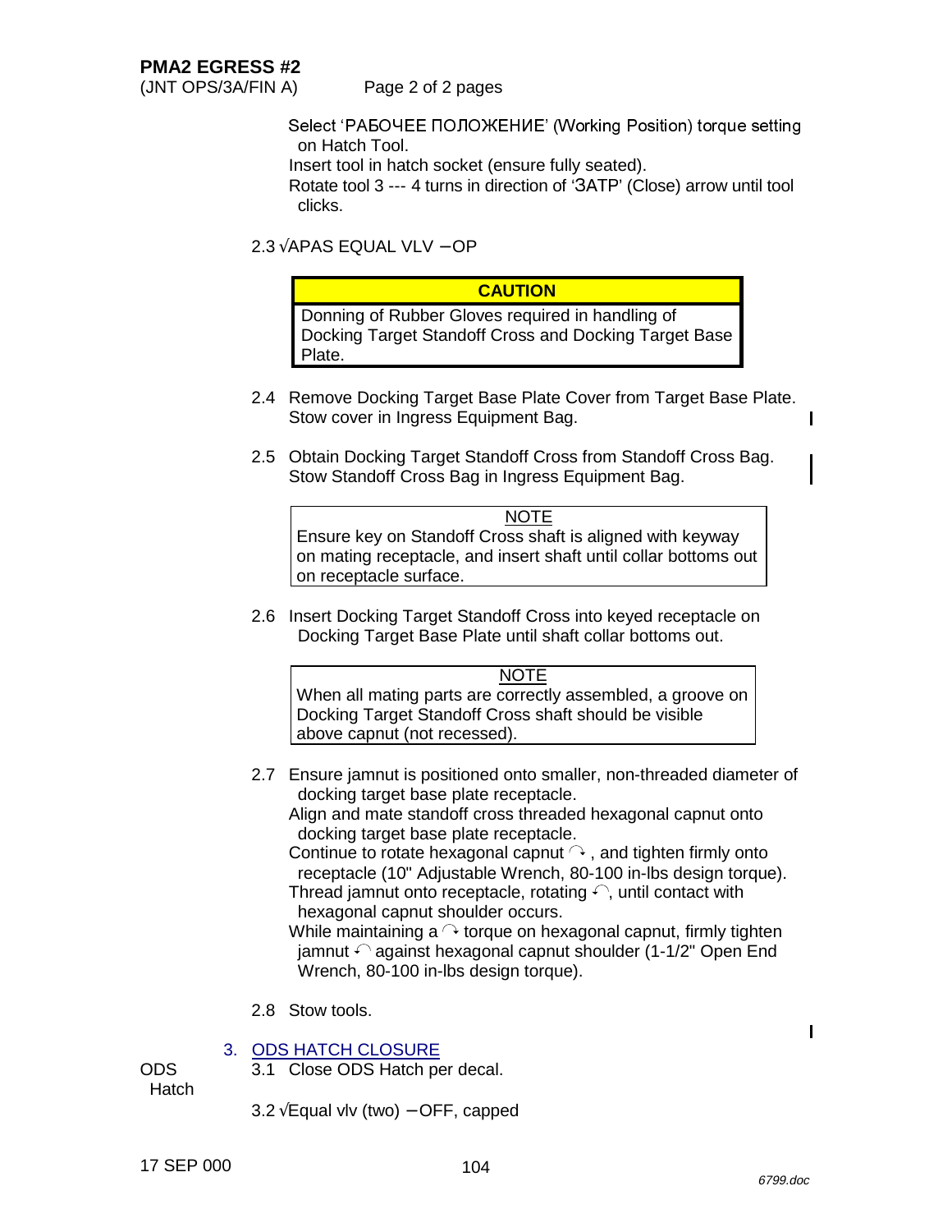**PMA2 EGRESS #2**
(JNT OPS/3A/FIN A) Page 2 of 2 pages

Select 'РАБОЧЕЕ ПОЛОЖЕНИЕ' (Working Position) torque setting on Hatch Tool.
Insert tool in hatch socket (ensure fully seated).
Rotate tool 3 --- 4 turns in direction of 'ЗАТР' (Close) arrow until tool clicks.

2.3 √APAS EQUAL VLV – OP

| CAUTION |
|---|
| Donning of Rubber Gloves required in handling of Docking Target Standoff Cross and Docking Target Base Plate. |

2.4 Remove Docking Target Base Plate Cover from Target Base Plate.
Stow cover in Ingress Equipment Bag.

2.5 Obtain Docking Target Standoff Cross from Standoff Cross Bag.
Stow Standoff Cross Bag in Ingress Equipment Bag.

| NOTE |
|---|
| Ensure key on Standoff Cross shaft is aligned with keyway on mating receptacle, and insert shaft until collar bottoms out on receptacle surface. |

2.6 Insert Docking Target Standoff Cross into keyed receptacle on Docking Target Base Plate until shaft collar bottoms out.

| NOTE |
|---|
| When all mating parts are correctly assembled, a groove on Docking Target Standoff Cross shaft should be visible above capnut (not recessed). |

2.7 Ensure jamnut is positioned onto smaller, non-threaded diameter of docking target base plate receptacle.
Align and mate standoff cross threaded hexagonal capnut onto docking target base plate receptacle.
Continue to rotate hexagonal capnut ↷, and tighten firmly onto receptacle (10" Adjustable Wrench, 80-100 in-lbs design torque).
Thread jamnut onto receptacle, rotating ↶, until contact with hexagonal capnut shoulder occurs.
While maintaining a ↷ torque on hexagonal capnut, firmly tighten jamnut ↶ against hexagonal capnut shoulder (1-1/2" Open End Wrench, 80-100 in-lbs design torque).

2.8 Stow tools.

## 3. ODS HATCH CLOSURE

ODS Hatch

3.1 Close ODS Hatch per decal.

3.2 √Equal vlv (two) – OFF, capped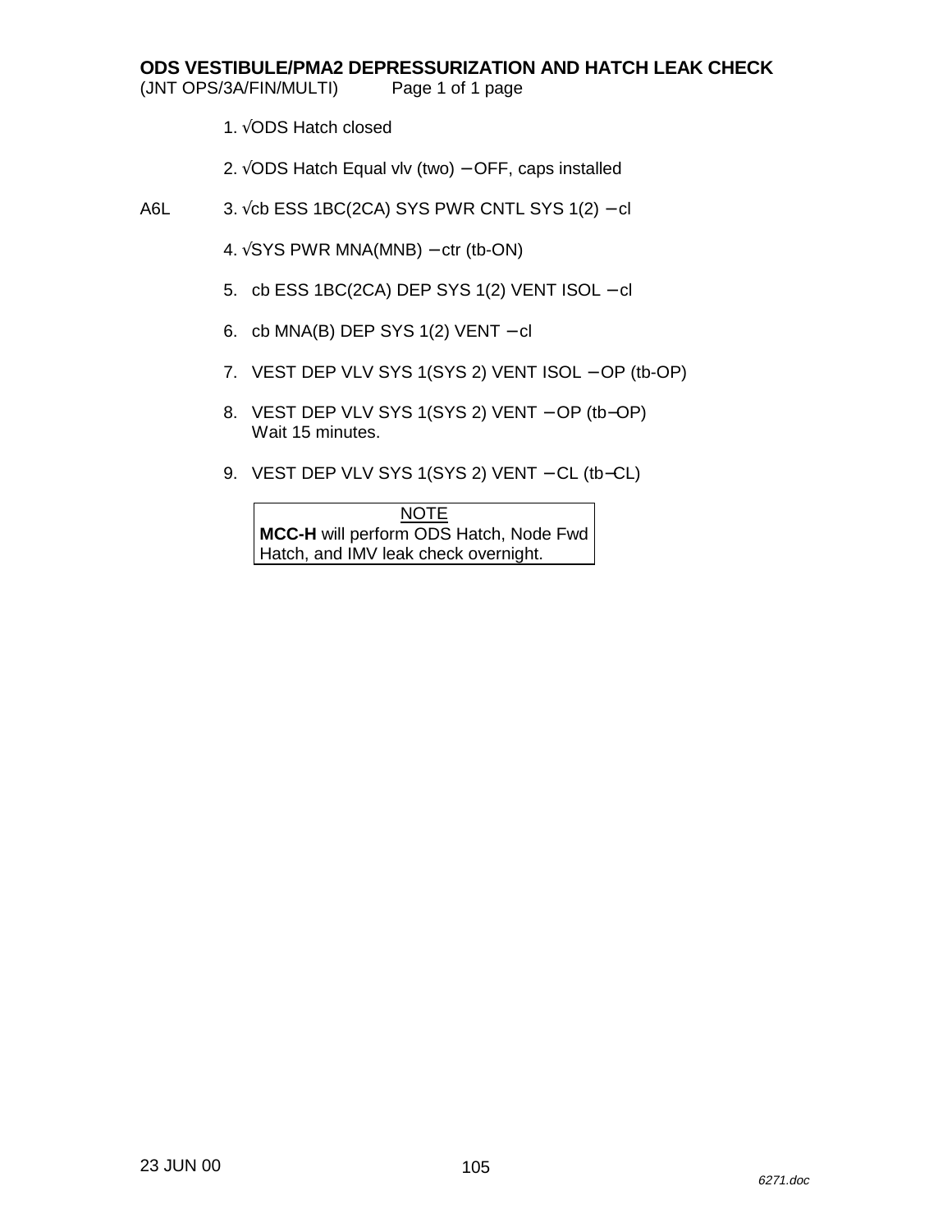## ODS VESTIBULE/PMA2 DEPRESSURIZATION AND HATCH LEAK CHECK

(JNT OPS/3A/FIN/MULTI) Page 1 of 1 page

1. √ODS Hatch closed

2. √ODS Hatch Equal vlv (two) – OFF, caps installed

A6L 3. √cb ESS 1BC(2CA) SYS PWR CNTL SYS 1(2) – cl

4. √SYS PWR MNA(MNB) – ctr (tb-ON)

5. cb ESS 1BC(2CA) DEP SYS 1(2) VENT ISOL – cl

6. cb MNA(B) DEP SYS 1(2) VENT – cl

7. VEST DEP VLV SYS 1(SYS 2) VENT ISOL – OP (tb-OP)

8. VEST DEP VLV SYS 1(SYS 2) VENT – OP (tb–OP)
   Wait 15 minutes.

9. VEST DEP VLV SYS 1(SYS 2) VENT – CL (tb–CL)

| NOTE |
|---|
| **MCC-H** will perform ODS Hatch, Node Fwd Hatch, and IMV leak check overnight. |

23 JUN 00

6271.doc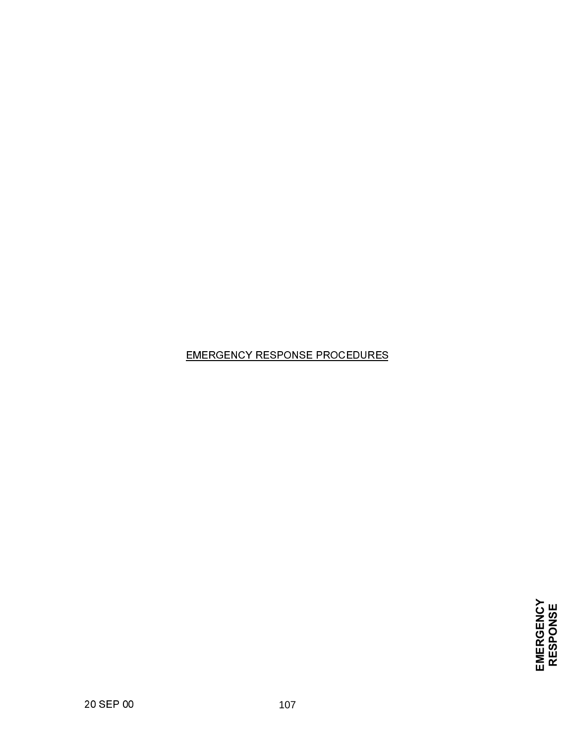EMERGENCY RESPONSE PROCEDURES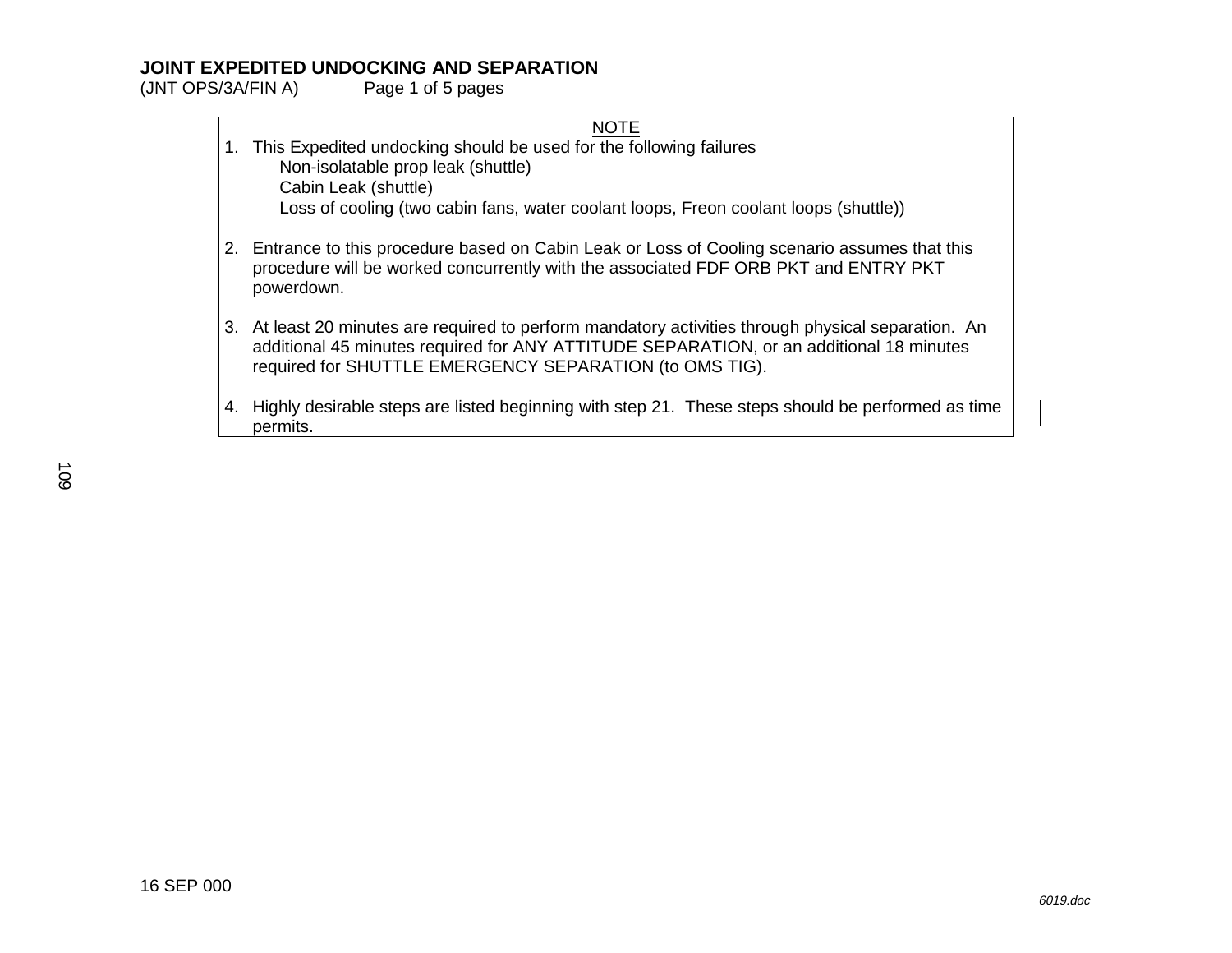## JOINT EXPEDITED UNDOCKING AND SEPARATION

(JNT OPS/3A/FIN A)

NOTE

1. This Expedited undocking should be used for the following failures
   - Non-isolatable prop leak (shuttle)
   - Cabin Leak (shuttle)
   - Loss of cooling (two cabin fans, water coolant loops, Freon coolant loops (shuttle))

2. Entrance to this procedure based on Cabin Leak or Loss of Cooling scenario assumes that this procedure will be worked concurrently with the associated FDF ORB PKT and ENTRY PKT powerdown.

3. At least 20 minutes are required to perform mandatory activities through physical separation. An additional 45 minutes required for ANY ATTITUDE SEPARATION, or an additional 18 minutes required for SHUTTLE EMERGENCY SEPARATION (to OMS TIG).

4. Highly desirable steps are listed beginning with step 21. These steps should be performed as time permits.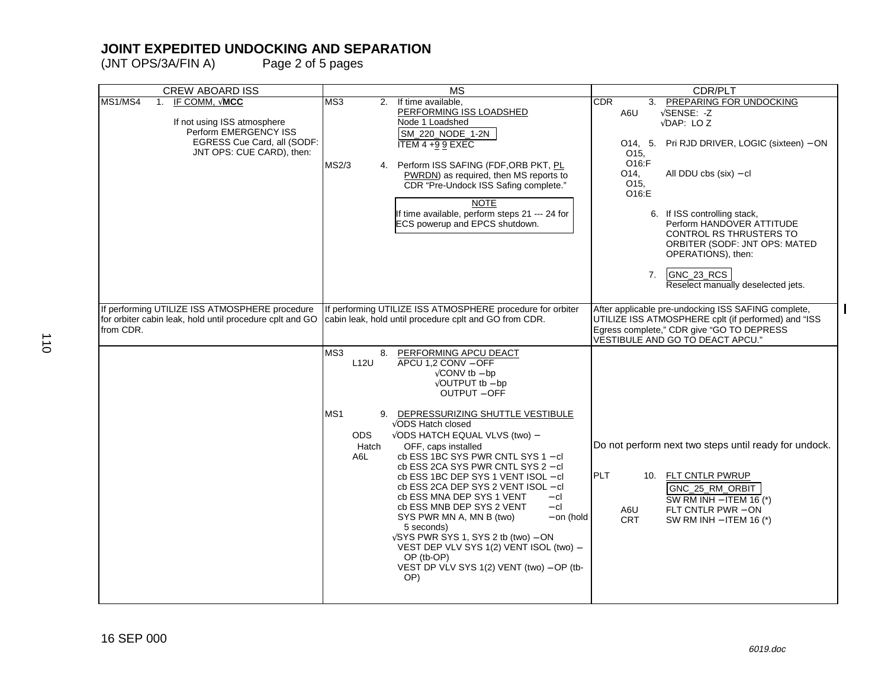# JOINT EXPEDITED UNDOCKING AND SEPARATION

(JNT OPS/3A/FIN A) Page 2 of 5 pages

| CREW ABOARD ISS | MS | CDR/PLT |
|---|---|---|
| MS1/MS4 1. IF COMM, √**MCC**<br><br>If not using ISS atmosphere Perform EMERGENCY ISS EGRESS Cue Card, all (SODF: JNT OPS: CUE CARD), then: | MS3 2. If time available, PERFORMING ISS LOADSHED<br>Node 1 Loadshed<br>SM_220_NODE_1-2N<br>ITEM 4 +9 9 EXEC<br><br>MS2/3 4. Perform ISS SAFING (FDF,ORB PKT, PL PWRDN) as required, then MS reports to CDR "Pre-Undock ISS Safing complete."<br><br>NOTE<br>If time available, perform steps 21 --- 24 for ECS powerup and EPCS shutdown. | CDR 3. PREPARING FOR UNDOCKING<br>A6U √SENSE: -Z<br>√DAP: LO Z<br><br>O14, O15, O16:F 5. Pri RJD DRIVER, LOGIC (sixteen) – ON<br>O14, O15, O16:E All DDU cbs (six) – cl<br><br>6. If ISS controlling stack, Perform HANDOVER ATTITUDE CONTROL RS THRUSTERS TO ORBITER (SODF: JNT OPS: MATED OPERATIONS), then:<br><br>7. GNC_23_RCS<br>Reselect manually deselected jets. |
| If performing UTILIZE ISS ATMOSPHERE procedure for orbiter cabin leak, hold until procedure cplt and GO from CDR. | If performing UTILIZE ISS ATMOSPHERE procedure for orbiter cabin leak, hold until procedure cplt and GO from CDR. | After applicable pre-undocking ISS SAFING complete, UTILIZE ISS ATMOSPHERE cplt (if performed) and "ISS Egress complete," CDR give "GO TO DEPRESS VESTIBULE AND GO TO DEACT APCU." |
| | MS3 8. PERFORMING APCU DEACT<br>L12U APCU 1,2 CONV – OFF<br>√CONV tb – bp<br>√OUTPUT tb – bp<br>OUTPUT – OFF<br><br>MS1 9. DEPRESSURIZING SHUTTLE VESTIBULE<br>√ODS Hatch closed<br>ODS Hatch √ODS HATCH EQUAL VLVS (two) – OFF, caps installed<br>A6L cb ESS 1BC SYS PWR CNTL SYS 1 – cl<br>cb ESS 2CA SYS PWR CNTL SYS 2 – cl<br>cb ESS 1BC DEP SYS 1 VENT ISOL – cl<br>cb ESS 2CA DEP SYS 2 VENT ISOL – cl<br>cb ESS MNA DEP SYS 1 VENT – cl<br>cb ESS MNB DEP SYS 2 VENT – cl<br>SYS PWR MN A, MN B (two) – on (hold 5 seconds)<br>√SYS PWR SYS 1, SYS 2 tb (two) – ON<br>VEST DEP VLV SYS 1(2) VENT ISOL (two) – OP (tb-OP)<br>VEST DP VLV SYS 1(2) VENT (two) – OP (tb-OP) | Do not perform next two steps until ready for undock.<br><br>PLT 10. FLT CNTLR PWRUP<br>GNC_25_RM_ORBIT<br>SW RM INH – ITEM 16 (*)<br>A6U FLT CNTLR PWR – ON<br>CRT SW RM INH – ITEM 16 (*) |

16 SEP 000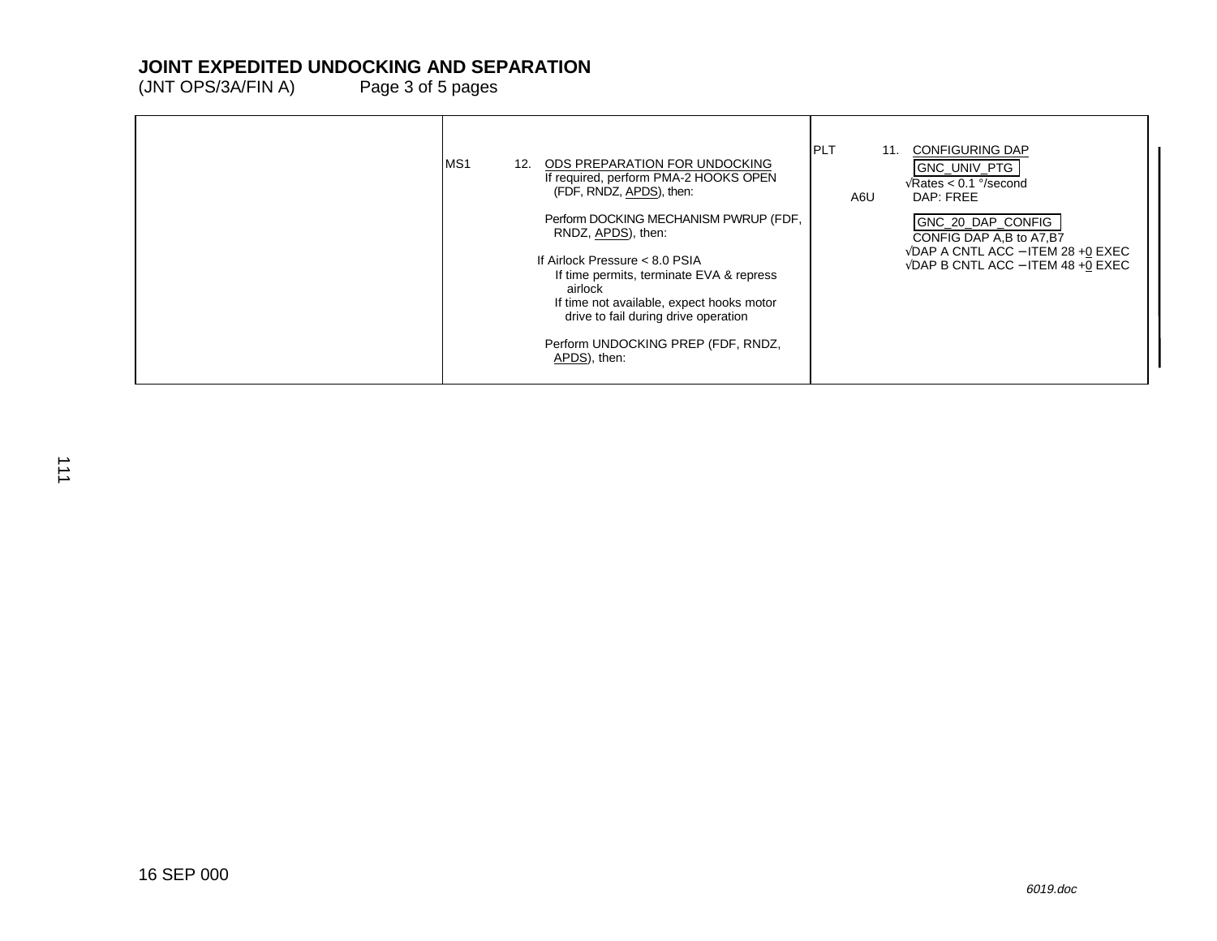# JOINT EXPEDITED UNDOCKING AND SEPARATION

(JNT OPS/3A/FIN A)    Page 3 of 5 pages

| | | |
|---|---|---|
| | MS1 12. <u>ODS PREPARATION FOR UNDOCKING</u><br>If required, perform PMA-2 HOOKS OPEN (FDF, RNDZ, <u>APDS</u>), then:<br><br>Perform DOCKING MECHANISM PWRUP (FDF, RNDZ, <u>APDS</u>), then:<br><br>If Airlock Pressure < 8.0 PSIA<br>If time permits, terminate EVA & repress airlock<br>If time not available, expect hooks motor drive to fail during drive operation<br><br>Perform UNDOCKING PREP (FDF, RNDZ, <u>APDS</u>), then: | PLT 11. <u>CONFIGURING DAP</u><br>GNC_UNIV_PTG<br>√Rates < 0.1 °/second<br>A6U DAP: FREE<br><br>GNC_20_DAP_CONFIG<br>CONFIG DAP A,B to A7,B7<br>√DAP A CNTL ACC – ITEM 28 +<u>0</u> EXEC<br>√DAP B CNTL ACC – ITEM 48 +<u>0</u> EXEC |

16 SEP 000

*6019.doc*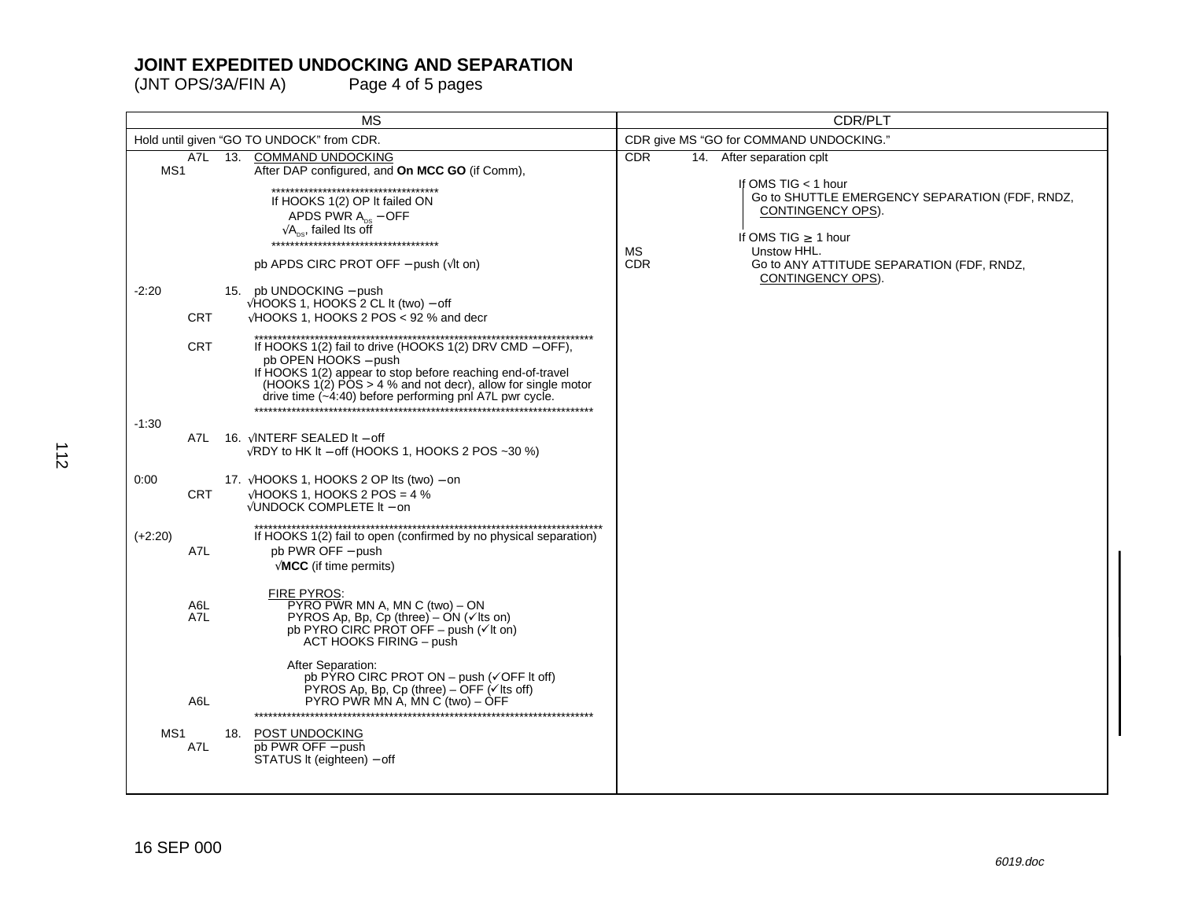# JOINT EXPEDITED UNDOCKING AND SEPARATION

(JNT OPS/3A/FIN A) Page 4 of 5 pages

| MS | CDR/PLT |
|---|---|
| Hold until given "GO TO UNDOCK" from CDR. | CDR give MS "GO for COMMAND UNDOCKING." |
| MS1 A7L 13. COMMAND UNDOCKING<br>After DAP configured, and **On MCC GO** (if Comm),<br>************************************<br>If HOOKS 1(2) OP lt failed ON<br>APDS PWR $A_{DS}$ – OFF<br>√$A_{DS}$, failed lts off<br>************************************<br>pb APDS CIRC PROT OFF – push (√lt on)<br><br>-2:20 15. pb UNDOCKING – push<br>√HOOKS 1, HOOKS 2 CL lt (two) – off<br>CRT √HOOKS 1, HOOKS 2 POS < 92 % and decr<br>************************************<br>CRT If HOOKS 1(2) fail to drive (HOOKS 1(2) DRV CMD – OFF),<br>pb OPEN HOOKS – push<br>If HOOKS 1(2) appear to stop before reaching end-of-travel (HOOKS 1(2) POS > 4 % and not decr), allow for single motor drive time (~4:40) before performing pnl A7L pwr cycle.<br>************************************<br>-1:30<br>A7L 16. √INTERF SEALED lt – off<br>√RDY to HK lt – off (HOOKS 1, HOOKS 2 POS ~30 %)<br><br>0:00 17. √HOOKS 1, HOOKS 2 OP lts (two) – on<br>CRT √HOOKS 1, HOOKS 2 POS = 4 %<br>√UNDOCK COMPLETE lt – on<br>************************************<br>(+2:20) If HOOKS 1(2) fail to open (confirmed by no physical separation)<br>A7L pb PWR OFF – push<br>√**MCC** (if time permits)<br><br>FIRE PYROS:<br>A6L PYRO PWR MN A, MN C (two) – ON<br>A7L PYROS Ap, Bp, Cp (three) – ON (✓lts on)<br>pb PYRO CIRC PROT OFF – push (✓lt on)<br>ACT HOOKS FIRING – push<br><br>After Separation:<br>pb PYRO CIRC PROT ON – push (✓OFF lt off)<br>PYROS Ap, Bp, Cp (three) – OFF (✓lts off)<br>A6L PYRO PWR MN A, MN C (two) – OFF<br>************************************<br>MS1 A7L 18. POST UNDOCKING<br>pb PWR OFF – push<br>STATUS lt (eighteen) – off | CDR 14. After separation cplt<br><br>If OMS TIG < 1 hour<br>Go to SHUTTLE EMERGENCY SEPARATION (FDF, RNDZ, CONTINGENCY OPS).<br><br>If OMS TIG ≥ 1 hour<br>MS Unstow HHL.<br>CDR Go to ANY ATTITUDE SEPARATION (FDF, RNDZ, CONTINGENCY OPS). |

16 SEP 000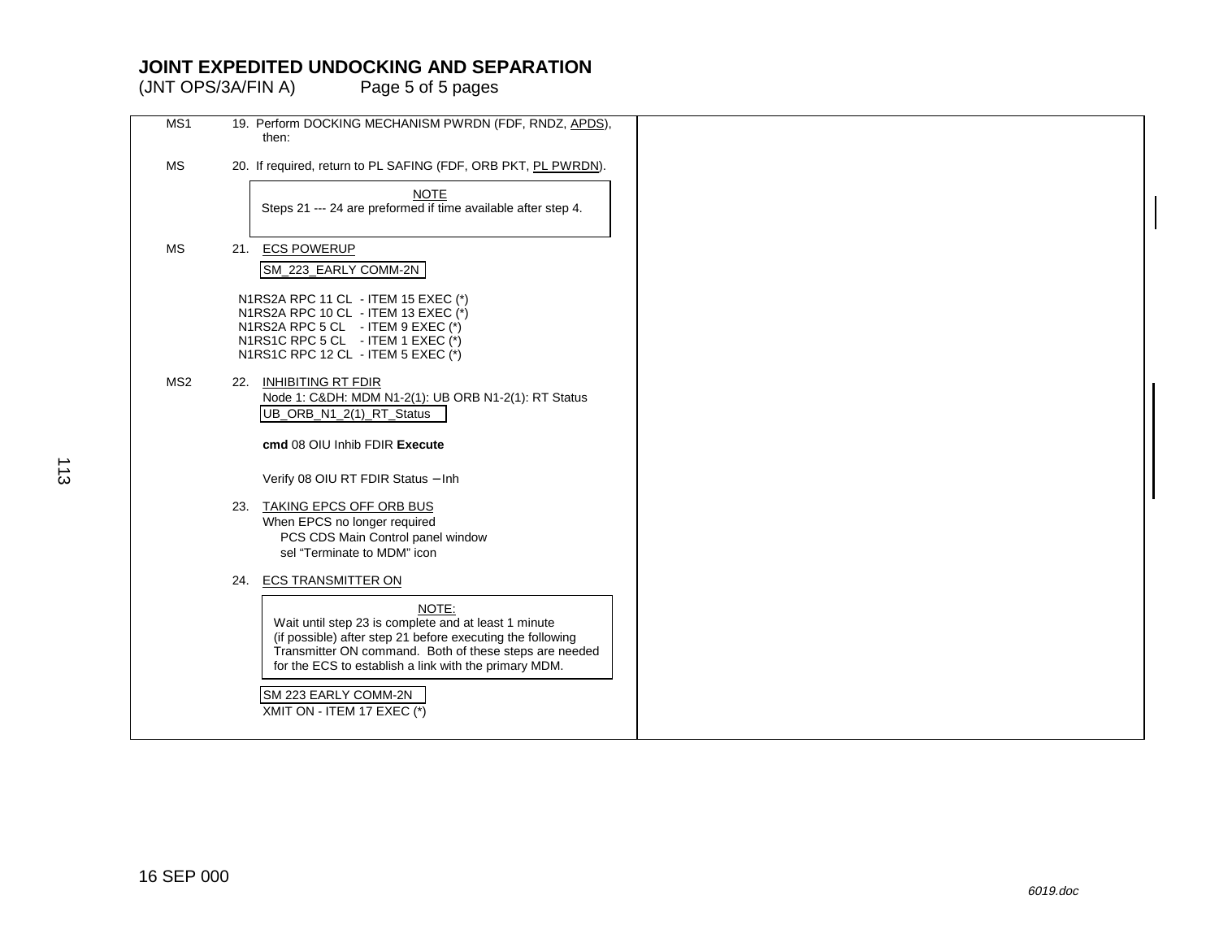# JOINT EXPEDITED UNDOCKING AND SEPARATION

(JNT OPS/3A/FIN A)

| | |
|---|---|
| MS1 | 19. Perform DOCKING MECHANISM PWRDN (FDF, RNDZ, APDS), then: |
| MS | 20. If required, return to PL SAFING (FDF, ORB PKT, PL PWRDN). |

> NOTE
> Steps 21 --- 24 are preformed if time available after step 4.

MS 21. ECS POWERUP

SM_223_EARLY COMM-2N

```
N1RS2A RPC 11 CL  - ITEM 15 EXEC (*)
N1RS2A RPC 10 CL  - ITEM 13 EXEC (*)
N1RS2A RPC 5 CL   - ITEM 9 EXEC (*)
N1RS1C RPC 5 CL   - ITEM 1 EXEC (*)
N1RS1C RPC 12 CL  - ITEM 5 EXEC (*)
```

MS2 22. INHIBITING RT FDIR

Node 1: C&DH: MDM N1-2(1): UB ORB N1-2(1): RT Status

UB_ORB_N1_2(1)_RT_Status

**cmd** 08 OIU Inhib FDIR **Execute**

Verify 08 OIU RT FDIR Status – Inh

23. TAKING EPCS OFF ORB BUS

When EPCS no longer required
  PCS CDS Main Control panel window
  sel "Terminate to MDM" icon

24. ECS TRANSMITTER ON

> NOTE:
> Wait until step 23 is complete and at least 1 minute (if possible) after step 21 before executing the following Transmitter ON command. Both of these steps are needed for the ECS to establish a link with the primary MDM.

SM 223 EARLY COMM-2N

XMIT ON - ITEM 17 EXEC (*)

16 SEP 000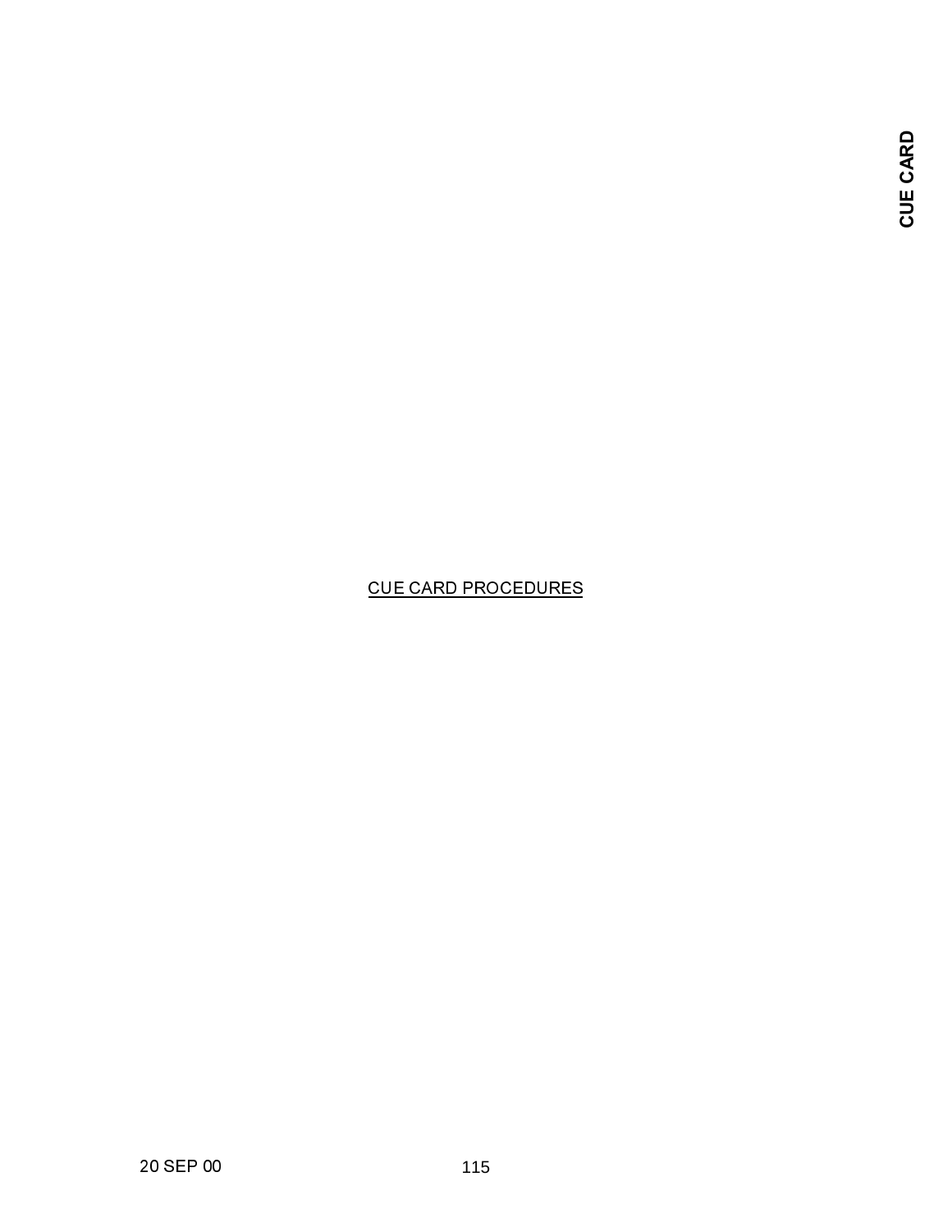CUE CARD PROCEDURES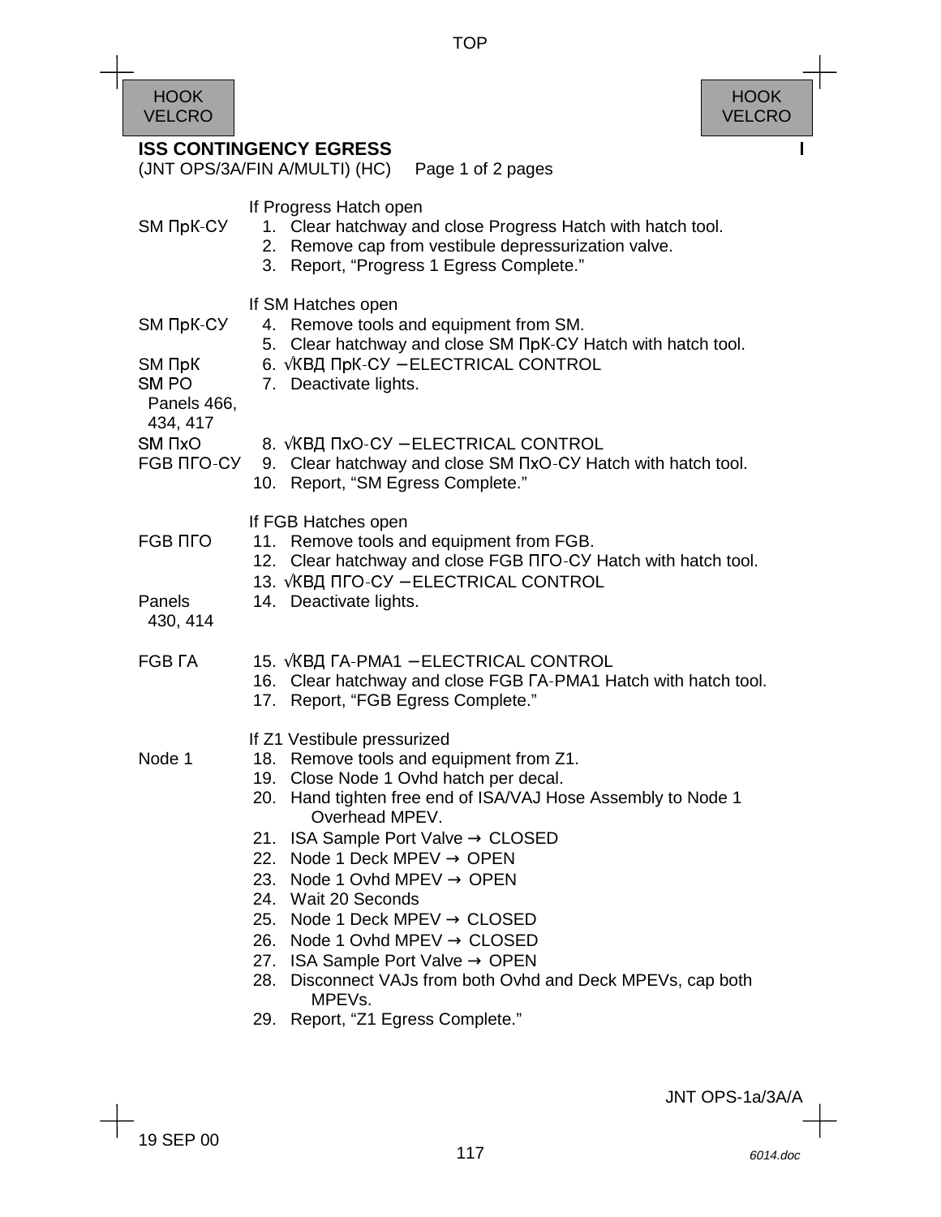HOOK VELCRO

HOOK VELCRO

## ISS CONTINGENCY EGRESS

(JNT OPS/3A/FIN A/MULTI) (HC) Page 1 of 2 pages

If Progress Hatch open

| | |
|---|---|
| SM ПрК-СУ | 1. Clear hatchway and close Progress Hatch with hatch tool. |
| | 2. Remove cap from vestibule depressurization valve. |
| | 3. Report, "Progress 1 Egress Complete." |

If SM Hatches open

| | |
|---|---|
| SM ПрК-СУ | 4. Remove tools and equipment from SM. |
| | 5. Clear hatchway and close SM ПрК-СУ Hatch with hatch tool. |
| SM ПрК | 6. √КВД ПрК-СУ – ELECTRICAL CONTROL |
| SM PO Panels 466, 434, 417 | 7. Deactivate lights. |
| SM ПхО | 8. √КВД ПхО-СУ – ELECTRICAL CONTROL |
| FGB ПГО-СУ | 9. Clear hatchway and close SM ПхО-СУ Hatch with hatch tool. |
| | 10. Report, "SM Egress Complete." |

If FGB Hatches open

| | |
|---|---|
| FGB ПГО | 11. Remove tools and equipment from FGB. |
| | 12. Clear hatchway and close FGB ПГО-СУ Hatch with hatch tool. |
| | 13. √КВД ПГО-СУ – ELECTRICAL CONTROL |
| Panels 430, 414 | 14. Deactivate lights. |
| FGB ГА | 15. √КВД ГА-PMA1 – ELECTRICAL CONTROL |
| | 16. Clear hatchway and close FGB ГА-PMA1 Hatch with hatch tool. |
| | 17. Report, "FGB Egress Complete." |

If Z1 Vestibule pressurized

| | |
|---|---|
| Node 1 | 18. Remove tools and equipment from Z1. |
| | 19. Close Node 1 Ovhd hatch per decal. |
| | 20. Hand tighten free end of ISA/VAJ Hose Assembly to Node 1 Overhead MPEV. |
| | 21. ISA Sample Port Valve → CLOSED |
| | 22. Node 1 Deck MPEV → OPEN |
| | 23. Node 1 Ovhd MPEV → OPEN |
| | 24. Wait 20 Seconds |
| | 25. Node 1 Deck MPEV → CLOSED |
| | 26. Node 1 Ovhd MPEV → CLOSED |
| | 27. ISA Sample Port Valve → OPEN |
| | 28. Disconnect VAJs from both Ovhd and Deck MPEVs, cap both MPEVs. |
| | 29. Report, "Z1 Egress Complete." |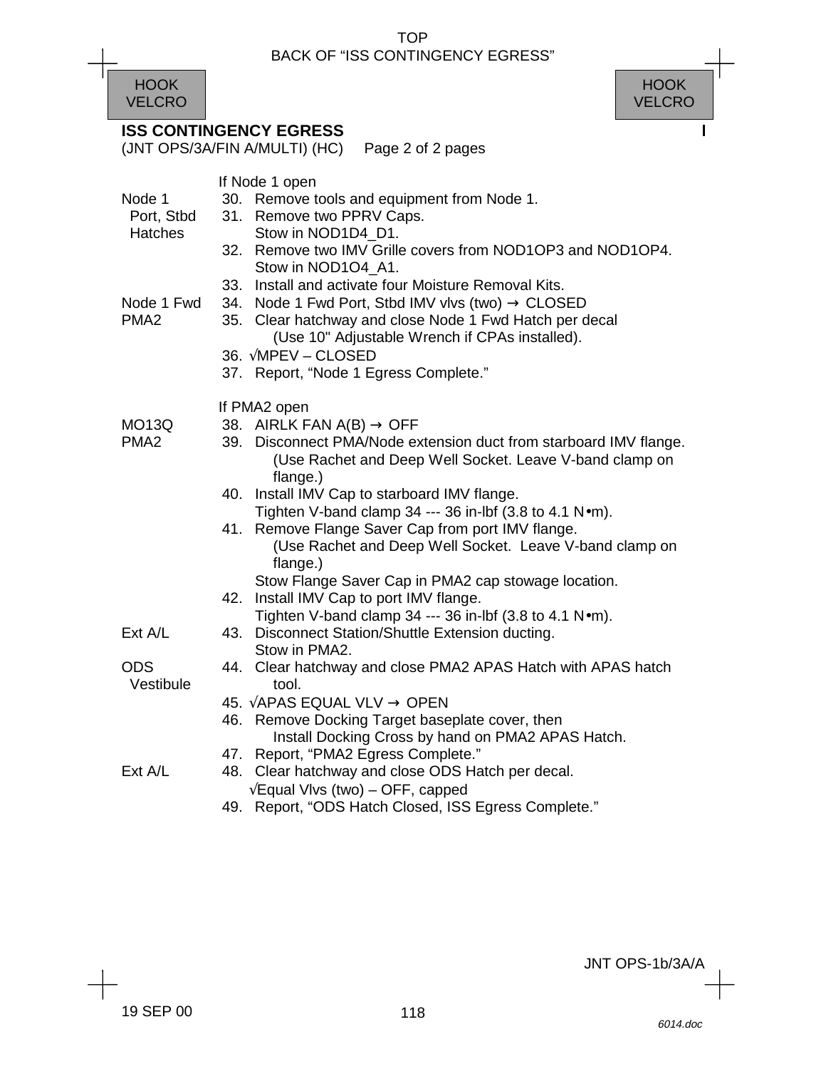## ISS CONTINGENCY EGRESS

(JNT OPS/3A/FIN A/MULTI) (HC) Page 2 of 2 pages

If Node 1 open

| | |
|---|---|
| Node 1 Port, Stbd Hatches | 30. Remove tools and equipment from Node 1. |
| | 31. Remove two PPRV Caps. Stow in NOD1D4_D1. |
| | 32. Remove two IMV Grille covers from NOD1OP3 and NOD1OP4. Stow in NOD1O4_A1. |
| | 33. Install and activate four Moisture Removal Kits. |
| Node 1 Fwd | 34. Node 1 Fwd Port, Stbd IMV vlvs (two) → CLOSED |
| PMA2 | 35. Clear hatchway and close Node 1 Fwd Hatch per decal (Use 10" Adjustable Wrench if CPAs installed). |
| | 36. √MPEV – CLOSED |
| | 37. Report, "Node 1 Egress Complete." |

If PMA2 open

| | |
|---|---|
| MO13Q | 38. AIRLK FAN A(B) → OFF |
| PMA2 | 39. Disconnect PMA/Node extension duct from starboard IMV flange. (Use Rachet and Deep Well Socket. Leave V-band clamp on flange.) |
| | 40. Install IMV Cap to starboard IMV flange. Tighten V-band clamp 34 --- 36 in-lbf (3.8 to 4.1 N•m). |
| | 41. Remove Flange Saver Cap from port IMV flange. (Use Rachet and Deep Well Socket. Leave V-band clamp on flange.) Stow Flange Saver Cap in PMA2 cap stowage location. |
| | 42. Install IMV Cap to port IMV flange. Tighten V-band clamp 34 --- 36 in-lbf (3.8 to 4.1 N•m). |
| Ext A/L | 43. Disconnect Station/Shuttle Extension ducting. Stow in PMA2. |
| ODS Vestibule | 44. Clear hatchway and close PMA2 APAS Hatch with APAS hatch tool. |
| | 45. √APAS EQUAL VLV → OPEN |
| | 46. Remove Docking Target baseplate cover, then Install Docking Cross by hand on PMA2 APAS Hatch. |
| | 47. Report, "PMA2 Egress Complete." |
| Ext A/L | 48. Clear hatchway and close ODS Hatch per decal. √Equal Vlvs (two) – OFF, capped |
| | 49. Report, "ODS Hatch Closed, ISS Egress Complete." |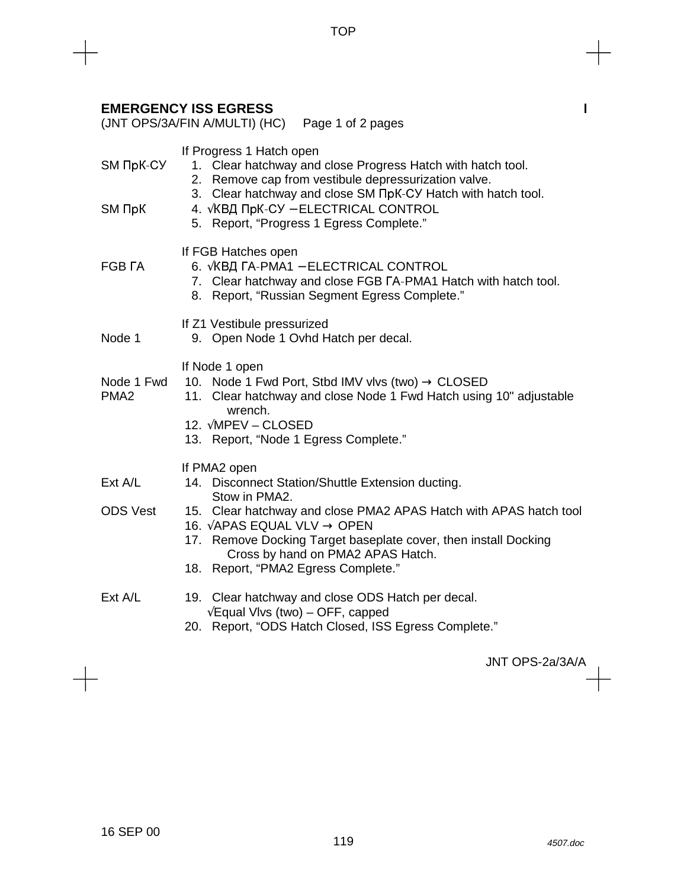## EMERGENCY ISS EGRESS

(JNT OPS/3A/FIN A/MULTI) (HC) Page 1 of 2 pages

If Progress 1 Hatch open

SM ПрК-СУ
1. Clear hatchway and close Progress Hatch with hatch tool.
2. Remove cap from vestibule depressurization valve.
3. Clear hatchway and close SM ПрК-СУ Hatch with hatch tool.

SM ПрК
4. √КВД ПрК-СУ – ELECTRICAL CONTROL
5. Report, “Progress 1 Egress Complete.”

If FGB Hatches open

FGB ГА
6. √КВД ГА-PMA1 – ELECTRICAL CONTROL
7. Clear hatchway and close FGB ГА-PMA1 Hatch with hatch tool.
8. Report, “Russian Segment Egress Complete.”

If Z1 Vestibule pressurized

Node 1
9. Open Node 1 Ovhd Hatch per decal.

If Node 1 open

Node 1 Fwd
10. Node 1 Fwd Port, Stbd IMV vlvs (two) → CLOSED

PMA2
11. Clear hatchway and close Node 1 Fwd Hatch using 10" adjustable wrench.
12. √MPEV – CLOSED
13. Report, “Node 1 Egress Complete.”

If PMA2 open

Ext A/L
14. Disconnect Station/Shuttle Extension ducting. Stow in PMA2.

ODS Vest
15. Clear hatchway and close PMA2 APAS Hatch with APAS hatch tool
16. √APAS EQUAL VLV → OPEN
17. Remove Docking Target baseplate cover, then install Docking Cross by hand on PMA2 APAS Hatch.
18. Report, “PMA2 Egress Complete.”

Ext A/L
19. Clear hatchway and close ODS Hatch per decal.
 √Equal Vlvs (two) – OFF, capped
20. Report, “ODS Hatch Closed, ISS Egress Complete.”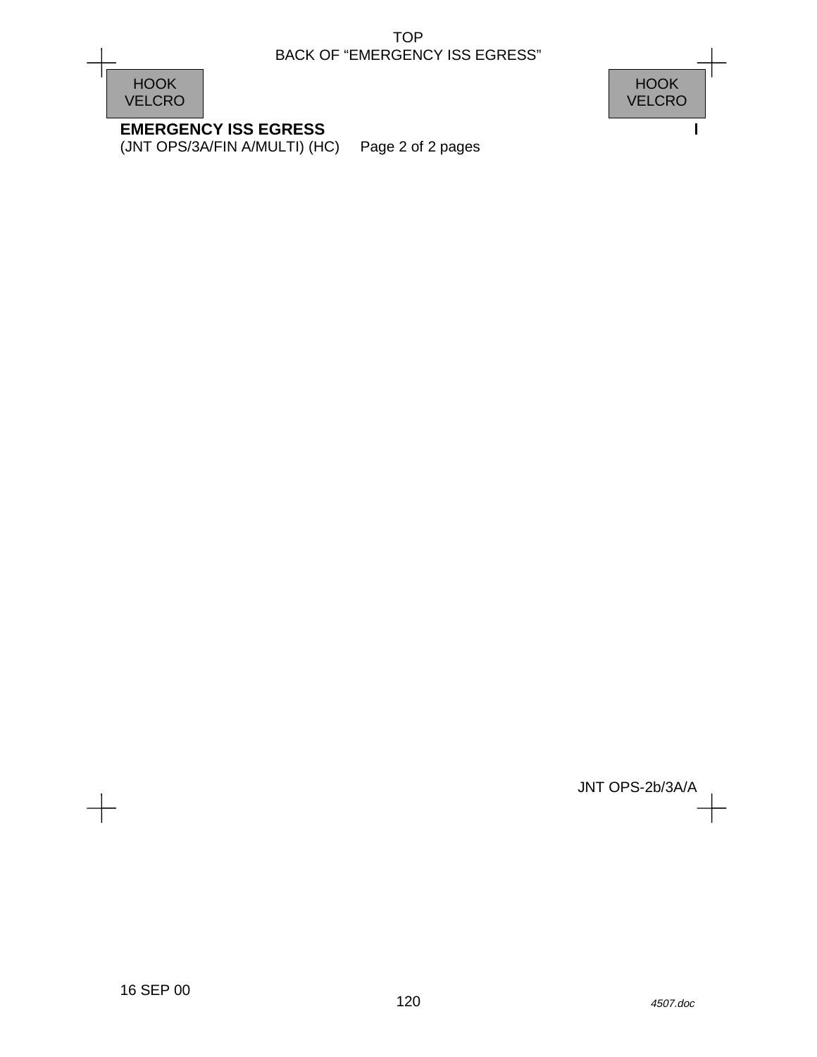TOP
BACK OF “EMERGENCY ISS EGRESS”

HOOK VELCRO

HOOK VELCRO

**EMERGENCY ISS EGRESS**
(JNT OPS/3A/FIN A/MULTI) (HC)     Page 2 of 2 pages

JNT OPS-2b/3A/A

16 SEP 00

*4507.doc*